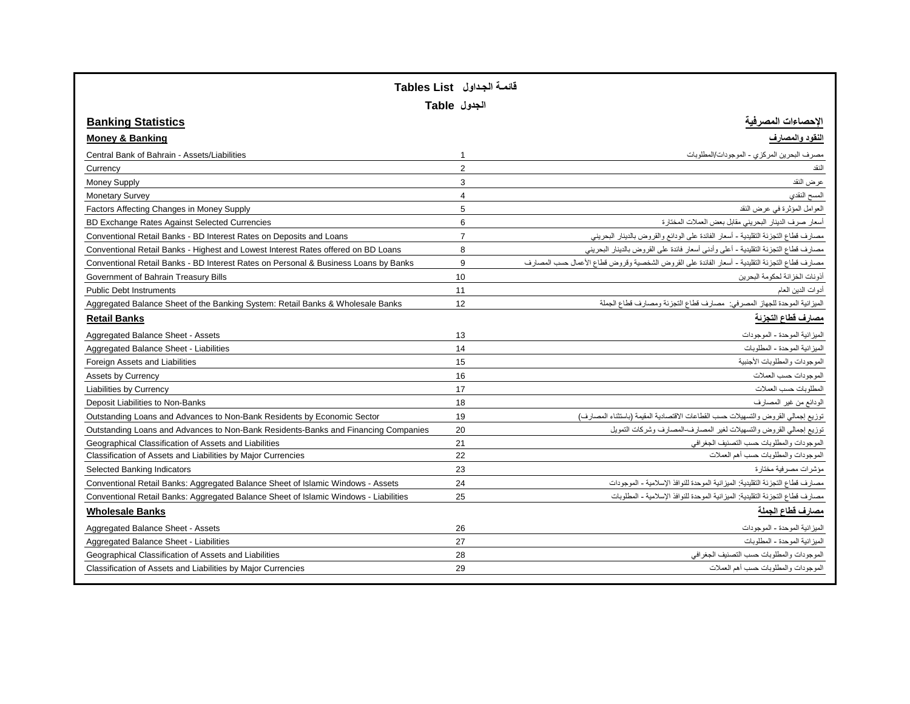# Tables List قائمة الجداول

| Banking Statistics | Table الجدول | الإحصاءات المصرفية |
|---|---|---|
| **Money & Banking** | | **النقود والمصارف** |
| Central Bank of Bahrain - Assets/Liabilities | 1 | مصرف البحرين المركزي - الموجودات/المطلوبات |
| Currency | 2 | النقد |
| Money Supply | 3 | عرض النقد |
| Monetary Survey | 4 | المسح النقدي |
| Factors Affecting Changes in Money Supply | 5 | العوامل المؤثرة في عرض النقد |
| BD Exchange Rates Against Selected Currencies | 6 | أسعار صرف الدينار البحريني مقابل بعض العملات المختارة |
| Conventional Retail Banks - BD Interest Rates on Deposits and Loans | 7 | مصارف قطاع التجزئة التقليدية - أسعار الفائدة على الودائع والقروض بالدينار البحريني |
| Conventional Retail Banks - Highest and Lowest Interest Rates offered on BD Loans | 8 | مصارف قطاع التجزئة التقليدية - أعلى وأدنى أسعار فائدة على القروض بالدينار البحريني |
| Conventional Retail Banks - BD Interest Rates on Personal & Business Loans by Banks | 9 | مصارف قطاع التجزئة التقليدية - أسعار الفائدة على القروض الشخصية وقروض قطاع الأعمال حسب المصارف |
| Government of Bahrain Treasury Bills | 10 | أذونات الخزانة لحكومة البحرين |
| Public Debt Instruments | 11 | أدوات الدين العام |
| Aggregated Balance Sheet of the Banking System: Retail Banks & Wholesale Banks | 12 | الميزانية الموحدة للجهاز المصرفي: مصارف قطاع التجزئة ومصارف قطاع الجملة |
| **Retail Banks** | | **مصارف قطاع التجزئة** |
| Aggregated Balance Sheet - Assets | 13 | الميزانية الموحدة - الموجودات |
| Aggregated Balance Sheet - Liabilities | 14 | الميزانية الموحدة - المطلوبات |
| Foreign Assets and Liabilities | 15 | الموجودات والمطلوبات الأجنبية |
| Assets by Currency | 16 | الموجودات حسب العملات |
| Liabilities by Currency | 17 | المطلوبات حسب العملات |
| Deposit Liabilities to Non-Banks | 18 | الودائع من غير المصارف |
| Outstanding Loans and Advances to Non-Bank Residents by Economic Sector | 19 | توزيع إجمالي القروض والتسهيلات حسب القطاعات الاقتصادية المقيمة (باستثناء المصارف) |
| Outstanding Loans and Advances to Non-Bank Residents-Banks and Financing Companies | 20 | توزيع إجمالي القروض والتسهيلات لغير المصارف-المصارف وشركات التمويل |
| Geographical Classification of Assets and Liabilities | 21 | الموجودات والمطلوبات حسب التصنيف الجغرافي |
| Classification of Assets and Liabilities by Major Currencies | 22 | الموجودات والمطلوبات حسب أهم العملات |
| Selected Banking Indicators | 23 | مؤشرات مصرفية مختارة |
| Conventional Retail Banks: Aggregated Balance Sheet of Islamic Windows - Assets | 24 | مصارف قطاع التجزئة التقليدية: الميزانية الموحدة للنوافذ الإسلامية - الموجودات |
| Conventional Retail Banks: Aggregated Balance Sheet of Islamic Windows - Liabilities | 25 | مصارف قطاع التجزئة التقليدية: الميزانية الموحدة للنوافذ الإسلامية - المطلوبات |
| **Wholesale Banks** | | **مصارف قطاع الجملة** |
| Aggregated Balance Sheet - Assets | 26 | الميزانية الموحدة - الموجودات |
| Aggregated Balance Sheet - Liabilities | 27 | الميزانية الموحدة - المطلوبات |
| Geographical Classification of Assets and Liabilities | 28 | الموجودات والمطلوبات حسب التصنيف الجغرافي |
| Classification of Assets and Liabilities by Major Currencies | 29 | الموجودات والمطلوبات حسب أهم العملات |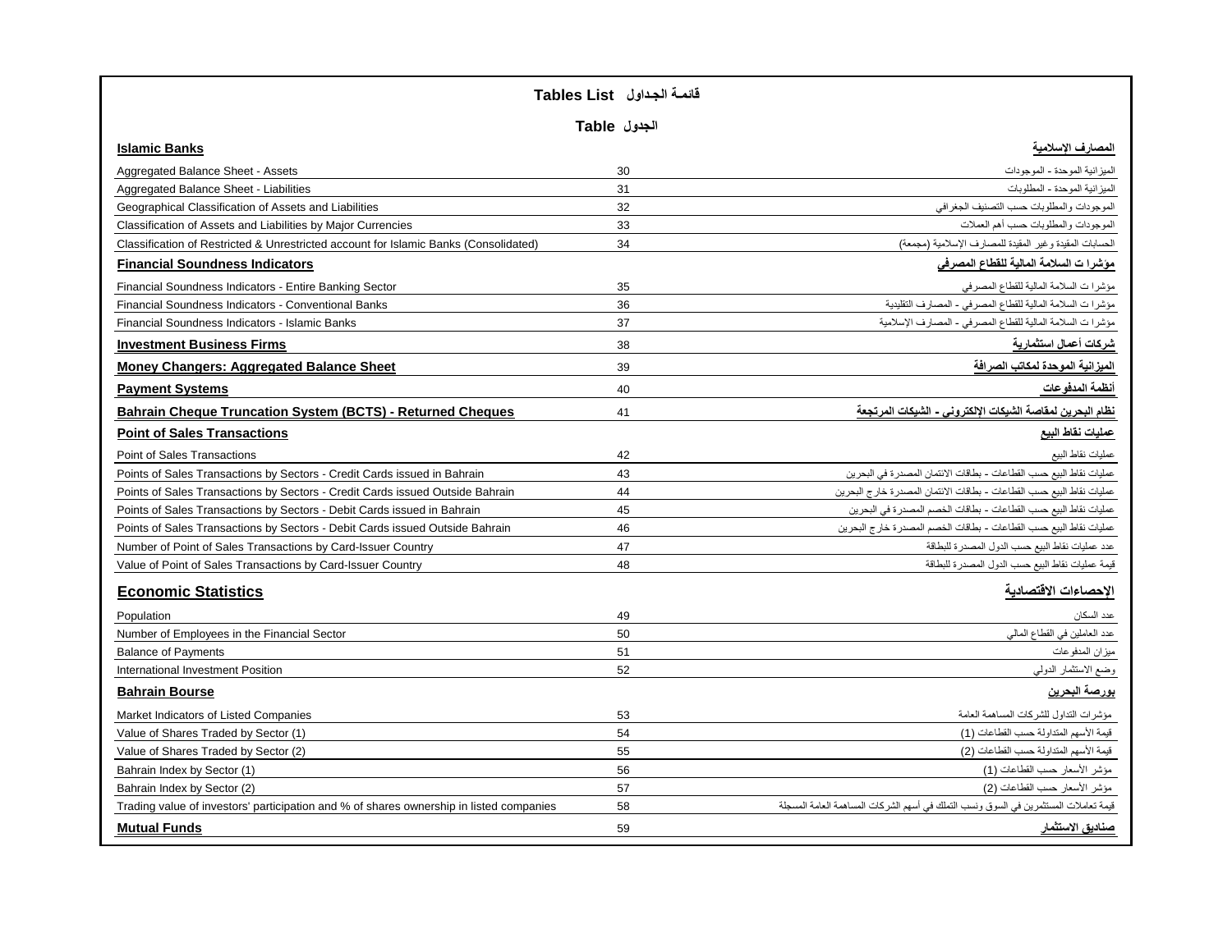# Tables List قائمة الجداول

| | Table الجدول | |
|---|---|---|
| **Islamic Banks** | | **المصارف الإسلامية** |
| Aggregated Balance Sheet - Assets | 30 | الميزانية الموحدة - الموجودات |
| Aggregated Balance Sheet - Liabilities | 31 | الميزانية الموحدة - المطلوبات |
| Geographical Classification of Assets and Liabilities | 32 | الموجودات والمطلوبات حسب التصنيف الجغرافي |
| Classification of Assets and Liabilities by Major Currencies | 33 | الموجودات والمطلوبات حسب أهم العملات |
| Classification of Restricted & Unrestricted account for Islamic Banks (Consolidated) | 34 | الحسابات المقيدة وغير المقيدة للمصارف الإسلامية (مجمعة) |
| **Financial Soundness Indicators** | | **مؤشرا ت السلامة المالية للقطاع المصرفي** |
| Financial Soundness Indicators - Entire Banking Sector | 35 | مؤشرا ت السلامة المالية للقطاع المصرفي |
| Financial Soundness Indicators - Conventional Banks | 36 | مؤشرا ت السلامة المالية للقطاع المصرفي - المصارف التقليدية |
| Financial Soundness Indicators - Islamic Banks | 37 | مؤشرا ت السلامة المالية للقطاع المصرفي - المصارف الإسلامية |
| **Investment Business Firms** | 38 | **شركات أعمال استثمارية** |
| **Money Changers: Aggregated Balance Sheet** | 39 | **الميزانية الموحدة لمكاتب الصرافة** |
| **Payment Systems** | 40 | **أنظمة المدفوعات** |
| **Bahrain Cheque Truncation System (BCTS) - Returned Cheques** | 41 | **نظام البحرين لمقاصة الشيكات الإلكتروني - الشيكات المرتجعة** |
| **Point of Sales Transactions** | | **عمليات نقاط البيع** |
| Point of Sales Transactions | 42 | عمليات نقاط البيع |
| Points of Sales Transactions by Sectors - Credit Cards issued in Bahrain | 43 | عمليات نقاط البيع حسب القطاعات - بطاقات الائتمان المصدرة في البحرين |
| Points of Sales Transactions by Sectors - Credit Cards issued Outside Bahrain | 44 | عمليات نقاط البيع حسب القطاعات - بطاقات الائتمان المصدرة خارج البحرين |
| Points of Sales Transactions by Sectors - Debit Cards issued in Bahrain | 45 | عمليات نقاط البيع حسب القطاعات - بطاقات الخصم المصدرة في البحرين |
| Points of Sales Transactions by Sectors - Debit Cards issued Outside Bahrain | 46 | عمليات نقاط البيع حسب القطاعات - بطاقات الخصم المصدرة خارج البحرين |
| Number of Point of Sales Transactions by Card-Issuer Country | 47 | عدد عمليات نقاط البيع حسب الدول المصدرة للبطاقة |
| Value of Point of Sales Transactions by Card-Issuer Country | 48 | قيمة عمليات نقاط البيع حسب الدول المصدرة للبطاقة |
| **Economic Statistics** | | **الإحصاءات الاقتصادية** |
| Population | 49 | عدد السكان |
| Number of Employees in the Financial Sector | 50 | عدد العاملين في القطاع المالي |
| Balance of Payments | 51 | ميزان المدفوعات |
| International Investment Position | 52 | وضع الاستثمار الدولي |
| **Bahrain Bourse** | | **بورصة البحرين** |
| Market Indicators of Listed Companies | 53 | مؤشرات التداول للشركات المساهمة العامة |
| Value of Shares Traded by Sector (1) | 54 | قيمة الأسهم المتداولة حسب القطاعات (1) |
| Value of Shares Traded by Sector (2) | 55 | قيمة الأسهم المتداولة حسب القطاعات (2) |
| Bahrain Index by Sector (1) | 56 | مؤشر الأسعار حسب القطاعات (1) |
| Bahrain Index by Sector (2) | 57 | مؤشر الأسعار حسب القطاعات (2) |
| Trading value of investors' participation and % of shares ownership in listed companies | 58 | قيمة تعاملات المستثمرين في السوق ونسب التملك في أسهم الشركات المساهمة العامة المسجلة |
| **Mutual Funds** | 59 | **صناديق الاستثمار** |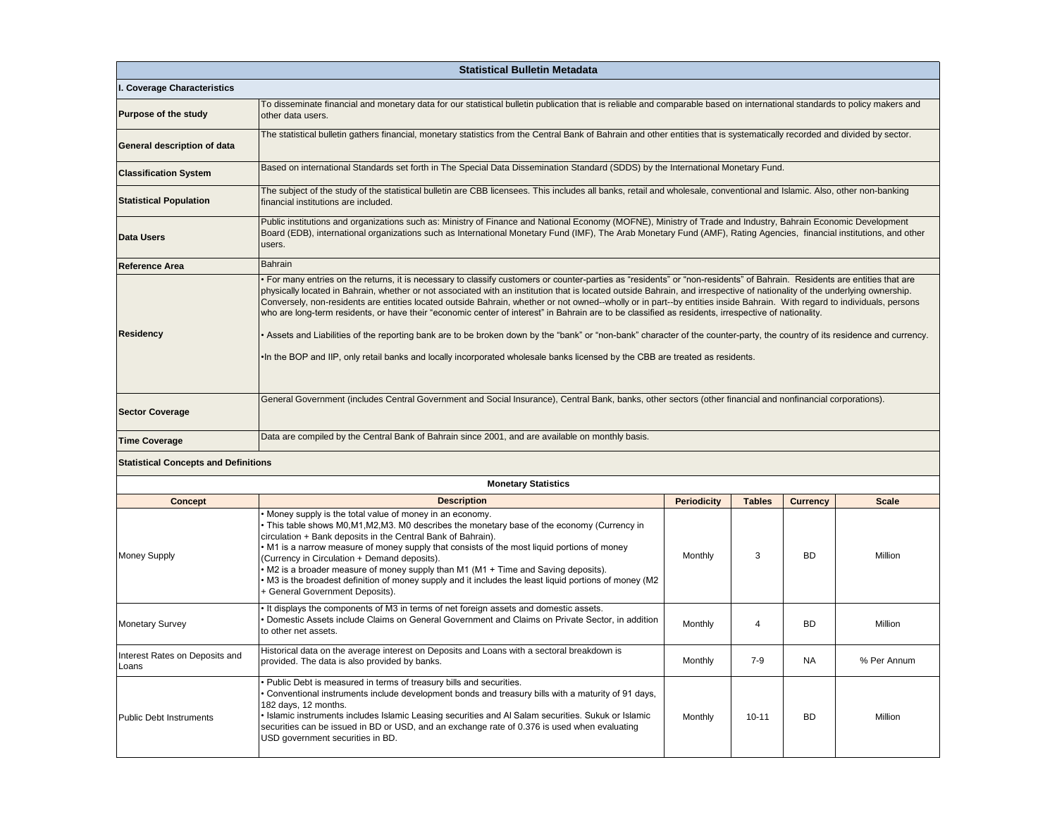## Statistical Bulletin Metadata

### I. Coverage Characteristics

| | |
|---|---|
| **Purpose of the study** | To disseminate financial and monetary data for our statistical bulletin publication that is reliable and comparable based on international standards to policy makers and other data users. |
| **General description of data** | The statistical bulletin gathers financial, monetary statistics from the Central Bank of Bahrain and other entities that is systematically recorded and divided by sector. |
| **Classification System** | Based on international Standards set forth in The Special Data Dissemination Standard (SDDS) by the International Monetary Fund. |
| **Statistical Population** | The subject of the study of the statistical bulletin are CBB licensees. This includes all banks, retail and wholesale, conventional and Islamic. Also, other non-banking financial institutions are included. |
| **Data Users** | Public institutions and organizations such as: Ministry of Finance and National Economy (MOFNE), Ministry of Trade and Industry, Bahrain Economic Development Board (EDB), international organizations such as International Monetary Fund (IMF), The Arab Monetary Fund (AMF), Rating Agencies, financial institutions, and other users. |
| **Reference Area** | Bahrain |
| **Residency** | • For many entries on the returns, it is necessary to classify customers or counter-parties as "residents" or "non-residents" of Bahrain. Residents are entities that are physically located in Bahrain, whether or not associated with an institution that is located outside Bahrain, and irrespective of nationality of the underlying ownership. Conversely, non-residents are entities located outside Bahrain, whether or not owned--wholly or in part--by entities inside Bahrain. With regard to individuals, persons who are long-term residents, or have their "economic center of interest" in Bahrain are to be classified as residents, irrespective of nationality.<br><br>• Assets and Liabilities of the reporting bank are to be broken down by the "bank" or "non-bank" character of the counter-party, the country of its residence and currency.<br><br>•In the BOP and IIP, only retail banks and locally incorporated wholesale banks licensed by the CBB are treated as residents. |
| **Sector Coverage** | General Government (includes Central Government and Social Insurance), Central Bank, banks, other sectors (other financial and nonfinancial corporations). |
| **Time Coverage** | Data are compiled by the Central Bank of Bahrain since 2001, and are available on monthly basis. |

### Statistical Concepts and Definitions

#### Monetary Statistics

| Concept | Description | Periodicity | Tables | Currency | Scale |
|---|---|---|---|---|---|
| Money Supply | • Money supply is the total value of money in an economy.<br>• This table shows M0,M1,M2,M3. M0 describes the monetary base of the economy (Currency in circulation + Bank deposits in the Central Bank of Bahrain).<br>• M1 is a narrow measure of money supply that consists of the most liquid portions of money (Currency in Circulation + Demand deposits).<br>• M2 is a broader measure of money supply than M1 (M1 + Time and Saving deposits).<br>• M3 is the broadest definition of money supply and it includes the least liquid portions of money (M2 + General Government Deposits). | Monthly | 3 | BD | Million |
| Monetary Survey | • It displays the components of M3 in terms of net foreign assets and domestic assets.<br>• Domestic Assets include Claims on General Government and Claims on Private Sector, in addition to other net assets. | Monthly | 4 | BD | Million |
| Interest Rates on Deposits and Loans | Historical data on the average interest on Deposits and Loans with a sectoral breakdown is provided. The data is also provided by banks. | Monthly | 7-9 | NA | % Per Annum |
| Public Debt Instruments | • Public Debt is measured in terms of treasury bills and securities.<br>• Conventional instruments include development bonds and treasury bills with a maturity of 91 days, 182 days, 12 months.<br>• Islamic instruments includes Islamic Leasing securities and Al Salam securities. Sukuk or Islamic securities can be issued in BD or USD, and an exchange rate of 0.376 is used when evaluating USD government securities in BD. | Monthly | 10-11 | BD | Million |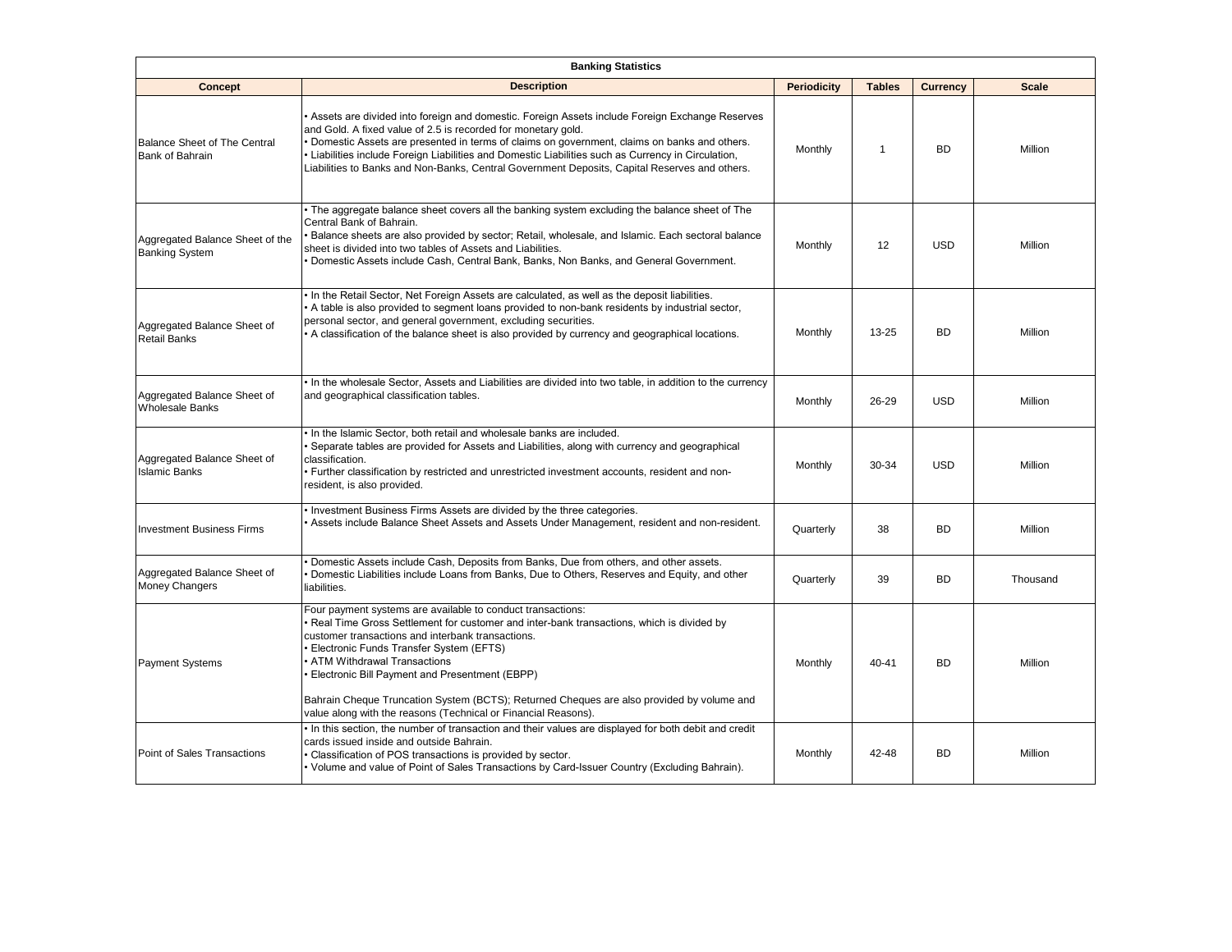| Banking Statistics | | | | | |
|---|---|---|---|---|---|
| **Concept** | **Description** | **Periodicity** | **Tables** | **Currency** | **Scale** |
| Balance Sheet of The Central Bank of Bahrain | • Assets are divided into foreign and domestic. Foreign Assets include Foreign Exchange Reserves and Gold. A fixed value of 2.5 is recorded for monetary gold.<br>• Domestic Assets are presented in terms of claims on government, claims on banks and others.<br>• Liabilities include Foreign Liabilities and Domestic Liabilities such as Currency in Circulation, Liabilities to Banks and Non-Banks, Central Government Deposits, Capital Reserves and others. | Monthly | 1 | BD | Million |
| Aggregated Balance Sheet of the Banking System | • The aggregate balance sheet covers all the banking system excluding the balance sheet of The Central Bank of Bahrain.<br>• Balance sheets are also provided by sector; Retail, wholesale, and Islamic. Each sectoral balance sheet is divided into two tables of Assets and Liabilities.<br>• Domestic Assets include Cash, Central Bank, Banks, Non Banks, and General Government. | Monthly | 12 | USD | Million |
| Aggregated Balance Sheet of Retail Banks | • In the Retail Sector, Net Foreign Assets are calculated, as well as the deposit liabilities.<br>• A table is also provided to segment loans provided to non-bank residents by industrial sector, personal sector, and general government, excluding securities.<br>• A classification of the balance sheet is also provided by currency and geographical locations. | Monthly | 13-25 | BD | Million |
| Aggregated Balance Sheet of Wholesale Banks | • In the wholesale Sector, Assets and Liabilities are divided into two table, in addition to the currency and geographical classification tables. | Monthly | 26-29 | USD | Million |
| Aggregated Balance Sheet of Islamic Banks | • In the Islamic Sector, both retail and wholesale banks are included.<br>• Separate tables are provided for Assets and Liabilities, along with currency and geographical classification.<br>• Further classification by restricted and unrestricted investment accounts, resident and non-resident, is also provided. | Monthly | 30-34 | USD | Million |
| Investment Business Firms | • Investment Business Firms Assets are divided by the three categories.<br>• Assets include Balance Sheet Assets and Assets Under Management, resident and non-resident. | Quarterly | 38 | BD | Million |
| Aggregated Balance Sheet of Money Changers | • Domestic Assets include Cash, Deposits from Banks, Due from others, and other assets.<br>• Domestic Liabilities include Loans from Banks, Due to Others, Reserves and Equity, and other liabilities. | Quarterly | 39 | BD | Thousand |
| Payment Systems | Four payment systems are available to conduct transactions:<br>• Real Time Gross Settlement for customer and inter-bank transactions, which is divided by customer transactions and interbank transactions.<br>• Electronic Funds Transfer System (EFTS)<br>• ATM Withdrawal Transactions<br>• Electronic Bill Payment and Presentment (EBPP)<br><br>Bahrain Cheque Truncation System (BCTS); Returned Cheques are also provided by volume and value along with the reasons (Technical or Financial Reasons). | Monthly | 40-41 | BD | Million |
| Point of Sales Transactions | • In this section, the number of transaction and their values are displayed for both debit and credit cards issued inside and outside Bahrain.<br>• Classification of POS transactions is provided by sector.<br>• Volume and value of Point of Sales Transactions by Card-Issuer Country (Excluding Bahrain). | Monthly | 42-48 | BD | Million |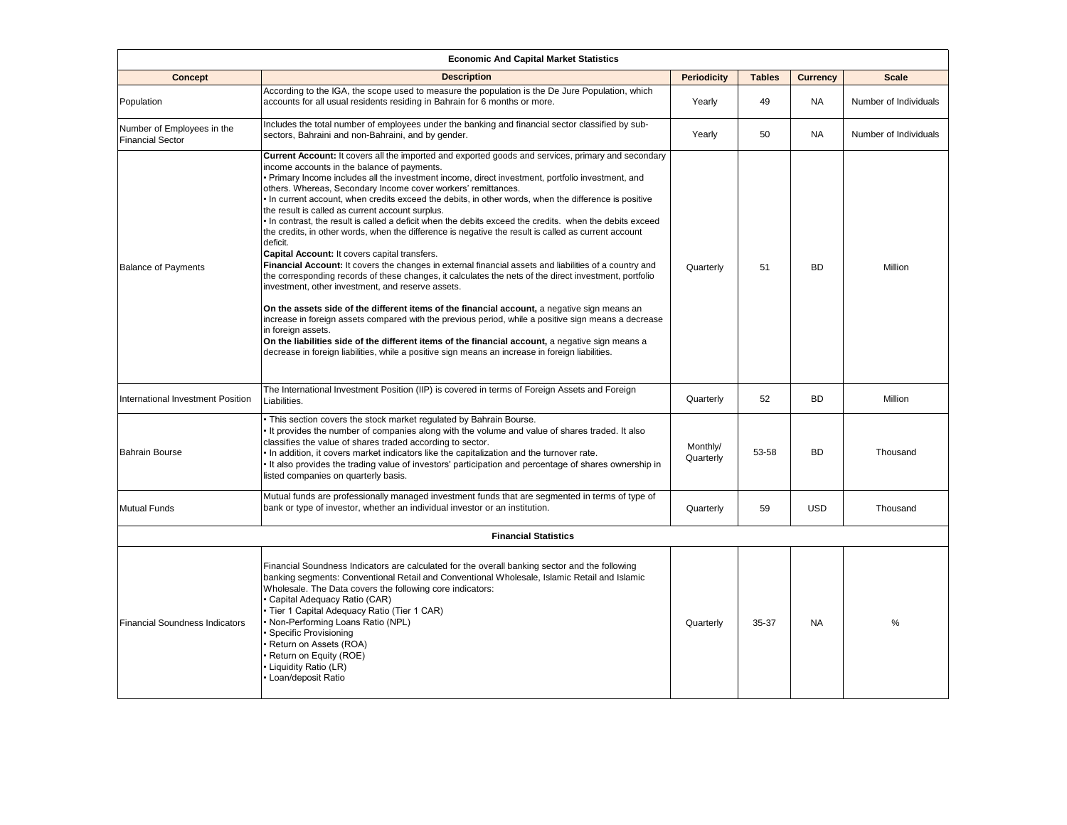| Economic And Capital Market Statistics | | | | | |
|---|---|---|---|---|---|
| **Concept** | **Description** | **Periodicity** | **Tables** | **Currency** | **Scale** |
| Population | According to the IGA, the scope used to measure the population is the De Jure Population, which accounts for all usual residents residing in Bahrain for 6 months or more. | Yearly | 49 | NA | Number of Individuals |
| Number of Employees in the Financial Sector | Includes the total number of employees under the banking and financial sector classified by sub-sectors, Bahraini and non-Bahraini, and by gender. | Yearly | 50 | NA | Number of Individuals |
| Balance of Payments | **Current Account:** It covers all the imported and exported goods and services, primary and secondary income accounts in the balance of payments.<br>• Primary Income includes all the investment income, direct investment, portfolio investment, and others. Whereas, Secondary Income cover workers' remittances.<br>• In current account, when credits exceed the debits, in other words, when the difference is positive the result is called as current account surplus.<br>• In contrast, the result is called a deficit when the debits exceed the credits. when the debits exceed the credits, in other words, when the difference is negative the result is called as current account deficit.<br>**Capital Account:** It covers capital transfers.<br>**Financial Account:** It covers the changes in external financial assets and liabilities of a country and the corresponding records of these changes, it calculates the nets of the direct investment, portfolio investment, other investment, and reserve assets.<br><br>**On the assets side of the different items of the financial account,** a negative sign means an increase in foreign assets compared with the previous period, while a positive sign means a decrease in foreign assets.<br>**On the liabilities side of the different items of the financial account,** a negative sign means a decrease in foreign liabilities, while a positive sign means an increase in foreign liabilities. | Quarterly | 51 | BD | Million |
| International Investment Position | The International Investment Position (IIP) is covered in terms of Foreign Assets and Foreign Liabilities. | Quarterly | 52 | BD | Million |
| Bahrain Bourse | • This section covers the stock market regulated by Bahrain Bourse.<br>• It provides the number of companies along with the volume and value of shares traded. It also classifies the value of shares traded according to sector.<br>• In addition, it covers market indicators like the capitalization and the turnover rate.<br>• It also provides the trading value of investors' participation and percentage of shares ownership in listed companies on quarterly basis. | Monthly/ Quarterly | 53-58 | BD | Thousand |
| Mutual Funds | Mutual funds are professionally managed investment funds that are segmented in terms of type of bank or type of investor, whether an individual investor or an institution. | Quarterly | 59 | USD | Thousand |
| **Financial Statistics** | | | | | |
| Financial Soundness Indicators | Financial Soundness Indicators are calculated for the overall banking sector and the following banking segments: Conventional Retail and Conventional Wholesale, Islamic Retail and Islamic Wholesale. The Data covers the following core indicators:<br>• Capital Adequacy Ratio (CAR)<br>• Tier 1 Capital Adequacy Ratio (Tier 1 CAR)<br>• Non-Performing Loans Ratio (NPL)<br>• Specific Provisioning<br>• Return on Assets (ROA)<br>• Return on Equity (ROE)<br>• Liquidity Ratio (LR)<br>• Loan/deposit Ratio | Quarterly | 35-37 | NA | % |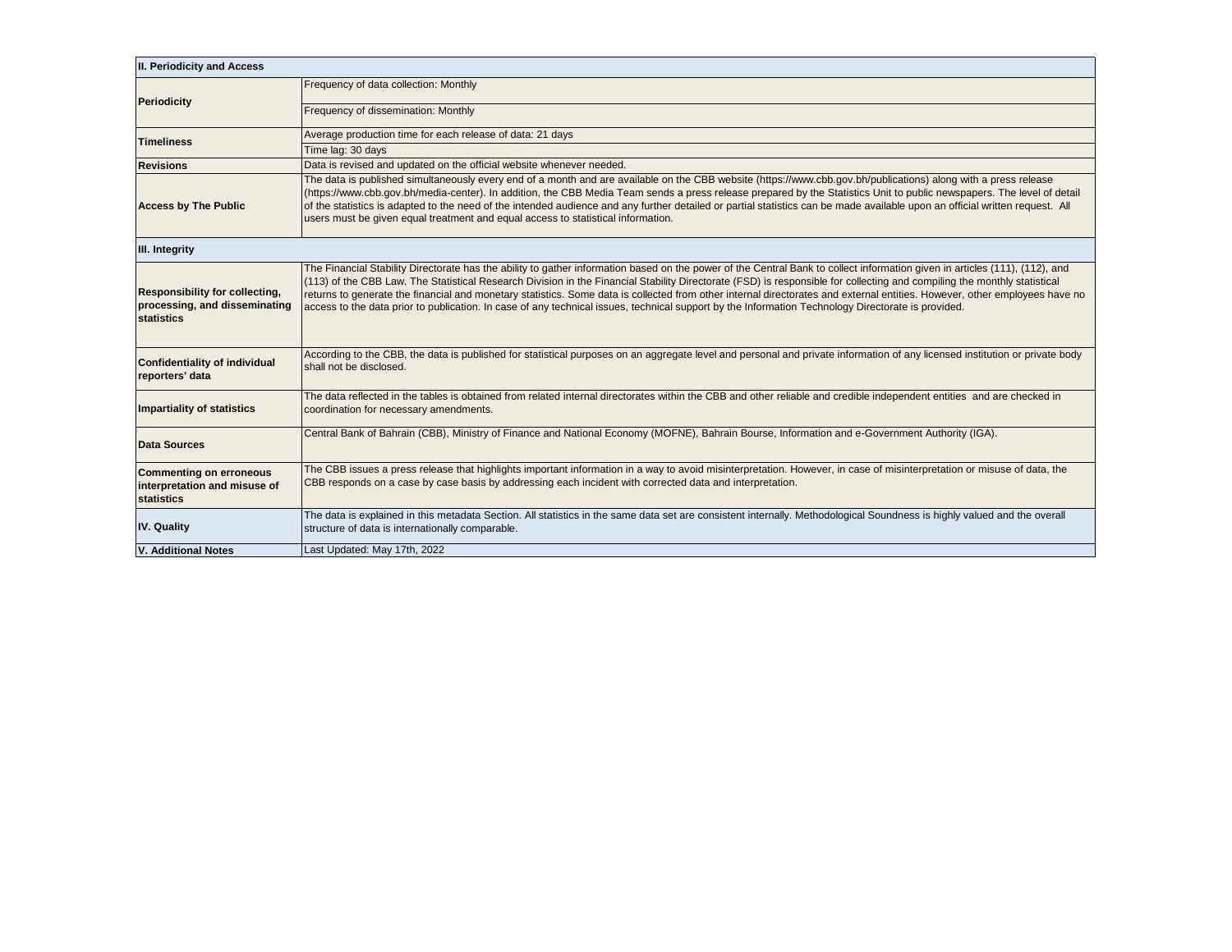| II. Periodicity and Access | |
|---|---|
| Periodicity | Frequency of data collection: Monthly |
| | Frequency of dissemination: Monthly |
| Timeliness | Average production time for each release of data: 21 days |
| | Time lag: 30 days |
| Revisions | Data is revised and updated on the official website whenever needed. |
| Access by The Public | The data is published simultaneously every end of a month and are available on the CBB website (https://www.cbb.gov.bh/publications) along with a press release (https://www.cbb.gov.bh/media-center). In addition, the CBB Media Team sends a press release prepared by the Statistics Unit to public newspapers. The level of detail of the statistics is adapted to the need of the intended audience and any further detailed or partial statistics can be made available upon an official written request. All users must be given equal treatment and equal access to statistical information. |
| **III. Integrity** | |
| Responsibility for collecting, processing, and disseminating statistics | The Financial Stability Directorate has the ability to gather information based on the power of the Central Bank to collect information given in articles (111), (112), and (113) of the CBB Law. The Statistical Research Division in the Financial Stability Directorate (FSD) is responsible for collecting and compiling the monthly statistical returns to generate the financial and monetary statistics. Some data is collected from other internal directorates and external entities. However, other employees have no access to the data prior to publication. In case of any technical issues, technical support by the Information Technology Directorate is provided. |
| Confidentiality of individual reporters' data | According to the CBB, the data is published for statistical purposes on an aggregate level and personal and private information of any licensed institution or private body shall not be disclosed. |
| Impartiality of statistics | The data reflected in the tables is obtained from related internal directorates within the CBB and other reliable and credible independent entities and are checked in coordination for necessary amendments. |
| Data Sources | Central Bank of Bahrain (CBB), Ministry of Finance and National Economy (MOFNE), Bahrain Bourse, Information and e-Government Authority (IGA). |
| Commenting on erroneous interpretation and misuse of statistics | The CBB issues a press release that highlights important information in a way to avoid misinterpretation. However, in case of misinterpretation or misuse of data, the CBB responds on a case by case basis by addressing each incident with corrected data and interpretation. |
| **IV. Quality** | The data is explained in this metadata Section. All statistics in the same data set are consistent internally. Methodological Soundness is highly valued and the overall structure of data is internationally comparable. |
| **V. Additional Notes** | Last Updated: May 17th, 2022 |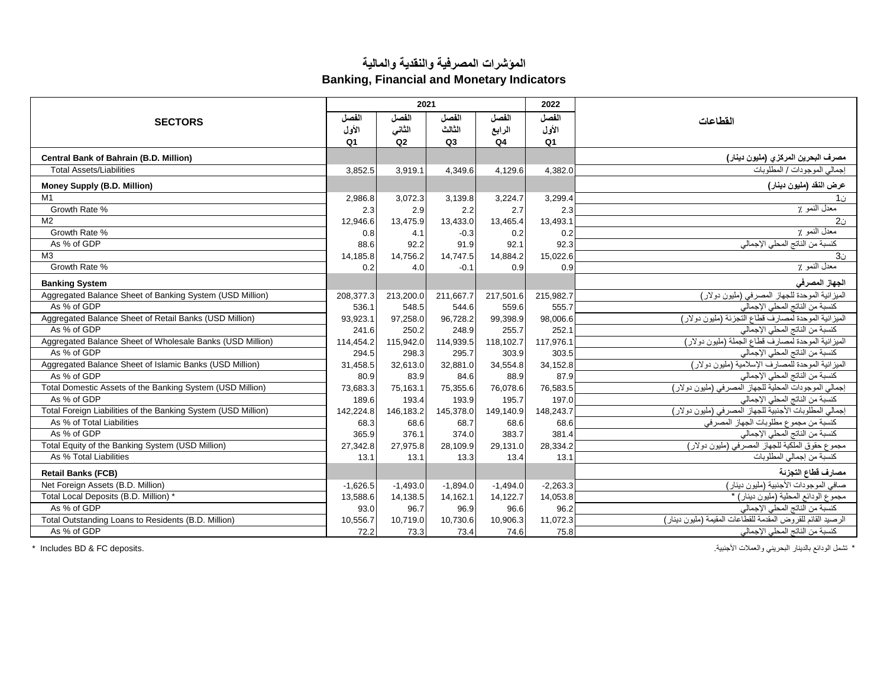# المؤشرات المصرفية والنقدية والمالية
# Banking, Financial and Monetary Indicators

| SECTORS | 2021 الفصل الأول Q1 | 2021 الفصل الثاني Q2 | 2021 الفصل الثالث Q3 | 2021 الفصل الرابع Q4 | 2022 الفصل الأول Q1 | القطاعات |
|---|---|---|---|---|---|---|
| **Central Bank of Bahrain (B.D. Million)** | | | | | | **مصرف البحرين المركزي (مليون دينار)** |
| Total Assets/Liabilities | 3,852.5 | 3,919.1 | 4,349.6 | 4,129.6 | 4,382.0 | إجمالي الموجودات / المطلوبات |
| **Money Supply (B.D. Million)** | | | | | | **عرض النقد (مليون دينار)** |
| M1 | 2,986.8 | 3,072.3 | 3,139.8 | 3,224.7 | 3,299.4 | ن1 |
| Growth Rate % | 2.3 | 2.9 | 2.2 | 2.7 | 2.3 | معدل النمو ٪ |
| M2 | 12,946.6 | 13,475.9 | 13,433.0 | 13,465.4 | 13,493.1 | ن2 |
| Growth Rate % | 0.8 | 4.1 | -0.3 | 0.2 | 0.2 | معدل النمو ٪ |
| As % of GDP | 88.6 | 92.2 | 91.9 | 92.1 | 92.3 | كنسبة من الناتج المحلي الإجمالي |
| M3 | 14,185.8 | 14,756.2 | 14,747.5 | 14,884.2 | 15,022.6 | ن3 |
| Growth Rate % | 0.2 | 4.0 | -0.1 | 0.9 | 0.9 | معدل النمو ٪ |
| **Banking System** | | | | | | **الجهاز المصرفي** |
| Aggregated Balance Sheet of Banking System (USD Million) | 208,377.3 | 213,200.0 | 211,667.7 | 217,501.6 | 215,982.7 | الميزانية الموحدة للجهاز المصرفي (مليون دولار) |
| As % of GDP | 536.1 | 548.5 | 544.6 | 559.6 | 555.7 | كنسبة من الناتج المحلي الإجمالي |
| Aggregated Balance Sheet of Retail Banks (USD Million) | 93,923.1 | 97,258.0 | 96,728.2 | 99,398.9 | 98,006.6 | الميزانية الموحدة لمصارف قطاع التجزئة (مليون دولار) |
| As % of GDP | 241.6 | 250.2 | 248.9 | 255.7 | 252.1 | كنسبة من الناتج المحلي الإجمالي |
| Aggregated Balance Sheet of Wholesale Banks (USD Million) | 114,454.2 | 115,942.0 | 114,939.5 | 118,102.7 | 117,976.1 | الميزانية الموحدة لمصارف قطاع الجملة (مليون دولار) |
| As % of GDP | 294.5 | 298.3 | 295.7 | 303.9 | 303.5 | كنسبة من الناتج المحلي الإجمالي |
| Aggregated Balance Sheet of Islamic Banks (USD Million) | 31,458.5 | 32,613.0 | 32,881.0 | 34,554.8 | 34,152.8 | الميزانية الموحدة للمصارف الإسلامية (مليون دولار) |
| As % of GDP | 80.9 | 83.9 | 84.6 | 88.9 | 87.9 | كنسبة من الناتج المحلي الإجمالي |
| Total Domestic Assets of the Banking System (USD Million) | 73,683.3 | 75,163.1 | 75,355.6 | 76,078.6 | 76,583.5 | إجمالي الموجودات المحلية للجهاز المصرفي (مليون دولار) |
| As % of GDP | 189.6 | 193.4 | 193.9 | 195.7 | 197.0 | كنسبة من الناتج المحلي الإجمالي |
| Total Foreign Liabilities of the Banking System (USD Million) | 142,224.8 | 146,183.2 | 145,378.0 | 149,140.9 | 148,243.7 | إجمالي المطلوبات الأجنبية للجهاز المصرفي (مليون دولار) |
| As % of Total Liabilities | 68.3 | 68.6 | 68.7 | 68.6 | 68.6 | كنسبة من مجموع مطلوبات الجهاز المصرفي |
| As % of GDP | 365.9 | 376.1 | 374.0 | 383.7 | 381.4 | كنسبة من الناتج المحلي الإجمالي |
| Total Equity of the Banking System (USD Million) | 27,342.8 | 27,975.8 | 28,109.9 | 29,131.0 | 28,334.2 | مجموع حقوق الملكية للجهاز المصرفي (مليون دولار) |
| As % Total Liabilities | 13.1 | 13.1 | 13.3 | 13.4 | 13.1 | كنسبة من إجمالي المطلوبات |
| **Retail Banks (FCB)** | | | | | | **مصارف قطاع التجزئة** |
| Net Foreign Assets (B.D. Million) | -1,626.5 | -1,493.0 | -1,894.0 | -1,494.0 | -2,263.3 | صافي الموجودات الأجنبية (مليون دينار) |
| Total Local Deposits (B.D. Million) * | 13,588.6 | 14,138.5 | 14,162.1 | 14,122.7 | 14,053.8 | مجموع الودائع المحلية (مليون دينار) * |
| As % of GDP | 93.0 | 96.7 | 96.9 | 96.6 | 96.2 | كنسبة من الناتج المحلي الإجمالي |
| Total Outstanding Loans to Residents (B.D. Million) | 10,556.7 | 10,719.0 | 10,730.6 | 10,906.3 | 11,072.3 | الرصيد القائم للقروض المقدمة للقطاعات المقيمة (مليون دينار) |
| As % of GDP | 72.2 | 73.3 | 73.4 | 74.6 | 75.8 | كنسبة من الناتج المحلي الإجمالي |

* Includes BD & FC deposits.

* تشمل الودائع بالدينار البحريني والعملات الأجنبية.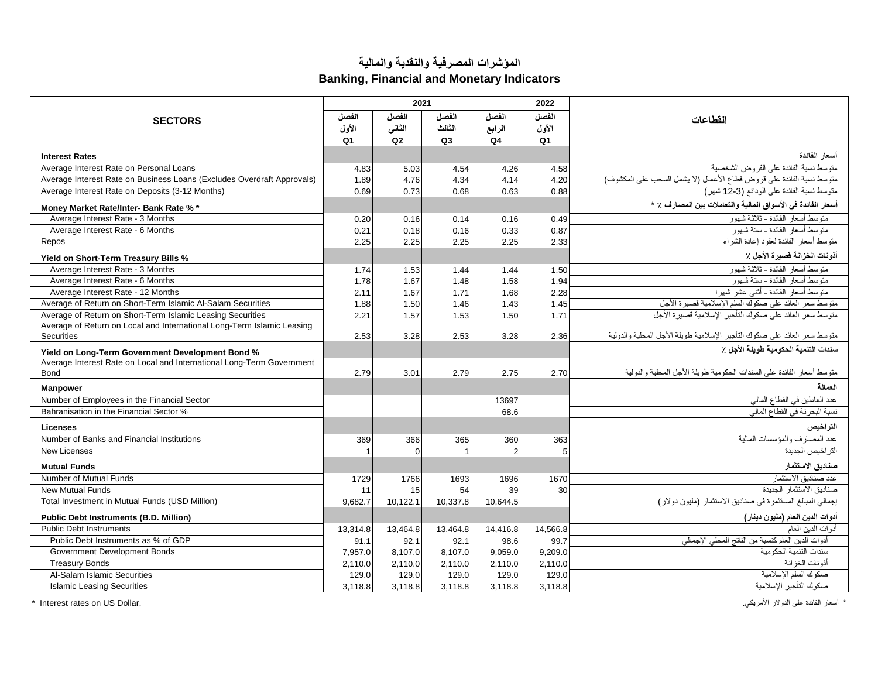# المؤشرات المصرفية والنقدية والمالية

# Banking, Financial and Monetary Indicators

| SECTORS | 2021 | | | | 2022 | القطاعات |
|---|---|---|---|---|---|---|
| | الفصل الأول Q1 | الفصل الثاني Q2 | الفصل الثالث Q3 | الفصل الرابع Q4 | الفصل الأول Q1 | |
| **Interest Rates** | | | | | | **أسعار الفائدة** |
| Average Interest Rate on Personal Loans | 4.83 | 5.03 | 4.54 | 4.26 | 4.58 | متوسط نسبة الفائدة على القروض الشخصية |
| Average Interest Rate on Business Loans (Excludes Overdraft Approvals) | 1.89 | 4.76 | 4.34 | 4.14 | 4.20 | متوسط نسبة الفائدة على قروض قطاع الأعمال (لا يشمل السحب على المكشوف) |
| Average Interest Rate on Deposits (3-12 Months) | 0.69 | 0.73 | 0.68 | 0.63 | 0.88 | متوسط نسبة الفائدة على الودائع (3-12 شهر) |
| **Money Market Rate/Inter- Bank Rate % *** | | | | | | **أسعار الفائدة في الأسواق المالية والتعاملات بين المصارف ٪ *** |
| Average Interest Rate - 3 Months | 0.20 | 0.16 | 0.14 | 0.16 | 0.49 | متوسط أسعار الفائدة - ثلاثة شهور |
| Average Interest Rate - 6 Months | 0.21 | 0.18 | 0.16 | 0.33 | 0.87 | متوسط أسعار الفائدة - ستة شهور |
| Repos | 2.25 | 2.25 | 2.25 | 2.25 | 2.33 | متوسط أسعار الفائدة لعقود إعادة الشراء |
| **Yield on Short-Term Treasury Bills %** | | | | | | **أذونات الخزانة قصيرة الأجل ٪** |
| Average Interest Rate - 3 Months | 1.74 | 1.53 | 1.44 | 1.44 | 1.50 | متوسط أسعار الفائدة - ثلاثة شهور |
| Average Interest Rate - 6 Months | 1.78 | 1.67 | 1.48 | 1.58 | 1.94 | متوسط أسعار الفائدة - ستة شهور |
| Average Interest Rate - 12 Months | 2.11 | 1.67 | 1.71 | 1.68 | 2.28 | متوسط أسعار الفائدة - أثنى عشر شهرا |
| Average of Return on Short-Term Islamic Al-Salam Securities | 1.88 | 1.50 | 1.46 | 1.43 | 1.45 | متوسط سعر العائد على صكوك السلم الإسلامية قصيرة الأجل |
| Average of Return on Short-Term Islamic Leasing Securities | 2.21 | 1.57 | 1.53 | 1.50 | 1.71 | متوسط سعر العائد على صكوك التأجير الإسلامية قصيرة الأجل |
| Average of Return on Local and International Long-Term Islamic Leasing Securities | 2.53 | 3.28 | 2.53 | 3.28 | 2.36 | متوسط سعر العائد على صكوك التأجير الإسلامية طويلة الأجل المحلية والدولية |
| **Yield on Long-Term Government Development Bond %** | | | | | | **سندات التنمية الحكومية طويلة الأجل ٪** |
| Average Interest Rate on Local and International Long-Term Government Bond | 2.79 | 3.01 | 2.79 | 2.75 | 2.70 | متوسط أسعار الفائدة على السندات الحكومية طويلة الأجل المحلية والدولية |
| **Manpower** | | | | | | **العمالة** |
| Number of Employees in the Financial Sector | | | | 13697 | | عدد العاملين في القطاع المالي |
| Bahranisation in the Financial Sector % | | | | 68.6 | | نسبة البحرنة في القطاع المالي |
| **Licenses** | | | | | | **التراخيص** |
| Number of Banks and Financial Institutions | 369 | 366 | 365 | 360 | 363 | عدد المصارف والمؤسسات المالية |
| New Licenses | 1 | 0 | 1 | 2 | 5 | التراخيص الجديدة |
| **Mutual Funds** | | | | | | **صناديق الاستثمار** |
| Number of Mutual Funds | 1729 | 1766 | 1693 | 1696 | 1670 | عدد صناديق الاستثمار |
| New Mutual Funds | 11 | 15 | 54 | 39 | 30 | صناديق الاستثمار الجديدة |
| Total Investment in Mutual Funds (USD Million) | 9,682.7 | 10,122.1 | 10,337.8 | 10,644.5 | | إجمالي المبالغ المستثمرة في صناديق الاستثمار (مليون دولار) |
| **Public Debt Instruments (B.D. Million)** | | | | | | **أدوات الدين العام (مليون دينار)** |
| Public Debt Instruments | 13,314.8 | 13,464.8 | 13,464.8 | 14,416.8 | 14,566.8 | أدوات الدين العام |
| Public Debt Instruments as % of GDP | 91.1 | 92.1 | 92.1 | 98.6 | 99.7 | أدوات الدين العام كنسبة من الناتج المحلي الإجمالي |
| Government Development Bonds | 7,957.0 | 8,107.0 | 8,107.0 | 9,059.0 | 9,209.0 | سندات التنمية الحكومية |
| Treasury Bonds | 2,110.0 | 2,110.0 | 2,110.0 | 2,110.0 | 2,110.0 | أذونات الخزانة |
| Al-Salam Islamic Securities | 129.0 | 129.0 | 129.0 | 129.0 | 129.0 | صكوك السلم الإسلامية |
| Islamic Leasing Securities | 3,118.8 | 3,118.8 | 3,118.8 | 3,118.8 | 3,118.8 | صكوك التأجير الإسلامية |

* Interest rates on US Dollar.

* أسعار الفائدة على الدولار الأمريكي.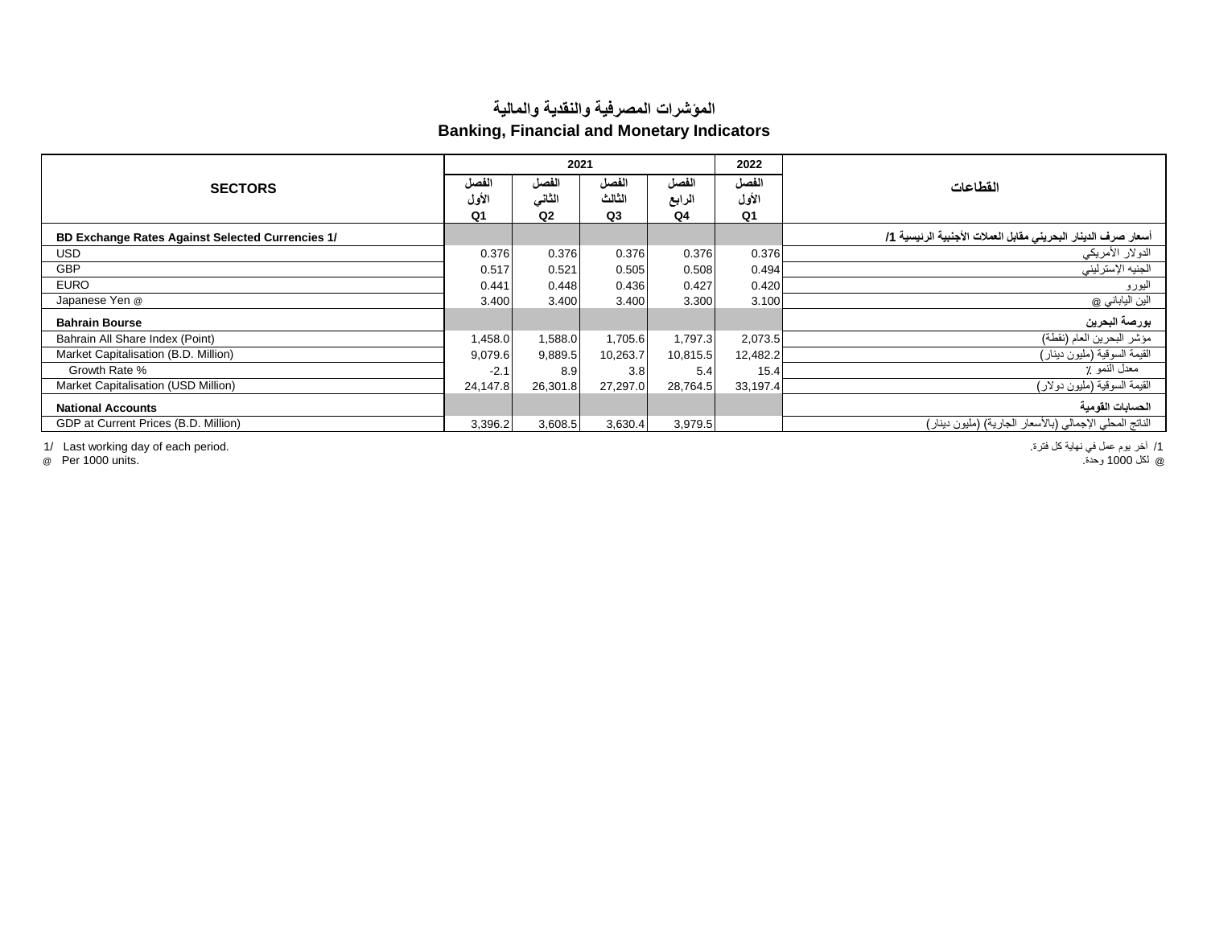# المؤشرات المصرفية والنقدية والمالية
# Banking, Financial and Monetary Indicators

| SECTORS | 2021 | | | | 2022 | القطاعات |
|---|---|---|---|---|---|---|
| | الفصل الأول Q1 | الفصل الثاني Q2 | الفصل الثالث Q3 | الفصل الرابع Q4 | الفصل الأول Q1 | |
| **BD Exchange Rates Against Selected Currencies 1/** | | | | | | **أسعار صرف الدينار البحريني مقابل العملات الأجنبية الرئيسية 1/** |
| USD | 0.376 | 0.376 | 0.376 | 0.376 | 0.376 | الدولار الأمريكي |
| GBP | 0.517 | 0.521 | 0.505 | 0.508 | 0.494 | الجنيه الإسترليني |
| EURO | 0.441 | 0.448 | 0.436 | 0.427 | 0.420 | اليورو |
| Japanese Yen @ | 3.400 | 3.400 | 3.400 | 3.300 | 3.100 | الين الياباني @ |
| **Bahrain Bourse** | | | | | | **بورصة البحرين** |
| Bahrain All Share Index (Point) | 1,458.0 | 1,588.0 | 1,705.6 | 1,797.3 | 2,073.5 | مؤشر البحرين العام (نقطة) |
| Market Capitalisation (B.D. Million) | 9,079.6 | 9,889.5 | 10,263.7 | 10,815.5 | 12,482.2 | القيمة السوقية (مليون دينار) |
| Growth Rate % | -2.1 | 8.9 | 3.8 | 5.4 | 15.4 | معدل النمو ٪ |
| Market Capitalisation (USD Million) | 24,147.8 | 26,301.8 | 27,297.0 | 28,764.5 | 33,197.4 | القيمة السوقية (مليون دولار) |
| **National Accounts** | | | | | | **الحسابات القومية** |
| GDP at Current Prices (B.D. Million) | 3,396.2 | 3,608.5 | 3,630.4 | 3,979.5 | | الناتج المحلي الإجمالي (بالأسعار الجارية) (مليون دينار) |

1/ Last working day of each period.

@ Per 1000 units.

1/ آخر يوم عمل في نهاية كل فترة.

@ لكل 1000 وحدة.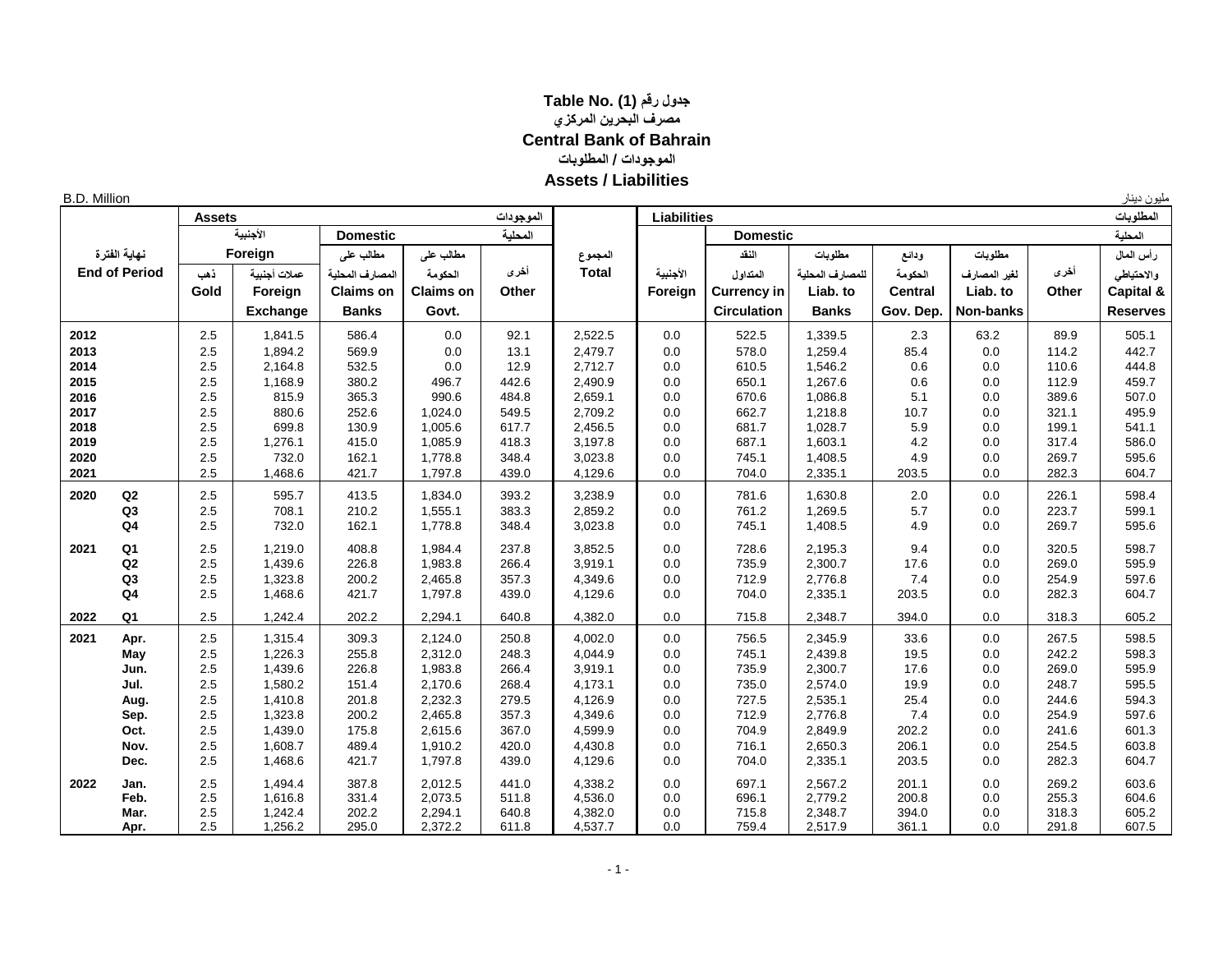# Table No. (1) جدول رقم

## مصرف البحرين المركزي

## Central Bank of Bahrain

### الموجودات / المطلوبات

### Assets / Liabilities

B.D. Million مليون دينار

| نهاية الفترة End of Period | | Assets الموجودات | | | | | المجموع Total | Liabilities المطلوبات | | | | | | |
|---|---|---|---|---|---|---|---|---|---|---|---|---|---|---|
| | | الأجنبية Foreign | | Domestic المحلية | | | | | Domestic المحلية | | | | | |
| | | ذهب Gold | عملات أجنبية Foreign Exchange | مطالب على المصارف المحلية Claims on Banks | مطالب على الحكومة Claims on Govt. | أخرى Other | | الأجنبية Foreign | النقد المتداول Currency in Circulation | مطلوبات للمصارف المحلية Liab. to Banks | ودائع الحكومة Central Gov. Dep. | مطلوبات لغير المصارف Liab. to Non-banks | أخرى Other | رأس المال والاحتياطي Capital & Reserves |
| 2012 | | 2.5 | 1,841.5 | 586.4 | 0.0 | 92.1 | 2,522.5 | 0.0 | 522.5 | 1,339.5 | 2.3 | 63.2 | 89.9 | 505.1 |
| 2013 | | 2.5 | 1,894.2 | 569.9 | 0.0 | 13.1 | 2,479.7 | 0.0 | 578.0 | 1,259.4 | 85.4 | 0.0 | 114.2 | 442.7 |
| 2014 | | 2.5 | 2,164.8 | 532.5 | 0.0 | 12.9 | 2,712.7 | 0.0 | 610.5 | 1,546.2 | 0.6 | 0.0 | 110.6 | 444.8 |
| 2015 | | 2.5 | 1,168.9 | 380.2 | 496.7 | 442.6 | 2,490.9 | 0.0 | 650.1 | 1,267.6 | 0.6 | 0.0 | 112.9 | 459.7 |
| 2016 | | 2.5 | 815.9 | 365.3 | 990.6 | 484.8 | 2,659.1 | 0.0 | 670.6 | 1,086.8 | 5.1 | 0.0 | 389.6 | 507.0 |
| 2017 | | 2.5 | 880.6 | 252.6 | 1,024.0 | 549.5 | 2,709.2 | 0.0 | 662.7 | 1,218.8 | 10.7 | 0.0 | 321.1 | 495.9 |
| 2018 | | 2.5 | 699.8 | 130.9 | 1,005.6 | 617.7 | 2,456.5 | 0.0 | 681.7 | 1,028.7 | 5.9 | 0.0 | 199.1 | 541.1 |
| 2019 | | 2.5 | 1,276.1 | 415.0 | 1,085.9 | 418.3 | 3,197.8 | 0.0 | 687.1 | 1,603.1 | 4.2 | 0.0 | 317.4 | 586.0 |
| 2020 | | 2.5 | 732.0 | 162.1 | 1,778.8 | 348.4 | 3,023.8 | 0.0 | 745.1 | 1,408.5 | 4.9 | 0.0 | 269.7 | 595.6 |
| 2021 | | 2.5 | 1,468.6 | 421.7 | 1,797.8 | 439.0 | 4,129.6 | 0.0 | 704.0 | 2,335.1 | 203.5 | 0.0 | 282.3 | 604.7 |
| 2020 | Q2 | 2.5 | 595.7 | 413.5 | 1,834.0 | 393.2 | 3,238.9 | 0.0 | 781.6 | 1,630.8 | 2.0 | 0.0 | 226.1 | 598.4 |
| | Q3 | 2.5 | 708.1 | 210.2 | 1,555.1 | 383.3 | 2,859.2 | 0.0 | 761.2 | 1,269.5 | 5.7 | 0.0 | 223.7 | 599.1 |
| | Q4 | 2.5 | 732.0 | 162.1 | 1,778.8 | 348.4 | 3,023.8 | 0.0 | 745.1 | 1,408.5 | 4.9 | 0.0 | 269.7 | 595.6 |
| 2021 | Q1 | 2.5 | 1,219.0 | 408.8 | 1,984.4 | 237.8 | 3,852.5 | 0.0 | 728.6 | 2,195.3 | 9.4 | 0.0 | 320.5 | 598.7 |
| | Q2 | 2.5 | 1,439.6 | 226.8 | 1,983.8 | 266.4 | 3,919.1 | 0.0 | 735.9 | 2,300.7 | 17.6 | 0.0 | 269.0 | 595.9 |
| | Q3 | 2.5 | 1,323.8 | 200.2 | 2,465.8 | 357.3 | 4,349.6 | 0.0 | 712.9 | 2,776.8 | 7.4 | 0.0 | 254.9 | 597.6 |
| | Q4 | 2.5 | 1,468.6 | 421.7 | 1,797.8 | 439.0 | 4,129.6 | 0.0 | 704.0 | 2,335.1 | 203.5 | 0.0 | 282.3 | 604.7 |
| 2022 | Q1 | 2.5 | 1,242.4 | 202.2 | 2,294.1 | 640.8 | 4,382.0 | 0.0 | 715.8 | 2,348.7 | 394.0 | 0.0 | 318.3 | 605.2 |
| 2021 | Apr. | 2.5 | 1,315.4 | 309.3 | 2,124.0 | 250.8 | 4,002.0 | 0.0 | 756.5 | 2,345.9 | 33.6 | 0.0 | 267.5 | 598.5 |
| | May | 2.5 | 1,226.3 | 255.8 | 2,312.0 | 248.3 | 4,044.9 | 0.0 | 745.1 | 2,439.8 | 19.5 | 0.0 | 242.2 | 598.3 |
| | Jun. | 2.5 | 1,439.6 | 226.8 | 1,983.8 | 266.4 | 3,919.1 | 0.0 | 735.9 | 2,300.7 | 17.6 | 0.0 | 269.0 | 595.9 |
| | Jul. | 2.5 | 1,580.2 | 151.4 | 2,170.6 | 268.4 | 4,173.1 | 0.0 | 735.0 | 2,574.0 | 19.9 | 0.0 | 248.7 | 595.5 |
| | Aug. | 2.5 | 1,410.8 | 201.8 | 2,232.3 | 279.5 | 4,126.9 | 0.0 | 727.5 | 2,535.1 | 25.4 | 0.0 | 244.6 | 594.3 |
| | Sep. | 2.5 | 1,323.8 | 200.2 | 2,465.8 | 357.3 | 4,349.6 | 0.0 | 712.9 | 2,776.8 | 7.4 | 0.0 | 254.9 | 597.6 |
| | Oct. | 2.5 | 1,439.0 | 175.8 | 2,615.6 | 367.0 | 4,599.9 | 0.0 | 704.9 | 2,849.9 | 202.2 | 0.0 | 241.6 | 601.3 |
| | Nov. | 2.5 | 1,608.7 | 489.4 | 1,910.2 | 420.0 | 4,430.8 | 0.0 | 716.1 | 2,650.3 | 206.1 | 0.0 | 254.5 | 603.8 |
| | Dec. | 2.5 | 1,468.6 | 421.7 | 1,797.8 | 439.0 | 4,129.6 | 0.0 | 704.0 | 2,335.1 | 203.5 | 0.0 | 282.3 | 604.7 |
| 2022 | Jan. | 2.5 | 1,494.4 | 387.8 | 2,012.5 | 441.0 | 4,338.2 | 0.0 | 697.1 | 2,567.2 | 201.1 | 0.0 | 269.2 | 603.6 |
| | Feb. | 2.5 | 1,616.8 | 331.4 | 2,073.5 | 511.8 | 4,536.0 | 0.0 | 696.1 | 2,779.2 | 200.8 | 0.0 | 255.3 | 604.6 |
| | Mar. | 2.5 | 1,242.4 | 202.2 | 2,294.1 | 640.8 | 4,382.0 | 0.0 | 715.8 | 2,348.7 | 394.0 | 0.0 | 318.3 | 605.2 |
| | Apr. | 2.5 | 1,256.2 | 295.0 | 2,372.2 | 611.8 | 4,537.7 | 0.0 | 759.4 | 2,517.9 | 361.1 | 0.0 | 291.8 | 607.5 |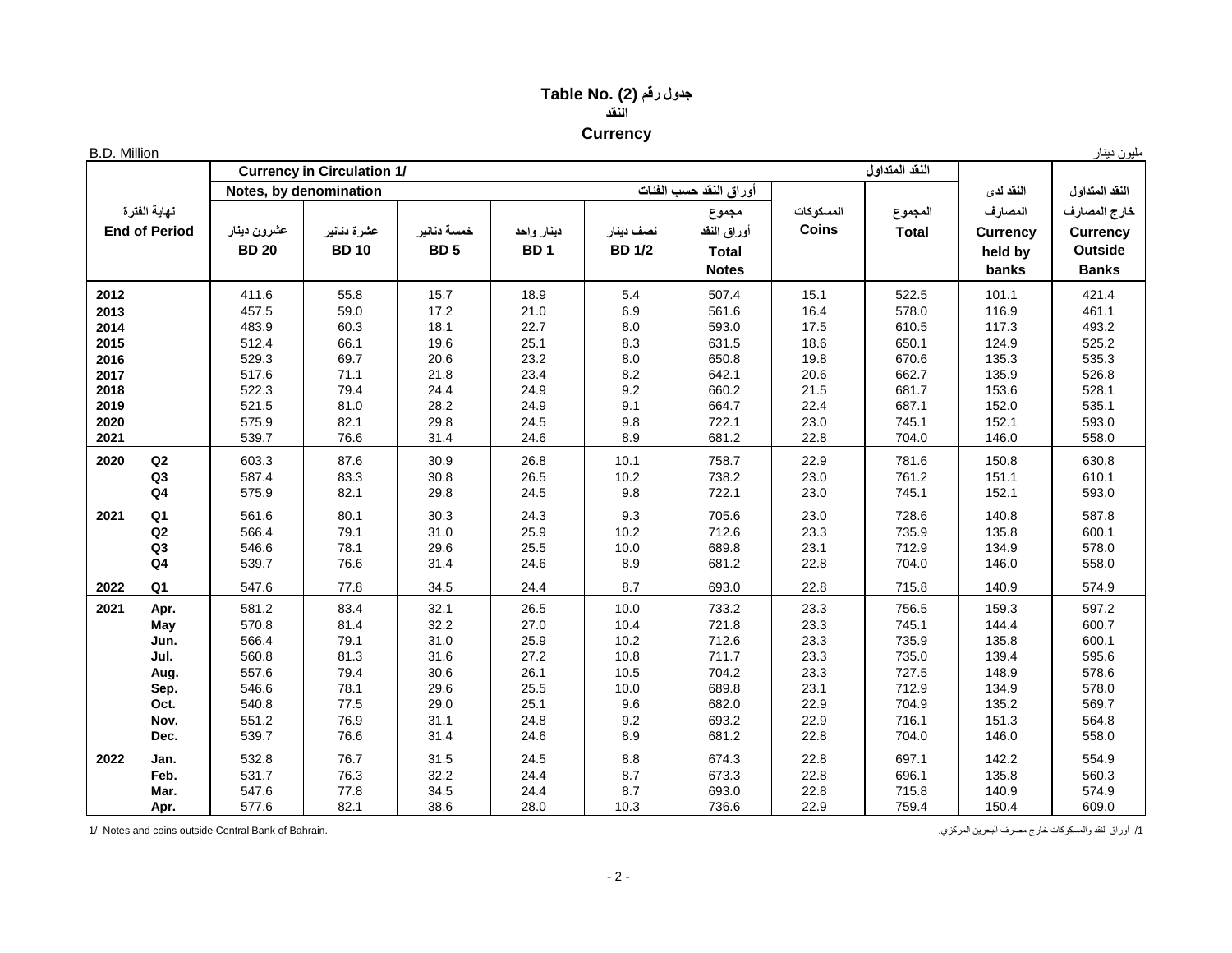# Table No. (2) جدول رقم

## النقد

## Currency

B.D. Million مليون دينار

| End of Period نهاية الفترة | | Currency in Circulation 1/ | | | | | | | النقد المتداول | النقد لدى المصارف Currency held by banks | النقد المتداول خارج المصارف Currency Outside Banks |
|---|---|---|---|---|---|---|---|---|---|---|---|
| | | Notes, by denomination | | | | | أوراق النقد حسب الفئات | المسكوكات Coins | المجموع Total | | |
| | | عشرون دينار BD 20 | عشرة دنانير BD 10 | خمسة دنانير BD 5 | دينار واحد BD 1 | نصف دينار BD 1/2 | مجموع أوراق النقد Total Notes | | | | |
| 2012 | | 411.6 | 55.8 | 15.7 | 18.9 | 5.4 | 507.4 | 15.1 | 522.5 | 101.1 | 421.4 |
| 2013 | | 457.5 | 59.0 | 17.2 | 21.0 | 6.9 | 561.6 | 16.4 | 578.0 | 116.9 | 461.1 |
| 2014 | | 483.9 | 60.3 | 18.1 | 22.7 | 8.0 | 593.0 | 17.5 | 610.5 | 117.3 | 493.2 |
| 2015 | | 512.4 | 66.1 | 19.6 | 25.1 | 8.3 | 631.5 | 18.6 | 650.1 | 124.9 | 525.2 |
| 2016 | | 529.3 | 69.7 | 20.6 | 23.2 | 8.0 | 650.8 | 19.8 | 670.6 | 135.3 | 535.3 |
| 2017 | | 517.6 | 71.1 | 21.8 | 23.4 | 8.2 | 642.1 | 20.6 | 662.7 | 135.9 | 526.8 |
| 2018 | | 522.3 | 79.4 | 24.4 | 24.9 | 9.2 | 660.2 | 21.5 | 681.7 | 153.6 | 528.1 |
| 2019 | | 521.5 | 81.0 | 28.2 | 24.9 | 9.1 | 664.7 | 22.4 | 687.1 | 152.0 | 535.1 |
| 2020 | | 575.9 | 82.1 | 29.8 | 24.5 | 9.8 | 722.1 | 23.0 | 745.1 | 152.1 | 593.0 |
| 2021 | | 539.7 | 76.6 | 31.4 | 24.6 | 8.9 | 681.2 | 22.8 | 704.0 | 146.0 | 558.0 |
| 2020 | Q2 | 603.3 | 87.6 | 30.9 | 26.8 | 10.1 | 758.7 | 22.9 | 781.6 | 150.8 | 630.8 |
| | Q3 | 587.4 | 83.3 | 30.8 | 26.5 | 10.2 | 738.2 | 23.0 | 761.2 | 151.1 | 610.1 |
| | Q4 | 575.9 | 82.1 | 29.8 | 24.5 | 9.8 | 722.1 | 23.0 | 745.1 | 152.1 | 593.0 |
| 2021 | Q1 | 561.6 | 80.1 | 30.3 | 24.3 | 9.3 | 705.6 | 23.0 | 728.6 | 140.8 | 587.8 |
| | Q2 | 566.4 | 79.1 | 31.0 | 25.9 | 10.2 | 712.6 | 23.3 | 735.9 | 135.8 | 600.1 |
| | Q3 | 546.6 | 78.1 | 29.6 | 25.5 | 10.0 | 689.8 | 23.1 | 712.9 | 134.9 | 578.0 |
| | Q4 | 539.7 | 76.6 | 31.4 | 24.6 | 8.9 | 681.2 | 22.8 | 704.0 | 146.0 | 558.0 |
| 2022 | Q1 | 547.6 | 77.8 | 34.5 | 24.4 | 8.7 | 693.0 | 22.8 | 715.8 | 140.9 | 574.9 |
| 2021 | Apr. | 581.2 | 83.4 | 32.1 | 26.5 | 10.0 | 733.2 | 23.3 | 756.5 | 159.3 | 597.2 |
| | May | 570.8 | 81.4 | 32.2 | 27.0 | 10.4 | 721.8 | 23.3 | 745.1 | 144.4 | 600.7 |
| | Jun. | 566.4 | 79.1 | 31.0 | 25.9 | 10.2 | 712.6 | 23.3 | 735.9 | 135.8 | 600.1 |
| | Jul. | 560.8 | 81.3 | 31.6 | 27.2 | 10.8 | 711.7 | 23.3 | 735.0 | 139.4 | 595.6 |
| | Aug. | 557.6 | 79.4 | 30.6 | 26.1 | 10.5 | 704.2 | 23.3 | 727.5 | 148.9 | 578.6 |
| | Sep. | 546.6 | 78.1 | 29.6 | 25.5 | 10.0 | 689.8 | 23.1 | 712.9 | 134.9 | 578.0 |
| | Oct. | 540.8 | 77.5 | 29.0 | 25.1 | 9.6 | 682.0 | 22.9 | 704.9 | 135.2 | 569.7 |
| | Nov. | 551.2 | 76.9 | 31.1 | 24.8 | 9.2 | 693.2 | 22.9 | 716.1 | 151.3 | 564.8 |
| | Dec. | 539.7 | 76.6 | 31.4 | 24.6 | 8.9 | 681.2 | 22.8 | 704.0 | 146.0 | 558.0 |
| 2022 | Jan. | 532.8 | 76.7 | 31.5 | 24.5 | 8.8 | 674.3 | 22.8 | 697.1 | 142.2 | 554.9 |
| | Feb. | 531.7 | 76.3 | 32.2 | 24.4 | 8.7 | 673.3 | 22.8 | 696.1 | 135.8 | 560.3 |
| | Mar. | 547.6 | 77.8 | 34.5 | 24.4 | 8.7 | 693.0 | 22.8 | 715.8 | 140.9 | 574.9 |
| | Apr. | 577.6 | 82.1 | 38.6 | 28.0 | 10.3 | 736.6 | 22.9 | 759.4 | 150.4 | 609.0 |

1/ Notes and coins outside Central Bank of Bahrain.

1/ أوراق النقد والمسكوكات خارج مصرف البحرين المركزي.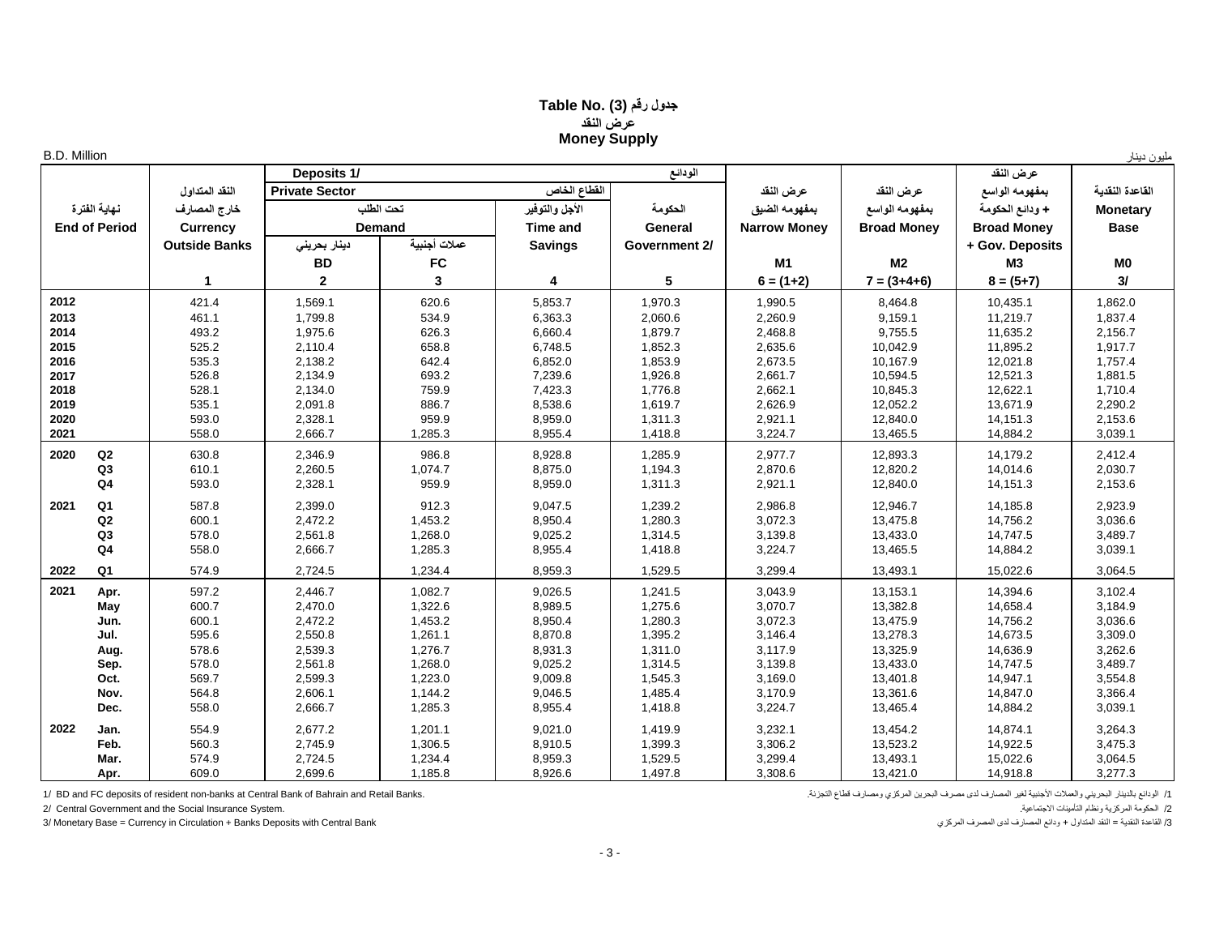# Table No. (3) جدول رقم
## عرض النقد
## Money Supply

B.D. Million — مليون دينار

| نهاية الفترة End of Period | | النقد المتداول خارج المصارف Currency Outside Banks | Deposits 1/ الودائع — Private Sector القطاع الخاص — تحت الطلب Demand — دينار بحريني BD | عملات أجنبية FC | الأجل والتوفير Time and Savings | الحكومة General Government 2/ | عرض النقد بمفهومه الضيق Narrow Money M1 | عرض النقد بمفهومه الواسع Broad Money M2 | عرض النقد بمفهومه الواسع + ودائع الحكومة Broad Money + Gov. Deposits M3 | القاعدة النقدية Monetary Base M0 |
|---|---|---|---|---|---|---|---|---|---|---|
| | | 1 | 2 | 3 | 4 | 5 | 6 = (1+2) | 7 = (3+4+6) | 8 = (5+7) | 3/ |
| 2012 | | 421.4 | 1,569.1 | 620.6 | 5,853.7 | 1,970.3 | 1,990.5 | 8,464.8 | 10,435.1 | 1,862.0 |
| 2013 | | 461.1 | 1,799.8 | 534.9 | 6,363.3 | 2,060.6 | 2,260.9 | 9,159.1 | 11,219.7 | 1,837.4 |
| 2014 | | 493.2 | 1,975.6 | 626.3 | 6,660.4 | 1,879.7 | 2,468.8 | 9,755.5 | 11,635.2 | 2,156.7 |
| 2015 | | 525.2 | 2,110.4 | 658.8 | 6,748.5 | 1,852.3 | 2,635.6 | 10,042.9 | 11,895.2 | 1,917.7 |
| 2016 | | 535.3 | 2,138.2 | 642.4 | 6,852.0 | 1,853.9 | 2,673.5 | 10,167.9 | 12,021.8 | 1,757.4 |
| 2017 | | 526.8 | 2,134.9 | 693.2 | 7,239.6 | 1,926.8 | 2,661.7 | 10,594.5 | 12,521.3 | 1,881.5 |
| 2018 | | 528.1 | 2,134.0 | 759.9 | 7,423.3 | 1,776.8 | 2,662.1 | 10,845.3 | 12,622.1 | 1,710.4 |
| 2019 | | 535.1 | 2,091.8 | 886.7 | 8,538.6 | 1,619.7 | 2,626.9 | 12,052.2 | 13,671.9 | 2,290.2 |
| 2020 | | 593.0 | 2,328.1 | 959.9 | 8,959.0 | 1,311.3 | 2,921.1 | 12,840.0 | 14,151.3 | 2,153.6 |
| 2021 | | 558.0 | 2,666.7 | 1,285.3 | 8,955.4 | 1,418.8 | 3,224.7 | 13,465.5 | 14,884.2 | 3,039.1 |
| 2020 | Q2 | 630.8 | 2,346.9 | 986.8 | 8,928.8 | 1,285.9 | 2,977.7 | 12,893.3 | 14,179.2 | 2,412.4 |
| | Q3 | 610.1 | 2,260.5 | 1,074.7 | 8,875.0 | 1,194.3 | 2,870.6 | 12,820.2 | 14,014.6 | 2,030.7 |
| | Q4 | 593.0 | 2,328.1 | 959.9 | 8,959.0 | 1,311.3 | 2,921.1 | 12,840.0 | 14,151.3 | 2,153.6 |
| 2021 | Q1 | 587.8 | 2,399.0 | 912.3 | 9,047.5 | 1,239.2 | 2,986.8 | 12,946.7 | 14,185.8 | 2,923.9 |
| | Q2 | 600.1 | 2,472.2 | 1,453.2 | 8,950.4 | 1,280.3 | 3,072.3 | 13,475.8 | 14,756.2 | 3,036.6 |
| | Q3 | 578.0 | 2,561.8 | 1,268.0 | 9,025.2 | 1,314.5 | 3,139.8 | 13,433.0 | 14,747.5 | 3,489.7 |
| | Q4 | 558.0 | 2,666.7 | 1,285.3 | 8,955.4 | 1,418.8 | 3,224.7 | 13,465.5 | 14,884.2 | 3,039.1 |
| 2022 | Q1 | 574.9 | 2,724.5 | 1,234.4 | 8,959.3 | 1,529.5 | 3,299.4 | 13,493.1 | 15,022.6 | 3,064.5 |
| 2021 | Apr. | 597.2 | 2,446.7 | 1,082.7 | 9,026.5 | 1,241.5 | 3,043.9 | 13,153.1 | 14,394.6 | 3,102.4 |
| | May | 600.7 | 2,470.0 | 1,322.6 | 8,989.5 | 1,275.6 | 3,070.7 | 13,382.8 | 14,658.4 | 3,184.9 |
| | Jun. | 600.1 | 2,472.2 | 1,453.2 | 8,950.4 | 1,280.3 | 3,072.3 | 13,475.9 | 14,756.2 | 3,036.6 |
| | Jul. | 595.6 | 2,550.8 | 1,261.1 | 8,870.8 | 1,395.2 | 3,146.4 | 13,278.3 | 14,673.5 | 3,309.0 |
| | Aug. | 578.6 | 2,539.3 | 1,276.7 | 8,931.3 | 1,311.0 | 3,117.9 | 13,325.9 | 14,636.9 | 3,262.6 |
| | Sep. | 578.0 | 2,561.8 | 1,268.0 | 9,025.2 | 1,314.5 | 3,139.8 | 13,433.0 | 14,747.5 | 3,489.7 |
| | Oct. | 569.7 | 2,599.3 | 1,223.0 | 9,009.8 | 1,545.3 | 3,169.0 | 13,401.8 | 14,947.1 | 3,554.8 |
| | Nov. | 564.8 | 2,606.1 | 1,144.2 | 9,046.5 | 1,485.4 | 3,170.9 | 13,361.6 | 14,847.0 | 3,366.4 |
| | Dec. | 558.0 | 2,666.7 | 1,285.3 | 8,955.4 | 1,418.8 | 3,224.7 | 13,465.4 | 14,884.2 | 3,039.1 |
| 2022 | Jan. | 554.9 | 2,677.2 | 1,201.1 | 9,021.0 | 1,419.9 | 3,232.1 | 13,454.2 | 14,874.1 | 3,264.3 |
| | Feb. | 560.3 | 2,745.9 | 1,306.5 | 8,910.5 | 1,399.3 | 3,306.2 | 13,523.2 | 14,922.5 | 3,475.3 |
| | Mar. | 574.9 | 2,724.5 | 1,234.4 | 8,959.3 | 1,529.5 | 3,299.4 | 13,493.1 | 15,022.6 | 3,064.5 |
| | Apr. | 609.0 | 2,699.6 | 1,185.8 | 8,926.6 | 1,497.8 | 3,308.6 | 13,421.0 | 14,918.8 | 3,277.3 |

1/ BD and FC deposits of resident non-banks at Central Bank of Bahrain and Retail Banks.

/1 الودائع بالدينار البحريني والعملات الأجنبية لغير المصارف لدى مصرف البحرين المركزي ومصارف قطاع التجزئة.

2/ Central Government and the Social Insurance System.

/2 الحكومة المركزية ونظام التأمينات الاجتماعية.

3/ Monetary Base = Currency in Circulation + Banks Deposits with Central Bank

/3 القاعدة النقدية = النقد المتداول + ودائع المصارف لدى المصرف المركزي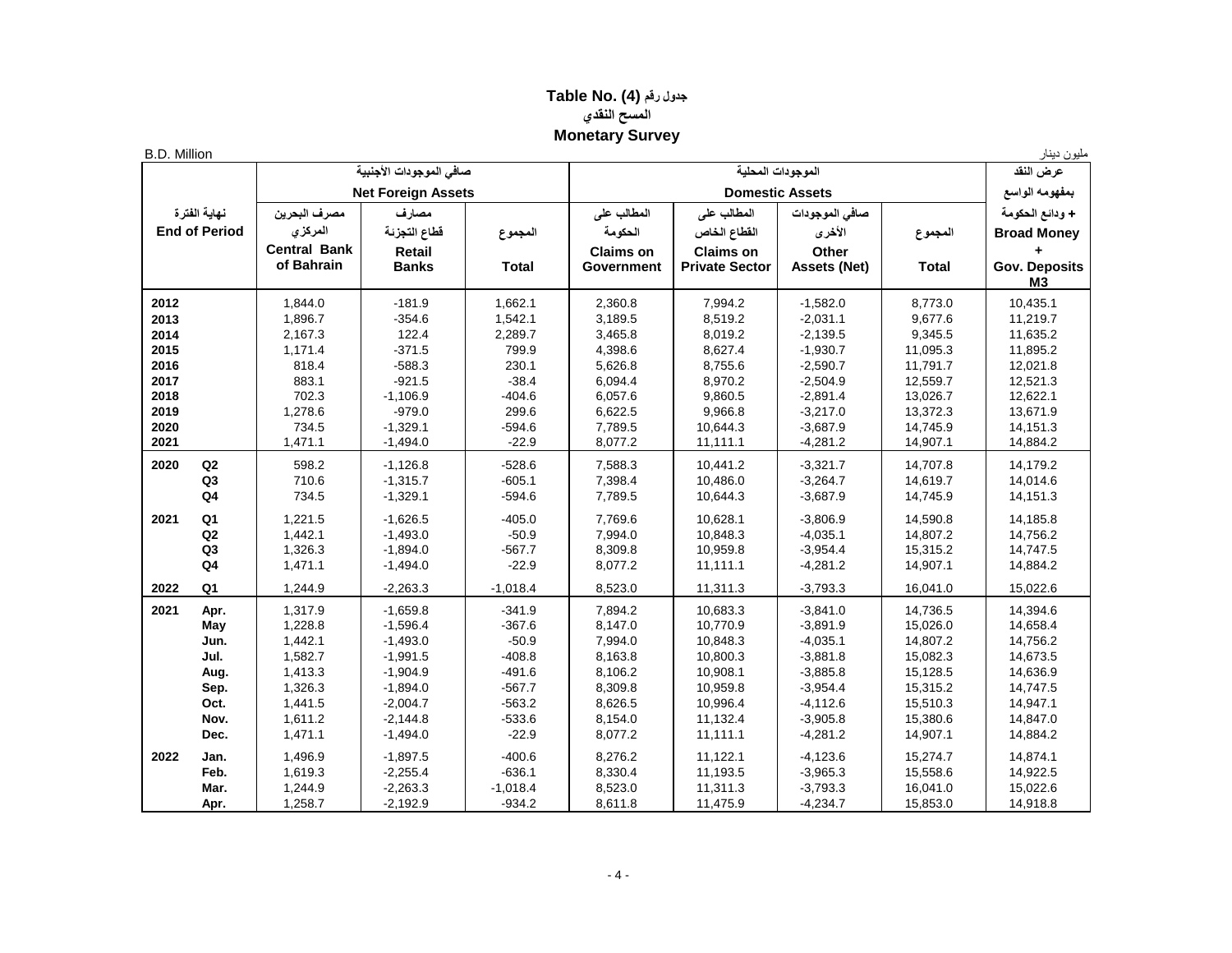# Table No. (4) جدول رقم

## المسح النقدي

## Monetary Survey

B.D. Million | مليون دينار

| نهاية الفترة End of Period | | صافي الموجودات الأجنبية Net Foreign Assets | | | الموجودات المحلية Domestic Assets | | | | عرض النقد بمفهومه الواسع + ودائع الحكومة Broad Money + Gov. Deposits M3 |
|---|---|---|---|---|---|---|---|---|---|
| | | مصرف البحرين المركزي Central Bank of Bahrain | مصارف قطاع التجزئة Retail Banks | المجموع Total | المطالب على الحكومة Claims on Government | المطالب على القطاع الخاص Claims on Private Sector | صافي الموجودات الأخرى Other Assets (Net) | المجموع Total | |
| 2012 | | 1,844.0 | -181.9 | 1,662.1 | 2,360.8 | 7,994.2 | -1,582.0 | 8,773.0 | 10,435.1 |
| 2013 | | 1,896.7 | -354.6 | 1,542.1 | 3,189.5 | 8,519.2 | -2,031.1 | 9,677.6 | 11,219.7 |
| 2014 | | 2,167.3 | 122.4 | 2,289.7 | 3,465.8 | 8,019.2 | -2,139.5 | 9,345.5 | 11,635.2 |
| 2015 | | 1,171.4 | -371.5 | 799.9 | 4,398.6 | 8,627.4 | -1,930.7 | 11,095.3 | 11,895.2 |
| 2016 | | 818.4 | -588.3 | 230.1 | 5,626.8 | 8,755.6 | -2,590.7 | 11,791.7 | 12,021.8 |
| 2017 | | 883.1 | -921.5 | -38.4 | 6,094.4 | 8,970.2 | -2,504.9 | 12,559.7 | 12,521.3 |
| 2018 | | 702.3 | -1,106.9 | -404.6 | 6,057.6 | 9,860.5 | -2,891.4 | 13,026.7 | 12,622.1 |
| 2019 | | 1,278.6 | -979.0 | 299.6 | 6,622.5 | 9,966.8 | -3,217.0 | 13,372.3 | 13,671.9 |
| 2020 | | 734.5 | -1,329.1 | -594.6 | 7,789.5 | 10,644.3 | -3,687.9 | 14,745.9 | 14,151.3 |
| 2021 | | 1,471.1 | -1,494.0 | -22.9 | 8,077.2 | 11,111.1 | -4,281.2 | 14,907.1 | 14,884.2 |
| 2020 | Q2 | 598.2 | -1,126.8 | -528.6 | 7,588.3 | 10,441.2 | -3,321.7 | 14,707.8 | 14,179.2 |
| | Q3 | 710.6 | -1,315.7 | -605.1 | 7,398.4 | 10,486.0 | -3,264.7 | 14,619.7 | 14,014.6 |
| | Q4 | 734.5 | -1,329.1 | -594.6 | 7,789.5 | 10,644.3 | -3,687.9 | 14,745.9 | 14,151.3 |
| 2021 | Q1 | 1,221.5 | -1,626.5 | -405.0 | 7,769.6 | 10,628.1 | -3,806.9 | 14,590.8 | 14,185.8 |
| | Q2 | 1,442.1 | -1,493.0 | -50.9 | 7,994.0 | 10,848.3 | -4,035.1 | 14,807.2 | 14,756.2 |
| | Q3 | 1,326.3 | -1,894.0 | -567.7 | 8,309.8 | 10,959.8 | -3,954.4 | 15,315.2 | 14,747.5 |
| | Q4 | 1,471.1 | -1,494.0 | -22.9 | 8,077.2 | 11,111.1 | -4,281.2 | 14,907.1 | 14,884.2 |
| 2022 | Q1 | 1,244.9 | -2,263.3 | -1,018.4 | 8,523.0 | 11,311.3 | -3,793.3 | 16,041.0 | 15,022.6 |
| 2021 | Apr. | 1,317.9 | -1,659.8 | -341.9 | 7,894.2 | 10,683.3 | -3,841.0 | 14,736.5 | 14,394.6 |
| | May | 1,228.8 | -1,596.4 | -367.6 | 8,147.0 | 10,770.9 | -3,891.9 | 15,026.0 | 14,658.4 |
| | Jun. | 1,442.1 | -1,493.0 | -50.9 | 7,994.0 | 10,848.3 | -4,035.1 | 14,807.2 | 14,756.2 |
| | Jul. | 1,582.7 | -1,991.5 | -408.8 | 8,163.8 | 10,800.3 | -3,881.8 | 15,082.3 | 14,673.5 |
| | Aug. | 1,413.3 | -1,904.9 | -491.6 | 8,106.2 | 10,908.1 | -3,885.8 | 15,128.5 | 14,636.9 |
| | Sep. | 1,326.3 | -1,894.0 | -567.7 | 8,309.8 | 10,959.8 | -3,954.4 | 15,315.2 | 14,747.5 |
| | Oct. | 1,441.5 | -2,004.7 | -563.2 | 8,626.5 | 10,996.4 | -4,112.6 | 15,510.3 | 14,947.1 |
| | Nov. | 1,611.2 | -2,144.8 | -533.6 | 8,154.0 | 11,132.4 | -3,905.8 | 15,380.6 | 14,847.0 |
| | Dec. | 1,471.1 | -1,494.0 | -22.9 | 8,077.2 | 11,111.1 | -4,281.2 | 14,907.1 | 14,884.2 |
| 2022 | Jan. | 1,496.9 | -1,897.5 | -400.6 | 8,276.2 | 11,122.1 | -4,123.6 | 15,274.7 | 14,874.1 |
| | Feb. | 1,619.3 | -2,255.4 | -636.1 | 8,330.4 | 11,193.5 | -3,965.3 | 15,558.6 | 14,922.5 |
| | Mar. | 1,244.9 | -2,263.3 | -1,018.4 | 8,523.0 | 11,311.3 | -3,793.3 | 16,041.0 | 15,022.6 |
| | Apr. | 1,258.7 | -2,192.9 | -934.2 | 8,611.8 | 11,475.9 | -4,234.7 | 15,853.0 | 14,918.8 |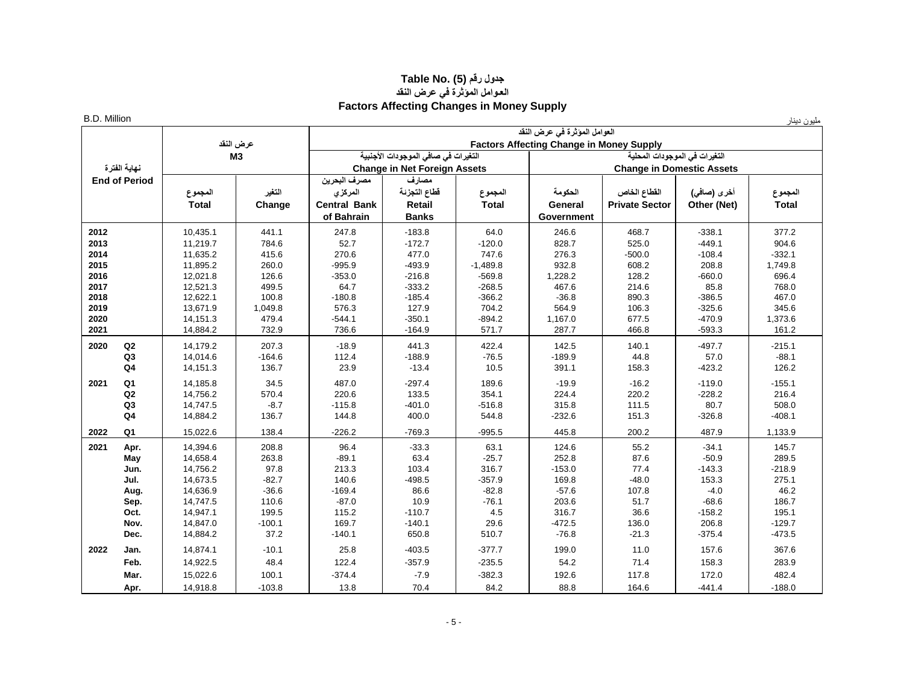# جدول رقم (5) Table No.
## العوامل المؤثرة في عرض النقد
## Factors Affecting Changes in Money Supply

B.D. Million | مليون دينار

| نهاية الفترة End of Period | | عرض النقد M3 | | العوامل المؤثرة في عرض النقد Factors Affecting Change in Money Supply | | | | | | |
|---|---|---|---|---|---|---|---|---|---|---|
| | | | | التغيرات في صافي الموجودات الأجنبية Change in Net Foreign Assets | | | التغيرات في الموجودات المحلية Change in Domestic Assets | | | |
| | | المجموع Total | التغير Change | مصرف البحرين المركزي Central Bank of Bahrain | مصارف قطاع التجزئة Retail Banks | المجموع Total | الحكومة General Government | القطاع الخاص Private Sector | أخرى (صافي) Other (Net) | المجموع Total |
| 2012 | | 10,435.1 | 441.1 | 247.8 | -183.8 | 64.0 | 246.6 | 468.7 | -338.1 | 377.2 |
| 2013 | | 11,219.7 | 784.6 | 52.7 | -172.7 | -120.0 | 828.7 | 525.0 | -449.1 | 904.6 |
| 2014 | | 11,635.2 | 415.6 | 270.6 | 477.0 | 747.6 | 276.3 | -500.0 | -108.4 | -332.1 |
| 2015 | | 11,895.2 | 260.0 | -995.9 | -493.9 | -1,489.8 | 932.8 | 608.2 | 208.8 | 1,749.8 |
| 2016 | | 12,021.8 | 126.6 | -353.0 | -216.8 | -569.8 | 1,228.2 | 128.2 | -660.0 | 696.4 |
| 2017 | | 12,521.3 | 499.5 | 64.7 | -333.2 | -268.5 | 467.6 | 214.6 | 85.8 | 768.0 |
| 2018 | | 12,622.1 | 100.8 | -180.8 | -185.4 | -366.2 | -36.8 | 890.3 | -386.5 | 467.0 |
| 2019 | | 13,671.9 | 1,049.8 | 576.3 | 127.9 | 704.2 | 564.9 | 106.3 | -325.6 | 345.6 |
| 2020 | | 14,151.3 | 479.4 | -544.1 | -350.1 | -894.2 | 1,167.0 | 677.5 | -470.9 | 1,373.6 |
| 2021 | | 14,884.2 | 732.9 | 736.6 | -164.9 | 571.7 | 287.7 | 466.8 | -593.3 | 161.2 |
| 2020 | Q2 | 14,179.2 | 207.3 | -18.9 | 441.3 | 422.4 | 142.5 | 140.1 | -497.7 | -215.1 |
| | Q3 | 14,014.6 | -164.6 | 112.4 | -188.9 | -76.5 | -189.9 | 44.8 | 57.0 | -88.1 |
| | Q4 | 14,151.3 | 136.7 | 23.9 | -13.4 | 10.5 | 391.1 | 158.3 | -423.2 | 126.2 |
| 2021 | Q1 | 14,185.8 | 34.5 | 487.0 | -297.4 | 189.6 | -19.9 | -16.2 | -119.0 | -155.1 |
| | Q2 | 14,756.2 | 570.4 | 220.6 | 133.5 | 354.1 | 224.4 | 220.2 | -228.2 | 216.4 |
| | Q3 | 14,747.5 | -8.7 | -115.8 | -401.0 | -516.8 | 315.8 | 111.5 | 80.7 | 508.0 |
| | Q4 | 14,884.2 | 136.7 | 144.8 | 400.0 | 544.8 | -232.6 | 151.3 | -326.8 | -408.1 |
| 2022 | Q1 | 15,022.6 | 138.4 | -226.2 | -769.3 | -995.5 | 445.8 | 200.2 | 487.9 | 1,133.9 |
| 2021 | Apr. | 14,394.6 | 208.8 | 96.4 | -33.3 | 63.1 | 124.6 | 55.2 | -34.1 | 145.7 |
| | May | 14,658.4 | 263.8 | -89.1 | 63.4 | -25.7 | 252.8 | 87.6 | -50.9 | 289.5 |
| | Jun. | 14,756.2 | 97.8 | 213.3 | 103.4 | 316.7 | -153.0 | 77.4 | -143.3 | -218.9 |
| | Jul. | 14,673.5 | -82.7 | 140.6 | -498.5 | -357.9 | 169.8 | -48.0 | 153.3 | 275.1 |
| | Aug. | 14,636.9 | -36.6 | -169.4 | 86.6 | -82.8 | -57.6 | 107.8 | -4.0 | 46.2 |
| | Sep. | 14,747.5 | 110.6 | -87.0 | 10.9 | -76.1 | 203.6 | 51.7 | -68.6 | 186.7 |
| | Oct. | 14,947.1 | 199.5 | 115.2 | -110.7 | 4.5 | 316.7 | 36.6 | -158.2 | 195.1 |
| | Nov. | 14,847.0 | -100.1 | 169.7 | -140.1 | 29.6 | -472.5 | 136.0 | 206.8 | -129.7 |
| | Dec. | 14,884.2 | 37.2 | -140.1 | 650.8 | 510.7 | -76.8 | -21.3 | -375.4 | -473.5 |
| 2022 | Jan. | 14,874.1 | -10.1 | 25.8 | -403.5 | -377.7 | 199.0 | 11.0 | 157.6 | 367.6 |
| | Feb. | 14,922.5 | 48.4 | 122.4 | -357.9 | -235.5 | 54.2 | 71.4 | 158.3 | 283.9 |
| | Mar. | 15,022.6 | 100.1 | -374.4 | -7.9 | -382.3 | 192.6 | 117.8 | 172.0 | 482.4 |
| | Apr. | 14,918.8 | -103.8 | 13.8 | 70.4 | 84.2 | 88.8 | 164.6 | -441.4 | -188.0 |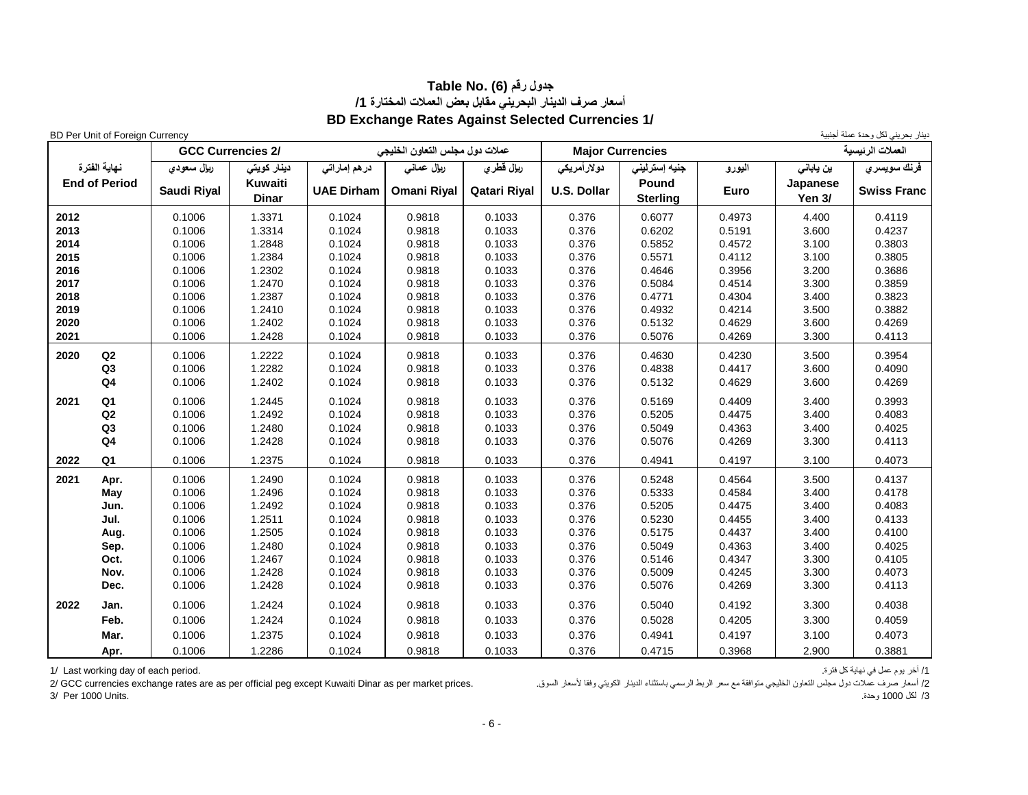**Table No. (6) جدول رقم**

**أسعار صرف الدينار البحريني مقابل بعض العملات المختارة 1/**

**BD Exchange Rates Against Selected Currencies 1/**

BD Per Unit of Foreign Currency — دينار بحريني لكل وحدة عملة أجنبية

| نهاية الفترة / End of Period | | GCC Currencies 2/ عملات دول مجلس التعاون الخليجي | | | | | Major Currencies العملات الرئيسية | | | | |
|---|---|---|---|---|---|---|---|---|---|---|---|
| | | ريال سعودي Saudi Riyal | دينار كويتي Kuwaiti Dinar | درهم إماراتي UAE Dirham | ريال عماني Omani Riyal | ريال قطري Qatari Riyal | دولارأمريكي U.S. Dollar | جنيه إسترليني Pound Sterling | اليورو Euro | ين ياباني Japanese Yen 3/ | فرنك سويسري Swiss Franc |
| **2012** | | 0.1006 | 1.3371 | 0.1024 | 0.9818 | 0.1033 | 0.376 | 0.6077 | 0.4973 | 4.400 | 0.4119 |
| **2013** | | 0.1006 | 1.3314 | 0.1024 | 0.9818 | 0.1033 | 0.376 | 0.6202 | 0.5191 | 3.600 | 0.4237 |
| **2014** | | 0.1006 | 1.2848 | 0.1024 | 0.9818 | 0.1033 | 0.376 | 0.5852 | 0.4572 | 3.100 | 0.3803 |
| **2015** | | 0.1006 | 1.2384 | 0.1024 | 0.9818 | 0.1033 | 0.376 | 0.5571 | 0.4112 | 3.100 | 0.3805 |
| **2016** | | 0.1006 | 1.2302 | 0.1024 | 0.9818 | 0.1033 | 0.376 | 0.4646 | 0.3956 | 3.200 | 0.3686 |
| **2017** | | 0.1006 | 1.2470 | 0.1024 | 0.9818 | 0.1033 | 0.376 | 0.5084 | 0.4514 | 3.300 | 0.3859 |
| **2018** | | 0.1006 | 1.2387 | 0.1024 | 0.9818 | 0.1033 | 0.376 | 0.4771 | 0.4304 | 3.400 | 0.3823 |
| **2019** | | 0.1006 | 1.2410 | 0.1024 | 0.9818 | 0.1033 | 0.376 | 0.4932 | 0.4214 | 3.500 | 0.3882 |
| **2020** | | 0.1006 | 1.2402 | 0.1024 | 0.9818 | 0.1033 | 0.376 | 0.5132 | 0.4629 | 3.600 | 0.4269 |
| **2021** | | 0.1006 | 1.2428 | 0.1024 | 0.9818 | 0.1033 | 0.376 | 0.5076 | 0.4269 | 3.300 | 0.4113 |
| **2020** | **Q2** | 0.1006 | 1.2222 | 0.1024 | 0.9818 | 0.1033 | 0.376 | 0.4630 | 0.4230 | 3.500 | 0.3954 |
| | **Q3** | 0.1006 | 1.2282 | 0.1024 | 0.9818 | 0.1033 | 0.376 | 0.4838 | 0.4417 | 3.600 | 0.4090 |
| | **Q4** | 0.1006 | 1.2402 | 0.1024 | 0.9818 | 0.1033 | 0.376 | 0.5132 | 0.4629 | 3.600 | 0.4269 |
| **2021** | **Q1** | 0.1006 | 1.2445 | 0.1024 | 0.9818 | 0.1033 | 0.376 | 0.5169 | 0.4409 | 3.400 | 0.3993 |
| | **Q2** | 0.1006 | 1.2492 | 0.1024 | 0.9818 | 0.1033 | 0.376 | 0.5205 | 0.4475 | 3.400 | 0.4083 |
| | **Q3** | 0.1006 | 1.2480 | 0.1024 | 0.9818 | 0.1033 | 0.376 | 0.5049 | 0.4363 | 3.400 | 0.4025 |
| | **Q4** | 0.1006 | 1.2428 | 0.1024 | 0.9818 | 0.1033 | 0.376 | 0.5076 | 0.4269 | 3.300 | 0.4113 |
| **2022** | **Q1** | 0.1006 | 1.2375 | 0.1024 | 0.9818 | 0.1033 | 0.376 | 0.4941 | 0.4197 | 3.100 | 0.4073 |
| **2021** | **Apr.** | 0.1006 | 1.2490 | 0.1024 | 0.9818 | 0.1033 | 0.376 | 0.5248 | 0.4564 | 3.500 | 0.4137 |
| | **May** | 0.1006 | 1.2496 | 0.1024 | 0.9818 | 0.1033 | 0.376 | 0.5333 | 0.4584 | 3.400 | 0.4178 |
| | **Jun.** | 0.1006 | 1.2492 | 0.1024 | 0.9818 | 0.1033 | 0.376 | 0.5205 | 0.4475 | 3.400 | 0.4083 |
| | **Jul.** | 0.1006 | 1.2511 | 0.1024 | 0.9818 | 0.1033 | 0.376 | 0.5230 | 0.4455 | 3.400 | 0.4133 |
| | **Aug.** | 0.1006 | 1.2505 | 0.1024 | 0.9818 | 0.1033 | 0.376 | 0.5175 | 0.4437 | 3.400 | 0.4100 |
| | **Sep.** | 0.1006 | 1.2480 | 0.1024 | 0.9818 | 0.1033 | 0.376 | 0.5049 | 0.4363 | 3.400 | 0.4025 |
| | **Oct.** | 0.1006 | 1.2467 | 0.1024 | 0.9818 | 0.1033 | 0.376 | 0.5146 | 0.4347 | 3.300 | 0.4105 |
| | **Nov.** | 0.1006 | 1.2428 | 0.1024 | 0.9818 | 0.1033 | 0.376 | 0.5009 | 0.4245 | 3.300 | 0.4073 |
| | **Dec.** | 0.1006 | 1.2428 | 0.1024 | 0.9818 | 0.1033 | 0.376 | 0.5076 | 0.4269 | 3.300 | 0.4113 |
| **2022** | **Jan.** | 0.1006 | 1.2424 | 0.1024 | 0.9818 | 0.1033 | 0.376 | 0.5040 | 0.4192 | 3.300 | 0.4038 |
| | **Feb.** | 0.1006 | 1.2424 | 0.1024 | 0.9818 | 0.1033 | 0.376 | 0.5028 | 0.4205 | 3.300 | 0.4059 |
| | **Mar.** | 0.1006 | 1.2375 | 0.1024 | 0.9818 | 0.1033 | 0.376 | 0.4941 | 0.4197 | 3.100 | 0.4073 |
| | **Apr.** | 0.1006 | 1.2286 | 0.1024 | 0.9818 | 0.1033 | 0.376 | 0.4715 | 0.3968 | 2.900 | 0.3881 |

1/ Last working day of each period. — 1/ آخر يوم عمل في نهاية كل فترة.

2/ GCC currencies exchange rates are as per official peg except Kuwaiti Dinar as per market prices. — 2/ أسعار صرف عملات دول مجلس التعاون الخليجي متوافقة مع سعر الربط الرسمي باستثناء الدينار الكويتي وفقا لأسعار السوق.

3/ Per 1000 Units. — 3/ لكل 1000 وحدة.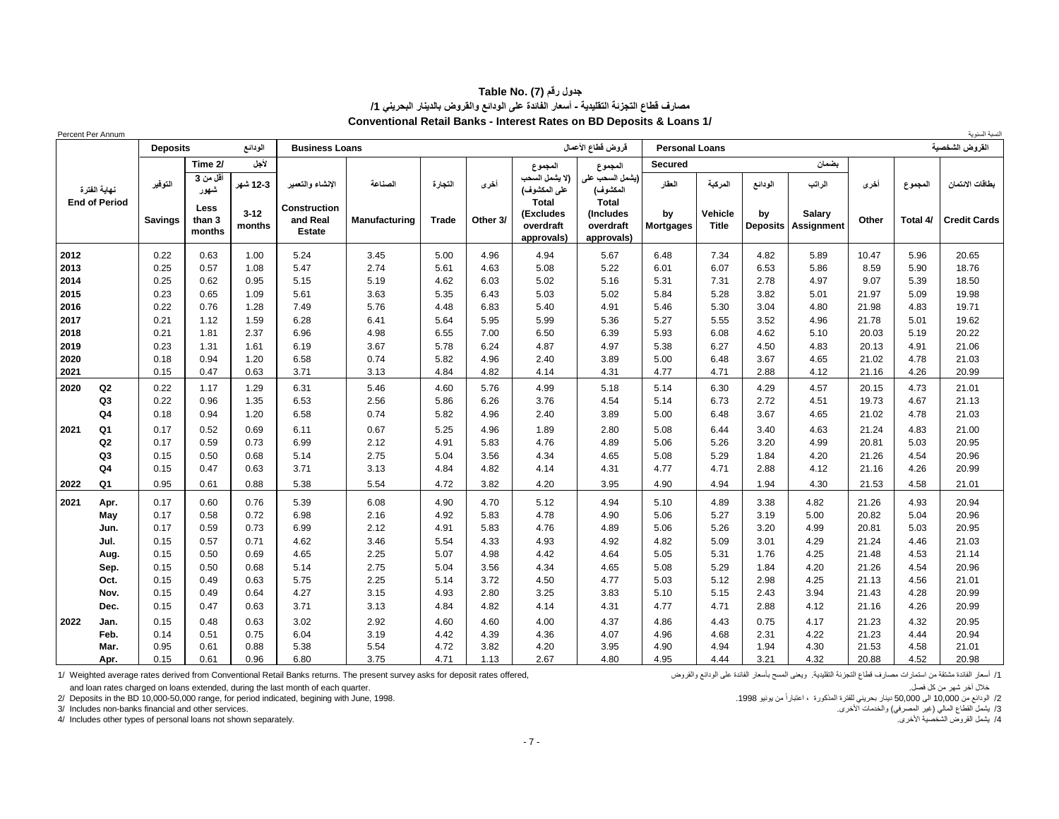**جدول رقم (7) Table No.**

**مصارف قطاع التجزئة التقليدية - أسعار الفائدة على الودائع والقروض بالدينار البحريني 1/**

**Conventional Retail Banks - Interest Rates on BD Deposits & Loans 1/**

Percent Per Annum — النسبة السنوية

| نهاية الفترة End of Period | | Deposits الودائع | | | Business Loans قروض قطاع الأعمال | | | | | | Personal Loans القروض الشخصية | | | | | | |
|---|---|---|---|---|---|---|---|---|---|---|---|---|---|---|---|---|---|
| | | | Time 2/ لأجل | | | | | | | | Secured بضمان | | | | | | |
| | | التوفير Savings | أقل من 3 شهور Less than 3 months | 3-12 شهر 3-12 months | الإنشاء والتعمير Construction and Real Estate | الصناعة Manufacturing | التجارة Trade | أخرى Other 3/ | المجموع (لا يشمل السحب على المكشوف) Total (Excludes overdraft approvals) | المجموع (يشمل السحب على المكشوف) Total (Includes overdraft approvals) | العقار by Mortgages | المركبة Vehicle Title | الودائع by Deposits | الراتب Salary Assignment | أخرى Other | المجموع Total 4/ | بطاقات الائتمان Credit Cards |
| 2012 | | 0.22 | 0.63 | 1.00 | 5.24 | 3.45 | 5.00 | 4.96 | 4.94 | 5.67 | 6.48 | 7.34 | 4.82 | 5.89 | 10.47 | 5.96 | 20.65 |
| 2013 | | 0.25 | 0.57 | 1.08 | 5.47 | 2.74 | 5.61 | 4.63 | 5.08 | 5.22 | 6.01 | 6.07 | 6.53 | 5.86 | 8.59 | 5.90 | 18.76 |
| 2014 | | 0.25 | 0.62 | 0.95 | 5.15 | 5.19 | 4.62 | 6.03 | 5.02 | 5.16 | 5.31 | 7.31 | 2.78 | 4.97 | 9.07 | 5.39 | 18.50 |
| 2015 | | 0.23 | 0.65 | 1.09 | 5.61 | 3.63 | 5.35 | 6.43 | 5.03 | 5.02 | 5.84 | 5.28 | 3.82 | 5.01 | 21.97 | 5.09 | 19.98 |
| 2016 | | 0.22 | 0.76 | 1.28 | 7.49 | 5.76 | 4.48 | 6.83 | 5.40 | 4.91 | 5.46 | 5.30 | 3.04 | 4.80 | 21.98 | 4.83 | 19.71 |
| 2017 | | 0.21 | 1.12 | 1.59 | 6.28 | 6.41 | 5.64 | 5.95 | 5.99 | 5.36 | 5.27 | 5.55 | 3.52 | 4.96 | 21.78 | 5.01 | 19.62 |
| 2018 | | 0.21 | 1.81 | 2.37 | 6.96 | 4.98 | 6.55 | 7.00 | 6.50 | 6.39 | 5.93 | 6.08 | 4.62 | 5.10 | 20.03 | 5.19 | 20.22 |
| 2019 | | 0.23 | 1.31 | 1.61 | 6.19 | 3.67 | 5.78 | 6.24 | 4.87 | 4.97 | 5.38 | 6.27 | 4.50 | 4.83 | 20.13 | 4.91 | 21.06 |
| 2020 | | 0.18 | 0.94 | 1.20 | 6.58 | 0.74 | 5.82 | 4.96 | 2.40 | 3.89 | 5.00 | 6.48 | 3.67 | 4.65 | 21.02 | 4.78 | 21.03 |
| 2021 | | 0.15 | 0.47 | 0.63 | 3.71 | 3.13 | 4.84 | 4.82 | 4.14 | 4.31 | 4.77 | 4.71 | 2.88 | 4.12 | 21.16 | 4.26 | 20.99 |
| 2020 | Q2 | 0.22 | 1.17 | 1.29 | 6.31 | 5.46 | 4.60 | 5.76 | 4.99 | 5.18 | 5.14 | 6.30 | 4.29 | 4.57 | 20.15 | 4.73 | 21.01 |
| | Q3 | 0.22 | 0.96 | 1.35 | 6.53 | 2.56 | 5.86 | 6.26 | 3.76 | 4.54 | 5.14 | 6.73 | 2.72 | 4.51 | 19.73 | 4.67 | 21.13 |
| | Q4 | 0.18 | 0.94 | 1.20 | 6.58 | 0.74 | 5.82 | 4.96 | 2.40 | 3.89 | 5.00 | 6.48 | 3.67 | 4.65 | 21.02 | 4.78 | 21.03 |
| 2021 | Q1 | 0.17 | 0.52 | 0.69 | 6.11 | 0.67 | 5.25 | 4.96 | 1.89 | 2.80 | 5.08 | 6.44 | 3.40 | 4.63 | 21.24 | 4.83 | 21.00 |
| | Q2 | 0.17 | 0.59 | 0.73 | 6.99 | 2.12 | 4.91 | 5.83 | 4.76 | 4.89 | 5.06 | 5.26 | 3.20 | 4.99 | 20.81 | 5.03 | 20.95 |
| | Q3 | 0.15 | 0.50 | 0.68 | 5.14 | 2.75 | 5.04 | 3.56 | 4.34 | 4.65 | 5.08 | 5.29 | 1.84 | 4.20 | 21.26 | 4.54 | 20.96 |
| | Q4 | 0.15 | 0.47 | 0.63 | 3.71 | 3.13 | 4.84 | 4.82 | 4.14 | 4.31 | 4.77 | 4.71 | 2.88 | 4.12 | 21.16 | 4.26 | 20.99 |
| 2022 | Q1 | 0.95 | 0.61 | 0.88 | 5.38 | 5.54 | 4.72 | 3.82 | 4.20 | 3.95 | 4.90 | 4.94 | 1.94 | 4.30 | 21.53 | 4.58 | 21.01 |
| 2021 | Apr. | 0.17 | 0.60 | 0.76 | 5.39 | 6.08 | 4.90 | 4.70 | 5.12 | 4.94 | 5.10 | 4.89 | 3.38 | 4.82 | 21.26 | 4.93 | 20.94 |
| | May | 0.17 | 0.58 | 0.72 | 6.98 | 2.16 | 4.92 | 5.83 | 4.78 | 4.90 | 5.06 | 5.27 | 3.19 | 5.00 | 20.82 | 5.04 | 20.96 |
| | Jun. | 0.17 | 0.59 | 0.73 | 6.99 | 2.12 | 4.91 | 5.83 | 4.76 | 4.89 | 5.06 | 5.26 | 3.20 | 4.99 | 20.81 | 5.03 | 20.95 |
| | Jul. | 0.15 | 0.57 | 0.71 | 4.62 | 3.46 | 5.54 | 4.33 | 4.93 | 4.92 | 4.82 | 5.09 | 3.01 | 4.29 | 21.24 | 4.46 | 21.03 |
| | Aug. | 0.15 | 0.50 | 0.69 | 4.65 | 2.25 | 5.07 | 4.98 | 4.42 | 4.64 | 5.05 | 5.31 | 1.76 | 4.25 | 21.48 | 4.53 | 21.14 |
| | Sep. | 0.15 | 0.50 | 0.68 | 5.14 | 2.75 | 5.04 | 3.56 | 4.34 | 4.65 | 5.08 | 5.29 | 1.84 | 4.20 | 21.26 | 4.54 | 20.96 |
| | Oct. | 0.15 | 0.49 | 0.63 | 5.75 | 2.25 | 5.14 | 3.72 | 4.50 | 4.77 | 5.03 | 5.12 | 2.98 | 4.25 | 21.13 | 4.56 | 21.01 |
| | Nov. | 0.15 | 0.49 | 0.64 | 4.27 | 3.15 | 4.93 | 2.80 | 3.25 | 3.83 | 5.10 | 5.15 | 2.43 | 3.94 | 21.43 | 4.28 | 20.99 |
| | Dec. | 0.15 | 0.47 | 0.63 | 3.71 | 3.13 | 4.84 | 4.82 | 4.14 | 4.31 | 4.77 | 4.71 | 2.88 | 4.12 | 21.16 | 4.26 | 20.99 |
| 2022 | Jan. | 0.15 | 0.48 | 0.63 | 3.02 | 2.92 | 4.60 | 4.60 | 4.00 | 4.37 | 4.86 | 4.43 | 0.75 | 4.17 | 21.23 | 4.32 | 20.95 |
| | Feb. | 0.14 | 0.51 | 0.75 | 6.04 | 3.19 | 4.42 | 4.39 | 4.36 | 4.07 | 4.96 | 4.68 | 2.31 | 4.22 | 21.23 | 4.44 | 20.94 |
| | Mar. | 0.95 | 0.61 | 0.88 | 5.38 | 5.54 | 4.72 | 3.82 | 4.20 | 3.95 | 4.90 | 4.94 | 1.94 | 4.30 | 21.53 | 4.58 | 21.01 |
| | Apr. | 0.15 | 0.61 | 0.96 | 6.80 | 3.75 | 4.71 | 1.13 | 2.67 | 4.80 | 4.95 | 4.44 | 3.21 | 4.32 | 20.88 | 4.52 | 20.98 |

1/ Weighted average rates derived from Conventional Retail Banks returns. The present survey asks for deposit rates offered, and loan rates charged on loans extended, during the last month of each quarter.

2/ Deposits in the BD 10,000-50,000 range, for period indicated, begining with June, 1998.

3/ Includes non-banks financial and other services.

4/ Includes other types of personal loans not shown separately.

1/ أسعار الفائدة مشتقة من استمارات مصارف قطاع التجزئة التقليدية. ويعنى المسح بأسعار الفائدة على الودائع والقروض خلال آخر شهر من كل فصل.

2/ الودائع من 10,000 الى 50,000 دينار بحريني للفترة المذكورة ، اعتباراً من يونيو 1998.

3/ يشمل القطاع المالي (غير المصرفي) والخدمات الأخرى.

4/ يشمل القروض الشخصية الأخرى.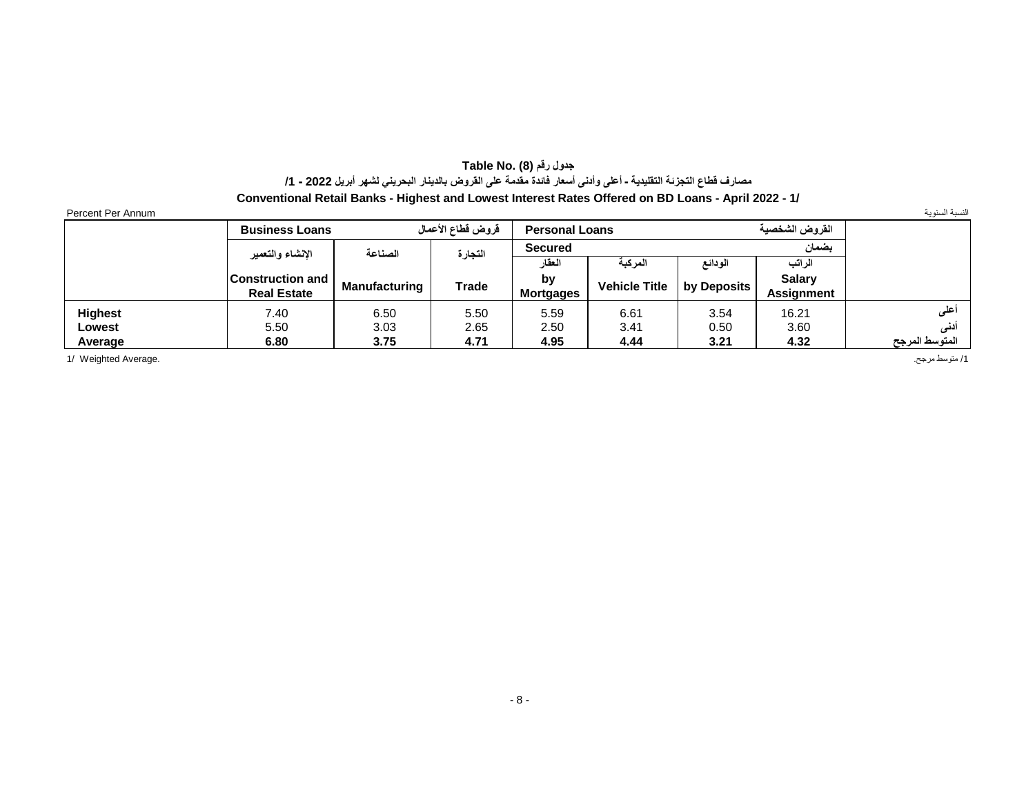**جدول رقم (8) .Table No**

**مصارف قطاع التجزئة التقليدية - أعلى وأدنى أسعار فائدة مقدمة على القروض بالدينار البحريني لشهر أبريل 2022 - 1/**

**Conventional Retail Banks - Highest and Lowest Interest Rates Offered on BD Loans - April 2022 - 1/**

Percent Per Annum — النسبة السنوية

| | Business Loans قروض قطاع الأعمال | | | Personal Loans القروض الشخصية | | | | |
|---|---|---|---|---|---|---|---|---|
| | | | | Secured بضمان | | | | |
| | الإنشاء والتعمير Construction and Real Estate | الصناعة Manufacturing | التجارة Trade | العقار by Mortgages | المركبة Vehicle Title | الودائع by Deposits | الراتب Salary Assignment | |
| **Highest** | 7.40 | 6.50 | 5.50 | 5.59 | 6.61 | 3.54 | 16.21 | **أعلى** |
| **Lowest** | 5.50 | 3.03 | 2.65 | 2.50 | 3.41 | 0.50 | 3.60 | **أدنى** |
| **Average** | **6.80** | **3.75** | **4.71** | **4.95** | **4.44** | **3.21** | **4.32** | **المتوسط المرجح** |

1/ Weighted Average.

1/ متوسط مرجح.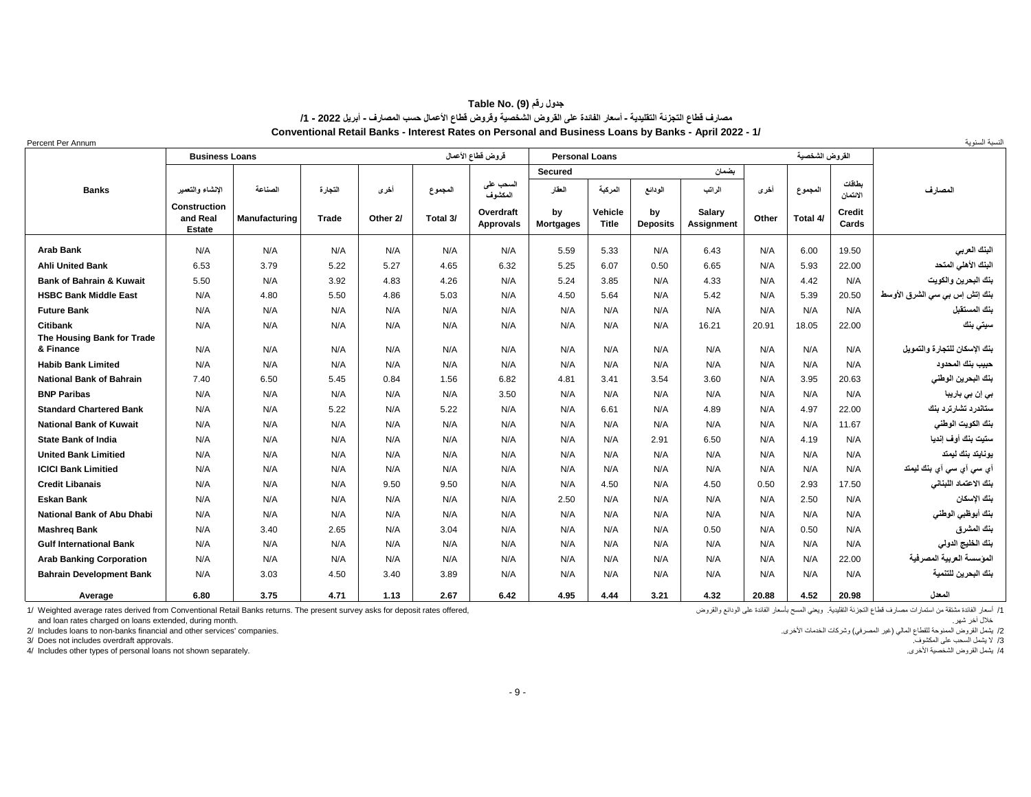## Table No. (9) جدول رقم

## مصارف قطاع التجزئة التقليدية - أسعار الفائدة على القروض الشخصية وقروض قطاع الأعمال حسب المصارف - أبريل 2022 - 1/

## Conventional Retail Banks - Interest Rates on Personal and Business Loans by Banks - April 2022 - 1/

Percent Per Annum النسبة السنوية

| Banks | Business Loans قروض قطاع الأعمال | | | | | | Personal Loans القروض الشخصية | | | | | | | المصارف |
|---|---|---|---|---|---|---|---|---|---|---|---|---|---|---|
| | | | | | | | Secured بضمان | | | | | | | |
| | الإنشاء والتعمير Construction and Real Estate | الصناعة Manufacturing | التجارة Trade | أخرى Other 2/ | المجموع Total 3/ | السحب على المكشوف Overdraft Approvals | العقار by Mortgages | المركبة Vehicle Title | الودائع by Deposits | الراتب Salary Assignment | أخرى Other | المجموع Total 4/ | بطاقات الائتمان Credit Cards | |
| Arab Bank | N/A | N/A | N/A | N/A | N/A | N/A | 5.59 | 5.33 | N/A | 6.43 | N/A | 6.00 | 19.50 | البنك العربي |
| Ahli United Bank | 6.53 | 3.79 | 5.22 | 5.27 | 4.65 | 6.32 | 5.25 | 6.07 | 0.50 | 6.65 | N/A | 5.93 | 22.00 | البنك الأهلي المتحد |
| Bank of Bahrain & Kuwait | 5.50 | N/A | 3.92 | 4.83 | 4.26 | N/A | 5.24 | 3.85 | N/A | 4.33 | N/A | 4.42 | N/A | بنك البحرين والكويت |
| HSBC Bank Middle East | N/A | 4.80 | 5.50 | 4.86 | 5.03 | N/A | 4.50 | 5.64 | N/A | 5.42 | N/A | 5.39 | 20.50 | بنك إتش إس بي سي الشرق الأوسط |
| Future Bank | N/A | N/A | N/A | N/A | N/A | N/A | N/A | N/A | N/A | N/A | N/A | N/A | N/A | بنك المستقبل |
| Citibank | N/A | N/A | N/A | N/A | N/A | N/A | N/A | N/A | N/A | 16.21 | 20.91 | 18.05 | 22.00 | سيتي بنك |
| The Housing Bank for Trade & Finance | N/A | N/A | N/A | N/A | N/A | N/A | N/A | N/A | N/A | N/A | N/A | N/A | N/A | بنك الإسكان للتجارة والتمويل |
| Habib Bank Limited | N/A | N/A | N/A | N/A | N/A | N/A | N/A | N/A | N/A | N/A | N/A | N/A | N/A | حبيب بنك المحدود |
| National Bank of Bahrain | 7.40 | 6.50 | 5.45 | 0.84 | 1.56 | 6.82 | 4.81 | 3.41 | 3.54 | 3.60 | N/A | 3.95 | 20.63 | بنك البحرين الوطني |
| BNP Paribas | N/A | N/A | N/A | N/A | N/A | 3.50 | N/A | N/A | N/A | N/A | N/A | N/A | N/A | بي إن بي باريبا |
| Standard Chartered Bank | N/A | N/A | 5.22 | N/A | 5.22 | N/A | N/A | 6.61 | N/A | 4.89 | N/A | 4.97 | 22.00 | ستاندرد تشارترد بنك |
| National Bank of Kuwait | N/A | N/A | N/A | N/A | N/A | N/A | N/A | N/A | N/A | N/A | N/A | N/A | 11.67 | بنك الكويت الوطني |
| State Bank of India | N/A | N/A | N/A | N/A | N/A | N/A | N/A | N/A | 2.91 | 6.50 | N/A | 4.19 | N/A | ستيت بنك أوف إنديا |
| United Bank Limitied | N/A | N/A | N/A | N/A | N/A | N/A | N/A | N/A | N/A | N/A | N/A | N/A | N/A | يونايتد بنك ليمتد |
| ICICI Bank Limitied | N/A | N/A | N/A | N/A | N/A | N/A | N/A | N/A | N/A | N/A | N/A | N/A | N/A | أي سي أي سي أي بنك ليمتد |
| Credit Libanais | N/A | N/A | N/A | 9.50 | 9.50 | N/A | N/A | 4.50 | N/A | 4.50 | 0.50 | 2.93 | 17.50 | بنك الاعتماد اللبناني |
| Eskan Bank | N/A | N/A | N/A | N/A | N/A | N/A | 2.50 | N/A | N/A | N/A | N/A | 2.50 | N/A | بنك الإسكان |
| National Bank of Abu Dhabi | N/A | N/A | N/A | N/A | N/A | N/A | N/A | N/A | N/A | N/A | N/A | N/A | N/A | بنك أبوظبي الوطني |
| Mashreq Bank | N/A | 3.40 | 2.65 | N/A | 3.04 | N/A | N/A | N/A | N/A | 0.50 | N/A | 0.50 | N/A | بنك المشرق |
| Gulf International Bank | N/A | N/A | N/A | N/A | N/A | N/A | N/A | N/A | N/A | N/A | N/A | N/A | N/A | بنك الخليج الدولي |
| Arab Banking Corporation | N/A | N/A | N/A | N/A | N/A | N/A | N/A | N/A | N/A | N/A | N/A | N/A | 22.00 | المؤسسة العربية المصرفية |
| Bahrain Development Bank | N/A | 3.03 | 4.50 | 3.40 | 3.89 | N/A | N/A | N/A | N/A | N/A | N/A | N/A | N/A | بنك البحرين للتنمية |
| **Average** | **6.80** | **3.75** | **4.71** | **1.13** | **2.67** | **6.42** | **4.95** | **4.44** | **3.21** | **4.32** | **20.88** | **4.52** | **20.98** | **المعدل** |

1/ Weighted average rates derived from Conventional Retail Banks returns. The present survey asks for deposit rates offered, and loan rates charged on loans extended, during month.

2/ Includes loans to non-banks financial and other services' companies.

3/ Does not includes overdraft approvals.

4/ Includes other types of personal loans not shown separately.

1/ أسعار الفائدة مشتقة من استمارات مصارف قطاع التجزئة التقليدية. ويعني المسح بأسعار الفائدة على الودائع والقروض خلال آخر شهر.

2/ يشمل القروض الممنوحة للقطاع المالي (غير المصرفي) وشركات الخدمات الأخرى.

3/ لا يشمل السحب على المكشوف.

4/ يشمل القروض الشخصية الأخرى.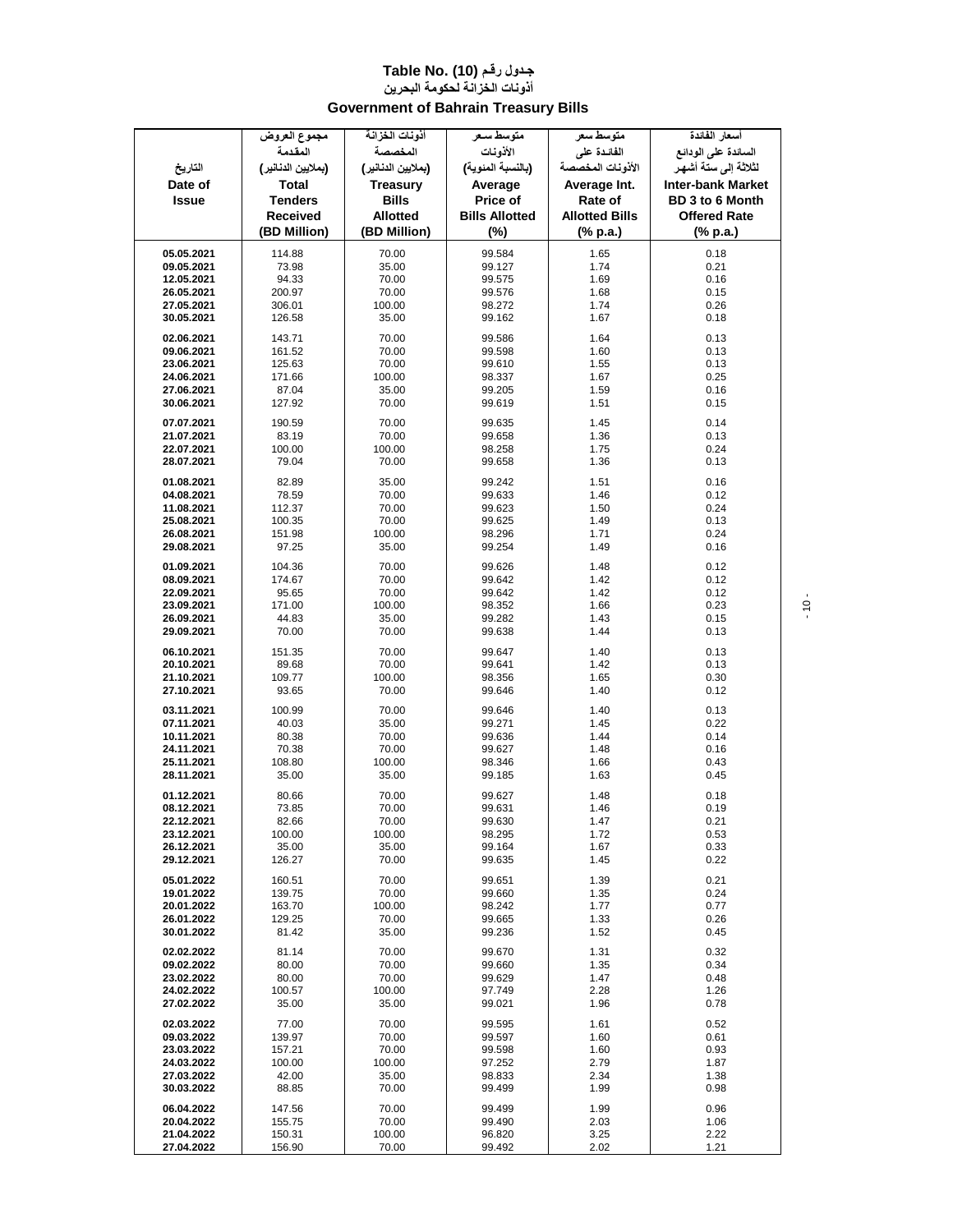# جدول رقم (10) Table No.

## أذونات الخزانة لحكومة البحرين

## Government of Bahrain Treasury Bills

| التاريخ<br>Date of Issue | مجموع العروض المقدمة (بملايين الدنانير)<br>Total Tenders Received (BD Million) | أذونات الخزانة المخصصة (بملايين الدنانير)<br>Treasury Bills Allotted (BD Million) | متوسط سعر الأذونات (بالنسبة المئوية)<br>Average Price of Bills Allotted (%) | متوسط سعر الفائدة على الأذونات المخصصة<br>Average Int. Rate of Allotted Bills (% p.a.) | أسعار الفائدة السائدة على الودائع لثلاثة إلى ستة أشهر<br>Inter-bank Market BD 3 to 6 Month Offered Rate (% p.a.) |
|---|---|---|---|---|---|
| 05.05.2021 | 114.88 | 70.00 | 99.584 | 1.65 | 0.18 |
| 09.05.2021 | 73.98 | 35.00 | 99.127 | 1.74 | 0.21 |
| 12.05.2021 | 94.33 | 70.00 | 99.575 | 1.69 | 0.16 |
| 26.05.2021 | 200.97 | 70.00 | 99.576 | 1.68 | 0.15 |
| 27.05.2021 | 306.01 | 100.00 | 98.272 | 1.74 | 0.26 |
| 30.05.2021 | 126.58 | 35.00 | 99.162 | 1.67 | 0.18 |
| 02.06.2021 | 143.71 | 70.00 | 99.586 | 1.64 | 0.13 |
| 09.06.2021 | 161.52 | 70.00 | 99.598 | 1.60 | 0.13 |
| 23.06.2021 | 125.63 | 70.00 | 99.610 | 1.55 | 0.13 |
| 24.06.2021 | 171.66 | 100.00 | 98.337 | 1.67 | 0.25 |
| 27.06.2021 | 87.04 | 35.00 | 99.205 | 1.59 | 0.16 |
| 30.06.2021 | 127.92 | 70.00 | 99.619 | 1.51 | 0.15 |
| 07.07.2021 | 190.59 | 70.00 | 99.635 | 1.45 | 0.14 |
| 21.07.2021 | 83.19 | 70.00 | 99.658 | 1.36 | 0.13 |
| 22.07.2021 | 100.00 | 100.00 | 98.258 | 1.75 | 0.24 |
| 28.07.2021 | 79.04 | 70.00 | 99.658 | 1.36 | 0.13 |
| 01.08.2021 | 82.89 | 35.00 | 99.242 | 1.51 | 0.16 |
| 04.08.2021 | 78.59 | 70.00 | 99.633 | 1.46 | 0.12 |
| 11.08.2021 | 112.37 | 70.00 | 99.623 | 1.50 | 0.24 |
| 25.08.2021 | 100.35 | 70.00 | 99.625 | 1.49 | 0.13 |
| 26.08.2021 | 151.98 | 100.00 | 98.296 | 1.71 | 0.24 |
| 29.08.2021 | 97.25 | 35.00 | 99.254 | 1.49 | 0.16 |
| 01.09.2021 | 104.36 | 70.00 | 99.626 | 1.48 | 0.12 |
| 08.09.2021 | 174.67 | 70.00 | 99.642 | 1.42 | 0.12 |
| 22.09.2021 | 95.65 | 70.00 | 99.642 | 1.42 | 0.12 |
| 23.09.2021 | 171.00 | 100.00 | 98.352 | 1.66 | 0.23 |
| 26.09.2021 | 44.83 | 35.00 | 99.282 | 1.43 | 0.15 |
| 29.09.2021 | 70.00 | 70.00 | 99.638 | 1.44 | 0.13 |
| 06.10.2021 | 151.35 | 70.00 | 99.647 | 1.40 | 0.13 |
| 20.10.2021 | 89.68 | 70.00 | 99.641 | 1.42 | 0.13 |
| 21.10.2021 | 109.77 | 100.00 | 98.356 | 1.65 | 0.30 |
| 27.10.2021 | 93.65 | 70.00 | 99.646 | 1.40 | 0.12 |
| 03.11.2021 | 100.99 | 70.00 | 99.646 | 1.40 | 0.13 |
| 07.11.2021 | 40.03 | 35.00 | 99.271 | 1.45 | 0.22 |
| 10.11.2021 | 80.38 | 70.00 | 99.636 | 1.44 | 0.14 |
| 24.11.2021 | 70.38 | 70.00 | 99.627 | 1.48 | 0.16 |
| 25.11.2021 | 108.80 | 100.00 | 98.346 | 1.66 | 0.43 |
| 28.11.2021 | 35.00 | 35.00 | 99.185 | 1.63 | 0.45 |
| 01.12.2021 | 80.66 | 70.00 | 99.627 | 1.48 | 0.18 |
| 08.12.2021 | 73.85 | 70.00 | 99.631 | 1.46 | 0.19 |
| 22.12.2021 | 82.66 | 70.00 | 99.630 | 1.47 | 0.21 |
| 23.12.2021 | 100.00 | 100.00 | 98.295 | 1.72 | 0.53 |
| 26.12.2021 | 35.00 | 35.00 | 99.164 | 1.67 | 0.33 |
| 29.12.2021 | 126.27 | 70.00 | 99.635 | 1.45 | 0.22 |
| 05.01.2022 | 160.51 | 70.00 | 99.651 | 1.39 | 0.21 |
| 19.01.2022 | 139.75 | 70.00 | 99.660 | 1.35 | 0.24 |
| 20.01.2022 | 163.70 | 100.00 | 98.242 | 1.77 | 0.77 |
| 26.01.2022 | 129.25 | 70.00 | 99.665 | 1.33 | 0.26 |
| 30.01.2022 | 81.42 | 35.00 | 99.236 | 1.52 | 0.45 |
| 02.02.2022 | 81.14 | 70.00 | 99.670 | 1.31 | 0.32 |
| 09.02.2022 | 80.00 | 70.00 | 99.660 | 1.35 | 0.34 |
| 23.02.2022 | 80.00 | 70.00 | 99.629 | 1.47 | 0.48 |
| 24.02.2022 | 100.57 | 100.00 | 97.749 | 2.28 | 1.26 |
| 27.02.2022 | 35.00 | 35.00 | 99.021 | 1.96 | 0.78 |
| 02.03.2022 | 77.00 | 70.00 | 99.595 | 1.61 | 0.52 |
| 09.03.2022 | 139.97 | 70.00 | 99.597 | 1.60 | 0.61 |
| 23.03.2022 | 157.21 | 70.00 | 99.598 | 1.60 | 0.93 |
| 24.03.2022 | 100.00 | 100.00 | 97.252 | 2.79 | 1.87 |
| 27.03.2022 | 42.00 | 35.00 | 98.833 | 2.34 | 1.38 |
| 30.03.2022 | 88.85 | 70.00 | 99.499 | 1.99 | 0.98 |
| 06.04.2022 | 147.56 | 70.00 | 99.499 | 1.99 | 0.96 |
| 20.04.2022 | 155.75 | 70.00 | 99.490 | 2.03 | 1.06 |
| 21.04.2022 | 150.31 | 100.00 | 96.820 | 3.25 | 2.22 |
| 27.04.2022 | 156.90 | 70.00 | 99.492 | 2.02 | 1.21 |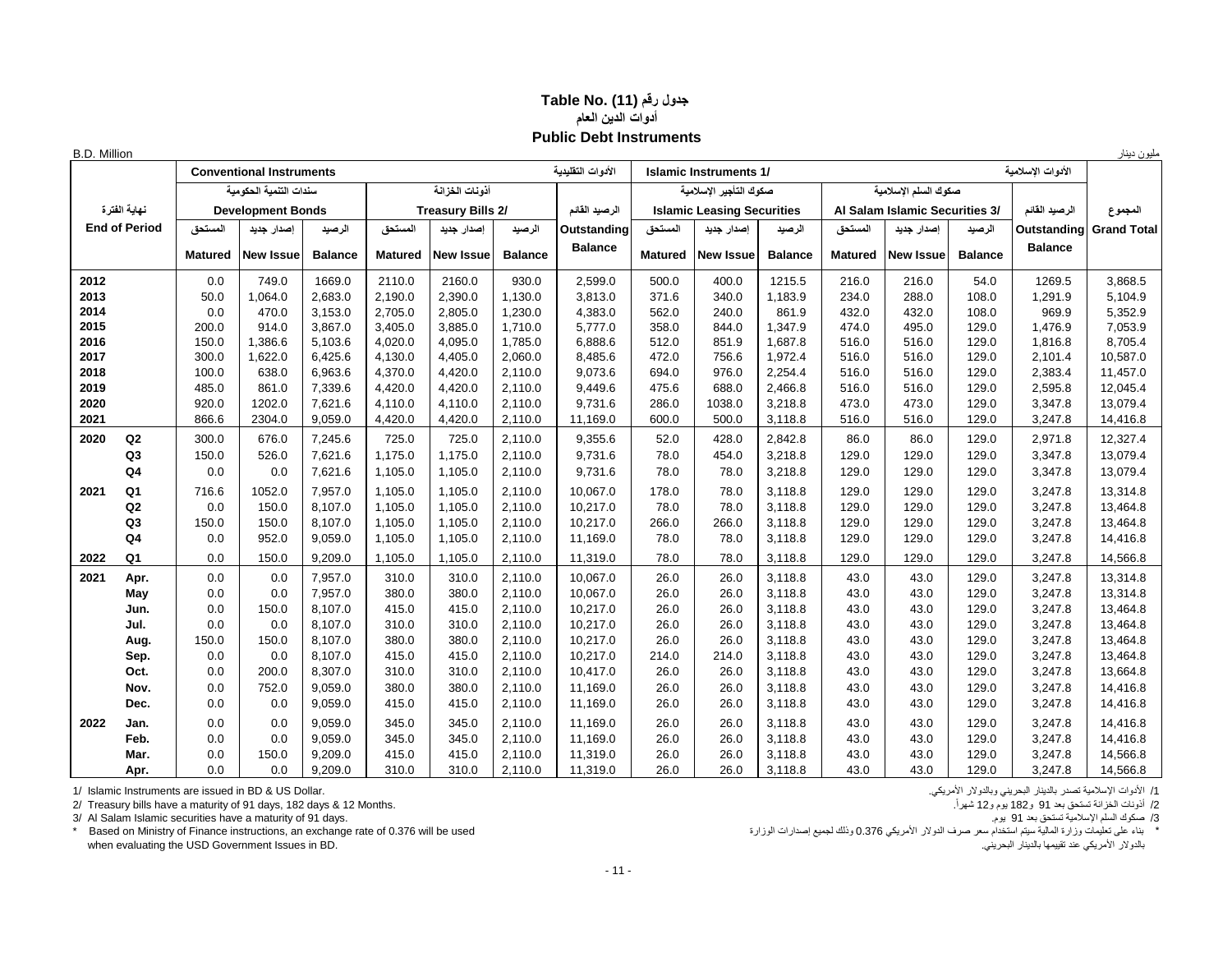# Table No. (11) جدول رقم

## أدوات الدين العام

## Public Debt Instruments

B.D. Million / مليون دينار

| نهاية الفترة End of Period | | Conventional Instruments الأدوات التقليدية | | | | | | | Islamic Instruments 1/ الأدوات الإسلامية | | | | | | | المجموع Grand Total |
|---|---|---|---|---|---|---|---|---|---|---|---|---|---|---|---|---|
| | | سندات التنمية الحكومية Development Bonds | | | أذونات الخزانة Treasury Bills 2/ | | | الرصيد القائم Outstanding Balance | صكوك التأجير الإسلامية Islamic Leasing Securities | | | صكوك السلم الإسلامية Al Salam Islamic Securities 3/ | | | الرصيد القائم Outstanding Balance | |
| | | المستحق Matured | إصدار جديد New Issue | الرصيد Balance | المستحق Matured | إصدار جديد New Issue | الرصيد Balance | | المستحق Matured | إصدار جديد New Issue | الرصيد Balance | المستحق Matured | إصدار جديد New Issue | الرصيد Balance | | |
| 2012 | | 0.0 | 749.0 | 1669.0 | 2110.0 | 2160.0 | 930.0 | 2,599.0 | 500.0 | 400.0 | 1215.5 | 216.0 | 216.0 | 54.0 | 1269.5 | 3,868.5 |
| 2013 | | 50.0 | 1,064.0 | 2,683.0 | 2,190.0 | 2,390.0 | 1,130.0 | 3,813.0 | 371.6 | 340.0 | 1,183.9 | 234.0 | 288.0 | 108.0 | 1,291.9 | 5,104.9 |
| 2014 | | 0.0 | 470.0 | 3,153.0 | 2,705.0 | 2,805.0 | 1,230.0 | 4,383.0 | 562.0 | 240.0 | 861.9 | 432.0 | 432.0 | 108.0 | 969.9 | 5,352.9 |
| 2015 | | 200.0 | 914.0 | 3,867.0 | 3,405.0 | 3,885.0 | 1,710.0 | 5,777.0 | 358.0 | 844.0 | 1,347.9 | 474.0 | 495.0 | 129.0 | 1,476.9 | 7,053.9 |
| 2016 | | 150.0 | 1,386.6 | 5,103.6 | 4,020.0 | 4,095.0 | 1,785.0 | 6,888.6 | 512.0 | 851.9 | 1,687.8 | 516.0 | 516.0 | 129.0 | 1,816.8 | 8,705.4 |
| 2017 | | 300.0 | 1,622.0 | 6,425.6 | 4,130.0 | 4,405.0 | 2,060.0 | 8,485.6 | 472.0 | 756.6 | 1,972.4 | 516.0 | 516.0 | 129.0 | 2,101.4 | 10,587.0 |
| 2018 | | 100.0 | 638.0 | 6,963.6 | 4,370.0 | 4,420.0 | 2,110.0 | 9,073.6 | 694.0 | 976.0 | 2,254.4 | 516.0 | 516.0 | 129.0 | 2,383.4 | 11,457.0 |
| 2019 | | 485.0 | 861.0 | 7,339.6 | 4,420.0 | 4,420.0 | 2,110.0 | 9,449.6 | 475.6 | 688.0 | 2,466.8 | 516.0 | 516.0 | 129.0 | 2,595.8 | 12,045.4 |
| 2020 | | 920.0 | 1202.0 | 7,621.6 | 4,110.0 | 4,110.0 | 2,110.0 | 9,731.6 | 286.0 | 1038.0 | 3,218.8 | 473.0 | 473.0 | 129.0 | 3,347.8 | 13,079.4 |
| 2021 | | 866.6 | 2304.0 | 9,059.0 | 4,420.0 | 4,420.0 | 2,110.0 | 11,169.0 | 600.0 | 500.0 | 3,118.8 | 516.0 | 516.0 | 129.0 | 3,247.8 | 14,416.8 |
| 2020 | Q2 | 300.0 | 676.0 | 7,245.6 | 725.0 | 725.0 | 2,110.0 | 9,355.6 | 52.0 | 428.0 | 2,842.8 | 86.0 | 86.0 | 129.0 | 2,971.8 | 12,327.4 |
| | Q3 | 150.0 | 526.0 | 7,621.6 | 1,175.0 | 1,175.0 | 2,110.0 | 9,731.6 | 78.0 | 454.0 | 3,218.8 | 129.0 | 129.0 | 129.0 | 3,347.8 | 13,079.4 |
| | Q4 | 0.0 | 0.0 | 7,621.6 | 1,105.0 | 1,105.0 | 2,110.0 | 9,731.6 | 78.0 | 78.0 | 3,218.8 | 129.0 | 129.0 | 129.0 | 3,347.8 | 13,079.4 |
| 2021 | Q1 | 716.6 | 1052.0 | 7,957.0 | 1,105.0 | 1,105.0 | 2,110.0 | 10,067.0 | 178.0 | 78.0 | 3,118.8 | 129.0 | 129.0 | 129.0 | 3,247.8 | 13,314.8 |
| | Q2 | 0.0 | 150.0 | 8,107.0 | 1,105.0 | 1,105.0 | 2,110.0 | 10,217.0 | 78.0 | 78.0 | 3,118.8 | 129.0 | 129.0 | 129.0 | 3,247.8 | 13,464.8 |
| | Q3 | 150.0 | 150.0 | 8,107.0 | 1,105.0 | 1,105.0 | 2,110.0 | 10,217.0 | 266.0 | 266.0 | 3,118.8 | 129.0 | 129.0 | 129.0 | 3,247.8 | 13,464.8 |
| | Q4 | 0.0 | 952.0 | 9,059.0 | 1,105.0 | 1,105.0 | 2,110.0 | 11,169.0 | 78.0 | 78.0 | 3,118.8 | 129.0 | 129.0 | 129.0 | 3,247.8 | 14,416.8 |
| 2022 | Q1 | 0.0 | 150.0 | 9,209.0 | 1,105.0 | 1,105.0 | 2,110.0 | 11,319.0 | 78.0 | 78.0 | 3,118.8 | 129.0 | 129.0 | 129.0 | 3,247.8 | 14,566.8 |
| 2021 | Apr. | 0.0 | 0.0 | 7,957.0 | 310.0 | 310.0 | 2,110.0 | 10,067.0 | 26.0 | 26.0 | 3,118.8 | 43.0 | 43.0 | 129.0 | 3,247.8 | 13,314.8 |
| | May | 0.0 | 0.0 | 7,957.0 | 380.0 | 380.0 | 2,110.0 | 10,067.0 | 26.0 | 26.0 | 3,118.8 | 43.0 | 43.0 | 129.0 | 3,247.8 | 13,314.8 |
| | Jun. | 0.0 | 150.0 | 8,107.0 | 415.0 | 415.0 | 2,110.0 | 10,217.0 | 26.0 | 26.0 | 3,118.8 | 43.0 | 43.0 | 129.0 | 3,247.8 | 13,464.8 |
| | Jul. | 0.0 | 0.0 | 8,107.0 | 310.0 | 310.0 | 2,110.0 | 10,217.0 | 26.0 | 26.0 | 3,118.8 | 43.0 | 43.0 | 129.0 | 3,247.8 | 13,464.8 |
| | Aug. | 150.0 | 150.0 | 8,107.0 | 380.0 | 380.0 | 2,110.0 | 10,217.0 | 26.0 | 26.0 | 3,118.8 | 43.0 | 43.0 | 129.0 | 3,247.8 | 13,464.8 |
| | Sep. | 0.0 | 0.0 | 8,107.0 | 415.0 | 415.0 | 2,110.0 | 10,217.0 | 214.0 | 214.0 | 3,118.8 | 43.0 | 43.0 | 129.0 | 3,247.8 | 13,464.8 |
| | Oct. | 0.0 | 200.0 | 8,307.0 | 310.0 | 310.0 | 2,110.0 | 10,417.0 | 26.0 | 26.0 | 3,118.8 | 43.0 | 43.0 | 129.0 | 3,247.8 | 13,664.8 |
| | Nov. | 0.0 | 752.0 | 9,059.0 | 380.0 | 380.0 | 2,110.0 | 11,169.0 | 26.0 | 26.0 | 3,118.8 | 43.0 | 43.0 | 129.0 | 3,247.8 | 14,416.8 |
| | Dec. | 0.0 | 0.0 | 9,059.0 | 415.0 | 415.0 | 2,110.0 | 11,169.0 | 26.0 | 26.0 | 3,118.8 | 43.0 | 43.0 | 129.0 | 3,247.8 | 14,416.8 |
| 2022 | Jan. | 0.0 | 0.0 | 9,059.0 | 345.0 | 345.0 | 2,110.0 | 11,169.0 | 26.0 | 26.0 | 3,118.8 | 43.0 | 43.0 | 129.0 | 3,247.8 | 14,416.8 |
| | Feb. | 0.0 | 0.0 | 9,059.0 | 345.0 | 345.0 | 2,110.0 | 11,169.0 | 26.0 | 26.0 | 3,118.8 | 43.0 | 43.0 | 129.0 | 3,247.8 | 14,416.8 |
| | Mar. | 0.0 | 150.0 | 9,209.0 | 415.0 | 415.0 | 2,110.0 | 11,319.0 | 26.0 | 26.0 | 3,118.8 | 43.0 | 43.0 | 129.0 | 3,247.8 | 14,566.8 |
| | Apr. | 0.0 | 0.0 | 9,209.0 | 310.0 | 310.0 | 2,110.0 | 11,319.0 | 26.0 | 26.0 | 3,118.8 | 43.0 | 43.0 | 129.0 | 3,247.8 | 14,566.8 |

1/ Islamic Instruments are issued in BD & US Dollar.
2/ Treasury bills have a maturity of 91 days, 182 days & 12 Months.
3/ Al Salam Islamic securities have a maturity of 91 days.
* Based on Ministry of Finance instructions, an exchange rate of 0.376 will be used when evaluating the USD Government Issues in BD.

1/ الأدوات الإسلامية تصدر بالدينار البحريني وبالدولار الأمريكي.
2/ أذونات الخزانة تستحق بعد 91 و182 يوم و12 شهراً.
3/ صكوك السلم الإسلامية تستحق بعد 91 يوم.
* بناء على تعليمات وزارة المالية سيتم استخدام سعر صرف الدولار الأمريكي 0.376 وذلك لجميع إصدارات الوزارة بالدولار الأمريكي عند تقييمها بالدينار البحريني.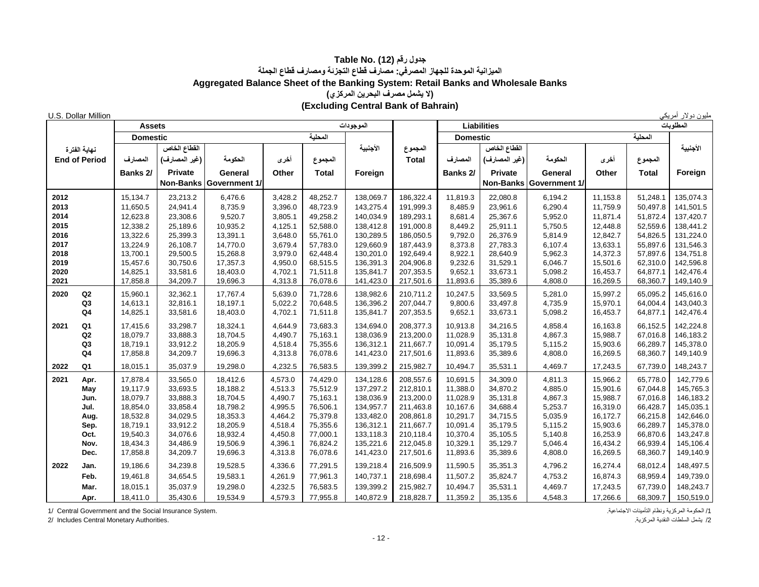# جدول رقم (12) Table No. (12)

## الميزانية الموحدة للجهاز المصرفي: مصارف قطاع التجزئة ومصارف قطاع الجملة

## Aggregated Balance Sheet of the Banking System: Retail Banks and Wholesale Banks

### (لا يشمل مصرف البحرين المركزي)

### (Excluding Central Bank of Bahrain)

U.S. Dollar Million — مليون دولار أمريكي

| نهاية الفترة End of Period | | Assets الموجودات | | | | | | Total المجموع | Liabilities المطلوبات | | | | | |
|---|---|---|---|---|---|---|---|---|---|---|---|---|---|---|
| | | Domestic المحلية | | | | | Foreign الأجنبية | | Domestic المحلية | | | | | Foreign الأجنبية |
| | | Banks 2/ المصارف | Private Non-Banks القطاع الخاص (غير المصارف) | General Government 1/ الحكومة | Other أخرى | Total المجموع | | | Banks 2/ المصارف | Private Non-Banks القطاع الخاص (غير المصارف) | General Government 1/ الحكومة | Other أخرى | Total المجموع | |
| 2012 | | 15,134.7 | 23,213.2 | 6,476.6 | 3,428.2 | 48,252.7 | 138,069.7 | 186,322.4 | 11,819.3 | 22,080.8 | 6,194.2 | 11,153.8 | 51,248.1 | 135,074.3 |
| 2013 | | 11,650.5 | 24,941.4 | 8,735.9 | 3,396.0 | 48,723.9 | 143,275.4 | 191,999.3 | 8,485.9 | 23,961.6 | 6,290.4 | 11,759.9 | 50,497.8 | 141,501.5 |
| 2014 | | 12,623.8 | 23,308.6 | 9,520.7 | 3,805.1 | 49,258.2 | 140,034.9 | 189,293.1 | 8,681.4 | 25,367.6 | 5,952.0 | 11,871.4 | 51,872.4 | 137,420.7 |
| 2015 | | 12,338.2 | 25,189.6 | 10,935.2 | 4,125.1 | 52,588.0 | 138,412.8 | 191,000.8 | 8,449.2 | 25,911.1 | 5,750.5 | 12,448.8 | 52,559.6 | 138,441.2 |
| 2016 | | 13,322.6 | 25,399.3 | 13,391.1 | 3,648.0 | 55,761.0 | 130,289.5 | 186,050.5 | 9,792.0 | 26,376.9 | 5,814.9 | 12,842.7 | 54,826.5 | 131,224.0 |
| 2017 | | 13,224.9 | 26,108.7 | 14,770.0 | 3,679.4 | 57,783.0 | 129,660.9 | 187,443.9 | 8,373.8 | 27,783.3 | 6,107.4 | 13,633.1 | 55,897.6 | 131,546.3 |
| 2018 | | 13,700.1 | 29,500.5 | 15,268.8 | 3,979.0 | 62,448.4 | 130,201.0 | 192,649.4 | 8,922.1 | 28,640.9 | 5,962.3 | 14,372.3 | 57,897.6 | 134,751.8 |
| 2019 | | 15,457.6 | 30,750.6 | 17,357.3 | 4,950.0 | 68,515.5 | 136,391.3 | 204,906.8 | 9,232.6 | 31,529.1 | 6,046.7 | 15,501.6 | 62,310.0 | 142,596.8 |
| 2020 | | 14,825.1 | 33,581.6 | 18,403.0 | 4,702.1 | 71,511.8 | 135,841.7 | 207,353.5 | 9,652.1 | 33,673.1 | 5,098.2 | 16,453.7 | 64,877.1 | 142,476.4 |
| 2021 | | 17,858.8 | 34,209.7 | 19,696.3 | 4,313.8 | 76,078.6 | 141,423.0 | 217,501.6 | 11,893.6 | 35,389.6 | 4,808.0 | 16,269.5 | 68,360.7 | 149,140.9 |
| 2020 | Q2 | 15,960.1 | 32,362.1 | 17,767.4 | 5,639.0 | 71,728.6 | 138,982.6 | 210,711.2 | 10,247.5 | 33,569.5 | 5,281.0 | 15,997.2 | 65,095.2 | 145,616.0 |
| | Q3 | 14,613.1 | 32,816.1 | 18,197.1 | 5,022.2 | 70,648.5 | 136,396.2 | 207,044.7 | 9,800.6 | 33,497.8 | 4,735.9 | 15,970.1 | 64,004.4 | 143,040.3 |
| | Q4 | 14,825.1 | 33,581.6 | 18,403.0 | 4,702.1 | 71,511.8 | 135,841.7 | 207,353.5 | 9,652.1 | 33,673.1 | 5,098.2 | 16,453.7 | 64,877.1 | 142,476.4 |
| 2021 | Q1 | 17,415.6 | 33,298.7 | 18,324.1 | 4,644.9 | 73,683.3 | 134,694.0 | 208,377.3 | 10,913.8 | 34,216.5 | 4,858.4 | 16,163.8 | 66,152.5 | 142,224.8 |
| | Q2 | 18,079.7 | 33,888.3 | 18,704.5 | 4,490.7 | 75,163.1 | 138,036.9 | 213,200.0 | 11,028.9 | 35,131.8 | 4,867.3 | 15,988.7 | 67,016.8 | 146,183.2 |
| | Q3 | 18,719.1 | 33,912.2 | 18,205.9 | 4,518.4 | 75,355.6 | 136,312.1 | 211,667.7 | 10,091.4 | 35,179.5 | 5,115.2 | 15,903.6 | 66,289.7 | 145,378.0 |
| | Q4 | 17,858.8 | 34,209.7 | 19,696.3 | 4,313.8 | 76,078.6 | 141,423.0 | 217,501.6 | 11,893.6 | 35,389.6 | 4,808.0 | 16,269.5 | 68,360.7 | 149,140.9 |
| 2022 | Q1 | 18,015.1 | 35,037.9 | 19,298.0 | 4,232.5 | 76,583.5 | 139,399.2 | 215,982.7 | 10,494.7 | 35,531.1 | 4,469.7 | 17,243.5 | 67,739.0 | 148,243.7 |
| 2021 | Apr. | 17,878.4 | 33,565.0 | 18,412.6 | 4,573.0 | 74,429.0 | 134,128.6 | 208,557.6 | 10,691.5 | 34,309.0 | 4,811.3 | 15,966.2 | 65,778.0 | 142,779.6 |
| | May | 19,117.9 | 33,693.5 | 18,188.2 | 4,513.3 | 75,512.9 | 137,297.2 | 212,810.1 | 11,388.0 | 34,870.2 | 4,885.0 | 15,901.6 | 67,044.8 | 145,765.3 |
| | Jun. | 18,079.7 | 33,888.3 | 18,704.5 | 4,490.7 | 75,163.1 | 138,036.9 | 213,200.0 | 11,028.9 | 35,131.8 | 4,867.3 | 15,988.7 | 67,016.8 | 146,183.2 |
| | Jul. | 18,854.0 | 33,858.4 | 18,798.2 | 4,995.5 | 76,506.1 | 134,957.7 | 211,463.8 | 10,167.6 | 34,688.4 | 5,253.7 | 16,319.0 | 66,428.7 | 145,035.1 |
| | Aug. | 18,532.8 | 34,029.5 | 18,353.3 | 4,464.2 | 75,379.8 | 133,482.0 | 208,861.8 | 10,291.7 | 34,715.5 | 5,035.9 | 16,172.7 | 66,215.8 | 142,646.0 |
| | Sep. | 18,719.1 | 33,912.2 | 18,205.9 | 4,518.4 | 75,355.6 | 136,312.1 | 211,667.7 | 10,091.4 | 35,179.5 | 5,115.2 | 15,903.6 | 66,289.7 | 145,378.0 |
| | Oct. | 19,540.3 | 34,076.6 | 18,932.4 | 4,450.8 | 77,000.1 | 133,118.3 | 210,118.4 | 10,370.4 | 35,105.5 | 5,140.8 | 16,253.9 | 66,870.6 | 143,247.8 |
| | Nov. | 18,434.3 | 34,486.9 | 19,506.9 | 4,396.1 | 76,824.2 | 135,221.6 | 212,045.8 | 10,329.1 | 35,129.7 | 5,046.4 | 16,434.2 | 66,939.4 | 145,106.4 |
| | Dec. | 17,858.8 | 34,209.7 | 19,696.3 | 4,313.8 | 76,078.6 | 141,423.0 | 217,501.6 | 11,893.6 | 35,389.6 | 4,808.0 | 16,269.5 | 68,360.7 | 149,140.9 |
| 2022 | Jan. | 19,186.6 | 34,239.8 | 19,528.5 | 4,336.6 | 77,291.5 | 139,218.4 | 216,509.9 | 11,590.5 | 35,351.3 | 4,796.2 | 16,274.4 | 68,012.4 | 148,497.5 |
| | Feb. | 19,461.8 | 34,654.5 | 19,583.1 | 4,261.9 | 77,961.3 | 140,737.1 | 218,698.4 | 11,507.2 | 35,824.7 | 4,753.2 | 16,874.3 | 68,959.4 | 149,739.0 |
| | Mar. | 18,015.1 | 35,037.9 | 19,298.0 | 4,232.5 | 76,583.5 | 139,399.2 | 215,982.7 | 10,494.7 | 35,531.1 | 4,469.7 | 17,243.5 | 67,739.0 | 148,243.7 |
| | Apr. | 18,411.0 | 35,430.6 | 19,534.9 | 4,579.3 | 77,955.8 | 140,872.9 | 218,828.7 | 11,359.2 | 35,135.6 | 4,548.3 | 17,266.6 | 68,309.7 | 150,519.0 |

1/ Central Government and the Social Insurance System. — 1/ الحكومة المركزية ونظام التأمينات الاجتماعية.

2/ Includes Central Monetary Authorities. — 2/ يشمل السلطات النقدية المركزية.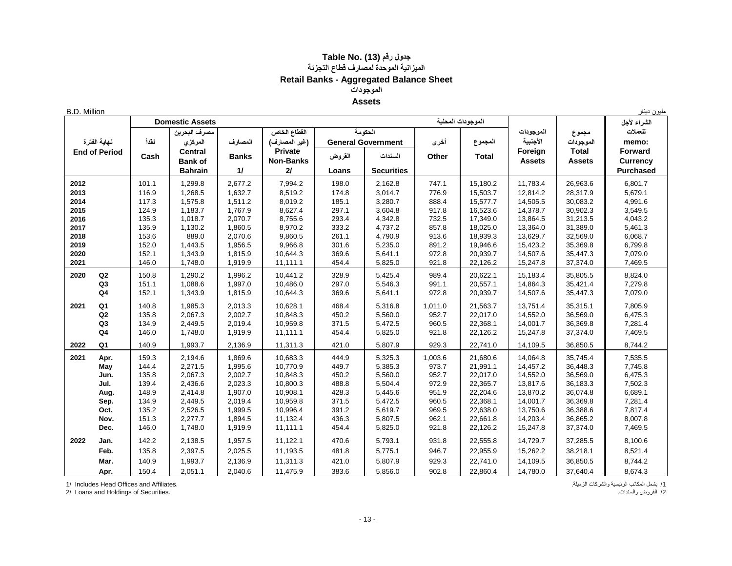# Table No. (13) جدول رقم

## الميزانية الموحدة لمصارف قطاع التجزئة

## Retail Banks - Aggregated Balance Sheet

### الموجودات

### Assets

B.D. Million مليون دينار

| نهاية الفترة End of Period | | Domestic Assets الموجودات المحلية | | | | | | | | الموجودات الأجنبية Foreign Assets | مجموع الموجودات Total Assets | الشراء لأجل للعملات memo: Forward Currency Purchased |
|---|---|---|---|---|---|---|---|---|---|---|---|---|
| | | نقداً Cash | مصرف البحرين المركزي Central Bank of Bahrain | المصارف Banks 1/ | القطاع الخاص (غير المصارف) Private Non-Banks 2/ | الحكومة General Government القروض Loans | السندات Securities | أخرى Other | المجموع Total | | | |
| 2012 | | 101.1 | 1,299.8 | 2,677.2 | 7,994.2 | 198.0 | 2,162.8 | 747.1 | 15,180.2 | 11,783.4 | 26,963.6 | 6,801.7 |
| 2013 | | 116.9 | 1,268.5 | 1,632.7 | 8,519.2 | 174.8 | 3,014.7 | 776.9 | 15,503.7 | 12,814.2 | 28,317.9 | 5,679.1 |
| 2014 | | 117.3 | 1,575.8 | 1,511.2 | 8,019.2 | 185.1 | 3,280.7 | 888.4 | 15,577.7 | 14,505.5 | 30,083.2 | 4,991.6 |
| 2015 | | 124.9 | 1,183.7 | 1,767.9 | 8,627.4 | 297.1 | 3,604.8 | 917.8 | 16,523.6 | 14,378.7 | 30,902.3 | 3,549.5 |
| 2016 | | 135.3 | 1,018.7 | 2,070.7 | 8,755.6 | 293.4 | 4,342.8 | 732.5 | 17,349.0 | 13,864.5 | 31,213.5 | 4,043.2 |
| 2017 | | 135.9 | 1,130.2 | 1,860.5 | 8,970.2 | 333.2 | 4,737.2 | 857.8 | 18,025.0 | 13,364.0 | 31,389.0 | 5,461.3 |
| 2018 | | 153.6 | 889.0 | 2,070.6 | 9,860.5 | 261.1 | 4,790.9 | 913.6 | 18,939.3 | 13,629.7 | 32,569.0 | 6,068.7 |
| 2019 | | 152.0 | 1,443.5 | 1,956.5 | 9,966.8 | 301.6 | 5,235.0 | 891.2 | 19,946.6 | 15,423.2 | 35,369.8 | 6,799.8 |
| 2020 | | 152.1 | 1,343.9 | 1,815.9 | 10,644.3 | 369.6 | 5,641.1 | 972.8 | 20,939.7 | 14,507.6 | 35,447.3 | 7,079.0 |
| 2021 | | 146.0 | 1,748.0 | 1,919.9 | 11,111.1 | 454.4 | 5,825.0 | 921.8 | 22,126.2 | 15,247.8 | 37,374.0 | 7,469.5 |
| 2020 | Q2 | 150.8 | 1,290.2 | 1,996.2 | 10,441.2 | 328.9 | 5,425.4 | 989.4 | 20,622.1 | 15,183.4 | 35,805.5 | 8,824.0 |
| | Q3 | 151.1 | 1,088.6 | 1,997.0 | 10,486.0 | 297.0 | 5,546.3 | 991.1 | 20,557.1 | 14,864.3 | 35,421.4 | 7,279.8 |
| | Q4 | 152.1 | 1,343.9 | 1,815.9 | 10,644.3 | 369.6 | 5,641.1 | 972.8 | 20,939.7 | 14,507.6 | 35,447.3 | 7,079.0 |
| 2021 | Q1 | 140.8 | 1,985.3 | 2,013.3 | 10,628.1 | 468.4 | 5,316.8 | 1,011.0 | 21,563.7 | 13,751.4 | 35,315.1 | 7,805.9 |
| | Q2 | 135.8 | 2,067.3 | 2,002.7 | 10,848.3 | 450.2 | 5,560.0 | 952.7 | 22,017.0 | 14,552.0 | 36,569.0 | 6,475.3 |
| | Q3 | 134.9 | 2,449.5 | 2,019.4 | 10,959.8 | 371.5 | 5,472.5 | 960.5 | 22,368.1 | 14,001.7 | 36,369.8 | 7,281.4 |
| | Q4 | 146.0 | 1,748.0 | 1,919.9 | 11,111.1 | 454.4 | 5,825.0 | 921.8 | 22,126.2 | 15,247.8 | 37,374.0 | 7,469.5 |
| 2022 | Q1 | 140.9 | 1,993.7 | 2,136.9 | 11,311.3 | 421.0 | 5,807.9 | 929.3 | 22,741.0 | 14,109.5 | 36,850.5 | 8,744.2 |
| 2021 | Apr. | 159.3 | 2,194.6 | 1,869.6 | 10,683.3 | 444.9 | 5,325.3 | 1,003.6 | 21,680.6 | 14,064.8 | 35,745.4 | 7,535.5 |
| | May | 144.4 | 2,271.5 | 1,995.6 | 10,770.9 | 449.7 | 5,385.3 | 973.7 | 21,991.1 | 14,457.2 | 36,448.3 | 7,745.8 |
| | Jun. | 135.8 | 2,067.3 | 2,002.7 | 10,848.3 | 450.2 | 5,560.0 | 952.7 | 22,017.0 | 14,552.0 | 36,569.0 | 6,475.3 |
| | Jul. | 139.4 | 2,436.6 | 2,023.3 | 10,800.3 | 488.8 | 5,504.4 | 972.9 | 22,365.7 | 13,817.6 | 36,183.3 | 7,502.3 |
| | Aug. | 148.9 | 2,414.8 | 1,907.0 | 10,908.1 | 428.3 | 5,445.6 | 951.9 | 22,204.6 | 13,870.2 | 36,074.8 | 6,689.1 |
| | Sep. | 134.9 | 2,449.5 | 2,019.4 | 10,959.8 | 371.5 | 5,472.5 | 960.5 | 22,368.1 | 14,001.7 | 36,369.8 | 7,281.4 |
| | Oct. | 135.2 | 2,526.5 | 1,999.5 | 10,996.4 | 391.2 | 5,619.7 | 969.5 | 22,638.0 | 13,750.6 | 36,388.6 | 7,817.4 |
| | Nov. | 151.3 | 2,277.7 | 1,894.5 | 11,132.4 | 436.3 | 5,807.5 | 962.1 | 22,661.8 | 14,203.4 | 36,865.2 | 8,007.8 |
| | Dec. | 146.0 | 1,748.0 | 1,919.9 | 11,111.1 | 454.4 | 5,825.0 | 921.8 | 22,126.2 | 15,247.8 | 37,374.0 | 7,469.5 |
| 2022 | Jan. | 142.2 | 2,138.5 | 1,957.5 | 11,122.1 | 470.6 | 5,793.1 | 931.8 | 22,555.8 | 14,729.7 | 37,285.5 | 8,100.6 |
| | Feb. | 135.8 | 2,397.5 | 2,025.5 | 11,193.5 | 481.8 | 5,775.1 | 946.7 | 22,955.9 | 15,262.2 | 38,218.1 | 8,521.4 |
| | Mar. | 140.9 | 1,993.7 | 2,136.9 | 11,311.3 | 421.0 | 5,807.9 | 929.3 | 22,741.0 | 14,109.5 | 36,850.5 | 8,744.2 |
| | Apr. | 150.4 | 2,051.1 | 2,040.6 | 11,475.9 | 383.6 | 5,856.0 | 902.8 | 22,860.4 | 14,780.0 | 37,640.4 | 8,674.3 |

1/ Includes Head Offices and Affiliates. — 1/ يشمل المكاتب الرئيسية والشركات الزميلة.

2/ Loans and Holdings of Securities. — 2/ القروض والسندات.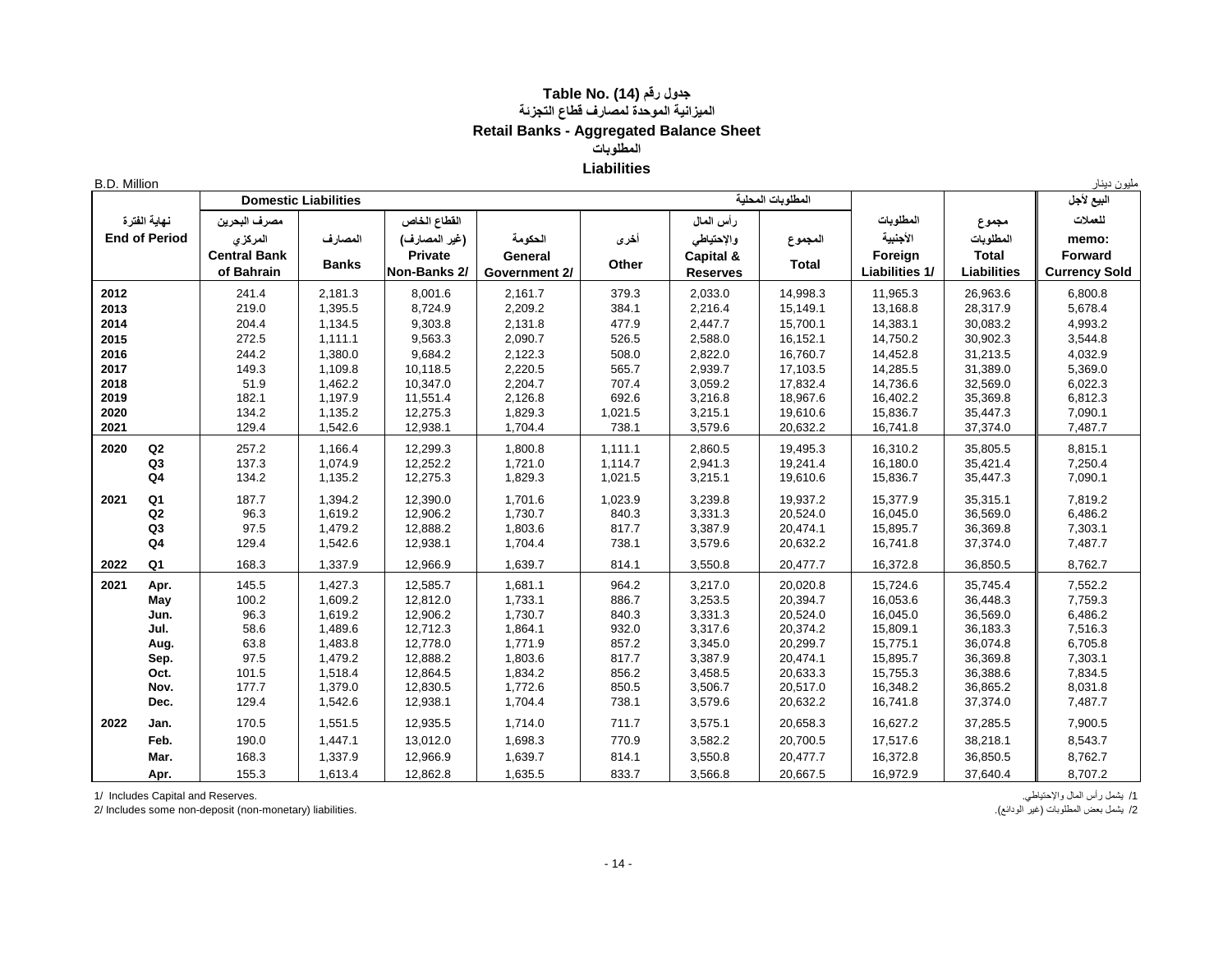# Table No. (14) جدول رقم

## الميزانية الموحدة لمصارف قطاع التجزئة

## Retail Banks - Aggregated Balance Sheet

### المطلوبات

### Liabilities

B.D. Million مليون دينار

| نهاية الفترة End of Period | | Domestic Liabilities | | | | | | المطلوبات المحلية | | | البيع لأجل |
|---|---|---|---|---|---|---|---|---|---|---|---|
| | | مصرف البحرين المركزي Central Bank of Bahrain | المصارف Banks | القطاع الخاص (غير المصارف) Private Non-Banks 2/ | الحكومة General Government 2/ | أخرى Other | رأس المال والإحتياطي Capital & Reserves | المجموع Total | المطلوبات الأجنبية Foreign Liabilities 1/ | مجموع المطلوبات Total Liabilities | للعملات memo: Forward Currency Sold |
| 2012 | | 241.4 | 2,181.3 | 8,001.6 | 2,161.7 | 379.3 | 2,033.0 | 14,998.3 | 11,965.3 | 26,963.6 | 6,800.8 |
| 2013 | | 219.0 | 1,395.5 | 8,724.9 | 2,209.2 | 384.1 | 2,216.4 | 15,149.1 | 13,168.8 | 28,317.9 | 5,678.4 |
| 2014 | | 204.4 | 1,134.5 | 9,303.8 | 2,131.8 | 477.9 | 2,447.7 | 15,700.1 | 14,383.1 | 30,083.2 | 4,993.2 |
| 2015 | | 272.5 | 1,111.1 | 9,563.3 | 2,090.7 | 526.5 | 2,588.0 | 16,152.1 | 14,750.2 | 30,902.3 | 3,544.8 |
| 2016 | | 244.2 | 1,380.0 | 9,684.2 | 2,122.3 | 508.0 | 2,822.0 | 16,760.7 | 14,452.8 | 31,213.5 | 4,032.9 |
| 2017 | | 149.3 | 1,109.8 | 10,118.5 | 2,220.5 | 565.7 | 2,939.7 | 17,103.5 | 14,285.5 | 31,389.0 | 5,369.0 |
| 2018 | | 51.9 | 1,462.2 | 10,347.0 | 2,204.7 | 707.4 | 3,059.2 | 17,832.4 | 14,736.6 | 32,569.0 | 6,022.3 |
| 2019 | | 182.1 | 1,197.9 | 11,551.4 | 2,126.8 | 692.6 | 3,216.8 | 18,967.6 | 16,402.2 | 35,369.8 | 6,812.3 |
| 2020 | | 134.2 | 1,135.2 | 12,275.3 | 1,829.3 | 1,021.5 | 3,215.1 | 19,610.6 | 15,836.7 | 35,447.3 | 7,090.1 |
| 2021 | | 129.4 | 1,542.6 | 12,938.1 | 1,704.4 | 738.1 | 3,579.6 | 20,632.2 | 16,741.8 | 37,374.0 | 7,487.7 |
| 2020 | Q2 | 257.2 | 1,166.4 | 12,299.3 | 1,800.8 | 1,111.1 | 2,860.5 | 19,495.3 | 16,310.2 | 35,805.5 | 8,815.1 |
| | Q3 | 137.3 | 1,074.9 | 12,252.2 | 1,721.0 | 1,114.7 | 2,941.3 | 19,241.4 | 16,180.0 | 35,421.4 | 7,250.4 |
| | Q4 | 134.2 | 1,135.2 | 12,275.3 | 1,829.3 | 1,021.5 | 3,215.1 | 19,610.6 | 15,836.7 | 35,447.3 | 7,090.1 |
| 2021 | Q1 | 187.7 | 1,394.2 | 12,390.0 | 1,701.6 | 1,023.9 | 3,239.8 | 19,937.2 | 15,377.9 | 35,315.1 | 7,819.2 |
| | Q2 | 96.3 | 1,619.2 | 12,906.2 | 1,730.7 | 840.3 | 3,331.3 | 20,524.0 | 16,045.0 | 36,569.0 | 6,486.2 |
| | Q3 | 97.5 | 1,479.2 | 12,888.2 | 1,803.6 | 817.7 | 3,387.9 | 20,474.1 | 15,895.7 | 36,369.8 | 7,303.1 |
| | Q4 | 129.4 | 1,542.6 | 12,938.1 | 1,704.4 | 738.1 | 3,579.6 | 20,632.2 | 16,741.8 | 37,374.0 | 7,487.7 |
| 2022 | Q1 | 168.3 | 1,337.9 | 12,966.9 | 1,639.7 | 814.1 | 3,550.8 | 20,477.7 | 16,372.8 | 36,850.5 | 8,762.7 |
| 2021 | Apr. | 145.5 | 1,427.3 | 12,585.7 | 1,681.1 | 964.2 | 3,217.0 | 20,020.8 | 15,724.6 | 35,745.4 | 7,552.2 |
| | May | 100.2 | 1,609.2 | 12,812.0 | 1,733.1 | 886.7 | 3,253.5 | 20,394.7 | 16,053.6 | 36,448.3 | 7,759.3 |
| | Jun. | 96.3 | 1,619.2 | 12,906.2 | 1,730.7 | 840.3 | 3,331.3 | 20,524.0 | 16,045.0 | 36,569.0 | 6,486.2 |
| | Jul. | 58.6 | 1,489.6 | 12,712.3 | 1,864.1 | 932.0 | 3,317.6 | 20,374.2 | 15,809.1 | 36,183.3 | 7,516.3 |
| | Aug. | 63.8 | 1,483.8 | 12,778.0 | 1,771.9 | 857.2 | 3,345.0 | 20,299.7 | 15,775.1 | 36,074.8 | 6,705.8 |
| | Sep. | 97.5 | 1,479.2 | 12,888.2 | 1,803.6 | 817.7 | 3,387.9 | 20,474.1 | 15,895.7 | 36,369.8 | 7,303.1 |
| | Oct. | 101.5 | 1,518.4 | 12,864.5 | 1,834.2 | 856.2 | 3,458.5 | 20,633.3 | 15,755.3 | 36,388.6 | 7,834.5 |
| | Nov. | 177.7 | 1,379.0 | 12,830.5 | 1,772.6 | 850.5 | 3,506.7 | 20,517.0 | 16,348.2 | 36,865.2 | 8,031.8 |
| | Dec. | 129.4 | 1,542.6 | 12,938.1 | 1,704.4 | 738.1 | 3,579.6 | 20,632.2 | 16,741.8 | 37,374.0 | 7,487.7 |
| 2022 | Jan. | 170.5 | 1,551.5 | 12,935.5 | 1,714.0 | 711.7 | 3,575.1 | 20,658.3 | 16,627.2 | 37,285.5 | 7,900.5 |
| | Feb. | 190.0 | 1,447.1 | 13,012.0 | 1,698.3 | 770.9 | 3,582.2 | 20,700.5 | 17,517.6 | 38,218.1 | 8,543.7 |
| | Mar. | 168.3 | 1,337.9 | 12,966.9 | 1,639.7 | 814.1 | 3,550.8 | 20,477.7 | 16,372.8 | 36,850.5 | 8,762.7 |
| | Apr. | 155.3 | 1,613.4 | 12,862.8 | 1,635.5 | 833.7 | 3,566.8 | 20,667.5 | 16,972.9 | 37,640.4 | 8,707.2 |

1/ Includes Capital and Reserves. 1/ يشمل رأس المال والإحتياطي.

2/ Includes some non-deposit (non-monetary) liabilities. 2/ يشمل بعض المطلوبات (غير الودائع).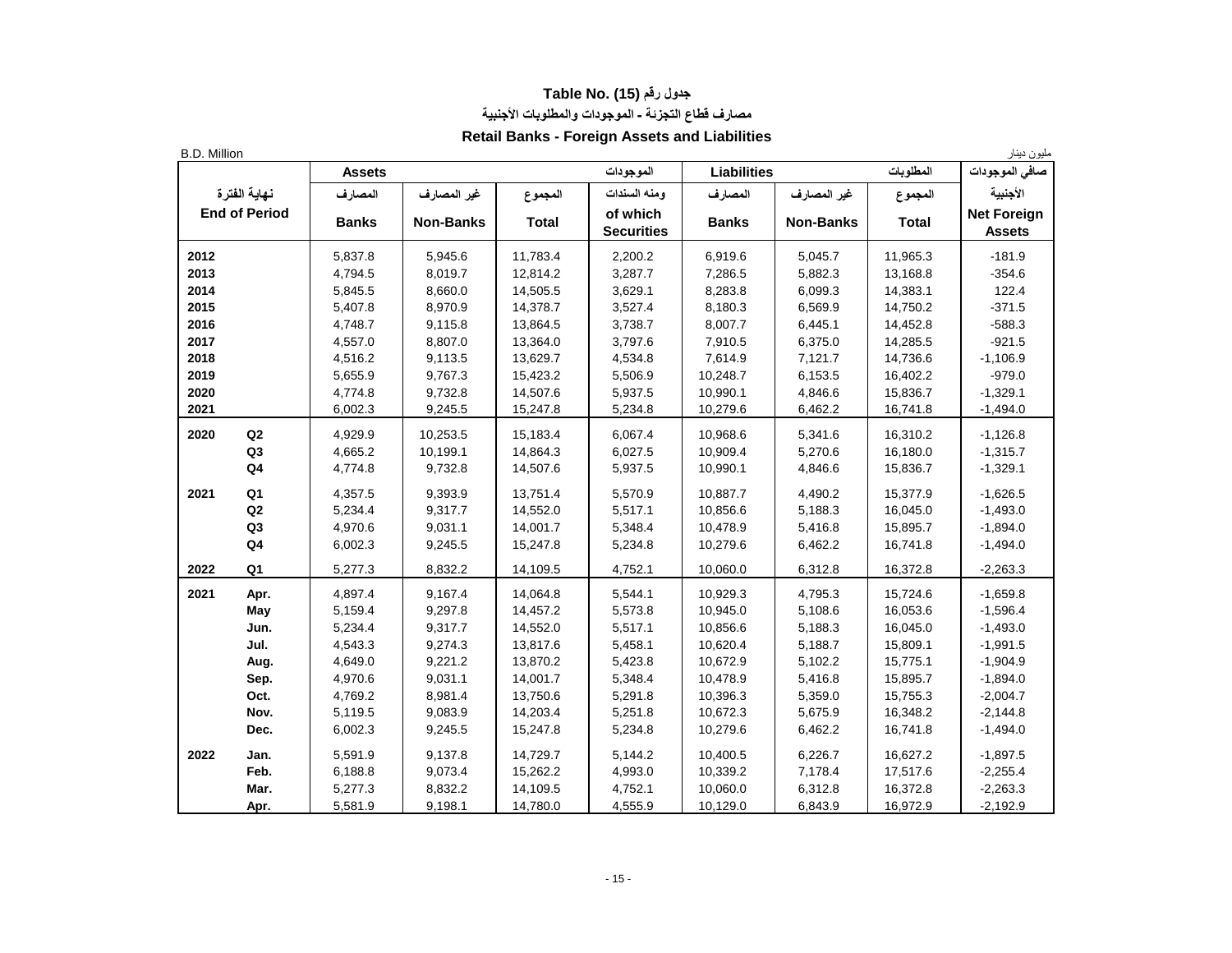# Table No. (15) جدول رقم

## مصارف قطاع التجزئة - الموجودات والمطلوبات الأجنبية

## Retail Banks - Foreign Assets and Liabilities

B.D. Million | مليون دينار

| End of Period نهاية الفترة | | Assets الموجودات | | | | Liabilities المطلوبات | | | صافي الموجودات الأجنبية Net Foreign Assets |
|---|---|---|---|---|---|---|---|---|---|
| | | Banks المصارف | Non-Banks غير المصارف | Total المجموع | of which Securities ومنه السندات | Banks المصارف | Non-Banks غير المصارف | Total المجموع | |
| 2012 | | 5,837.8 | 5,945.6 | 11,783.4 | 2,200.2 | 6,919.6 | 5,045.7 | 11,965.3 | -181.9 |
| 2013 | | 4,794.5 | 8,019.7 | 12,814.2 | 3,287.7 | 7,286.5 | 5,882.3 | 13,168.8 | -354.6 |
| 2014 | | 5,845.5 | 8,660.0 | 14,505.5 | 3,629.1 | 8,283.8 | 6,099.3 | 14,383.1 | 122.4 |
| 2015 | | 5,407.8 | 8,970.9 | 14,378.7 | 3,527.4 | 8,180.3 | 6,569.9 | 14,750.2 | -371.5 |
| 2016 | | 4,748.7 | 9,115.8 | 13,864.5 | 3,738.7 | 8,007.7 | 6,445.1 | 14,452.8 | -588.3 |
| 2017 | | 4,557.0 | 8,807.0 | 13,364.0 | 3,797.6 | 7,910.5 | 6,375.0 | 14,285.5 | -921.5 |
| 2018 | | 4,516.2 | 9,113.5 | 13,629.7 | 4,534.8 | 7,614.9 | 7,121.7 | 14,736.6 | -1,106.9 |
| 2019 | | 5,655.9 | 9,767.3 | 15,423.2 | 5,506.9 | 10,248.7 | 6,153.5 | 16,402.2 | -979.0 |
| 2020 | | 4,774.8 | 9,732.8 | 14,507.6 | 5,937.5 | 10,990.1 | 4,846.6 | 15,836.7 | -1,329.1 |
| 2021 | | 6,002.3 | 9,245.5 | 15,247.8 | 5,234.8 | 10,279.6 | 6,462.2 | 16,741.8 | -1,494.0 |
| 2020 | Q2 | 4,929.9 | 10,253.5 | 15,183.4 | 6,067.4 | 10,968.6 | 5,341.6 | 16,310.2 | -1,126.8 |
| | Q3 | 4,665.2 | 10,199.1 | 14,864.3 | 6,027.5 | 10,909.4 | 5,270.6 | 16,180.0 | -1,315.7 |
| | Q4 | 4,774.8 | 9,732.8 | 14,507.6 | 5,937.5 | 10,990.1 | 4,846.6 | 15,836.7 | -1,329.1 |
| 2021 | Q1 | 4,357.5 | 9,393.9 | 13,751.4 | 5,570.9 | 10,887.7 | 4,490.2 | 15,377.9 | -1,626.5 |
| | Q2 | 5,234.4 | 9,317.7 | 14,552.0 | 5,517.1 | 10,856.6 | 5,188.3 | 16,045.0 | -1,493.0 |
| | Q3 | 4,970.6 | 9,031.1 | 14,001.7 | 5,348.4 | 10,478.9 | 5,416.8 | 15,895.7 | -1,894.0 |
| | Q4 | 6,002.3 | 9,245.5 | 15,247.8 | 5,234.8 | 10,279.6 | 6,462.2 | 16,741.8 | -1,494.0 |
| 2022 | Q1 | 5,277.3 | 8,832.2 | 14,109.5 | 4,752.1 | 10,060.0 | 6,312.8 | 16,372.8 | -2,263.3 |
| 2021 | Apr. | 4,897.4 | 9,167.4 | 14,064.8 | 5,544.1 | 10,929.3 | 4,795.3 | 15,724.6 | -1,659.8 |
| | May | 5,159.4 | 9,297.8 | 14,457.2 | 5,573.8 | 10,945.0 | 5,108.6 | 16,053.6 | -1,596.4 |
| | Jun. | 5,234.4 | 9,317.7 | 14,552.0 | 5,517.1 | 10,856.6 | 5,188.3 | 16,045.0 | -1,493.0 |
| | Jul. | 4,543.3 | 9,274.3 | 13,817.6 | 5,458.1 | 10,620.4 | 5,188.7 | 15,809.1 | -1,991.5 |
| | Aug. | 4,649.0 | 9,221.2 | 13,870.2 | 5,423.8 | 10,672.9 | 5,102.2 | 15,775.1 | -1,904.9 |
| | Sep. | 4,970.6 | 9,031.1 | 14,001.7 | 5,348.4 | 10,478.9 | 5,416.8 | 15,895.7 | -1,894.0 |
| | Oct. | 4,769.2 | 8,981.4 | 13,750.6 | 5,291.8 | 10,396.3 | 5,359.0 | 15,755.3 | -2,004.7 |
| | Nov. | 5,119.5 | 9,083.9 | 14,203.4 | 5,251.8 | 10,672.3 | 5,675.9 | 16,348.2 | -2,144.8 |
| | Dec. | 6,002.3 | 9,245.5 | 15,247.8 | 5,234.8 | 10,279.6 | 6,462.2 | 16,741.8 | -1,494.0 |
| 2022 | Jan. | 5,591.9 | 9,137.8 | 14,729.7 | 5,144.2 | 10,400.5 | 6,226.7 | 16,627.2 | -1,897.5 |
| | Feb. | 6,188.8 | 9,073.4 | 15,262.2 | 4,993.0 | 10,339.2 | 7,178.4 | 17,517.6 | -2,255.4 |
| | Mar. | 5,277.3 | 8,832.2 | 14,109.5 | 4,752.1 | 10,060.0 | 6,312.8 | 16,372.8 | -2,263.3 |
| | Apr. | 5,581.9 | 9,198.1 | 14,780.0 | 4,555.9 | 10,129.0 | 6,843.9 | 16,972.9 | -2,192.9 |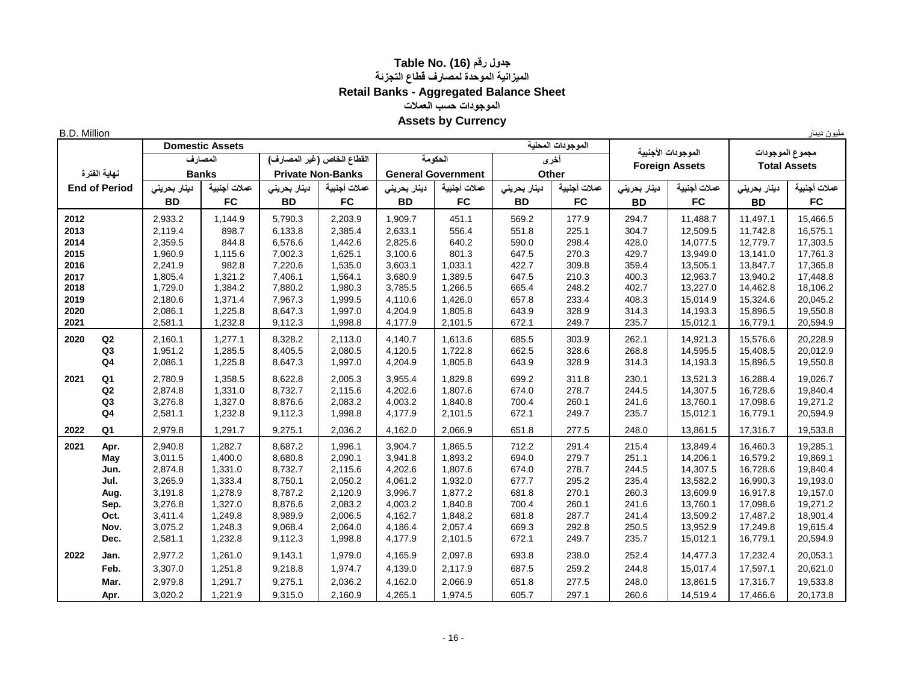# Table No. (16) جدول رقم

## الميزانية الموحدة لمصارف قطاع التجزئة

## Retail Banks - Aggregated Balance Sheet

### الموجودات حسب العملات

### Assets by Currency

B.D. Million مليون دينار

| End of Period نهاية الفترة | | Domestic Assets الموجودات المحلية | | | | | | | | الموجودات الأجنبية Foreign Assets | | مجموع الموجودات Total Assets | |
|---|---|---|---|---|---|---|---|---|---|---|---|---|---|
| | | المصارف Banks | | القطاع الخاص (غير المصارف) Private Non-Banks | | الحكومة General Government | | أخرى Other | | | | | |
| | | دينار بحريني BD | عملات أجنبية FC | دينار بحريني BD | عملات أجنبية FC | دينار بحريني BD | عملات أجنبية FC | دينار بحريني BD | عملات أجنبية FC | دينار بحريني BD | عملات أجنبية FC | دينار بحريني BD | عملات أجنبية FC |
| 2012 | | 2,933.2 | 1,144.9 | 5,790.3 | 2,203.9 | 1,909.7 | 451.1 | 569.2 | 177.9 | 294.7 | 11,488.7 | 11,497.1 | 15,466.5 |
| 2013 | | 2,119.4 | 898.7 | 6,133.8 | 2,385.4 | 2,633.1 | 556.4 | 551.8 | 225.1 | 304.7 | 12,509.5 | 11,742.8 | 16,575.1 |
| 2014 | | 2,359.5 | 844.8 | 6,576.6 | 1,442.6 | 2,825.6 | 640.2 | 590.0 | 298.4 | 428.0 | 14,077.5 | 12,779.7 | 17,303.5 |
| 2015 | | 1,960.9 | 1,115.6 | 7,002.3 | 1,625.1 | 3,100.6 | 801.3 | 647.5 | 270.3 | 429.7 | 13,949.0 | 13,141.0 | 17,761.3 |
| 2016 | | 2,241.9 | 982.8 | 7,220.6 | 1,535.0 | 3,603.1 | 1,033.1 | 422.7 | 309.8 | 359.4 | 13,505.1 | 13,847.7 | 17,365.8 |
| 2017 | | 1,805.4 | 1,321.2 | 7,406.1 | 1,564.1 | 3,680.9 | 1,389.5 | 647.5 | 210.3 | 400.3 | 12,963.7 | 13,940.2 | 17,448.8 |
| 2018 | | 1,729.0 | 1,384.2 | 7,880.2 | 1,980.3 | 3,785.5 | 1,266.5 | 665.4 | 248.2 | 402.7 | 13,227.0 | 14,462.8 | 18,106.2 |
| 2019 | | 2,180.6 | 1,371.4 | 7,967.3 | 1,999.5 | 4,110.6 | 1,426.0 | 657.8 | 233.4 | 408.3 | 15,014.9 | 15,324.6 | 20,045.2 |
| 2020 | | 2,086.1 | 1,225.8 | 8,647.3 | 1,997.0 | 4,204.9 | 1,805.8 | 643.9 | 328.9 | 314.3 | 14,193.3 | 15,896.5 | 19,550.8 |
| 2021 | | 2,581.1 | 1,232.8 | 9,112.3 | 1,998.8 | 4,177.9 | 2,101.5 | 672.1 | 249.7 | 235.7 | 15,012.1 | 16,779.1 | 20,594.9 |
| 2020 | Q2 | 2,160.1 | 1,277.1 | 8,328.2 | 2,113.0 | 4,140.7 | 1,613.6 | 685.5 | 303.9 | 262.1 | 14,921.3 | 15,576.6 | 20,228.9 |
| | Q3 | 1,951.2 | 1,285.5 | 8,405.5 | 2,080.5 | 4,120.5 | 1,722.8 | 662.5 | 328.6 | 268.8 | 14,595.5 | 15,408.5 | 20,012.9 |
| | Q4 | 2,086.1 | 1,225.8 | 8,647.3 | 1,997.0 | 4,204.9 | 1,805.8 | 643.9 | 328.9 | 314.3 | 14,193.3 | 15,896.5 | 19,550.8 |
| 2021 | Q1 | 2,780.9 | 1,358.5 | 8,622.8 | 2,005.3 | 3,955.4 | 1,829.8 | 699.2 | 311.8 | 230.1 | 13,521.3 | 16,288.4 | 19,026.7 |
| | Q2 | 2,874.8 | 1,331.0 | 8,732.7 | 2,115.6 | 4,202.6 | 1,807.6 | 674.0 | 278.7 | 244.5 | 14,307.5 | 16,728.6 | 19,840.4 |
| | Q3 | 3,276.8 | 1,327.0 | 8,876.6 | 2,083.2 | 4,003.2 | 1,840.8 | 700.4 | 260.1 | 241.6 | 13,760.1 | 17,098.6 | 19,271.2 |
| | Q4 | 2,581.1 | 1,232.8 | 9,112.3 | 1,998.8 | 4,177.9 | 2,101.5 | 672.1 | 249.7 | 235.7 | 15,012.1 | 16,779.1 | 20,594.9 |
| 2022 | Q1 | 2,979.8 | 1,291.7 | 9,275.1 | 2,036.2 | 4,162.0 | 2,066.9 | 651.8 | 277.5 | 248.0 | 13,861.5 | 17,316.7 | 19,533.8 |
| 2021 | Apr. | 2,940.8 | 1,282.7 | 8,687.2 | 1,996.1 | 3,904.7 | 1,865.5 | 712.2 | 291.4 | 215.4 | 13,849.4 | 16,460.3 | 19,285.1 |
| | May | 3,011.5 | 1,400.0 | 8,680.8 | 2,090.1 | 3,941.8 | 1,893.2 | 694.0 | 279.7 | 251.1 | 14,206.1 | 16,579.2 | 19,869.1 |
| | Jun. | 2,874.8 | 1,331.0 | 8,732.7 | 2,115.6 | 4,202.6 | 1,807.6 | 674.0 | 278.7 | 244.5 | 14,307.5 | 16,728.6 | 19,840.4 |
| | Jul. | 3,265.9 | 1,333.4 | 8,750.1 | 2,050.2 | 4,061.2 | 1,932.0 | 677.7 | 295.2 | 235.4 | 13,582.2 | 16,990.3 | 19,193.0 |
| | Aug. | 3,191.8 | 1,278.9 | 8,787.2 | 2,120.9 | 3,996.7 | 1,877.2 | 681.8 | 270.1 | 260.3 | 13,609.9 | 16,917.8 | 19,157.0 |
| | Sep. | 3,276.8 | 1,327.0 | 8,876.6 | 2,083.2 | 4,003.2 | 1,840.8 | 700.4 | 260.1 | 241.6 | 13,760.1 | 17,098.6 | 19,271.2 |
| | Oct. | 3,411.4 | 1,249.8 | 8,989.9 | 2,006.5 | 4,162.7 | 1,848.2 | 681.8 | 287.7 | 241.4 | 13,509.2 | 17,487.2 | 18,901.4 |
| | Nov. | 3,075.2 | 1,248.3 | 9,068.4 | 2,064.0 | 4,186.4 | 2,057.4 | 669.3 | 292.8 | 250.5 | 13,952.9 | 17,249.8 | 19,615.4 |
| | Dec. | 2,581.1 | 1,232.8 | 9,112.3 | 1,998.8 | 4,177.9 | 2,101.5 | 672.1 | 249.7 | 235.7 | 15,012.1 | 16,779.1 | 20,594.9 |
| 2022 | Jan. | 2,977.2 | 1,261.0 | 9,143.1 | 1,979.0 | 4,165.9 | 2,097.8 | 693.8 | 238.0 | 252.4 | 14,477.3 | 17,232.4 | 20,053.1 |
| | Feb. | 3,307.0 | 1,251.8 | 9,218.8 | 1,974.7 | 4,139.0 | 2,117.9 | 687.5 | 259.2 | 244.8 | 15,017.4 | 17,597.1 | 20,621.0 |
| | Mar. | 2,979.8 | 1,291.7 | 9,275.1 | 2,036.2 | 4,162.0 | 2,066.9 | 651.8 | 277.5 | 248.0 | 13,861.5 | 17,316.7 | 19,533.8 |
| | Apr. | 3,020.2 | 1,221.9 | 9,315.0 | 2,160.9 | 4,265.1 | 1,974.5 | 605.7 | 297.1 | 260.6 | 14,519.4 | 17,466.6 | 20,173.8 |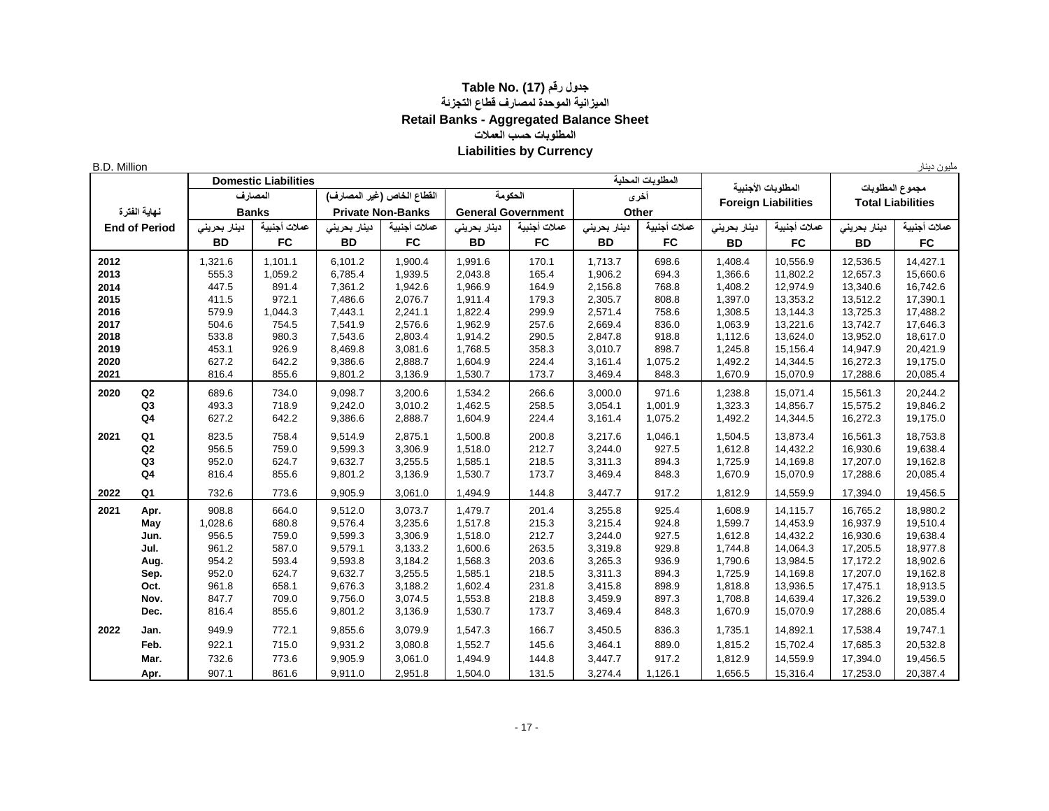# Table No. (17) جدول رقم

## الميزانية الموحدة لمصارف قطاع التجزئة

## Retail Banks - Aggregated Balance Sheet

### المطلوبات حسب العملات

### Liabilities by Currency

B.D. Million مليون دينار

| نهاية الفترة End of Period | | Domestic Liabilities المطلوبات المحلية | | | | | | | | المطلوبات الأجنبية Foreign Liabilities | | مجموع المطلوبات Total Liabilities | |
|---|---|---|---|---|---|---|---|---|---|---|---|---|---|
| | | المصارف Banks | | القطاع الخاص (غير المصارف) Private Non-Banks | | الحكومة General Government | | أخرى Other | | | | | |
| | | دينار بحريني BD | عملات أجنبية FC | دينار بحريني BD | عملات أجنبية FC | دينار بحريني BD | عملات أجنبية FC | دينار بحريني BD | عملات أجنبية FC | دينار بحريني BD | عملات أجنبية FC | دينار بحريني BD | عملات أجنبية FC |
| 2012 | | 1,321.6 | 1,101.1 | 6,101.2 | 1,900.4 | 1,991.6 | 170.1 | 1,713.7 | 698.6 | 1,408.4 | 10,556.9 | 12,536.5 | 14,427.1 |
| 2013 | | 555.3 | 1,059.2 | 6,785.4 | 1,939.5 | 2,043.8 | 165.4 | 1,906.2 | 694.3 | 1,366.6 | 11,802.2 | 12,657.3 | 15,660.6 |
| 2014 | | 447.5 | 891.4 | 7,361.2 | 1,942.6 | 1,966.9 | 164.9 | 2,156.8 | 768.8 | 1,408.2 | 12,974.9 | 13,340.6 | 16,742.6 |
| 2015 | | 411.5 | 972.1 | 7,486.6 | 2,076.7 | 1,911.4 | 179.3 | 2,305.7 | 808.8 | 1,397.0 | 13,353.2 | 13,512.2 | 17,390.1 |
| 2016 | | 579.9 | 1,044.3 | 7,443.1 | 2,241.1 | 1,822.4 | 299.9 | 2,571.4 | 758.6 | 1,308.5 | 13,144.3 | 13,725.3 | 17,488.2 |
| 2017 | | 504.6 | 754.5 | 7,541.9 | 2,576.6 | 1,962.9 | 257.6 | 2,669.4 | 836.0 | 1,063.9 | 13,221.6 | 13,742.7 | 17,646.3 |
| 2018 | | 533.8 | 980.3 | 7,543.6 | 2,803.4 | 1,914.2 | 290.5 | 2,847.8 | 918.8 | 1,112.6 | 13,624.0 | 13,952.0 | 18,617.0 |
| 2019 | | 453.1 | 926.9 | 8,469.8 | 3,081.6 | 1,768.5 | 358.3 | 3,010.7 | 898.7 | 1,245.8 | 15,156.4 | 14,947.9 | 20,421.9 |
| 2020 | | 627.2 | 642.2 | 9,386.6 | 2,888.7 | 1,604.9 | 224.4 | 3,161.4 | 1,075.2 | 1,492.2 | 14,344.5 | 16,272.3 | 19,175.0 |
| 2021 | | 816.4 | 855.6 | 9,801.2 | 3,136.9 | 1,530.7 | 173.7 | 3,469.4 | 848.3 | 1,670.9 | 15,070.9 | 17,288.6 | 20,085.4 |
| 2020 | Q2 | 689.6 | 734.0 | 9,098.7 | 3,200.6 | 1,534.2 | 266.6 | 3,000.0 | 971.6 | 1,238.8 | 15,071.4 | 15,561.3 | 20,244.2 |
| | Q3 | 493.3 | 718.9 | 9,242.0 | 3,010.2 | 1,462.5 | 258.5 | 3,054.1 | 1,001.9 | 1,323.3 | 14,856.7 | 15,575.2 | 19,846.2 |
| | Q4 | 627.2 | 642.2 | 9,386.6 | 2,888.7 | 1,604.9 | 224.4 | 3,161.4 | 1,075.2 | 1,492.2 | 14,344.5 | 16,272.3 | 19,175.0 |
| 2021 | Q1 | 823.5 | 758.4 | 9,514.9 | 2,875.1 | 1,500.8 | 200.8 | 3,217.6 | 1,046.1 | 1,504.5 | 13,873.4 | 16,561.3 | 18,753.8 |
| | Q2 | 956.5 | 759.0 | 9,599.3 | 3,306.9 | 1,518.0 | 212.7 | 3,244.0 | 927.5 | 1,612.8 | 14,432.2 | 16,930.6 | 19,638.4 |
| | Q3 | 952.0 | 624.7 | 9,632.7 | 3,255.5 | 1,585.1 | 218.5 | 3,311.3 | 894.3 | 1,725.9 | 14,169.8 | 17,207.0 | 19,162.8 |
| | Q4 | 816.4 | 855.6 | 9,801.2 | 3,136.9 | 1,530.7 | 173.7 | 3,469.4 | 848.3 | 1,670.9 | 15,070.9 | 17,288.6 | 20,085.4 |
| 2022 | Q1 | 732.6 | 773.6 | 9,905.9 | 3,061.0 | 1,494.9 | 144.8 | 3,447.7 | 917.2 | 1,812.9 | 14,559.9 | 17,394.0 | 19,456.5 |
| 2021 | Apr. | 908.8 | 664.0 | 9,512.0 | 3,073.7 | 1,479.7 | 201.4 | 3,255.8 | 925.4 | 1,608.9 | 14,115.7 | 16,765.2 | 18,980.2 |
| | May | 1,028.6 | 680.8 | 9,576.4 | 3,235.6 | 1,517.8 | 215.3 | 3,215.4 | 924.8 | 1,599.7 | 14,453.9 | 16,937.9 | 19,510.4 |
| | Jun. | 956.5 | 759.0 | 9,599.3 | 3,306.9 | 1,518.0 | 212.7 | 3,244.0 | 927.5 | 1,612.8 | 14,432.2 | 16,930.6 | 19,638.4 |
| | Jul. | 961.2 | 587.0 | 9,579.1 | 3,133.2 | 1,600.6 | 263.5 | 3,319.8 | 929.8 | 1,744.8 | 14,064.3 | 17,205.5 | 18,977.8 |
| | Aug. | 954.2 | 593.4 | 9,593.8 | 3,184.2 | 1,568.3 | 203.6 | 3,265.3 | 936.9 | 1,790.6 | 13,984.5 | 17,172.2 | 18,902.6 |
| | Sep. | 952.0 | 624.7 | 9,632.7 | 3,255.5 | 1,585.1 | 218.5 | 3,311.3 | 894.3 | 1,725.9 | 14,169.8 | 17,207.0 | 19,162.8 |
| | Oct. | 961.8 | 658.1 | 9,676.3 | 3,188.2 | 1,602.4 | 231.8 | 3,415.8 | 898.9 | 1,818.8 | 13,936.5 | 17,475.1 | 18,913.5 |
| | Nov. | 847.7 | 709.0 | 9,756.0 | 3,074.5 | 1,553.8 | 218.8 | 3,459.9 | 897.3 | 1,708.8 | 14,639.4 | 17,326.2 | 19,539.0 |
| | Dec. | 816.4 | 855.6 | 9,801.2 | 3,136.9 | 1,530.7 | 173.7 | 3,469.4 | 848.3 | 1,670.9 | 15,070.9 | 17,288.6 | 20,085.4 |
| 2022 | Jan. | 949.9 | 772.1 | 9,855.6 | 3,079.9 | 1,547.3 | 166.7 | 3,450.5 | 836.3 | 1,735.1 | 14,892.1 | 17,538.4 | 19,747.1 |
| | Feb. | 922.1 | 715.0 | 9,931.2 | 3,080.8 | 1,552.7 | 145.6 | 3,464.1 | 889.0 | 1,815.2 | 15,702.4 | 17,685.3 | 20,532.8 |
| | Mar. | 732.6 | 773.6 | 9,905.9 | 3,061.0 | 1,494.9 | 144.8 | 3,447.7 | 917.2 | 1,812.9 | 14,559.9 | 17,394.0 | 19,456.5 |
| | Apr. | 907.1 | 861.6 | 9,911.0 | 2,951.8 | 1,504.0 | 131.5 | 3,274.4 | 1,126.1 | 1,656.5 | 15,316.4 | 17,253.0 | 20,387.4 |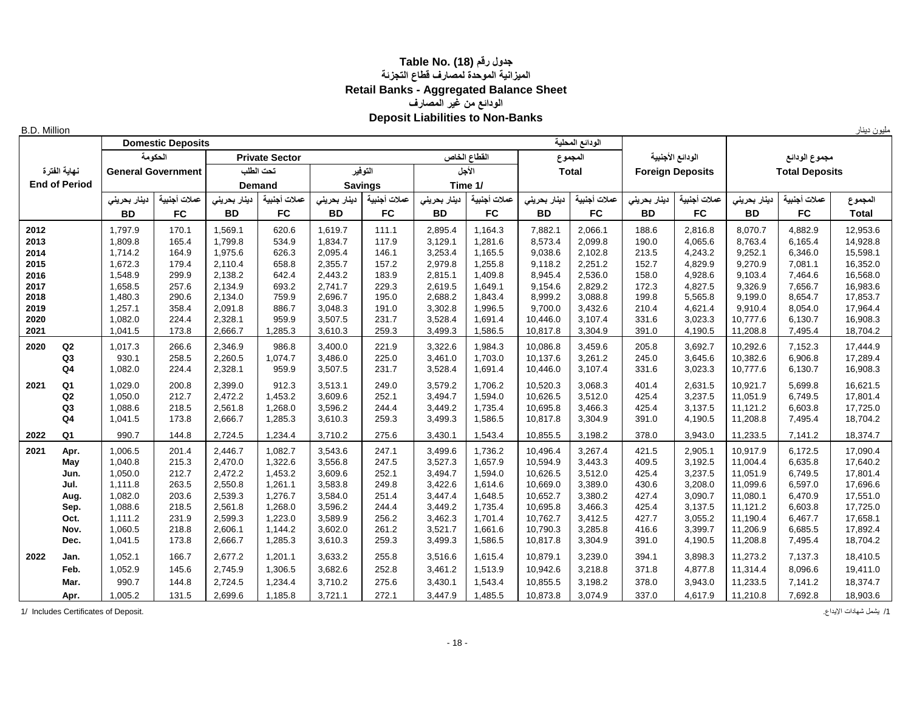# Table No. (18) جدول رقم

## الميزانية الموحدة لمصارف قطاع التجزئة
## Retail Banks - Aggregated Balance Sheet
### الودائع من غير المصارف
### Deposit Liabilities to Non-Banks

B.D. Million مليون دينار

| نهاية الفترة End of Period | | Domestic Deposits الودائع المحلية | | | | | | | | | | Foreign Deposits الودائع الأجنبية | | Total Deposits مجموع الودائع | | |
|---|---|---|---|---|---|---|---|---|---|---|---|---|---|---|---|---|
| | | General Government الحكومة | | Private Sector القطاع الخاص | | | | | | Total المجموع | | | | | | |
| | | | | Demand تحت الطلب | | Savings التوفير | | Time 1/ الأجل | | | | | | | | |
| | | BD دينار بحريني | FC عملات أجنبية | BD دينار بحريني | FC عملات أجنبية | BD دينار بحريني | FC عملات أجنبية | BD دينار بحريني | FC عملات أجنبية | BD دينار بحريني | FC عملات أجنبية | BD دينار بحريني | FC عملات أجنبية | BD دينار بحريني | FC عملات أجنبية | Total المجموع |
| 2012 | | 1,797.9 | 170.1 | 1,569.1 | 620.6 | 1,619.7 | 111.1 | 2,895.4 | 1,164.3 | 7,882.1 | 2,066.1 | 188.6 | 2,816.8 | 8,070.7 | 4,882.9 | 12,953.6 |
| 2013 | | 1,809.8 | 165.4 | 1,799.8 | 534.9 | 1,834.7 | 117.9 | 3,129.1 | 1,281.6 | 8,573.4 | 2,099.8 | 190.0 | 4,065.6 | 8,763.4 | 6,165.4 | 14,928.8 |
| 2014 | | 1,714.2 | 164.9 | 1,975.6 | 626.3 | 2,095.4 | 146.1 | 3,253.4 | 1,165.5 | 9,038.6 | 2,102.8 | 213.5 | 4,243.2 | 9,252.1 | 6,346.0 | 15,598.1 |
| 2015 | | 1,672.3 | 179.4 | 2,110.4 | 658.8 | 2,355.7 | 157.2 | 2,979.8 | 1,255.8 | 9,118.2 | 2,251.2 | 152.7 | 4,829.9 | 9,270.9 | 7,081.1 | 16,352.0 |
| 2016 | | 1,548.9 | 299.9 | 2,138.2 | 642.4 | 2,443.2 | 183.9 | 2,815.1 | 1,409.8 | 8,945.4 | 2,536.0 | 158.0 | 4,928.6 | 9,103.4 | 7,464.6 | 16,568.0 |
| 2017 | | 1,658.5 | 257.6 | 2,134.9 | 693.2 | 2,741.7 | 229.3 | 2,619.5 | 1,649.1 | 9,154.6 | 2,829.2 | 172.3 | 4,827.5 | 9,326.9 | 7,656.7 | 16,983.6 |
| 2018 | | 1,480.3 | 290.6 | 2,134.0 | 759.9 | 2,696.7 | 195.0 | 2,688.2 | 1,843.4 | 8,999.2 | 3,088.8 | 199.8 | 5,565.8 | 9,199.0 | 8,654.7 | 17,853.7 |
| 2019 | | 1,257.1 | 358.4 | 2,091.8 | 886.7 | 3,048.3 | 191.0 | 3,302.8 | 1,996.5 | 9,700.0 | 3,432.6 | 210.4 | 4,621.4 | 9,910.4 | 8,054.0 | 17,964.4 |
| 2020 | | 1,082.0 | 224.4 | 2,328.1 | 959.9 | 3,507.5 | 231.7 | 3,528.4 | 1,691.4 | 10,446.0 | 3,107.4 | 331.6 | 3,023.3 | 10,777.6 | 6,130.7 | 16,908.3 |
| 2021 | | 1,041.5 | 173.8 | 2,666.7 | 1,285.3 | 3,610.3 | 259.3 | 3,499.3 | 1,586.5 | 10,817.8 | 3,304.9 | 391.0 | 4,190.5 | 11,208.8 | 7,495.4 | 18,704.2 |
| 2020 | Q2 | 1,017.3 | 266.6 | 2,346.9 | 986.8 | 3,400.0 | 221.9 | 3,322.6 | 1,984.3 | 10,086.8 | 3,459.6 | 205.8 | 3,692.7 | 10,292.6 | 7,152.3 | 17,444.9 |
| | Q3 | 930.1 | 258.5 | 2,260.5 | 1,074.7 | 3,486.0 | 225.0 | 3,461.0 | 1,703.0 | 10,137.6 | 3,261.2 | 245.0 | 3,645.6 | 10,382.6 | 6,906.8 | 17,289.4 |
| | Q4 | 1,082.0 | 224.4 | 2,328.1 | 959.9 | 3,507.5 | 231.7 | 3,528.4 | 1,691.4 | 10,446.0 | 3,107.4 | 331.6 | 3,023.3 | 10,777.6 | 6,130.7 | 16,908.3 |
| 2021 | Q1 | 1,029.0 | 200.8 | 2,399.0 | 912.3 | 3,513.1 | 249.0 | 3,579.2 | 1,706.2 | 10,520.3 | 3,068.3 | 401.4 | 2,631.5 | 10,921.7 | 5,699.8 | 16,621.5 |
| | Q2 | 1,050.0 | 212.7 | 2,472.2 | 1,453.2 | 3,609.6 | 252.1 | 3,494.7 | 1,594.0 | 10,626.5 | 3,512.0 | 425.4 | 3,237.5 | 11,051.9 | 6,749.5 | 17,801.4 |
| | Q3 | 1,088.6 | 218.5 | 2,561.8 | 1,268.0 | 3,596.2 | 244.4 | 3,449.2 | 1,735.4 | 10,695.8 | 3,466.3 | 425.4 | 3,137.5 | 11,121.2 | 6,603.8 | 17,725.0 |
| | Q4 | 1,041.5 | 173.8 | 2,666.7 | 1,285.3 | 3,610.3 | 259.3 | 3,499.3 | 1,586.5 | 10,817.8 | 3,304.9 | 391.0 | 4,190.5 | 11,208.8 | 7,495.4 | 18,704.2 |
| 2022 | Q1 | 990.7 | 144.8 | 2,724.5 | 1,234.4 | 3,710.2 | 275.6 | 3,430.1 | 1,543.4 | 10,855.5 | 3,198.2 | 378.0 | 3,943.0 | 11,233.5 | 7,141.2 | 18,374.7 |
| 2021 | Apr. | 1,006.5 | 201.4 | 2,446.7 | 1,082.7 | 3,543.6 | 247.1 | 3,499.6 | 1,736.2 | 10,496.4 | 3,267.4 | 421.5 | 2,905.1 | 10,917.9 | 6,172.5 | 17,090.4 |
| | May | 1,040.8 | 215.3 | 2,470.0 | 1,322.6 | 3,556.8 | 247.5 | 3,527.3 | 1,657.9 | 10,594.9 | 3,443.3 | 409.5 | 3,192.5 | 11,004.4 | 6,635.8 | 17,640.2 |
| | Jun. | 1,050.0 | 212.7 | 2,472.2 | 1,453.2 | 3,609.6 | 252.1 | 3,494.7 | 1,594.0 | 10,626.5 | 3,512.0 | 425.4 | 3,237.5 | 11,051.9 | 6,749.5 | 17,801.4 |
| | Jul. | 1,111.8 | 263.5 | 2,550.8 | 1,261.1 | 3,583.8 | 249.8 | 3,422.6 | 1,614.6 | 10,669.0 | 3,389.0 | 430.6 | 3,208.0 | 11,099.6 | 6,597.0 | 17,696.6 |
| | Aug. | 1,082.0 | 203.6 | 2,539.3 | 1,276.7 | 3,584.0 | 251.4 | 3,447.4 | 1,648.5 | 10,652.7 | 3,380.2 | 427.4 | 3,090.7 | 11,080.1 | 6,470.9 | 17,551.0 |
| | Sep. | 1,088.6 | 218.5 | 2,561.8 | 1,268.0 | 3,596.2 | 244.4 | 3,449.2 | 1,735.4 | 10,695.8 | 3,466.3 | 425.4 | 3,137.5 | 11,121.2 | 6,603.8 | 17,725.0 |
| | Oct. | 1,111.2 | 231.9 | 2,599.3 | 1,223.0 | 3,589.9 | 256.2 | 3,462.3 | 1,701.4 | 10,762.7 | 3,412.5 | 427.7 | 3,055.2 | 11,190.4 | 6,467.7 | 17,658.1 |
| | Nov. | 1,060.5 | 218.8 | 2,606.1 | 1,144.2 | 3,602.0 | 261.2 | 3,521.7 | 1,661.6 | 10,790.3 | 3,285.8 | 416.6 | 3,399.7 | 11,206.9 | 6,685.5 | 17,892.4 |
| | Dec. | 1,041.5 | 173.8 | 2,666.7 | 1,285.3 | 3,610.3 | 259.3 | 3,499.3 | 1,586.5 | 10,817.8 | 3,304.9 | 391.0 | 4,190.5 | 11,208.8 | 7,495.4 | 18,704.2 |
| 2022 | Jan. | 1,052.1 | 166.7 | 2,677.2 | 1,201.1 | 3,633.2 | 255.8 | 3,516.6 | 1,615.4 | 10,879.1 | 3,239.0 | 394.1 | 3,898.3 | 11,273.2 | 7,137.3 | 18,410.5 |
| | Feb. | 1,052.9 | 145.6 | 2,745.9 | 1,306.5 | 3,682.6 | 252.8 | 3,461.2 | 1,513.9 | 10,942.6 | 3,218.8 | 371.8 | 4,877.8 | 11,314.4 | 8,096.6 | 19,411.0 |
| | Mar. | 990.7 | 144.8 | 2,724.5 | 1,234.4 | 3,710.2 | 275.6 | 3,430.1 | 1,543.4 | 10,855.5 | 3,198.2 | 378.0 | 3,943.0 | 11,233.5 | 7,141.2 | 18,374.7 |
| | Apr. | 1,005.2 | 131.5 | 2,699.6 | 1,185.8 | 3,721.1 | 272.1 | 3,447.9 | 1,485.5 | 10,873.8 | 3,074.9 | 337.0 | 4,617.9 | 11,210.8 | 7,692.8 | 18,903.6 |

1/ Includes Certificates of Deposit. 

1/ يشمل شهادات الإيداع.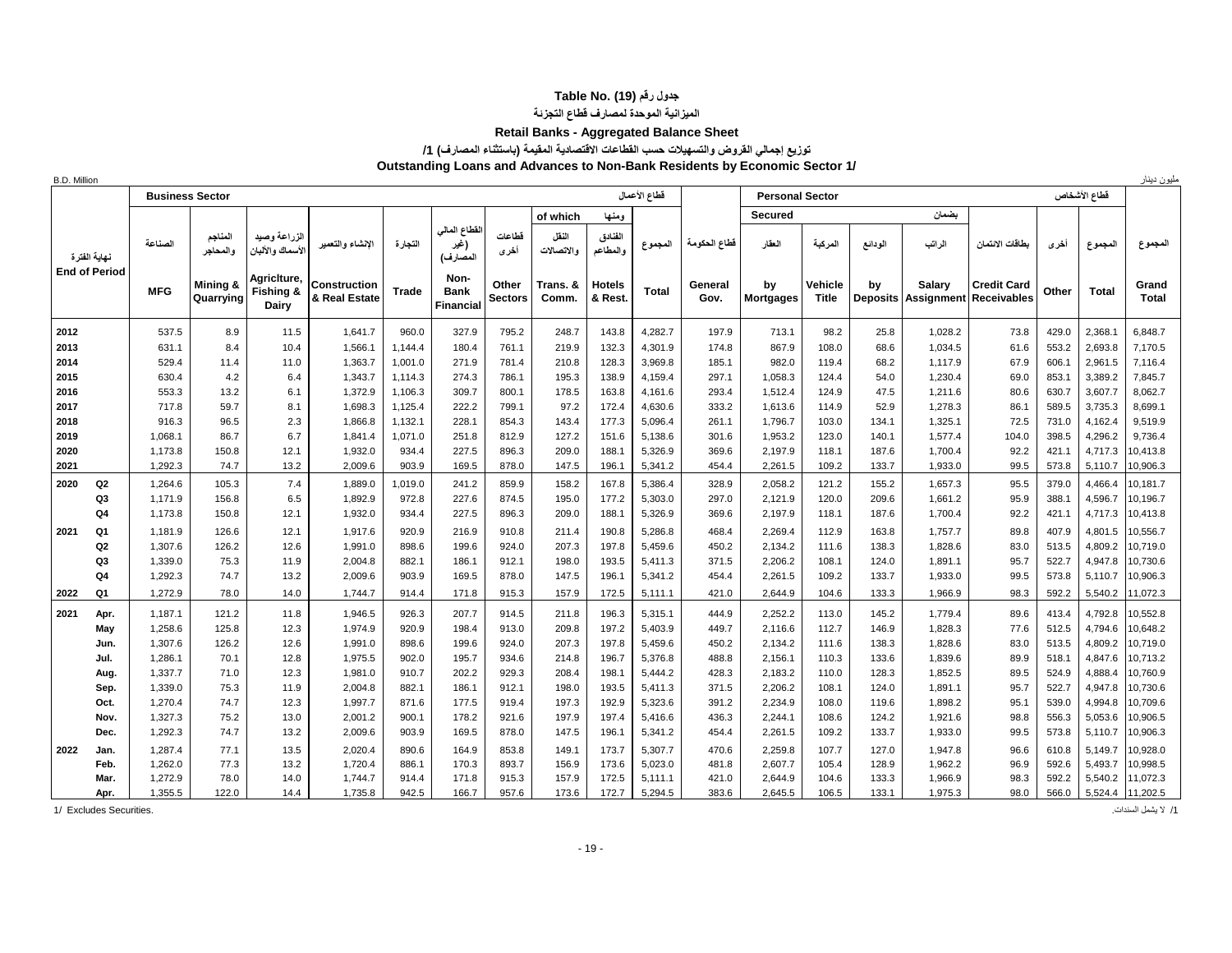# جدول رقم (19) Table No.

## الميزانية الموحدة لمصارف قطاع التجزئة

## Retail Banks - Aggregated Balance Sheet

### توزيع إجمالي القروض والتسهيلات حسب القطاعات الاقتصادية المقيمة (باستثناء المصارف) 1/

### Outstanding Loans and Advances to Non-Bank Residents by Economic Sector 1/

B.D. Million مليون دينار

| نهاية الفترة End of Period | | Business Sector قطاع الأعمال | | | | | | | | | | | Personal Sector قطاع الأشخاص | | | | | | | | |
|---|---|---|---|---|---|---|---|---|---|---|---|---|---|---|---|---|---|---|---|---|---|
| | | | | | | | | | of which ومنها | | | | Secured بضمان | | | | | | | | |
| | | الصناعة MFG | المناجم والمحاجر Mining & Quarrying | الزراعة وصيد الأسماك والألبان Agricltuire, Fishing & Dairy | الانشاء والتعمير Construction & Real Estate | التجارة Trade | القطاع المالي (غير المصارف) Non-Bank Financial | قطاعات أخرى Other Sectors | النقل والاتصالات Trans. & Comm. | الفنادق والمطاعم Hotels & Rest. | المجموع Total | قطاع الحكومة General Gov. | العقار by Mortgages | المركبة Vehicle Title | الودائع by Deposits | الراتب Salary Assignment | بطاقات الائتمان Credit Card Receivables | أخرى Other | المجموع Total | المجموع Grand Total |
| 2012 | | 537.5 | 8.9 | 11.5 | 1,641.7 | 960.0 | 327.9 | 795.2 | 248.7 | 143.8 | 4,282.7 | 197.9 | 713.1 | 98.2 | 25.8 | 1,028.2 | 73.8 | 429.0 | 2,368.1 | 6,848.7 |
| 2013 | | 631.1 | 8.4 | 10.4 | 1,566.1 | 1,144.4 | 180.4 | 761.1 | 219.9 | 132.3 | 4,301.9 | 174.8 | 867.9 | 108.0 | 68.6 | 1,034.5 | 61.6 | 553.2 | 2,693.8 | 7,170.5 |
| 2014 | | 529.4 | 11.4 | 11.0 | 1,363.7 | 1,001.0 | 271.9 | 781.4 | 210.8 | 128.3 | 3,969.8 | 185.1 | 982.0 | 119.4 | 68.2 | 1,117.9 | 67.9 | 606.1 | 2,961.5 | 7,116.4 |
| 2015 | | 630.4 | 4.2 | 6.4 | 1,343.7 | 1,114.3 | 274.3 | 786.1 | 195.3 | 138.9 | 4,159.4 | 297.1 | 1,058.3 | 124.4 | 54.0 | 1,230.4 | 69.0 | 853.1 | 3,389.2 | 7,845.7 |
| 2016 | | 553.3 | 13.2 | 6.1 | 1,372.9 | 1,106.3 | 309.7 | 800.1 | 178.5 | 163.8 | 4,161.6 | 293.4 | 1,512.4 | 124.9 | 47.5 | 1,211.6 | 80.6 | 630.7 | 3,607.7 | 8,062.7 |
| 2017 | | 717.8 | 59.7 | 8.1 | 1,698.3 | 1,125.4 | 222.2 | 799.1 | 97.2 | 172.4 | 4,630.6 | 333.2 | 1,613.6 | 114.9 | 52.9 | 1,278.3 | 86.1 | 589.5 | 3,735.3 | 8,699.1 |
| 2018 | | 916.3 | 96.5 | 2.3 | 1,866.8 | 1,132.1 | 228.1 | 854.3 | 143.4 | 177.3 | 5,096.4 | 261.1 | 1,796.7 | 103.0 | 134.1 | 1,325.1 | 72.5 | 731.0 | 4,162.4 | 9,519.9 |
| 2019 | | 1,068.1 | 86.7 | 6.7 | 1,841.4 | 1,071.0 | 251.8 | 812.9 | 127.2 | 151.6 | 5,138.6 | 301.6 | 1,953.2 | 123.0 | 140.1 | 1,577.4 | 104.0 | 398.5 | 4,296.2 | 9,736.4 |
| 2020 | | 1,173.8 | 150.8 | 12.1 | 1,932.0 | 934.4 | 227.5 | 896.3 | 209.0 | 188.1 | 5,326.9 | 369.6 | 2,197.9 | 118.1 | 187.6 | 1,700.4 | 92.2 | 421.1 | 4,717.3 | 10,413.8 |
| 2021 | | 1,292.3 | 74.7 | 13.2 | 2,009.6 | 903.9 | 169.5 | 878.0 | 147.5 | 196.1 | 5,341.2 | 454.4 | 2,261.5 | 109.2 | 133.7 | 1,933.0 | 99.5 | 573.8 | 5,110.7 | 10,906.3 |
| 2020 | Q2 | 1,264.6 | 105.3 | 7.4 | 1,889.0 | 1,019.0 | 241.2 | 859.9 | 158.2 | 167.8 | 5,386.4 | 328.9 | 2,058.2 | 121.2 | 155.2 | 1,657.3 | 95.5 | 379.0 | 4,466.4 | 10,181.7 |
| | Q3 | 1,171.9 | 156.8 | 6.5 | 1,892.9 | 972.8 | 227.6 | 874.5 | 195.0 | 177.2 | 5,303.0 | 297.0 | 2,121.9 | 120.0 | 209.6 | 1,661.2 | 95.9 | 388.1 | 4,596.7 | 10,196.7 |
| | Q4 | 1,173.8 | 150.8 | 12.1 | 1,932.0 | 934.4 | 227.5 | 896.3 | 209.0 | 188.1 | 5,326.9 | 369.6 | 2,197.9 | 118.1 | 187.6 | 1,700.4 | 92.2 | 421.1 | 4,717.3 | 10,413.8 |
| 2021 | Q1 | 1,181.9 | 126.6 | 12.1 | 1,917.6 | 920.9 | 216.9 | 910.8 | 211.4 | 190.8 | 5,286.8 | 468.4 | 2,269.4 | 112.9 | 163.8 | 1,757.7 | 89.8 | 407.9 | 4,801.5 | 10,556.7 |
| | Q2 | 1,307.6 | 126.2 | 12.6 | 1,991.0 | 898.6 | 199.6 | 924.0 | 207.3 | 197.8 | 5,459.6 | 450.2 | 2,134.2 | 111.6 | 138.3 | 1,828.6 | 83.0 | 513.5 | 4,809.2 | 10,719.0 |
| | Q3 | 1,339.0 | 75.3 | 11.9 | 2,004.8 | 882.1 | 186.1 | 912.1 | 198.0 | 193.5 | 5,411.3 | 371.5 | 2,206.2 | 108.1 | 124.0 | 1,891.1 | 95.7 | 522.7 | 4,947.8 | 10,730.6 |
| | Q4 | 1,292.3 | 74.7 | 13.2 | 2,009.6 | 903.9 | 169.5 | 878.0 | 147.5 | 196.1 | 5,341.2 | 454.4 | 2,261.5 | 109.2 | 133.7 | 1,933.0 | 99.5 | 573.8 | 5,110.7 | 10,906.3 |
| 2022 | Q1 | 1,272.9 | 78.0 | 14.0 | 1,744.7 | 914.4 | 171.8 | 915.3 | 157.9 | 172.5 | 5,111.1 | 421.0 | 2,644.9 | 104.6 | 133.3 | 1,966.9 | 98.3 | 592.2 | 5,540.2 | 11,072.3 |
| 2021 | Apr. | 1,187.1 | 121.2 | 11.8 | 1,946.5 | 926.3 | 207.7 | 914.5 | 211.8 | 196.3 | 5,315.1 | 444.9 | 2,252.2 | 113.0 | 145.2 | 1,779.4 | 89.6 | 413.4 | 4,792.8 | 10,552.8 |
| | May | 1,258.6 | 125.8 | 12.3 | 1,974.9 | 920.9 | 198.4 | 913.0 | 209.8 | 197.2 | 5,403.9 | 449.7 | 2,116.6 | 112.7 | 146.9 | 1,828.3 | 77.6 | 512.5 | 4,794.6 | 10,648.2 |
| | Jun. | 1,307.6 | 126.2 | 12.6 | 1,991.0 | 898.6 | 199.6 | 924.0 | 207.3 | 197.8 | 5,459.6 | 450.2 | 2,134.2 | 111.6 | 138.3 | 1,828.6 | 83.0 | 513.5 | 4,809.2 | 10,719.0 |
| | Jul. | 1,286.1 | 70.1 | 12.8 | 1,975.5 | 902.0 | 195.7 | 934.6 | 214.8 | 196.7 | 5,376.8 | 488.8 | 2,156.1 | 110.3 | 133.6 | 1,839.6 | 89.9 | 518.1 | 4,847.6 | 10,713.2 |
| | Aug. | 1,337.7 | 71.0 | 12.3 | 1,981.0 | 910.7 | 202.2 | 929.3 | 208.4 | 198.1 | 5,444.2 | 428.3 | 2,183.2 | 110.0 | 128.3 | 1,852.5 | 89.5 | 524.9 | 4,888.4 | 10,760.9 |
| | Sep. | 1,339.0 | 75.3 | 11.9 | 2,004.8 | 882.1 | 186.1 | 912.1 | 198.0 | 193.5 | 5,411.3 | 371.5 | 2,206.2 | 108.1 | 124.0 | 1,891.1 | 95.7 | 522.7 | 4,947.8 | 10,730.6 |
| | Oct. | 1,270.4 | 74.7 | 12.3 | 1,997.7 | 871.6 | 177.5 | 919.4 | 197.3 | 192.9 | 5,323.6 | 391.2 | 2,234.9 | 108.0 | 119.6 | 1,898.2 | 95.1 | 539.0 | 4,994.8 | 10,709.6 |
| | Nov. | 1,327.3 | 75.2 | 13.0 | 2,001.2 | 900.1 | 178.2 | 921.6 | 197.9 | 197.4 | 5,416.6 | 436.3 | 2,244.1 | 108.6 | 124.2 | 1,921.6 | 98.8 | 556.3 | 5,053.6 | 10,906.5 |
| | Dec. | 1,292.3 | 74.7 | 13.2 | 2,009.6 | 903.9 | 169.5 | 878.0 | 147.5 | 196.1 | 5,341.2 | 454.4 | 2,261.5 | 109.2 | 133.7 | 1,933.0 | 99.5 | 573.8 | 5,110.7 | 10,906.3 |
| 2022 | Jan. | 1,287.4 | 77.1 | 13.5 | 2,020.4 | 890.6 | 164.9 | 853.8 | 149.1 | 173.7 | 5,307.7 | 470.6 | 2,259.8 | 107.7 | 127.0 | 1,947.8 | 96.6 | 610.8 | 5,149.7 | 10,928.0 |
| | Feb. | 1,262.0 | 77.3 | 13.2 | 1,720.4 | 886.1 | 170.3 | 893.7 | 156.9 | 173.6 | 5,023.0 | 481.8 | 2,607.7 | 105.4 | 128.9 | 1,962.2 | 96.9 | 592.6 | 5,493.7 | 10,998.5 |
| | Mar. | 1,272.9 | 78.0 | 14.0 | 1,744.7 | 914.4 | 171.8 | 915.3 | 157.9 | 172.5 | 5,111.1 | 421.0 | 2,644.9 | 104.6 | 133.3 | 1,966.9 | 98.3 | 592.2 | 5,540.2 | 11,072.3 |
| | Apr. | 1,355.5 | 122.0 | 14.4 | 1,735.8 | 942.5 | 166.7 | 957.6 | 173.6 | 172.7 | 5,294.5 | 383.6 | 2,645.5 | 106.5 | 133.1 | 1,975.3 | 98.0 | 566.0 | 5,524.4 | 11,202.5 |

1/ Excludes Securities. 1/ لا يشمل السندات.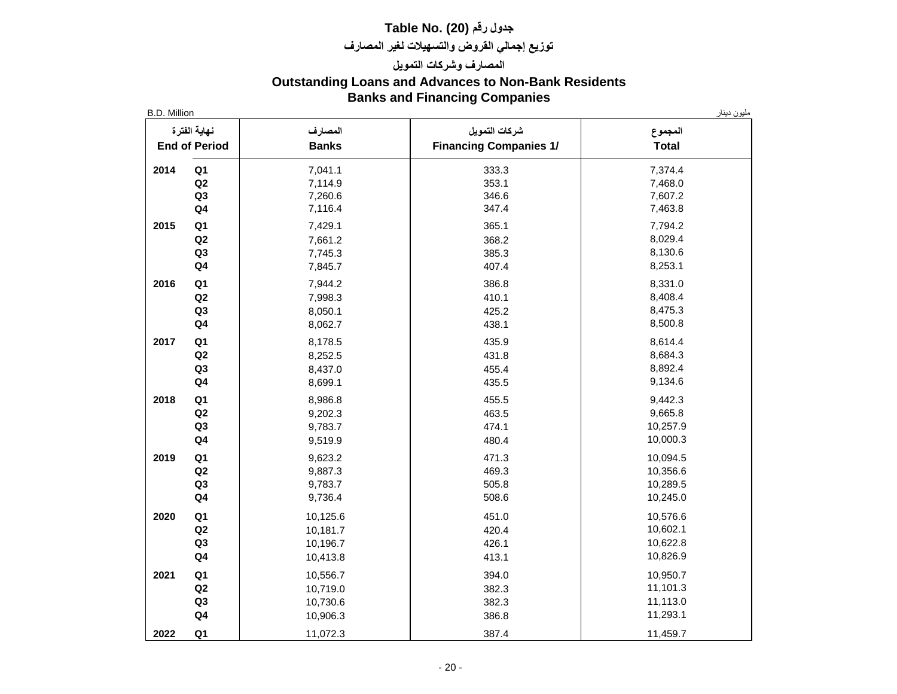# Table No. (20) جدول رقم

## توزيع إجمالي القروض والتسهيلات لغير المصارف

## المصارف وشركات التمويل

## Outstanding Loans and Advances to Non-Bank Residents
## Banks and Financing Companies

B.D. Million — مليون دينار

| نهاية الفترة End of Period | | المصارف Banks | شركات التمويل Financing Companies 1/ | المجموع Total |
|---|---|---|---|---|
| 2014 | Q1 | 7,041.1 | 333.3 | 7,374.4 |
| | Q2 | 7,114.9 | 353.1 | 7,468.0 |
| | Q3 | 7,260.6 | 346.6 | 7,607.2 |
| | Q4 | 7,116.4 | 347.4 | 7,463.8 |
| 2015 | Q1 | 7,429.1 | 365.1 | 7,794.2 |
| | Q2 | 7,661.2 | 368.2 | 8,029.4 |
| | Q3 | 7,745.3 | 385.3 | 8,130.6 |
| | Q4 | 7,845.7 | 407.4 | 8,253.1 |
| 2016 | Q1 | 7,944.2 | 386.8 | 8,331.0 |
| | Q2 | 7,998.3 | 410.1 | 8,408.4 |
| | Q3 | 8,050.1 | 425.2 | 8,475.3 |
| | Q4 | 8,062.7 | 438.1 | 8,500.8 |
| 2017 | Q1 | 8,178.5 | 435.9 | 8,614.4 |
| | Q2 | 8,252.5 | 431.8 | 8,684.3 |
| | Q3 | 8,437.0 | 455.4 | 8,892.4 |
| | Q4 | 8,699.1 | 435.5 | 9,134.6 |
| 2018 | Q1 | 8,986.8 | 455.5 | 9,442.3 |
| | Q2 | 9,202.3 | 463.5 | 9,665.8 |
| | Q3 | 9,783.7 | 474.1 | 10,257.9 |
| | Q4 | 9,519.9 | 480.4 | 10,000.3 |
| 2019 | Q1 | 9,623.2 | 471.3 | 10,094.5 |
| | Q2 | 9,887.3 | 469.3 | 10,356.6 |
| | Q3 | 9,783.7 | 505.8 | 10,289.5 |
| | Q4 | 9,736.4 | 508.6 | 10,245.0 |
| 2020 | Q1 | 10,125.6 | 451.0 | 10,576.6 |
| | Q2 | 10,181.7 | 420.4 | 10,602.1 |
| | Q3 | 10,196.7 | 426.1 | 10,622.8 |
| | Q4 | 10,413.8 | 413.1 | 10,826.9 |
| 2021 | Q1 | 10,556.7 | 394.0 | 10,950.7 |
| | Q2 | 10,719.0 | 382.3 | 11,101.3 |
| | Q3 | 10,730.6 | 382.3 | 11,113.0 |
| | Q4 | 10,906.3 | 386.8 | 11,293.1 |
| 2022 | Q1 | 11,072.3 | 387.4 | 11,459.7 |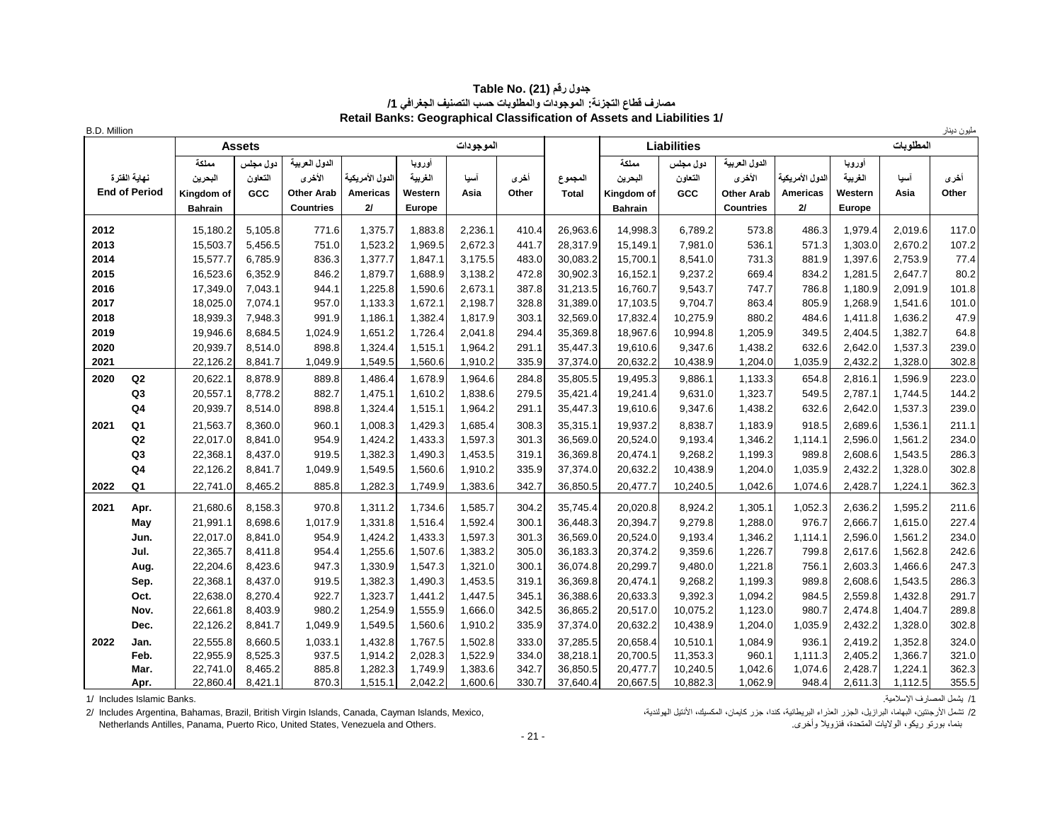# جدول رقم (21) Table No.
## مصارف قطاع التجزئة: الموجودات والمطلوبات حسب التصنيف الجغرافي 1/
## Retail Banks: Geographical Classification of Assets and Liabilities 1/

B.D. Million | مليون دينار

| نهاية الفترة End of Period | | Assets الموجودات | | | | | | | المجموع Total | Liabilities المطلوبات | | | | | | |
|---|---|---|---|---|---|---|---|---|---|---|---|---|---|---|---|---|
| | | مملكة البحرين Kingdom of Bahrain | دول مجلس التعاون GCC | الدول العربية الأخرى Other Arab Countries | الدول الأمريكية Americas 2/ | أوروبا الغربية Western Europe | آسيا Asia | أخرى Other | | مملكة البحرين Kingdom of Bahrain | دول مجلس التعاون GCC | الدول العربية الأخرى Other Arab Countries | الدول الأمريكية Americas 2/ | أوروبا الغربية Western Europe | آسيا Asia | أخرى Other |
| 2012 | | 15,180.2 | 5,105.8 | 771.6 | 1,375.7 | 1,883.8 | 2,236.1 | 410.4 | 26,963.6 | 14,998.3 | 6,789.2 | 573.8 | 486.3 | 1,979.4 | 2,019.6 | 117.0 |
| 2013 | | 15,503.7 | 5,456.5 | 751.0 | 1,523.2 | 1,969.5 | 2,672.3 | 441.7 | 28,317.9 | 15,149.1 | 7,981.0 | 536.1 | 571.3 | 1,303.0 | 2,670.2 | 107.2 |
| 2014 | | 15,577.7 | 6,785.9 | 836.3 | 1,377.7 | 1,847.1 | 3,175.5 | 483.0 | 30,083.2 | 15,700.1 | 8,541.0 | 731.3 | 881.9 | 1,397.6 | 2,753.9 | 77.4 |
| 2015 | | 16,523.6 | 6,352.9 | 846.2 | 1,879.7 | 1,688.9 | 3,138.2 | 472.8 | 30,902.3 | 16,152.1 | 9,237.2 | 669.4 | 834.2 | 1,281.5 | 2,647.7 | 80.2 |
| 2016 | | 17,349.0 | 7,043.1 | 944.1 | 1,225.8 | 1,590.6 | 2,673.1 | 387.8 | 31,213.5 | 16,760.7 | 9,543.7 | 747.7 | 786.8 | 1,180.9 | 2,091.9 | 101.8 |
| 2017 | | 18,025.0 | 7,074.1 | 957.0 | 1,133.3 | 1,672.1 | 2,198.7 | 328.8 | 31,389.0 | 17,103.5 | 9,704.7 | 863.4 | 805.9 | 1,268.9 | 1,541.6 | 101.0 |
| 2018 | | 18,939.3 | 7,948.3 | 991.9 | 1,186.1 | 1,382.4 | 1,817.9 | 303.1 | 32,569.0 | 17,832.4 | 10,275.9 | 880.2 | 484.6 | 1,411.8 | 1,636.2 | 47.9 |
| 2019 | | 19,946.6 | 8,684.5 | 1,024.9 | 1,651.2 | 1,726.4 | 2,041.8 | 294.4 | 35,369.8 | 18,967.6 | 10,994.8 | 1,205.9 | 349.5 | 2,404.5 | 1,382.7 | 64.8 |
| 2020 | | 20,939.7 | 8,514.0 | 898.8 | 1,324.4 | 1,515.1 | 1,964.2 | 291.1 | 35,447.3 | 19,610.6 | 9,347.6 | 1,438.2 | 632.6 | 2,642.0 | 1,537.3 | 239.0 |
| 2021 | | 22,126.2 | 8,841.7 | 1,049.9 | 1,549.5 | 1,560.6 | 1,910.2 | 335.9 | 37,374.0 | 20,632.2 | 10,438.9 | 1,204.0 | 1,035.9 | 2,432.2 | 1,328.0 | 302.8 |
| 2020 | Q2 | 20,622.1 | 8,878.9 | 889.8 | 1,486.4 | 1,678.9 | 1,964.6 | 284.8 | 35,805.5 | 19,495.3 | 9,886.1 | 1,133.3 | 654.8 | 2,816.1 | 1,596.9 | 223.0 |
| | Q3 | 20,557.1 | 8,778.2 | 882.7 | 1,475.1 | 1,610.2 | 1,838.6 | 279.5 | 35,421.4 | 19,241.4 | 9,631.0 | 1,323.7 | 549.5 | 2,787.1 | 1,744.5 | 144.2 |
| | Q4 | 20,939.7 | 8,514.0 | 898.8 | 1,324.4 | 1,515.1 | 1,964.2 | 291.1 | 35,447.3 | 19,610.6 | 9,347.6 | 1,438.2 | 632.6 | 2,642.0 | 1,537.3 | 239.0 |
| 2021 | Q1 | 21,563.7 | 8,360.0 | 960.1 | 1,008.3 | 1,429.3 | 1,685.4 | 308.3 | 35,315.1 | 19,937.2 | 8,838.7 | 1,183.9 | 918.5 | 2,689.6 | 1,536.1 | 211.1 |
| | Q2 | 22,017.0 | 8,841.0 | 954.9 | 1,424.2 | 1,433.3 | 1,597.3 | 301.3 | 36,569.0 | 20,524.0 | 9,193.4 | 1,346.2 | 1,114.1 | 2,596.0 | 1,561.2 | 234.0 |
| | Q3 | 22,368.1 | 8,437.0 | 919.5 | 1,382.3 | 1,490.3 | 1,453.5 | 319.1 | 36,369.8 | 20,474.1 | 9,268.2 | 1,199.3 | 989.8 | 2,608.6 | 1,543.5 | 286.3 |
| | Q4 | 22,126.2 | 8,841.7 | 1,049.9 | 1,549.5 | 1,560.6 | 1,910.2 | 335.9 | 37,374.0 | 20,632.2 | 10,438.9 | 1,204.0 | 1,035.9 | 2,432.2 | 1,328.0 | 302.8 |
| 2022 | Q1 | 22,741.0 | 8,465.2 | 885.8 | 1,282.3 | 1,749.9 | 1,383.6 | 342.7 | 36,850.5 | 20,477.7 | 10,240.5 | 1,042.6 | 1,074.6 | 2,428.7 | 1,224.1 | 362.3 |
| 2021 | Apr. | 21,680.6 | 8,158.3 | 970.8 | 1,311.2 | 1,734.6 | 1,585.7 | 304.2 | 35,745.4 | 20,020.8 | 8,924.2 | 1,305.1 | 1,052.3 | 2,636.2 | 1,595.2 | 211.6 |
| | May | 21,991.1 | 8,698.6 | 1,017.9 | 1,331.8 | 1,516.4 | 1,592.4 | 300.1 | 36,448.3 | 20,394.7 | 9,279.8 | 1,288.0 | 976.7 | 2,666.7 | 1,615.0 | 227.4 |
| | Jun. | 22,017.0 | 8,841.0 | 954.9 | 1,424.2 | 1,433.3 | 1,597.3 | 301.3 | 36,569.0 | 20,524.0 | 9,193.4 | 1,346.2 | 1,114.1 | 2,596.0 | 1,561.2 | 234.0 |
| | Jul. | 22,365.7 | 8,411.8 | 954.4 | 1,255.6 | 1,507.6 | 1,383.2 | 305.0 | 36,183.3 | 20,374.2 | 9,359.6 | 1,226.7 | 799.8 | 2,617.6 | 1,562.8 | 242.6 |
| | Aug. | 22,204.6 | 8,423.6 | 947.3 | 1,330.9 | 1,547.3 | 1,321.0 | 300.1 | 36,074.8 | 20,299.7 | 9,480.0 | 1,221.8 | 756.1 | 2,603.3 | 1,466.6 | 247.3 |
| | Sep. | 22,368.1 | 8,437.0 | 919.5 | 1,382.3 | 1,490.3 | 1,453.5 | 319.1 | 36,369.8 | 20,474.1 | 9,268.2 | 1,199.3 | 989.8 | 2,608.6 | 1,543.5 | 286.3 |
| | Oct. | 22,638.0 | 8,270.4 | 922.7 | 1,323.7 | 1,441.2 | 1,447.5 | 345.1 | 36,388.6 | 20,633.3 | 9,392.3 | 1,094.2 | 984.5 | 2,559.8 | 1,432.8 | 291.7 |
| | Nov. | 22,661.8 | 8,403.9 | 980.2 | 1,254.9 | 1,555.9 | 1,666.0 | 342.5 | 36,865.2 | 20,517.0 | 10,075.2 | 1,123.0 | 980.7 | 2,474.8 | 1,404.7 | 289.8 |
| | Dec. | 22,126.2 | 8,841.7 | 1,049.9 | 1,549.5 | 1,560.6 | 1,910.2 | 335.9 | 37,374.0 | 20,632.2 | 10,438.9 | 1,204.0 | 1,035.9 | 2,432.2 | 1,328.0 | 302.8 |
| 2022 | Jan. | 22,555.8 | 8,660.5 | 1,033.1 | 1,432.8 | 1,767.5 | 1,502.8 | 333.0 | 37,285.5 | 20,658.4 | 10,510.1 | 1,084.9 | 936.1 | 2,419.2 | 1,352.8 | 324.0 |
| | Feb. | 22,955.9 | 8,525.3 | 937.5 | 1,914.2 | 2,028.3 | 1,522.9 | 334.0 | 38,218.1 | 20,700.5 | 11,353.3 | 960.1 | 1,111.3 | 2,405.2 | 1,366.7 | 321.0 |
| | Mar. | 22,741.0 | 8,465.2 | 885.8 | 1,282.3 | 1,749.9 | 1,383.6 | 342.7 | 36,850.5 | 20,477.7 | 10,240.5 | 1,042.6 | 1,074.6 | 2,428.7 | 1,224.1 | 362.3 |
| | Apr. | 22,860.4 | 8,421.1 | 870.3 | 1,515.1 | 2,042.2 | 1,600.6 | 330.7 | 37,640.4 | 20,667.5 | 10,882.3 | 1,062.9 | 948.4 | 2,611.3 | 1,112.5 | 355.5 |

1/ Includes Islamic Banks.

2/ Includes Argentina, Bahamas, Brazil, British Virgin Islands, Canada, Cayman Islands, Mexico, Netherlands Antilles, Panama, Puerto Rico, United States, Venezuela and Others.

1/ يشمل المصارف الإسلامية.

2/ تشمل الأرجنتين، البهاما، البرازيل، الجزر العذراء البريطانية، كندا، جزر كايمان، المكسيك، الأنتيل الهولندية، بنما، بورتو ريكو، الولايات المتحدة، فنزويلا وأخرى.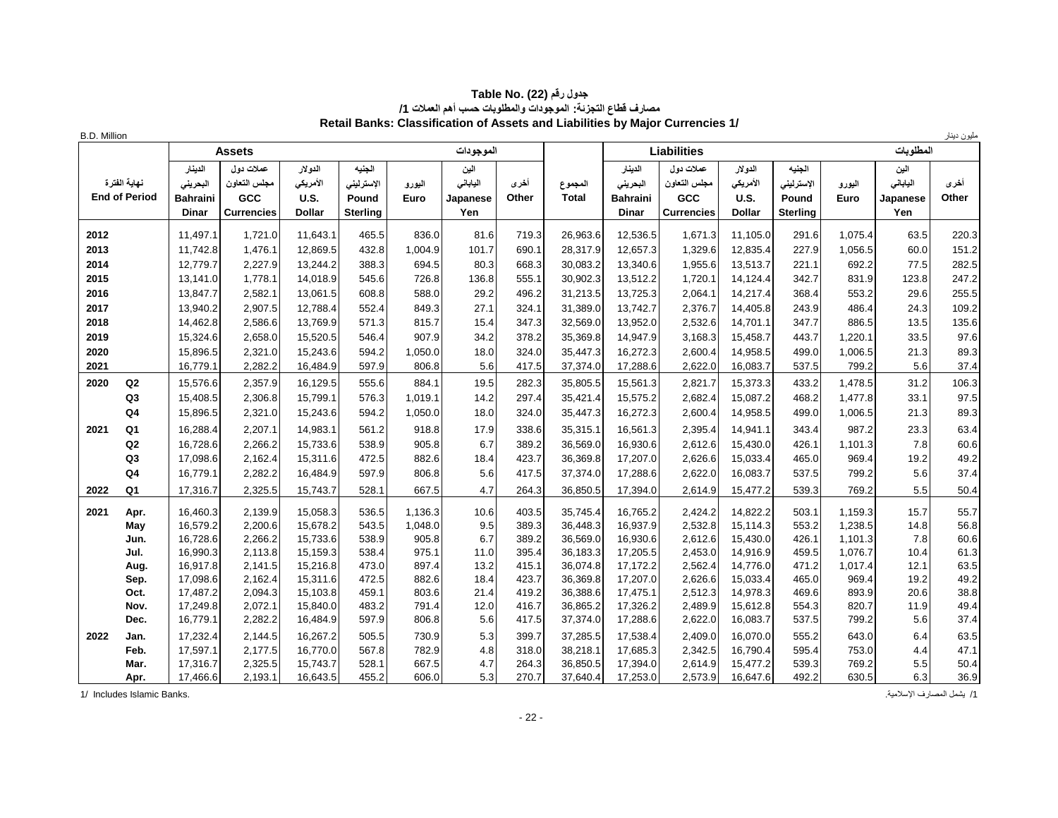# جدول رقم (22) Table No.

## مصارف قطاع التجزئة: الموجودات والمطلوبات حسب أهم العملات 1/

## Retail Banks: Classification of Assets and Liabilities by Major Currencies 1/

B.D. Million — مليون دينار

| نهاية الفترة End of Period | | Assets الموجودات: الدينار البحريني Bahraini Dinar | عملات دول مجلس التعاون GCC Currencies | الدولار الأمريكي U.S. Dollar | الجنيه الإسترليني Pound Sterling | اليورو Euro | الين الياباني Japanese Yen | أخرى Other | المجموع Total | Liabilities المطلوبات: الدينار البحريني Bahraini Dinar | عملات دول مجلس التعاون GCC Currencies | الدولار الأمريكي U.S. Dollar | الجنيه الإسترليني Pound Sterling | اليورو Euro | الين الياباني Japanese Yen | أخرى Other |
|---|---|---|---|---|---|---|---|---|---|---|---|---|---|---|---|---|
| 2012 | | 11,497.1 | 1,721.0 | 11,643.1 | 465.5 | 836.0 | 81.6 | 719.3 | 26,963.6 | 12,536.5 | 1,671.3 | 11,105.0 | 291.6 | 1,075.4 | 63.5 | 220.3 |
| 2013 | | 11,742.8 | 1,476.1 | 12,869.5 | 432.8 | 1,004.9 | 101.7 | 690.1 | 28,317.9 | 12,657.3 | 1,329.6 | 12,835.4 | 227.9 | 1,056.5 | 60.0 | 151.2 |
| 2014 | | 12,779.7 | 2,227.9 | 13,244.2 | 388.3 | 694.5 | 80.3 | 668.3 | 30,083.2 | 13,340.6 | 1,955.6 | 13,513.7 | 221.1 | 692.2 | 77.5 | 282.5 |
| 2015 | | 13,141.0 | 1,778.1 | 14,018.9 | 545.6 | 726.8 | 136.8 | 555.1 | 30,902.3 | 13,512.2 | 1,720.1 | 14,124.4 | 342.7 | 831.9 | 123.8 | 247.2 |
| 2016 | | 13,847.7 | 2,582.1 | 13,061.5 | 608.8 | 588.0 | 29.2 | 496.2 | 31,213.5 | 13,725.3 | 2,064.1 | 14,217.4 | 368.4 | 553.2 | 29.6 | 255.5 |
| 2017 | | 13,940.2 | 2,907.5 | 12,788.4 | 552.4 | 849.3 | 27.1 | 324.1 | 31,389.0 | 13,742.7 | 2,376.7 | 14,405.8 | 243.9 | 486.4 | 24.3 | 109.2 |
| 2018 | | 14,462.8 | 2,586.6 | 13,769.9 | 571.3 | 815.7 | 15.4 | 347.3 | 32,569.0 | 13,952.0 | 2,532.6 | 14,701.1 | 347.7 | 886.5 | 13.5 | 135.6 |
| 2019 | | 15,324.6 | 2,658.0 | 15,520.5 | 546.4 | 907.9 | 34.2 | 378.2 | 35,369.8 | 14,947.9 | 3,168.3 | 15,458.7 | 443.7 | 1,220.1 | 33.5 | 97.6 |
| 2020 | | 15,896.5 | 2,321.0 | 15,243.6 | 594.2 | 1,050.0 | 18.0 | 324.0 | 35,447.3 | 16,272.3 | 2,600.4 | 14,958.5 | 499.0 | 1,006.5 | 21.3 | 89.3 |
| 2021 | | 16,779.1 | 2,282.2 | 16,484.9 | 597.9 | 806.8 | 5.6 | 417.5 | 37,374.0 | 17,288.6 | 2,622.0 | 16,083.7 | 537.5 | 799.2 | 5.6 | 37.4 |
| 2020 | Q2 | 15,576.6 | 2,357.9 | 16,129.5 | 555.6 | 884.1 | 19.5 | 282.3 | 35,805.5 | 15,561.3 | 2,821.7 | 15,373.3 | 433.2 | 1,478.5 | 31.2 | 106.3 |
| | Q3 | 15,408.5 | 2,306.8 | 15,799.1 | 576.3 | 1,019.1 | 14.2 | 297.4 | 35,421.4 | 15,575.2 | 2,682.4 | 15,087.2 | 468.2 | 1,477.8 | 33.1 | 97.5 |
| | Q4 | 15,896.5 | 2,321.0 | 15,243.6 | 594.2 | 1,050.0 | 18.0 | 324.0 | 35,447.3 | 16,272.3 | 2,600.4 | 14,958.5 | 499.0 | 1,006.5 | 21.3 | 89.3 |
| 2021 | Q1 | 16,288.4 | 2,207.1 | 14,983.1 | 561.2 | 918.8 | 17.9 | 338.6 | 35,315.1 | 16,561.3 | 2,395.4 | 14,941.1 | 343.4 | 987.2 | 23.3 | 63.4 |
| | Q2 | 16,728.6 | 2,266.2 | 15,733.6 | 538.9 | 905.8 | 6.7 | 389.2 | 36,569.0 | 16,930.6 | 2,612.6 | 15,430.0 | 426.1 | 1,101.3 | 7.8 | 60.6 |
| | Q3 | 17,098.6 | 2,162.4 | 15,311.6 | 472.5 | 882.6 | 18.4 | 423.7 | 36,369.8 | 17,207.0 | 2,626.6 | 15,033.4 | 465.0 | 969.4 | 19.2 | 49.2 |
| | Q4 | 16,779.1 | 2,282.2 | 16,484.9 | 597.9 | 806.8 | 5.6 | 417.5 | 37,374.0 | 17,288.6 | 2,622.0 | 16,083.7 | 537.5 | 799.2 | 5.6 | 37.4 |
| 2022 | Q1 | 17,316.7 | 2,325.5 | 15,743.7 | 528.1 | 667.5 | 4.7 | 264.3 | 36,850.5 | 17,394.0 | 2,614.9 | 15,477.2 | 539.3 | 769.2 | 5.5 | 50.4 |
| 2021 | Apr. | 16,460.3 | 2,139.9 | 15,058.3 | 536.5 | 1,136.3 | 10.6 | 403.5 | 35,745.4 | 16,765.2 | 2,424.2 | 14,822.2 | 503.1 | 1,159.3 | 15.7 | 55.7 |
| | May | 16,579.2 | 2,200.6 | 15,678.2 | 543.5 | 1,048.0 | 9.5 | 389.3 | 36,448.3 | 16,937.9 | 2,532.8 | 15,114.3 | 553.2 | 1,238.5 | 14.8 | 56.8 |
| | Jun. | 16,728.6 | 2,266.2 | 15,733.6 | 538.9 | 905.8 | 6.7 | 389.2 | 36,569.0 | 16,930.6 | 2,612.6 | 15,430.0 | 426.1 | 1,101.3 | 7.8 | 60.6 |
| | Jul. | 16,990.3 | 2,113.8 | 15,159.3 | 538.4 | 975.1 | 11.0 | 395.4 | 36,183.3 | 17,205.5 | 2,453.0 | 14,916.9 | 459.5 | 1,076.7 | 10.4 | 61.3 |
| | Aug. | 16,917.8 | 2,141.5 | 15,216.8 | 473.0 | 897.4 | 13.2 | 415.1 | 36,074.8 | 17,172.2 | 2,562.4 | 14,776.0 | 471.2 | 1,017.4 | 12.1 | 63.5 |
| | Sep. | 17,098.6 | 2,162.4 | 15,311.6 | 472.5 | 882.6 | 18.4 | 423.7 | 36,369.8 | 17,207.0 | 2,626.6 | 15,033.4 | 465.0 | 969.4 | 19.2 | 49.2 |
| | Oct. | 17,487.2 | 2,094.3 | 15,103.8 | 459.1 | 803.6 | 21.4 | 419.2 | 36,388.6 | 17,475.1 | 2,512.3 | 14,978.3 | 469.6 | 893.9 | 20.6 | 38.8 |
| | Nov. | 17,249.8 | 2,072.1 | 15,840.0 | 483.2 | 791.4 | 12.0 | 416.7 | 36,865.2 | 17,326.2 | 2,489.9 | 15,612.8 | 554.3 | 820.7 | 11.9 | 49.4 |
| | Dec. | 16,779.1 | 2,282.2 | 16,484.9 | 597.9 | 806.8 | 5.6 | 417.5 | 37,374.0 | 17,288.6 | 2,622.0 | 16,083.7 | 537.5 | 799.2 | 5.6 | 37.4 |
| 2022 | Jan. | 17,232.4 | 2,144.5 | 16,267.2 | 505.5 | 730.9 | 5.3 | 399.7 | 37,285.5 | 17,538.4 | 2,409.0 | 16,070.0 | 555.2 | 643.0 | 6.4 | 63.5 |
| | Feb. | 17,597.1 | 2,177.5 | 16,770.0 | 567.8 | 782.9 | 4.8 | 318.0 | 38,218.1 | 17,685.3 | 2,342.5 | 16,790.4 | 595.4 | 753.0 | 4.4 | 47.1 |
| | Mar. | 17,316.7 | 2,325.5 | 15,743.7 | 528.1 | 667.5 | 4.7 | 264.3 | 36,850.5 | 17,394.0 | 2,614.9 | 15,477.2 | 539.3 | 769.2 | 5.5 | 50.4 |
| | Apr. | 17,466.6 | 2,193.1 | 16,643.5 | 455.2 | 606.0 | 5.3 | 270.7 | 37,640.4 | 17,253.0 | 2,573.9 | 16,647.6 | 492.2 | 630.5 | 6.3 | 36.9 |

1/ Includes Islamic Banks.

1/ يشمل المصارف الإسلامية.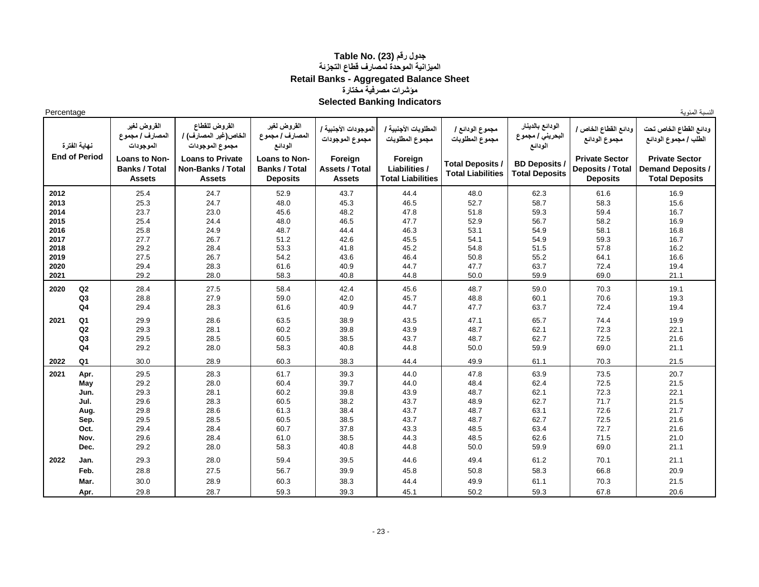# Table No. (23) جدول رقم

## الميزانية الموحدة لمصارف قطاع التجزئة

## Retail Banks - Aggregated Balance Sheet

### مؤشرات مصرفية مختارة

### Selected Banking Indicators

Percentage النسبة المئوية

| نهاية الفترة End of Period | | القروض لغير المصارف / مجموع الموجودات Loans to Non-Banks / Total Assets | القروض للقطاع الخاص(غير المصارف) / مجموع الموجودات Loans to Private Non-Banks / Total Assets | القروض لغير المصارف / مجموع الودائع Loans to Non-Banks / Total Deposits | الموجودات الأجنبية / مجموع الموجودات Foreign Assets / Total Assets | المطلوبات الأجنبية / مجموع المطلوبات Foreign Liabilities / Total Liabilities | مجموع الودائع / مجموع المطلوبات Total Deposits / Total Liabilities | الودائع بالدينار البحريني / مجموع الودائع BD Deposits / Total Deposits | ودائع القطاع الخاص / مجموع الودائع Private Sector Deposits / Total Deposits | ودائع القطاع الخاص تحت الطلب / مجموع الودائع Private Sector Demand Deposits / Total Deposits |
|---|---|---|---|---|---|---|---|---|---|---|
| 2012 | | 25.4 | 24.7 | 52.9 | 43.7 | 44.4 | 48.0 | 62.3 | 61.6 | 16.9 |
| 2013 | | 25.3 | 24.7 | 48.0 | 45.3 | 46.5 | 52.7 | 58.7 | 58.3 | 15.6 |
| 2014 | | 23.7 | 23.0 | 45.6 | 48.2 | 47.8 | 51.8 | 59.3 | 59.4 | 16.7 |
| 2015 | | 25.4 | 24.4 | 48.0 | 46.5 | 47.7 | 52.9 | 56.7 | 58.2 | 16.9 |
| 2016 | | 25.8 | 24.9 | 48.7 | 44.4 | 46.3 | 53.1 | 54.9 | 58.1 | 16.8 |
| 2017 | | 27.7 | 26.7 | 51.2 | 42.6 | 45.5 | 54.1 | 54.9 | 59.3 | 16.7 |
| 2018 | | 29.2 | 28.4 | 53.3 | 41.8 | 45.2 | 54.8 | 51.5 | 57.8 | 16.2 |
| 2019 | | 27.5 | 26.7 | 54.2 | 43.6 | 46.4 | 50.8 | 55.2 | 64.1 | 16.6 |
| 2020 | | 29.4 | 28.3 | 61.6 | 40.9 | 44.7 | 47.7 | 63.7 | 72.4 | 19.4 |
| 2021 | | 29.2 | 28.0 | 58.3 | 40.8 | 44.8 | 50.0 | 59.9 | 69.0 | 21.1 |
| 2020 | Q2 | 28.4 | 27.5 | 58.4 | 42.4 | 45.6 | 48.7 | 59.0 | 70.3 | 19.1 |
| | Q3 | 28.8 | 27.9 | 59.0 | 42.0 | 45.7 | 48.8 | 60.1 | 70.6 | 19.3 |
| | Q4 | 29.4 | 28.3 | 61.6 | 40.9 | 44.7 | 47.7 | 63.7 | 72.4 | 19.4 |
| 2021 | Q1 | 29.9 | 28.6 | 63.5 | 38.9 | 43.5 | 47.1 | 65.7 | 74.4 | 19.9 |
| | Q2 | 29.3 | 28.1 | 60.2 | 39.8 | 43.9 | 48.7 | 62.1 | 72.3 | 22.1 |
| | Q3 | 29.5 | 28.5 | 60.5 | 38.5 | 43.7 | 48.7 | 62.7 | 72.5 | 21.6 |
| | Q4 | 29.2 | 28.0 | 58.3 | 40.8 | 44.8 | 50.0 | 59.9 | 69.0 | 21.1 |
| 2022 | Q1 | 30.0 | 28.9 | 60.3 | 38.3 | 44.4 | 49.9 | 61.1 | 70.3 | 21.5 |
| 2021 | Apr. | 29.5 | 28.3 | 61.7 | 39.3 | 44.0 | 47.8 | 63.9 | 73.5 | 20.7 |
| | May | 29.2 | 28.0 | 60.4 | 39.7 | 44.0 | 48.4 | 62.4 | 72.5 | 21.5 |
| | Jun. | 29.3 | 28.1 | 60.2 | 39.8 | 43.9 | 48.7 | 62.1 | 72.3 | 22.1 |
| | Jul. | 29.6 | 28.3 | 60.5 | 38.2 | 43.7 | 48.9 | 62.7 | 71.7 | 21.5 |
| | Aug. | 29.8 | 28.6 | 61.3 | 38.4 | 43.7 | 48.7 | 63.1 | 72.6 | 21.7 |
| | Sep. | 29.5 | 28.5 | 60.5 | 38.5 | 43.7 | 48.7 | 62.7 | 72.5 | 21.6 |
| | Oct. | 29.4 | 28.4 | 60.7 | 37.8 | 43.3 | 48.5 | 63.4 | 72.7 | 21.6 |
| | Nov. | 29.6 | 28.4 | 61.0 | 38.5 | 44.3 | 48.5 | 62.6 | 71.5 | 21.0 |
| | Dec. | 29.2 | 28.0 | 58.3 | 40.8 | 44.8 | 50.0 | 59.9 | 69.0 | 21.1 |
| 2022 | Jan. | 29.3 | 28.0 | 59.4 | 39.5 | 44.6 | 49.4 | 61.2 | 70.1 | 21.1 |
| | Feb. | 28.8 | 27.5 | 56.7 | 39.9 | 45.8 | 50.8 | 58.3 | 66.8 | 20.9 |
| | Mar. | 30.0 | 28.9 | 60.3 | 38.3 | 44.4 | 49.9 | 61.1 | 70.3 | 21.5 |
| | Apr. | 29.8 | 28.7 | 59.3 | 39.3 | 45.1 | 50.2 | 59.3 | 67.8 | 20.6 |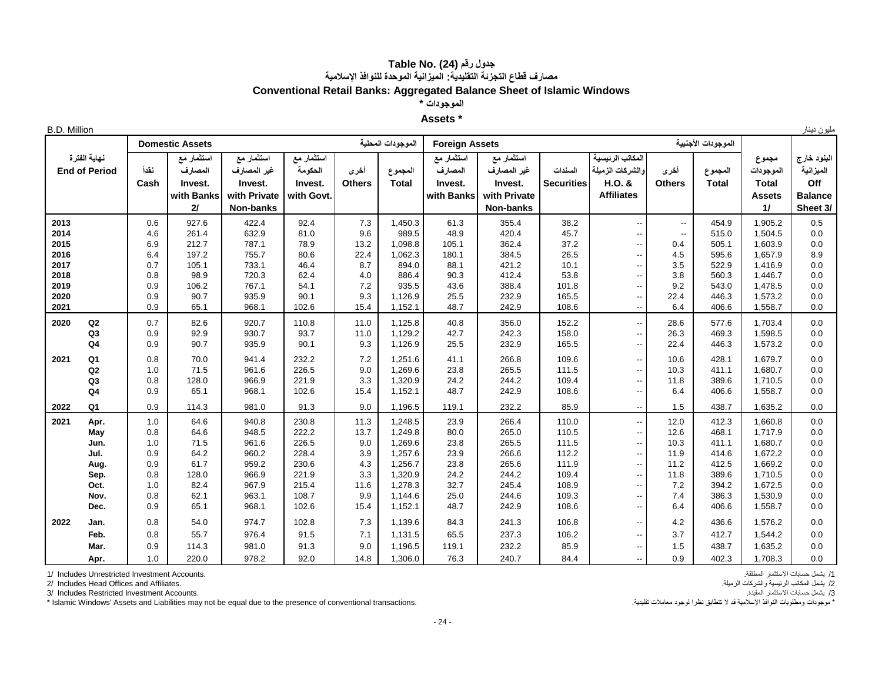# Table No. (24) جدول رقم

## مصارف قطاع التجزئة التقليدية: الميزانية الموحدة للنوافذ الإسلامية

## Conventional Retail Banks: Aggregated Balance Sheet of Islamic Windows

### الموجودات *

### Assets *

B.D. Million مليون دينار

| نهاية الفترة End of Period | | Domestic Assets الموجودات المحلية | | | | | | Foreign Assets الموجودات الأجنبية | | | | | | مجموع الموجودات Total Assets 1/ | البنود خارج الميزانية Off Balance Sheet 3/ |
|---|---|---|---|---|---|---|---|---|---|---|---|---|---|---|---|
| | | نقداً Cash | استثمار مع المصارف Invest. with Banks 2/ | استثمار مع غير المصارف Invest. with Private Non-banks | استثمار مع الحكومة Invest. with Govt. | أخرى Others | المجموع Total | استثمار مع المصارف Invest. with Banks | استثمار مع غير المصارف Invest. with Private Non-banks | السندات Securities | المكاتب الرئيسية والشركات الزميلة H.O. & Affiliates | أخرى Others | المجموع Total | | |
| 2013 | | 0.6 | 927.6 | 422.4 | 92.4 | 7.3 | 1,450.3 | 61.3 | 355.4 | 38.2 | -- | -- | 454.9 | 1,905.2 | 0.5 |
| 2014 | | 4.6 | 261.4 | 632.9 | 81.0 | 9.6 | 989.5 | 48.9 | 420.4 | 45.7 | -- | -- | 515.0 | 1,504.5 | 0.0 |
| 2015 | | 6.9 | 212.7 | 787.1 | 78.9 | 13.2 | 1,098.8 | 105.1 | 362.4 | 37.2 | -- | 0.4 | 505.1 | 1,603.9 | 0.0 |
| 2016 | | 6.4 | 197.2 | 755.7 | 80.6 | 22.4 | 1,062.3 | 180.1 | 384.5 | 26.5 | -- | 4.5 | 595.6 | 1,657.9 | 8.9 |
| 2017 | | 0.7 | 105.1 | 733.1 | 46.4 | 8.7 | 894.0 | 88.1 | 421.2 | 10.1 | -- | 3.5 | 522.9 | 1,416.9 | 0.0 |
| 2018 | | 0.8 | 98.9 | 720.3 | 62.4 | 4.0 | 886.4 | 90.3 | 412.4 | 53.8 | -- | 3.8 | 560.3 | 1,446.7 | 0.0 |
| 2019 | | 0.9 | 106.2 | 767.1 | 54.1 | 7.2 | 935.5 | 43.6 | 388.4 | 101.8 | -- | 9.2 | 543.0 | 1,478.5 | 0.0 |
| 2020 | | 0.9 | 90.7 | 935.9 | 90.1 | 9.3 | 1,126.9 | 25.5 | 232.9 | 165.5 | -- | 22.4 | 446.3 | 1,573.2 | 0.0 |
| 2021 | | 0.9 | 65.1 | 968.1 | 102.6 | 15.4 | 1,152.1 | 48.7 | 242.9 | 108.6 | -- | 6.4 | 406.6 | 1,558.7 | 0.0 |
| 2020 | Q2 | 0.7 | 82.6 | 920.7 | 110.8 | 11.0 | 1,125.8 | 40.8 | 356.0 | 152.2 | -- | 28.6 | 577.6 | 1,703.4 | 0.0 |
| | Q3 | 0.9 | 92.9 | 930.7 | 93.7 | 11.0 | 1,129.2 | 42.7 | 242.3 | 158.0 | -- | 26.3 | 469.3 | 1,598.5 | 0.0 |
| | Q4 | 0.9 | 90.7 | 935.9 | 90.1 | 9.3 | 1,126.9 | 25.5 | 232.9 | 165.5 | -- | 22.4 | 446.3 | 1,573.2 | 0.0 |
| 2021 | Q1 | 0.8 | 70.0 | 941.4 | 232.2 | 7.2 | 1,251.6 | 41.1 | 266.8 | 109.6 | -- | 10.6 | 428.1 | 1,679.7 | 0.0 |
| | Q2 | 1.0 | 71.5 | 961.6 | 226.5 | 9.0 | 1,269.6 | 23.8 | 265.5 | 111.5 | -- | 10.3 | 411.1 | 1,680.7 | 0.0 |
| | Q3 | 0.8 | 128.0 | 966.9 | 221.9 | 3.3 | 1,320.9 | 24.2 | 244.2 | 109.4 | -- | 11.8 | 389.6 | 1,710.5 | 0.0 |
| | Q4 | 0.9 | 65.1 | 968.1 | 102.6 | 15.4 | 1,152.1 | 48.7 | 242.9 | 108.6 | -- | 6.4 | 406.6 | 1,558.7 | 0.0 |
| 2022 | Q1 | 0.9 | 114.3 | 981.0 | 91.3 | 9.0 | 1,196.5 | 119.1 | 232.2 | 85.9 | -- | 1.5 | 438.7 | 1,635.2 | 0.0 |
| 2021 | Apr. | 1.0 | 64.6 | 940.8 | 230.8 | 11.3 | 1,248.5 | 23.9 | 266.4 | 110.0 | -- | 12.0 | 412.3 | 1,660.8 | 0.0 |
| | May | 0.8 | 64.6 | 948.5 | 222.2 | 13.7 | 1,249.8 | 80.0 | 265.0 | 110.5 | -- | 12.6 | 468.1 | 1,717.9 | 0.0 |
| | Jun. | 1.0 | 71.5 | 961.6 | 226.5 | 9.0 | 1,269.6 | 23.8 | 265.5 | 111.5 | -- | 10.3 | 411.1 | 1,680.7 | 0.0 |
| | Jul. | 0.9 | 64.2 | 960.2 | 228.4 | 3.9 | 1,257.6 | 23.9 | 266.6 | 112.2 | -- | 11.9 | 414.6 | 1,672.2 | 0.0 |
| | Aug. | 0.9 | 61.7 | 959.2 | 230.6 | 4.3 | 1,256.7 | 23.8 | 265.6 | 111.9 | -- | 11.2 | 412.5 | 1,669.2 | 0.0 |
| | Sep. | 0.8 | 128.0 | 966.9 | 221.9 | 3.3 | 1,320.9 | 24.2 | 244.2 | 109.4 | -- | 11.8 | 389.6 | 1,710.5 | 0.0 |
| | Oct. | 1.0 | 82.4 | 967.9 | 215.4 | 11.6 | 1,278.3 | 32.7 | 245.4 | 108.9 | -- | 7.2 | 394.2 | 1,672.5 | 0.0 |
| | Nov. | 0.8 | 62.1 | 963.1 | 108.7 | 9.9 | 1,144.6 | 25.0 | 244.6 | 109.3 | -- | 7.4 | 386.3 | 1,530.9 | 0.0 |
| | Dec. | 0.9 | 65.1 | 968.1 | 102.6 | 15.4 | 1,152.1 | 48.7 | 242.9 | 108.6 | -- | 6.4 | 406.6 | 1,558.7 | 0.0 |
| 2022 | Jan. | 0.8 | 54.0 | 974.7 | 102.8 | 7.3 | 1,139.6 | 84.3 | 241.3 | 106.8 | -- | 4.2 | 436.6 | 1,576.2 | 0.0 |
| | Feb. | 0.8 | 55.7 | 976.4 | 91.5 | 7.1 | 1,131.5 | 65.5 | 237.3 | 106.2 | -- | 3.7 | 412.7 | 1,544.2 | 0.0 |
| | Mar. | 0.9 | 114.3 | 981.0 | 91.3 | 9.0 | 1,196.5 | 119.1 | 232.2 | 85.9 | -- | 1.5 | 438.7 | 1,635.2 | 0.0 |
| | Apr. | 1.0 | 220.0 | 978.2 | 92.0 | 14.8 | 1,306.0 | 76.3 | 240.7 | 84.4 | -- | 0.9 | 402.3 | 1,708.3 | 0.0 |

1/ Includes Unrestricted Investment Accounts. — 1/ يشمل حسابات الإستثمار المطلقة.

2/ Includes Head Offices and Affiliates. — 2/ يشمل المكاتب الرئيسية والشركات الزميلة.

3/ Includes Restricted Investment Accounts. — 3/ يشمل حسابات الاستثمار المقيدة.

* Islamic Windows' Assets and Liabilities may not be equal due to the presence of conventional transactions. — * موجودات ومطلوبات النوافذ الإسلامية قد لا تتطابق نظرا لوجود معاملات تقليدية.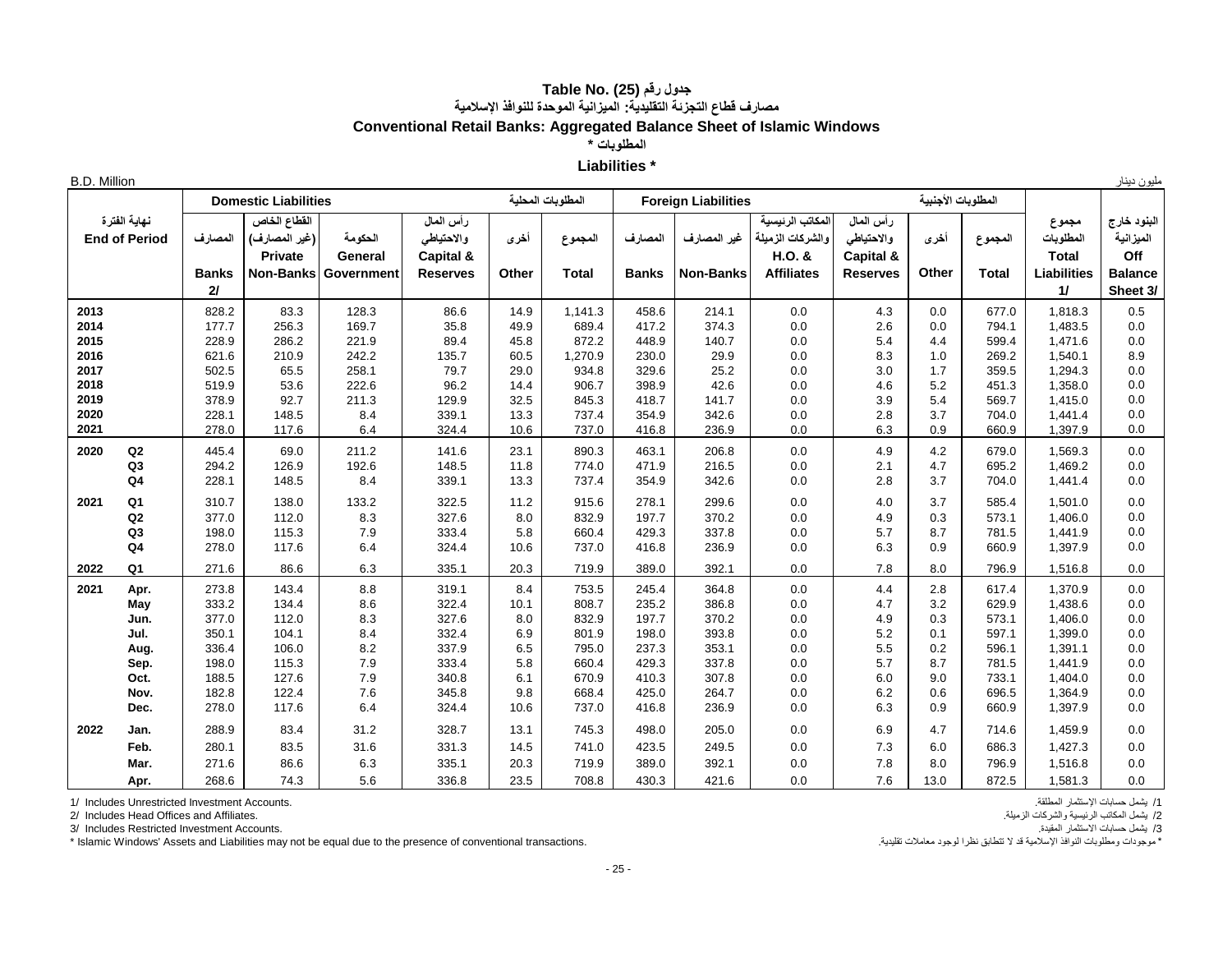# جدول رقم (25) Table No. (25)

## مصارف قطاع التجزئة التقليدية: الميزانية الموحدة للنوافذ الإسلامية

## Conventional Retail Banks: Aggregated Balance Sheet of Islamic Windows

### المطلوبات *

### Liabilities *

B.D. Million — مليون دينار

| نهاية الفترة End of Period | | Domestic Liabilities المطلوبات المحلية | | | | | | Foreign Liabilities المطلوبات الأجنبية | | | | | | مجموع المطلوبات Total Liabilities 1/ | البنود خارج الميزانية Off Balance Sheet 3/ |
|---|---|---|---|---|---|---|---|---|---|---|---|---|---|---|---|
| | | المصارف Banks 2/ | القطاع الخاص (غير المصارف) Private Non-Banks | الحكومة General Government | رأس المال والاحتياطي Capital & Reserves | أخرى Other | المجموع Total | المصارف Banks | غير المصارف Non-Banks | المكاتب الرئيسية والشركات الزميلة H.O. & Affiliates | رأس المال والاحتياطي Capital & Reserves | أخرى Other | المجموع Total | | |
| 2013 | | 828.2 | 83.3 | 128.3 | 86.6 | 14.9 | 1,141.3 | 458.6 | 214.1 | 0.0 | 4.3 | 0.0 | 677.0 | 1,818.3 | 0.5 |
| 2014 | | 177.7 | 256.3 | 169.7 | 35.8 | 49.9 | 689.4 | 417.2 | 374.3 | 0.0 | 2.6 | 0.0 | 794.1 | 1,483.5 | 0.0 |
| 2015 | | 228.9 | 286.2 | 221.9 | 89.4 | 45.8 | 872.2 | 448.9 | 140.7 | 0.0 | 5.4 | 4.4 | 599.4 | 1,471.6 | 0.0 |
| 2016 | | 621.6 | 210.9 | 242.2 | 135.7 | 60.5 | 1,270.9 | 230.0 | 29.9 | 0.0 | 8.3 | 1.0 | 269.2 | 1,540.1 | 8.9 |
| 2017 | | 502.5 | 65.5 | 258.1 | 79.7 | 29.0 | 934.8 | 329.6 | 25.2 | 0.0 | 3.0 | 1.7 | 359.5 | 1,294.3 | 0.0 |
| 2018 | | 519.9 | 53.6 | 222.6 | 96.2 | 14.4 | 906.7 | 398.9 | 42.6 | 0.0 | 4.6 | 5.2 | 451.3 | 1,358.0 | 0.0 |
| 2019 | | 378.9 | 92.7 | 211.3 | 129.9 | 32.5 | 845.3 | 418.7 | 141.7 | 0.0 | 3.9 | 5.4 | 569.7 | 1,415.0 | 0.0 |
| 2020 | | 228.1 | 148.5 | 8.4 | 339.1 | 13.3 | 737.4 | 354.9 | 342.6 | 0.0 | 2.8 | 3.7 | 704.0 | 1,441.4 | 0.0 |
| 2021 | | 278.0 | 117.6 | 6.4 | 324.4 | 10.6 | 737.0 | 416.8 | 236.9 | 0.0 | 6.3 | 0.9 | 660.9 | 1,397.9 | 0.0 |
| 2020 | Q2 | 445.4 | 69.0 | 211.2 | 141.6 | 23.1 | 890.3 | 463.1 | 206.8 | 0.0 | 4.9 | 4.2 | 679.0 | 1,569.3 | 0.0 |
| | Q3 | 294.2 | 126.9 | 192.6 | 148.5 | 11.8 | 774.0 | 471.9 | 216.5 | 0.0 | 2.1 | 4.7 | 695.2 | 1,469.2 | 0.0 |
| | Q4 | 228.1 | 148.5 | 8.4 | 339.1 | 13.3 | 737.4 | 354.9 | 342.6 | 0.0 | 2.8 | 3.7 | 704.0 | 1,441.4 | 0.0 |
| 2021 | Q1 | 310.7 | 138.0 | 133.2 | 322.5 | 11.2 | 915.6 | 278.1 | 299.6 | 0.0 | 4.0 | 3.7 | 585.4 | 1,501.0 | 0.0 |
| | Q2 | 377.0 | 112.0 | 8.3 | 327.6 | 8.0 | 832.9 | 197.7 | 370.2 | 0.0 | 4.9 | 0.3 | 573.1 | 1,406.0 | 0.0 |
| | Q3 | 198.0 | 115.3 | 7.9 | 333.4 | 5.8 | 660.4 | 429.3 | 337.8 | 0.0 | 5.7 | 8.7 | 781.5 | 1,441.9 | 0.0 |
| | Q4 | 278.0 | 117.6 | 6.4 | 324.4 | 10.6 | 737.0 | 416.8 | 236.9 | 0.0 | 6.3 | 0.9 | 660.9 | 1,397.9 | 0.0 |
| 2022 | Q1 | 271.6 | 86.6 | 6.3 | 335.1 | 20.3 | 719.9 | 389.0 | 392.1 | 0.0 | 7.8 | 8.0 | 796.9 | 1,516.8 | 0.0 |
| 2021 | Apr. | 273.8 | 143.4 | 8.8 | 319.1 | 8.4 | 753.5 | 245.4 | 364.8 | 0.0 | 4.4 | 2.8 | 617.4 | 1,370.9 | 0.0 |
| | May | 333.2 | 134.4 | 8.6 | 322.4 | 10.1 | 808.7 | 235.2 | 386.8 | 0.0 | 4.7 | 3.2 | 629.9 | 1,438.6 | 0.0 |
| | Jun. | 377.0 | 112.0 | 8.3 | 327.6 | 8.0 | 832.9 | 197.7 | 370.2 | 0.0 | 4.9 | 0.3 | 573.1 | 1,406.0 | 0.0 |
| | Jul. | 350.1 | 104.1 | 8.4 | 332.4 | 6.9 | 801.9 | 198.0 | 393.8 | 0.0 | 5.2 | 0.1 | 597.1 | 1,399.0 | 0.0 |
| | Aug. | 336.4 | 106.0 | 8.2 | 337.9 | 6.5 | 795.0 | 237.3 | 353.1 | 0.0 | 5.5 | 0.2 | 596.1 | 1,391.1 | 0.0 |
| | Sep. | 198.0 | 115.3 | 7.9 | 333.4 | 5.8 | 660.4 | 429.3 | 337.8 | 0.0 | 5.7 | 8.7 | 781.5 | 1,441.9 | 0.0 |
| | Oct. | 188.5 | 127.6 | 7.9 | 340.8 | 6.1 | 670.9 | 410.3 | 307.8 | 0.0 | 6.0 | 9.0 | 733.1 | 1,404.0 | 0.0 |
| | Nov. | 182.8 | 122.4 | 7.6 | 345.8 | 9.8 | 668.4 | 425.0 | 264.7 | 0.0 | 6.2 | 0.6 | 696.5 | 1,364.9 | 0.0 |
| | Dec. | 278.0 | 117.6 | 6.4 | 324.4 | 10.6 | 737.0 | 416.8 | 236.9 | 0.0 | 6.3 | 0.9 | 660.9 | 1,397.9 | 0.0 |
| 2022 | Jan. | 288.9 | 83.4 | 31.2 | 328.7 | 13.1 | 745.3 | 498.0 | 205.0 | 0.0 | 6.9 | 4.7 | 714.6 | 1,459.9 | 0.0 |
| | Feb. | 280.1 | 83.5 | 31.6 | 331.3 | 14.5 | 741.0 | 423.5 | 249.5 | 0.0 | 7.3 | 6.0 | 686.3 | 1,427.3 | 0.0 |
| | Mar. | 271.6 | 86.6 | 6.3 | 335.1 | 20.3 | 719.9 | 389.0 | 392.1 | 0.0 | 7.8 | 8.0 | 796.9 | 1,516.8 | 0.0 |
| | Apr. | 268.6 | 74.3 | 5.6 | 336.8 | 23.5 | 708.8 | 430.3 | 421.6 | 0.0 | 7.6 | 13.0 | 872.5 | 1,581.3 | 0.0 |

1/ Includes Unrestricted Investment Accounts. — 1/ يشمل حسابات الإستثمار المطلقة.

2/ Includes Head Offices and Affiliates. — 2/ يشمل المكاتب الرئيسية والشركات الزميلة.

3/ Includes Restricted Investment Accounts. — 3/ يشمل حسابات الاستثمار المقيدة.

* Islamic Windows' Assets and Liabilities may not be equal due to the presence of conventional transactions. — * موجودات ومطلوبات النوافذ الإسلامية قد لا تتطابق نظرا لوجود معاملات تقليدية.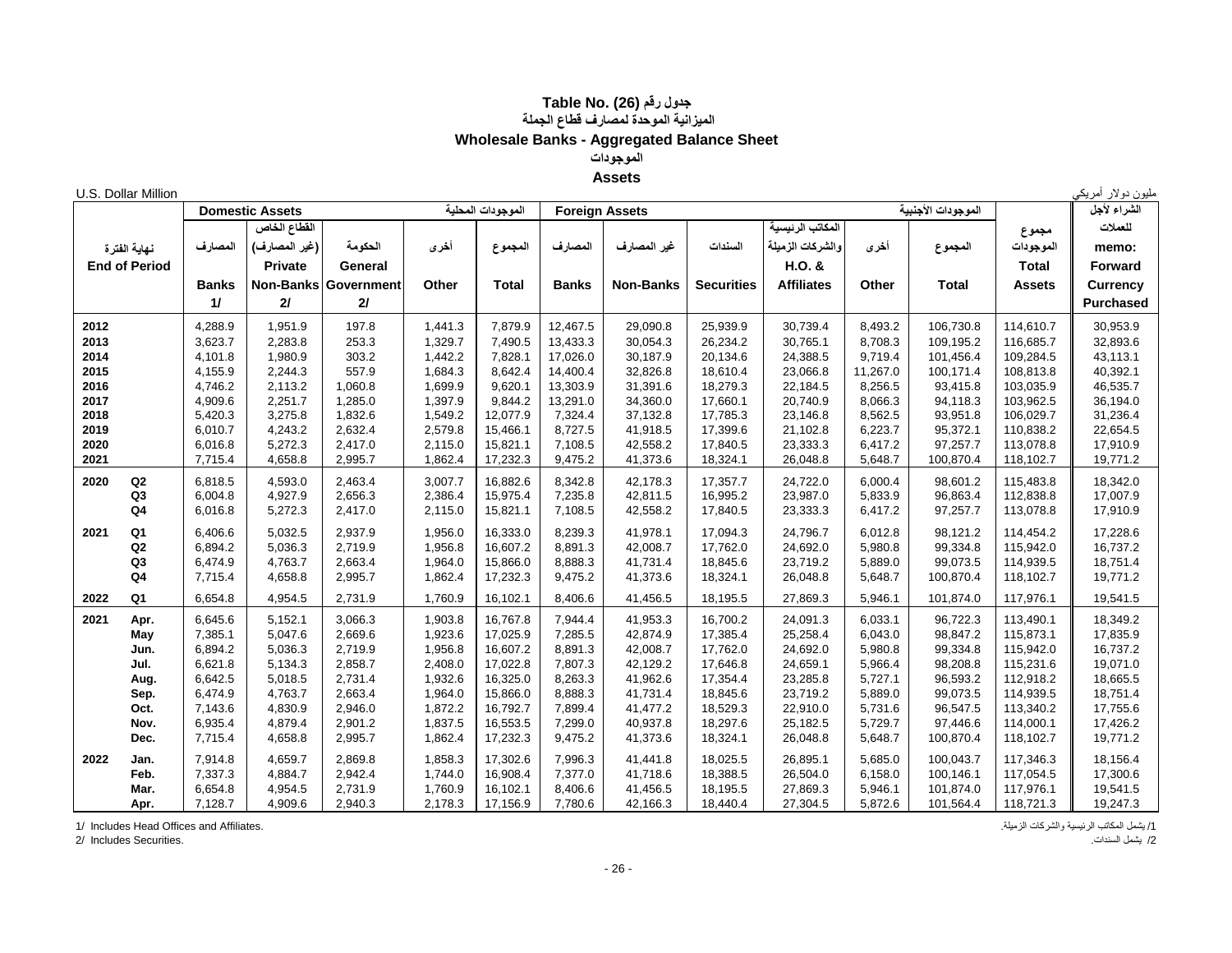# Table No. (26) جدول رقم

## الميزانية الموحدة لمصارف قطاع الجملة

## Wholesale Banks - Aggregated Balance Sheet

### الموجودات

### Assets

U.S. Dollar Million — مليون دولار أمريكي

| نهاية الفترة End of Period | | Domestic Assets المصارف Banks 1/ | القطاع الخاص (غير المصارف) Private Non-Banks 2/ | الحكومة General Government 2/ | أخرى Other | الموجودات المحلية المجموع Total | Foreign Assets المصارف Banks | غير المصارف Non-Banks | السندات Securities | المكاتب الرئيسية والشركات الزميلة H.O. & Affiliates | أخرى Other | الموجودات الأجنبية المجموع Total | مجموع الموجودات Total Assets | الشراء لأجل للعملات memo: Forward Currency Purchased |
|---|---|---|---|---|---|---|---|---|---|---|---|---|---|---|
| 2012 | | 4,288.9 | 1,951.9 | 197.8 | 1,441.3 | 7,879.9 | 12,467.5 | 29,090.8 | 25,939.9 | 30,739.4 | 8,493.2 | 106,730.8 | 114,610.7 | 30,953.9 |
| 2013 | | 3,623.7 | 2,283.8 | 253.3 | 1,329.7 | 7,490.5 | 13,433.3 | 30,054.3 | 26,234.2 | 30,765.1 | 8,708.3 | 109,195.2 | 116,685.7 | 32,893.6 |
| 2014 | | 4,101.8 | 1,980.9 | 303.2 | 1,442.2 | 7,828.1 | 17,026.0 | 30,187.9 | 20,134.6 | 24,388.5 | 9,719.4 | 101,456.4 | 109,284.5 | 43,113.1 |
| 2015 | | 4,155.9 | 2,244.3 | 557.9 | 1,684.3 | 8,642.4 | 14,400.4 | 32,826.8 | 18,610.4 | 23,066.8 | 11,267.0 | 100,171.4 | 108,813.8 | 40,392.1 |
| 2016 | | 4,746.2 | 2,113.2 | 1,060.8 | 1,699.9 | 9,620.1 | 13,303.9 | 31,391.6 | 18,279.3 | 22,184.5 | 8,256.5 | 93,415.8 | 103,035.9 | 46,535.7 |
| 2017 | | 4,909.6 | 2,251.7 | 1,285.0 | 1,397.9 | 9,844.2 | 13,291.0 | 34,360.0 | 17,660.1 | 20,740.9 | 8,066.3 | 94,118.3 | 103,962.5 | 36,194.0 |
| 2018 | | 5,420.3 | 3,275.8 | 1,832.6 | 1,549.2 | 12,077.9 | 7,324.4 | 37,132.8 | 17,785.3 | 23,146.8 | 8,562.5 | 93,951.8 | 106,029.7 | 31,236.4 |
| 2019 | | 6,010.7 | 4,243.2 | 2,632.4 | 2,579.8 | 15,466.1 | 8,727.5 | 41,918.5 | 17,399.6 | 21,102.8 | 6,223.7 | 95,372.1 | 110,838.2 | 22,654.5 |
| 2020 | | 6,016.8 | 5,272.3 | 2,417.0 | 2,115.0 | 15,821.1 | 7,108.5 | 42,558.2 | 17,840.5 | 23,333.3 | 6,417.2 | 97,257.7 | 113,078.8 | 17,910.9 |
| 2021 | | 7,715.4 | 4,658.8 | 2,995.7 | 1,862.4 | 17,232.3 | 9,475.2 | 41,373.6 | 18,324.1 | 26,048.8 | 5,648.7 | 100,870.4 | 118,102.7 | 19,771.2 |
| 2020 | Q2 | 6,818.5 | 4,593.0 | 2,463.4 | 3,007.7 | 16,882.6 | 8,342.8 | 42,178.3 | 17,357.7 | 24,722.0 | 6,000.4 | 98,601.2 | 115,483.8 | 18,342.0 |
| | Q3 | 6,004.8 | 4,927.9 | 2,656.3 | 2,386.4 | 15,975.4 | 7,235.8 | 42,811.5 | 16,995.2 | 23,987.0 | 5,833.9 | 96,863.4 | 112,838.8 | 17,007.9 |
| | Q4 | 6,016.8 | 5,272.3 | 2,417.0 | 2,115.0 | 15,821.1 | 7,108.5 | 42,558.2 | 17,840.5 | 23,333.3 | 6,417.2 | 97,257.7 | 113,078.8 | 17,910.9 |
| 2021 | Q1 | 6,406.6 | 5,032.5 | 2,937.9 | 1,956.0 | 16,333.0 | 8,239.3 | 41,978.1 | 17,094.3 | 24,796.7 | 6,012.8 | 98,121.2 | 114,454.2 | 17,228.6 |
| | Q2 | 6,894.2 | 5,036.3 | 2,719.9 | 1,956.8 | 16,607.2 | 8,891.3 | 42,008.7 | 17,762.0 | 24,692.0 | 5,980.8 | 99,334.8 | 115,942.0 | 16,737.2 |
| | Q3 | 6,474.9 | 4,763.7 | 2,663.4 | 1,964.0 | 15,866.0 | 8,888.3 | 41,731.4 | 18,845.6 | 23,719.2 | 5,889.0 | 99,073.5 | 114,939.5 | 18,751.4 |
| | Q4 | 7,715.4 | 4,658.8 | 2,995.7 | 1,862.4 | 17,232.3 | 9,475.2 | 41,373.6 | 18,324.1 | 26,048.8 | 5,648.7 | 100,870.4 | 118,102.7 | 19,771.2 |
| 2022 | Q1 | 6,654.8 | 4,954.5 | 2,731.9 | 1,760.9 | 16,102.1 | 8,406.6 | 41,456.5 | 18,195.5 | 27,869.3 | 5,946.1 | 101,874.0 | 117,976.1 | 19,541.5 |
| 2021 | Apr. | 6,645.6 | 5,152.1 | 3,066.3 | 1,903.8 | 16,767.8 | 7,944.4 | 41,953.3 | 16,700.2 | 24,091.3 | 6,033.1 | 96,722.3 | 113,490.1 | 18,349.2 |
| | May | 7,385.1 | 5,047.6 | 2,669.6 | 1,923.6 | 17,025.9 | 7,285.5 | 42,874.9 | 17,385.4 | 25,258.4 | 6,043.0 | 98,847.2 | 115,873.1 | 17,835.9 |
| | Jun. | 6,894.2 | 5,036.3 | 2,719.9 | 1,956.8 | 16,607.2 | 8,891.3 | 42,008.7 | 17,762.0 | 24,692.0 | 5,980.8 | 99,334.8 | 115,942.0 | 16,737.2 |
| | Jul. | 6,621.8 | 5,134.3 | 2,858.7 | 2,408.0 | 17,022.8 | 7,807.3 | 42,129.2 | 17,646.8 | 24,659.1 | 5,966.4 | 98,208.8 | 115,231.6 | 19,071.0 |
| | Aug. | 6,642.5 | 5,018.5 | 2,731.4 | 1,932.6 | 16,325.0 | 8,263.3 | 41,962.6 | 17,354.4 | 23,285.8 | 5,727.1 | 96,593.2 | 112,918.2 | 18,665.5 |
| | Sep. | 6,474.9 | 4,763.7 | 2,663.4 | 1,964.0 | 15,866.0 | 8,888.3 | 41,731.4 | 18,845.6 | 23,719.2 | 5,889.0 | 99,073.5 | 114,939.5 | 18,751.4 |
| | Oct. | 7,143.6 | 4,830.9 | 2,946.0 | 1,872.2 | 16,792.7 | 7,899.4 | 41,477.2 | 18,529.3 | 22,910.0 | 5,731.6 | 96,547.5 | 113,340.2 | 17,755.6 |
| | Nov. | 6,935.4 | 4,879.4 | 2,901.2 | 1,837.5 | 16,553.5 | 7,299.0 | 40,937.8 | 18,297.6 | 25,182.5 | 5,729.7 | 97,446.6 | 114,000.1 | 17,426.2 |
| | Dec. | 7,715.4 | 4,658.8 | 2,995.7 | 1,862.4 | 17,232.3 | 9,475.2 | 41,373.6 | 18,324.1 | 26,048.8 | 5,648.7 | 100,870.4 | 118,102.7 | 19,771.2 |
| 2022 | Jan. | 7,914.8 | 4,659.7 | 2,869.8 | 1,858.3 | 17,302.6 | 7,996.3 | 41,441.8 | 18,025.5 | 26,895.1 | 5,685.0 | 100,043.7 | 117,346.3 | 18,156.4 |
| | Feb. | 7,337.3 | 4,884.7 | 2,942.4 | 1,744.0 | 16,908.4 | 7,377.0 | 41,718.6 | 18,388.5 | 26,504.0 | 6,158.0 | 100,146.1 | 117,054.5 | 17,300.6 |
| | Mar. | 6,654.8 | 4,954.5 | 2,731.9 | 1,760.9 | 16,102.1 | 8,406.6 | 41,456.5 | 18,195.5 | 27,869.3 | 5,946.1 | 101,874.0 | 117,976.1 | 19,541.5 |
| | Apr. | 7,128.7 | 4,909.6 | 2,940.3 | 2,178.3 | 17,156.9 | 7,780.6 | 42,166.3 | 18,440.4 | 27,304.5 | 5,872.6 | 101,564.4 | 118,721.3 | 19,247.3 |

1/ Includes Head Offices and Affiliates. — 1/ يشمل المكاتب الرئيسية والشركات الزميلة.

2/ Includes Securities. — 2/ يشمل السندات.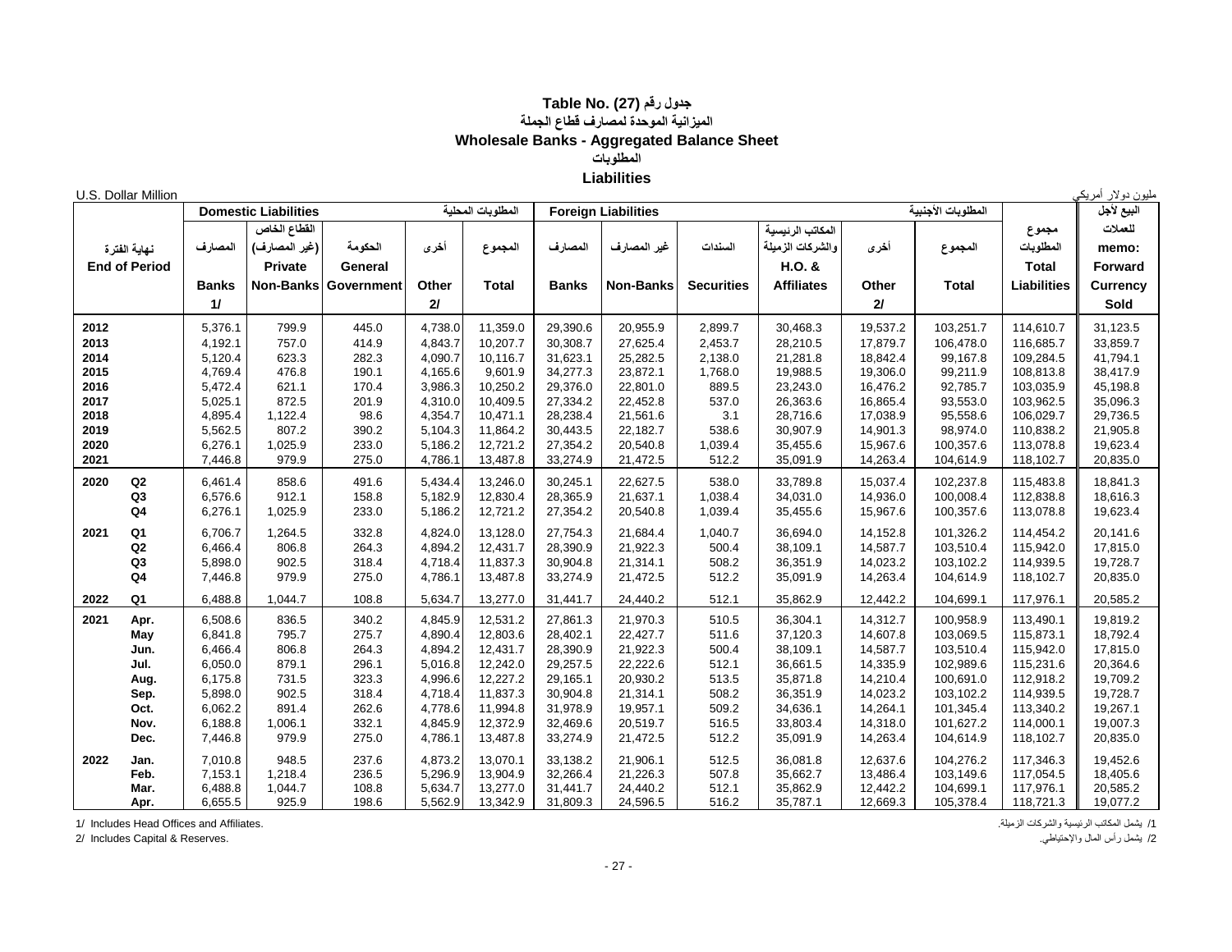# Table No. (27) جدول رقم

## الميزانية الموحدة لمصارف قطاع الجملة

## Wholesale Banks - Aggregated Balance Sheet

### المطلوبات

### Liabilities

U.S. Dollar Million — مليون دولار أمريكي

| نهاية الفترة End of Period | | Domestic Liabilities المطلوبات المحلية | | | | | Foreign Liabilities المطلوبات الأجنبية | | | | | | مجموع المطلوبات Total Liabilities | البيع لأجل للعملات memo: Forward Currency Sold |
|---|---|---|---|---|---|---|---|---|---|---|---|---|---|---|
| | | المصارف Banks 1/ | القطاع الخاص (غير المصارف) Private Non-Banks | الحكومة General Government | أخرى Other 2/ | المجموع Total | المصارف Banks | غير المصارف Non-Banks | السندات Securities | المكاتب الرئيسية والشركات الزميلة H.O. & Affiliates | أخرى Other 2/ | المجموع Total | | |
| 2012 | | 5,376.1 | 799.9 | 445.0 | 4,738.0 | 11,359.0 | 29,390.6 | 20,955.9 | 2,899.7 | 30,468.3 | 19,537.2 | 103,251.7 | 114,610.7 | 31,123.5 |
| 2013 | | 4,192.1 | 757.0 | 414.9 | 4,843.7 | 10,207.7 | 30,308.7 | 27,625.4 | 2,453.7 | 28,210.5 | 17,879.7 | 106,478.0 | 116,685.7 | 33,859.7 |
| 2014 | | 5,120.4 | 623.3 | 282.3 | 4,090.7 | 10,116.7 | 31,623.1 | 25,282.5 | 2,138.0 | 21,281.8 | 18,842.4 | 99,167.8 | 109,284.5 | 41,794.1 |
| 2015 | | 4,769.4 | 476.8 | 190.1 | 4,165.6 | 9,601.9 | 34,277.3 | 23,872.1 | 1,768.0 | 19,988.5 | 19,306.0 | 99,211.9 | 108,813.8 | 38,417.9 |
| 2016 | | 5,472.4 | 621.1 | 170.4 | 3,986.3 | 10,250.2 | 29,376.0 | 22,801.0 | 889.5 | 23,243.0 | 16,476.2 | 92,785.7 | 103,035.9 | 45,198.8 |
| 2017 | | 5,025.1 | 872.5 | 201.9 | 4,310.0 | 10,409.5 | 27,334.2 | 22,452.8 | 537.0 | 26,363.6 | 16,865.4 | 93,553.0 | 103,962.5 | 35,096.3 |
| 2018 | | 4,895.4 | 1,122.4 | 98.6 | 4,354.7 | 10,471.1 | 28,238.4 | 21,561.6 | 3.1 | 28,716.6 | 17,038.9 | 95,558.6 | 106,029.7 | 29,736.5 |
| 2019 | | 5,562.5 | 807.2 | 390.2 | 5,104.3 | 11,864.2 | 30,443.5 | 22,182.7 | 538.6 | 30,907.9 | 14,901.3 | 98,974.0 | 110,838.2 | 21,905.8 |
| 2020 | | 6,276.1 | 1,025.9 | 233.0 | 5,186.2 | 12,721.2 | 27,354.2 | 20,540.8 | 1,039.4 | 35,455.6 | 15,967.6 | 100,357.6 | 113,078.8 | 19,623.4 |
| 2021 | | 7,446.8 | 979.9 | 275.0 | 4,786.1 | 13,487.8 | 33,274.9 | 21,472.5 | 512.2 | 35,091.9 | 14,263.4 | 104,614.9 | 118,102.7 | 20,835.0 |
| 2020 | Q2 | 6,461.4 | 858.6 | 491.6 | 5,434.4 | 13,246.0 | 30,245.1 | 22,627.5 | 538.0 | 33,789.8 | 15,037.4 | 102,237.8 | 115,483.8 | 18,841.3 |
| | Q3 | 6,576.6 | 912.1 | 158.8 | 5,182.9 | 12,830.4 | 28,365.9 | 21,637.1 | 1,038.4 | 34,031.0 | 14,936.0 | 100,008.4 | 112,838.8 | 18,616.3 |
| | Q4 | 6,276.1 | 1,025.9 | 233.0 | 5,186.2 | 12,721.2 | 27,354.2 | 20,540.8 | 1,039.4 | 35,455.6 | 15,967.6 | 100,357.6 | 113,078.8 | 19,623.4 |
| 2021 | Q1 | 6,706.7 | 1,264.5 | 332.8 | 4,824.0 | 13,128.0 | 27,754.3 | 21,684.4 | 1,040.7 | 36,694.0 | 14,152.8 | 101,326.2 | 114,454.2 | 20,141.6 |
| | Q2 | 6,466.4 | 806.8 | 264.3 | 4,894.2 | 12,431.7 | 28,390.9 | 21,922.3 | 500.4 | 38,109.1 | 14,587.7 | 103,510.4 | 115,942.0 | 17,815.0 |
| | Q3 | 5,898.0 | 902.5 | 318.4 | 4,718.4 | 11,837.3 | 30,904.8 | 21,314.1 | 508.2 | 36,351.9 | 14,023.2 | 103,102.2 | 114,939.5 | 19,728.7 |
| | Q4 | 7,446.8 | 979.9 | 275.0 | 4,786.1 | 13,487.8 | 33,274.9 | 21,472.5 | 512.2 | 35,091.9 | 14,263.4 | 104,614.9 | 118,102.7 | 20,835.0 |
| 2022 | Q1 | 6,488.8 | 1,044.7 | 108.8 | 5,634.7 | 13,277.0 | 31,441.7 | 24,440.2 | 512.1 | 35,862.9 | 12,442.2 | 104,699.1 | 117,976.1 | 20,585.2 |
| 2021 | Apr. | 6,508.6 | 836.5 | 340.2 | 4,845.9 | 12,531.2 | 27,861.3 | 21,970.3 | 510.5 | 36,304.1 | 14,312.7 | 100,958.9 | 113,490.1 | 19,819.2 |
| | May | 6,841.8 | 795.7 | 275.7 | 4,890.4 | 12,803.6 | 28,402.1 | 22,427.7 | 511.6 | 37,120.3 | 14,607.8 | 103,069.5 | 115,873.1 | 18,792.4 |
| | Jun. | 6,466.4 | 806.8 | 264.3 | 4,894.2 | 12,431.7 | 28,390.9 | 21,922.3 | 500.4 | 38,109.1 | 14,587.7 | 103,510.4 | 115,942.0 | 17,815.0 |
| | Jul. | 6,050.0 | 879.1 | 296.1 | 5,016.8 | 12,242.0 | 29,257.5 | 22,222.6 | 512.1 | 36,661.5 | 14,335.9 | 102,989.6 | 115,231.6 | 20,364.6 |
| | Aug. | 6,175.8 | 731.5 | 323.3 | 4,996.6 | 12,227.2 | 29,165.1 | 20,930.2 | 513.5 | 35,871.8 | 14,210.4 | 100,691.0 | 112,918.2 | 19,709.2 |
| | Sep. | 5,898.0 | 902.5 | 318.4 | 4,718.4 | 11,837.3 | 30,904.8 | 21,314.1 | 508.2 | 36,351.9 | 14,023.2 | 103,102.2 | 114,939.5 | 19,728.7 |
| | Oct. | 6,062.2 | 891.4 | 262.6 | 4,778.6 | 11,994.8 | 31,978.9 | 19,957.1 | 509.2 | 34,636.1 | 14,264.1 | 101,345.4 | 113,340.2 | 19,267.1 |
| | Nov. | 6,188.8 | 1,006.1 | 332.1 | 4,845.9 | 12,372.9 | 32,469.6 | 20,519.7 | 516.5 | 33,803.4 | 14,318.0 | 101,627.2 | 114,000.1 | 19,007.3 |
| | Dec. | 7,446.8 | 979.9 | 275.0 | 4,786.1 | 13,487.8 | 33,274.9 | 21,472.5 | 512.2 | 35,091.9 | 14,263.4 | 104,614.9 | 118,102.7 | 20,835.0 |
| 2022 | Jan. | 7,010.8 | 948.5 | 237.6 | 4,873.2 | 13,070.1 | 33,138.2 | 21,906.1 | 512.5 | 36,081.8 | 12,637.6 | 104,276.2 | 117,346.3 | 19,452.6 |
| | Feb. | 7,153.1 | 1,218.4 | 236.5 | 5,296.9 | 13,904.9 | 32,266.4 | 21,226.3 | 507.8 | 35,662.7 | 13,486.4 | 103,149.6 | 117,054.5 | 18,405.6 |
| | Mar. | 6,488.8 | 1,044.7 | 108.8 | 5,634.7 | 13,277.0 | 31,441.7 | 24,440.2 | 512.1 | 35,862.9 | 12,442.2 | 104,699.1 | 117,976.1 | 20,585.2 |
| | Apr. | 6,655.5 | 925.9 | 198.6 | 5,562.9 | 13,342.9 | 31,809.3 | 24,596.5 | 516.2 | 35,787.1 | 12,669.3 | 105,378.4 | 118,721.3 | 19,077.2 |

1/ Includes Head Offices and Affiliates. — 1/ يشمل المكاتب الرئيسية والشركات الزميلة.

2/ Includes Capital & Reserves. — 2/ يشمل رأس المال والإحتياطي.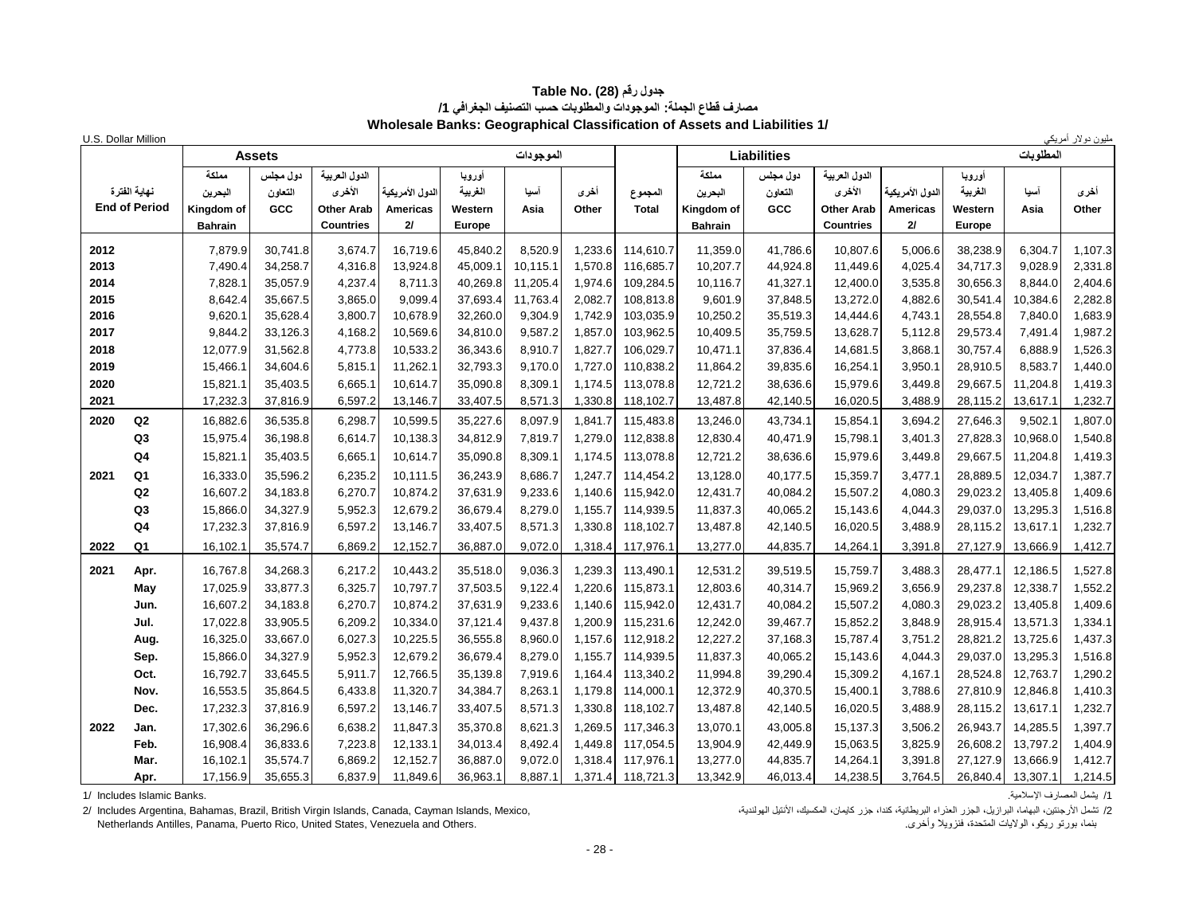# Table No. (28) جدول رقم
## مصارف قطاع الجملة: الموجودات والمطلوبات حسب التصنيف الجغرافي 1/
## Wholesale Banks: Geographical Classification of Assets and Liabilities 1/

U.S. Dollar Million — مليون دولار أمريكي

| نهاية الفترة End of Period | | Assets الموجودات | | | | | | | المجموع Total | Liabilities المطلوبات | | | | | | |
|---|---|---|---|---|---|---|---|---|---|---|---|---|---|---|---|---|
| | | مملكة البحرين Kingdom of Bahrain | دول مجلس التعاون GCC | الدول العربية الأخرى Other Arab Countries | الدول الأمريكية Americas 2/ | أوروبا الغربية Western Europe | آسيا Asia | أخرى Other | | مملكة البحرين Kingdom of Bahrain | دول مجلس التعاون GCC | الدول العربية الأخرى Other Arab Countries | الدول الأمريكية Americas 2/ | أوروبا الغربية Western Europe | آسيا Asia | أخرى Other |
| 2012 | | 7,879.9 | 30,741.8 | 3,674.7 | 16,719.6 | 45,840.2 | 8,520.9 | 1,233.6 | 114,610.7 | 11,359.0 | 41,786.6 | 10,807.6 | 5,006.6 | 38,238.9 | 6,304.7 | 1,107.3 |
| 2013 | | 7,490.4 | 34,258.7 | 4,316.8 | 13,924.8 | 45,009.1 | 10,115.1 | 1,570.8 | 116,685.7 | 10,207.7 | 44,924.8 | 11,449.6 | 4,025.4 | 34,717.3 | 9,028.9 | 2,331.8 |
| 2014 | | 7,828.1 | 35,057.9 | 4,237.4 | 8,711.3 | 40,269.8 | 11,205.4 | 1,974.6 | 109,284.5 | 10,116.7 | 41,327.1 | 12,400.0 | 3,535.8 | 30,656.3 | 8,844.0 | 2,404.6 |
| 2015 | | 8,642.4 | 35,667.5 | 3,865.0 | 9,099.4 | 37,693.4 | 11,763.4 | 2,082.7 | 108,813.8 | 9,601.9 | 37,848.5 | 13,272.0 | 4,882.6 | 30,541.4 | 10,384.6 | 2,282.8 |
| 2016 | | 9,620.1 | 35,628.4 | 3,800.7 | 10,678.9 | 32,260.0 | 9,304.9 | 1,742.9 | 103,035.9 | 10,250.2 | 35,519.3 | 14,444.6 | 4,743.1 | 28,554.8 | 7,840.0 | 1,683.9 |
| 2017 | | 9,844.2 | 33,126.3 | 4,168.2 | 10,569.6 | 34,810.0 | 9,587.2 | 1,857.0 | 103,962.5 | 10,409.5 | 35,759.5 | 13,628.7 | 5,112.8 | 29,573.4 | 7,491.4 | 1,987.2 |
| 2018 | | 12,077.9 | 31,562.8 | 4,773.8 | 10,533.2 | 36,343.6 | 8,910.7 | 1,827.7 | 106,029.7 | 10,471.1 | 37,836.4 | 14,681.5 | 3,868.1 | 30,757.4 | 6,888.9 | 1,526.3 |
| 2019 | | 15,466.1 | 34,604.6 | 5,815.1 | 11,262.1 | 32,793.3 | 9,170.0 | 1,727.0 | 110,838.2 | 11,864.2 | 39,835.6 | 16,254.1 | 3,950.1 | 28,910.5 | 8,583.7 | 1,440.0 |
| 2020 | | 15,821.1 | 35,403.5 | 6,665.1 | 10,614.7 | 35,090.8 | 8,309.1 | 1,174.5 | 113,078.8 | 12,721.2 | 38,636.6 | 15,979.6 | 3,449.8 | 29,667.5 | 11,204.8 | 1,419.3 |
| 2021 | | 17,232.3 | 37,816.9 | 6,597.2 | 13,146.7 | 33,407.5 | 8,571.3 | 1,330.8 | 118,102.7 | 13,487.8 | 42,140.5 | 16,020.5 | 3,488.9 | 28,115.2 | 13,617.1 | 1,232.7 |
| 2020 | Q2 | 16,882.6 | 36,535.8 | 6,298.7 | 10,599.5 | 35,227.6 | 8,097.9 | 1,841.7 | 115,483.8 | 13,246.0 | 43,734.1 | 15,854.1 | 3,694.2 | 27,646.3 | 9,502.1 | 1,807.0 |
| | Q3 | 15,975.4 | 36,198.8 | 6,614.7 | 10,138.3 | 34,812.9 | 7,819.7 | 1,279.0 | 112,838.8 | 12,830.4 | 40,471.9 | 15,798.1 | 3,401.3 | 27,828.3 | 10,968.0 | 1,540.8 |
| | Q4 | 15,821.1 | 35,403.5 | 6,665.1 | 10,614.7 | 35,090.8 | 8,309.1 | 1,174.5 | 113,078.8 | 12,721.2 | 38,636.6 | 15,979.6 | 3,449.8 | 29,667.5 | 11,204.8 | 1,419.3 |
| 2021 | Q1 | 16,333.0 | 35,596.2 | 6,235.2 | 10,111.5 | 36,243.9 | 8,686.7 | 1,247.7 | 114,454.2 | 13,128.0 | 40,177.5 | 15,359.7 | 3,477.1 | 28,889.5 | 12,034.7 | 1,387.7 |
| | Q2 | 16,607.2 | 34,183.8 | 6,270.7 | 10,874.2 | 37,631.9 | 9,233.6 | 1,140.6 | 115,942.0 | 12,431.7 | 40,084.2 | 15,507.2 | 4,080.3 | 29,023.2 | 13,405.8 | 1,409.6 |
| | Q3 | 15,866.0 | 34,327.9 | 5,952.3 | 12,679.2 | 36,679.4 | 8,279.0 | 1,155.7 | 114,939.5 | 11,837.3 | 40,065.2 | 15,143.6 | 4,044.3 | 29,037.0 | 13,295.3 | 1,516.8 |
| | Q4 | 17,232.3 | 37,816.9 | 6,597.2 | 13,146.7 | 33,407.5 | 8,571.3 | 1,330.8 | 118,102.7 | 13,487.8 | 42,140.5 | 16,020.5 | 3,488.9 | 28,115.2 | 13,617.1 | 1,232.7 |
| 2022 | Q1 | 16,102.1 | 35,574.7 | 6,869.2 | 12,152.7 | 36,887.0 | 9,072.0 | 1,318.4 | 117,976.1 | 13,277.0 | 44,835.7 | 14,264.1 | 3,391.8 | 27,127.9 | 13,666.9 | 1,412.7 |
| 2021 | Apr. | 16,767.8 | 34,268.3 | 6,217.2 | 10,443.2 | 35,518.0 | 9,036.3 | 1,239.3 | 113,490.1 | 12,531.2 | 39,519.5 | 15,759.7 | 3,488.3 | 28,477.1 | 12,186.5 | 1,527.8 |
| | May | 17,025.9 | 33,877.3 | 6,325.7 | 10,797.7 | 37,503.5 | 9,122.4 | 1,220.6 | 115,873.1 | 12,803.6 | 40,314.7 | 15,969.2 | 3,656.9 | 29,237.8 | 12,338.7 | 1,552.2 |
| | Jun. | 16,607.2 | 34,183.8 | 6,270.7 | 10,874.2 | 37,631.9 | 9,233.6 | 1,140.6 | 115,942.0 | 12,431.7 | 40,084.2 | 15,507.2 | 4,080.3 | 29,023.2 | 13,405.8 | 1,409.6 |
| | Jul. | 17,022.8 | 33,905.5 | 6,209.2 | 10,334.0 | 37,121.4 | 9,437.8 | 1,200.9 | 115,231.6 | 12,242.0 | 39,467.7 | 15,852.2 | 3,848.9 | 28,915.4 | 13,571.3 | 1,334.1 |
| | Aug. | 16,325.0 | 33,667.0 | 6,027.3 | 10,225.5 | 36,555.8 | 8,960.0 | 1,157.6 | 112,918.2 | 12,227.2 | 37,168.3 | 15,787.4 | 3,751.2 | 28,821.2 | 13,725.6 | 1,437.3 |
| | Sep. | 15,866.0 | 34,327.9 | 5,952.3 | 12,679.2 | 36,679.4 | 8,279.0 | 1,155.7 | 114,939.5 | 11,837.3 | 40,065.2 | 15,143.6 | 4,044.3 | 29,037.0 | 13,295.3 | 1,516.8 |
| | Oct. | 16,792.7 | 33,645.5 | 5,911.7 | 12,766.5 | 35,139.8 | 7,919.6 | 1,164.4 | 113,340.2 | 11,994.8 | 39,290.4 | 15,309.2 | 4,167.1 | 28,524.8 | 12,763.7 | 1,290.2 |
| | Nov. | 16,553.5 | 35,864.5 | 6,433.8 | 11,320.7 | 34,384.7 | 8,263.1 | 1,179.8 | 114,000.1 | 12,372.9 | 40,370.5 | 15,400.1 | 3,788.6 | 27,810.9 | 12,846.8 | 1,410.3 |
| | Dec. | 17,232.3 | 37,816.9 | 6,597.2 | 13,146.7 | 33,407.5 | 8,571.3 | 1,330.8 | 118,102.7 | 13,487.8 | 42,140.5 | 16,020.5 | 3,488.9 | 28,115.2 | 13,617.1 | 1,232.7 |
| 2022 | Jan. | 17,302.6 | 36,296.6 | 6,638.2 | 11,847.3 | 35,370.8 | 8,621.3 | 1,269.5 | 117,346.3 | 13,070.1 | 43,005.8 | 15,137.3 | 3,506.2 | 26,943.7 | 14,285.5 | 1,397.7 |
| | Feb. | 16,908.4 | 36,833.6 | 7,223.8 | 12,133.1 | 34,013.4 | 8,492.4 | 1,449.8 | 117,054.5 | 13,904.9 | 42,449.9 | 15,063.5 | 3,825.9 | 26,608.2 | 13,797.2 | 1,404.9 |
| | Mar. | 16,102.1 | 35,574.7 | 6,869.2 | 12,152.7 | 36,887.0 | 9,072.0 | 1,318.4 | 117,976.1 | 13,277.0 | 44,835.7 | 14,264.1 | 3,391.8 | 27,127.9 | 13,666.9 | 1,412.7 |
| | Apr. | 17,156.9 | 35,655.3 | 6,837.9 | 11,849.6 | 36,963.1 | 8,887.1 | 1,371.4 | 118,721.3 | 13,342.9 | 46,013.4 | 14,238.5 | 3,764.5 | 26,840.4 | 13,307.1 | 1,214.5 |

1/ Includes Islamic Banks.

2/ Includes Argentina, Bahamas, Brazil, British Virgin Islands, Canada, Cayman Islands, Mexico, Netherlands Antilles, Panama, Puerto Rico, United States, Venezuela and Others.

1/ يشمل المصارف الإسلامية.

2/ تشمل الأرجنتين، البهاما، البرازيل، الجزر العذراء البريطانية، كندا، جزر كايمان، المكسيك، الأنتيل الهولندية، بنما، بورتو ريكو، الولايات المتحدة، فنزويلا وأخرى.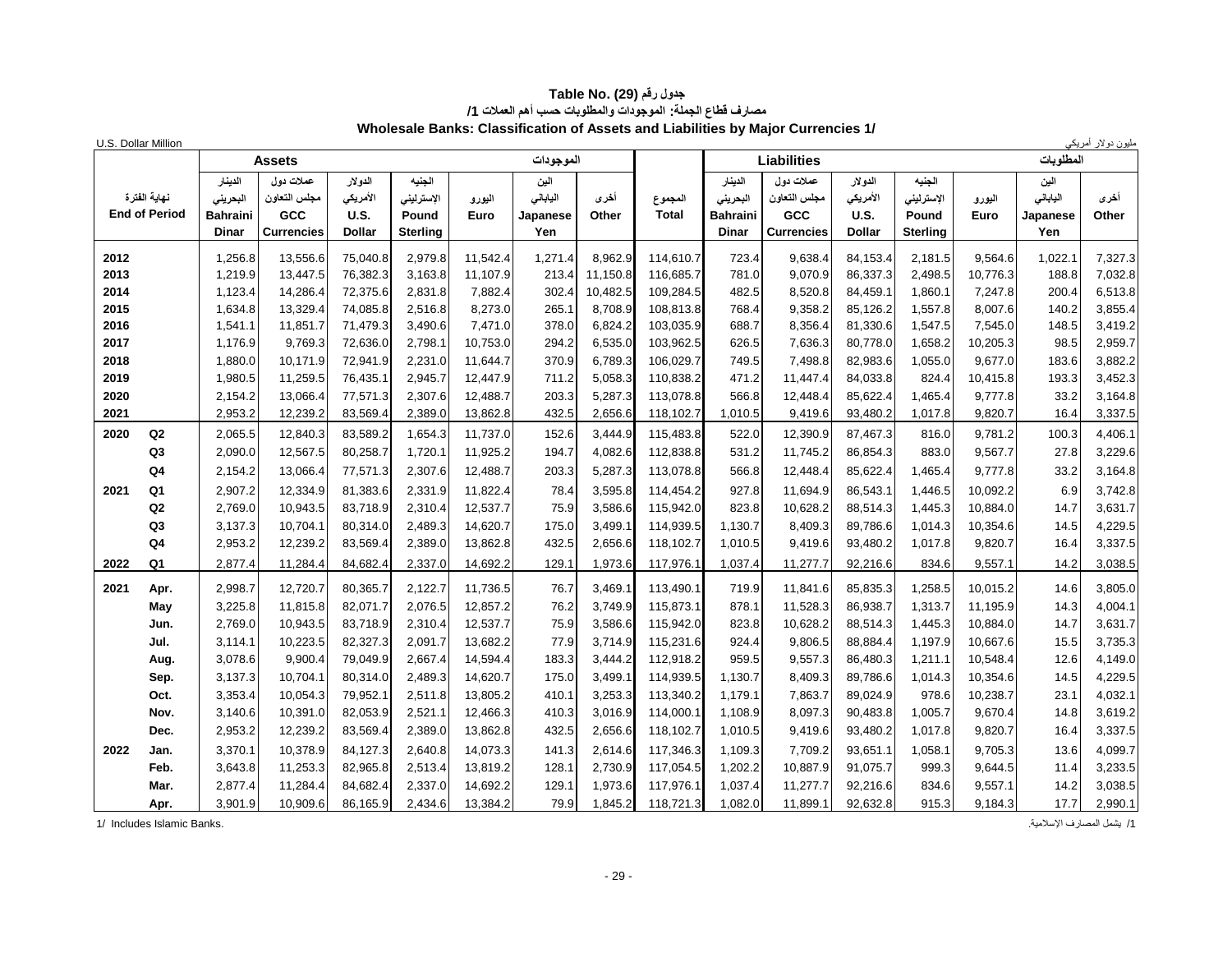# جدول رقم (29) Table No.

## مصارف قطاع الجملة: الموجودات والمطلوبات حسب أهم العملات 1/

## Wholesale Banks: Classification of Assets and Liabilities by Major Currencies 1/

U.S. Dollar Million | مليون دولار أمريكي

| نهاية الفترة End of Period | | Assets الموجودات | | | | | | | المجموع Total | Liabilities المطلوبات | | | | | | |
|---|---|---|---|---|---|---|---|---|---|---|---|---|---|---|---|---|
| | | الدينار البحريني Bahraini Dinar | عملات دول مجلس التعاون GCC Currencies | الدولار الأمريكي U.S. Dollar | الجنيه الإسترليني Pound Sterling | اليورو Euro | الين الياباني Japanese Yen | أخرى Other | | الدينار البحريني Bahraini Dinar | عملات دول مجلس التعاون GCC Currencies | الدولار الأمريكي U.S. Dollar | الجنيه الإسترليني Pound Sterling | اليورو Euro | الين الياباني Japanese Yen | أخرى Other |
| 2012 | | 1,256.8 | 13,556.6 | 75,040.8 | 2,979.8 | 11,542.4 | 1,271.4 | 8,962.9 | 114,610.7 | 723.4 | 9,638.4 | 84,153.4 | 2,181.5 | 9,564.6 | 1,022.1 | 7,327.3 |
| 2013 | | 1,219.9 | 13,447.5 | 76,382.3 | 3,163.8 | 11,107.9 | 213.4 | 11,150.8 | 116,685.7 | 781.0 | 9,070.9 | 86,337.3 | 2,498.5 | 10,776.3 | 188.8 | 7,032.8 |
| 2014 | | 1,123.4 | 14,286.4 | 72,375.6 | 2,831.8 | 7,882.4 | 302.4 | 10,482.5 | 109,284.5 | 482.5 | 8,520.8 | 84,459.1 | 1,860.1 | 7,247.8 | 200.4 | 6,513.8 |
| 2015 | | 1,634.8 | 13,329.4 | 74,085.8 | 2,516.8 | 8,273.0 | 265.1 | 8,708.9 | 108,813.8 | 768.4 | 9,358.2 | 85,126.2 | 1,557.8 | 8,007.6 | 140.2 | 3,855.4 |
| 2016 | | 1,541.1 | 11,851.7 | 71,479.3 | 3,490.6 | 7,471.0 | 378.0 | 6,824.2 | 103,035.9 | 688.7 | 8,356.4 | 81,330.6 | 1,547.5 | 7,545.0 | 148.5 | 3,419.2 |
| 2017 | | 1,176.9 | 9,769.3 | 72,636.0 | 2,798.1 | 10,753.0 | 294.2 | 6,535.0 | 103,962.5 | 626.5 | 7,636.3 | 80,778.0 | 1,658.2 | 10,205.3 | 98.5 | 2,959.7 |
| 2018 | | 1,880.0 | 10,171.9 | 72,941.9 | 2,231.0 | 11,644.7 | 370.9 | 6,789.3 | 106,029.7 | 749.5 | 7,498.8 | 82,983.6 | 1,055.0 | 9,677.0 | 183.6 | 3,882.2 |
| 2019 | | 1,980.5 | 11,259.5 | 76,435.1 | 2,945.7 | 12,447.9 | 711.2 | 5,058.3 | 110,838.2 | 471.2 | 11,447.4 | 84,033.8 | 824.4 | 10,415.8 | 193.3 | 3,452.3 |
| 2020 | | 2,154.2 | 13,066.4 | 77,571.3 | 2,307.6 | 12,488.7 | 203.3 | 5,287.3 | 113,078.8 | 566.8 | 12,448.4 | 85,622.4 | 1,465.4 | 9,777.8 | 33.2 | 3,164.8 |
| 2021 | | 2,953.2 | 12,239.2 | 83,569.4 | 2,389.0 | 13,862.8 | 432.5 | 2,656.6 | 118,102.7 | 1,010.5 | 9,419.6 | 93,480.2 | 1,017.8 | 9,820.7 | 16.4 | 3,337.5 |
| 2020 | Q2 | 2,065.5 | 12,840.3 | 83,589.2 | 1,654.3 | 11,737.0 | 152.6 | 3,444.9 | 115,483.8 | 522.0 | 12,390.9 | 87,467.3 | 816.0 | 9,781.2 | 100.3 | 4,406.1 |
| | Q3 | 2,090.0 | 12,567.5 | 80,258.7 | 1,720.1 | 11,925.2 | 194.7 | 4,082.6 | 112,838.8 | 531.2 | 11,745.2 | 86,854.3 | 883.0 | 9,567.7 | 27.8 | 3,229.6 |
| | Q4 | 2,154.2 | 13,066.4 | 77,571.3 | 2,307.6 | 12,488.7 | 203.3 | 5,287.3 | 113,078.8 | 566.8 | 12,448.4 | 85,622.4 | 1,465.4 | 9,777.8 | 33.2 | 3,164.8 |
| 2021 | Q1 | 2,907.2 | 12,334.9 | 81,383.6 | 2,331.9 | 11,822.4 | 78.4 | 3,595.8 | 114,454.2 | 927.8 | 11,694.9 | 86,543.1 | 1,446.5 | 10,092.2 | 6.9 | 3,742.8 |
| | Q2 | 2,769.0 | 10,943.5 | 83,718.9 | 2,310.4 | 12,537.7 | 75.9 | 3,586.6 | 115,942.0 | 823.8 | 10,628.2 | 88,514.3 | 1,445.3 | 10,884.0 | 14.7 | 3,631.7 |
| | Q3 | 3,137.3 | 10,704.1 | 80,314.0 | 2,489.3 | 14,620.7 | 175.0 | 3,499.1 | 114,939.5 | 1,130.7 | 8,409.3 | 89,786.6 | 1,014.3 | 10,354.6 | 14.5 | 4,229.5 |
| | Q4 | 2,953.2 | 12,239.2 | 83,569.4 | 2,389.0 | 13,862.8 | 432.5 | 2,656.6 | 118,102.7 | 1,010.5 | 9,419.6 | 93,480.2 | 1,017.8 | 9,820.7 | 16.4 | 3,337.5 |
| 2022 | Q1 | 2,877.4 | 11,284.4 | 84,682.4 | 2,337.0 | 14,692.2 | 129.1 | 1,973.6 | 117,976.1 | 1,037.4 | 11,277.7 | 92,216.6 | 834.6 | 9,557.1 | 14.2 | 3,038.5 |
| 2021 | Apr. | 2,998.7 | 12,720.7 | 80,365.7 | 2,122.7 | 11,736.5 | 76.7 | 3,469.1 | 113,490.1 | 719.9 | 11,841.6 | 85,835.3 | 1,258.5 | 10,015.2 | 14.6 | 3,805.0 |
| | May | 3,225.8 | 11,815.8 | 82,071.7 | 2,076.5 | 12,857.2 | 76.2 | 3,749.9 | 115,873.1 | 878.1 | 11,528.3 | 86,938.7 | 1,313.7 | 11,195.9 | 14.3 | 4,004.1 |
| | Jun. | 2,769.0 | 10,943.5 | 83,718.9 | 2,310.4 | 12,537.7 | 75.9 | 3,586.6 | 115,942.0 | 823.8 | 10,628.2 | 88,514.3 | 1,445.3 | 10,884.0 | 14.7 | 3,631.7 |
| | Jul. | 3,114.1 | 10,223.5 | 82,327.3 | 2,091.7 | 13,682.2 | 77.9 | 3,714.9 | 115,231.6 | 924.4 | 9,806.5 | 88,884.4 | 1,197.9 | 10,667.6 | 15.5 | 3,735.3 |
| | Aug. | 3,078.6 | 9,900.4 | 79,049.9 | 2,667.4 | 14,594.4 | 183.3 | 3,444.2 | 112,918.2 | 959.5 | 9,557.3 | 86,480.3 | 1,211.1 | 10,548.4 | 12.6 | 4,149.0 |
| | Sep. | 3,137.3 | 10,704.1 | 80,314.0 | 2,489.3 | 14,620.7 | 175.0 | 3,499.1 | 114,939.5 | 1,130.7 | 8,409.3 | 89,786.6 | 1,014.3 | 10,354.6 | 14.5 | 4,229.5 |
| | Oct. | 3,353.4 | 10,054.3 | 79,952.1 | 2,511.8 | 13,805.2 | 410.1 | 3,253.3 | 113,340.2 | 1,179.1 | 7,863.7 | 89,024.9 | 978.6 | 10,238.7 | 23.1 | 4,032.1 |
| | Nov. | 3,140.6 | 10,391.0 | 82,053.9 | 2,521.1 | 12,466.3 | 410.3 | 3,016.9 | 114,000.1 | 1,108.9 | 8,097.3 | 90,483.8 | 1,005.7 | 9,670.4 | 14.8 | 3,619.2 |
| | Dec. | 2,953.2 | 12,239.2 | 83,569.4 | 2,389.0 | 13,862.8 | 432.5 | 2,656.6 | 118,102.7 | 1,010.5 | 9,419.6 | 93,480.2 | 1,017.8 | 9,820.7 | 16.4 | 3,337.5 |
| 2022 | Jan. | 3,370.1 | 10,378.9 | 84,127.3 | 2,640.8 | 14,073.3 | 141.3 | 2,614.6 | 117,346.3 | 1,109.3 | 7,709.2 | 93,651.1 | 1,058.1 | 9,705.3 | 13.6 | 4,099.7 |
| | Feb. | 3,643.8 | 11,253.3 | 82,965.8 | 2,513.4 | 13,819.2 | 128.1 | 2,730.9 | 117,054.5 | 1,202.2 | 10,887.9 | 91,075.7 | 999.3 | 9,644.5 | 11.4 | 3,233.5 |
| | Mar. | 2,877.4 | 11,284.4 | 84,682.4 | 2,337.0 | 14,692.2 | 129.1 | 1,973.6 | 117,976.1 | 1,037.4 | 11,277.7 | 92,216.6 | 834.6 | 9,557.1 | 14.2 | 3,038.5 |
| | Apr. | 3,901.9 | 10,909.6 | 86,165.9 | 2,434.6 | 13,384.2 | 79.9 | 1,845.2 | 118,721.3 | 1,082.0 | 11,899.1 | 92,632.8 | 915.3 | 9,184.3 | 17.7 | 2,990.1 |

1/ Includes Islamic Banks. | 1/ يشمل المصارف الإسلامية.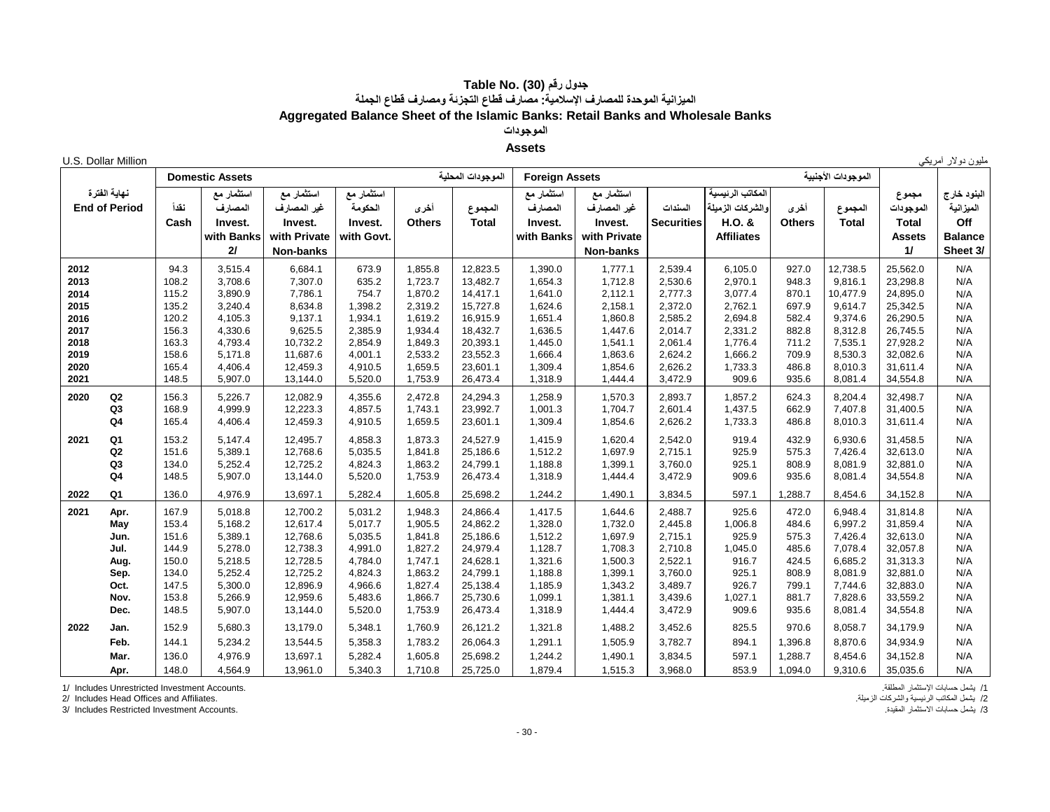# Table No. (30) جدول رقم

## الميزانية الموحدة للمصارف الإسلامية: مصارف قطاع التجزئة ومصارف قطاع الجملة

## Aggregated Balance Sheet of the Islamic Banks: Retail Banks and Wholesale Banks

### الموجودات

### Assets

U.S. Dollar Million — مليون دولار أمريكي

| نهاية الفترة End of Period | | Domestic Assets الموجودات المحلية | | | | | | Foreign Assets الموجودات الأجنبية | | | | | | مجموع الموجودات Total Assets 1/ | البنود خارج الميزانية Off Balance Sheet 3/ |
|---|---|---|---|---|---|---|---|---|---|---|---|---|---|---|---|
| | | نقداً Cash | استثمار مع المصارف Invest. with Banks 2/ | استثمار مع غير المصارف Invest. with Private Non-banks | استثمار مع الحكومة Invest. with Govt. | أخرى Others | المجموع Total | استثمار مع المصارف Invest. with Banks | استثمار مع غير المصارف Invest. with Private Non-banks | السندات Securities | المكاتب الرئيسية والشركات الزميلة H.O. & Affiliates | أخرى Others | المجموع Total | | |
| 2012 | | 94.3 | 3,515.4 | 6,684.1 | 673.9 | 1,855.8 | 12,823.5 | 1,390.0 | 1,777.1 | 2,539.4 | 6,105.0 | 927.0 | 12,738.5 | 25,562.0 | N/A |
| 2013 | | 108.2 | 3,708.6 | 7,307.0 | 635.2 | 1,723.7 | 13,482.7 | 1,654.3 | 1,712.8 | 2,530.6 | 2,970.1 | 948.3 | 9,816.1 | 23,298.8 | N/A |
| 2014 | | 115.2 | 3,890.9 | 7,786.1 | 754.7 | 1,870.2 | 14,417.1 | 1,641.0 | 2,112.1 | 2,777.3 | 3,077.4 | 870.1 | 10,477.9 | 24,895.0 | N/A |
| 2015 | | 135.2 | 3,240.4 | 8,634.8 | 1,398.2 | 2,319.2 | 15,727.8 | 1,624.6 | 2,158.1 | 2,372.0 | 2,762.1 | 697.9 | 9,614.7 | 25,342.5 | N/A |
| 2016 | | 120.2 | 4,105.3 | 9,137.1 | 1,934.1 | 1,619.2 | 16,915.9 | 1,651.4 | 1,860.8 | 2,585.2 | 2,694.8 | 582.4 | 9,374.6 | 26,290.5 | N/A |
| 2017 | | 156.3 | 4,330.6 | 9,625.5 | 2,385.9 | 1,934.4 | 18,432.7 | 1,636.5 | 1,447.6 | 2,014.7 | 2,331.2 | 882.8 | 8,312.8 | 26,745.5 | N/A |
| 2018 | | 163.3 | 4,793.4 | 10,732.2 | 2,854.9 | 1,849.3 | 20,393.1 | 1,445.0 | 1,541.1 | 2,061.4 | 1,776.4 | 711.2 | 7,535.1 | 27,928.2 | N/A |
| 2019 | | 158.6 | 5,171.8 | 11,687.6 | 4,001.1 | 2,533.2 | 23,552.3 | 1,666.4 | 1,863.6 | 2,624.2 | 1,666.2 | 709.9 | 8,530.3 | 32,082.6 | N/A |
| 2020 | | 165.4 | 4,406.4 | 12,459.3 | 4,910.5 | 1,659.5 | 23,601.1 | 1,309.4 | 1,854.6 | 2,626.2 | 1,733.3 | 486.8 | 8,010.3 | 31,611.4 | N/A |
| 2021 | | 148.5 | 5,907.0 | 13,144.0 | 5,520.0 | 1,753.9 | 26,473.4 | 1,318.9 | 1,444.4 | 3,472.9 | 909.6 | 935.6 | 8,081.4 | 34,554.8 | N/A |
| 2020 | Q2 | 156.3 | 5,226.7 | 12,082.9 | 4,355.6 | 2,472.8 | 24,294.3 | 1,258.9 | 1,570.3 | 2,893.7 | 1,857.2 | 624.3 | 8,204.4 | 32,498.7 | N/A |
| | Q3 | 168.9 | 4,999.9 | 12,223.3 | 4,857.5 | 1,743.1 | 23,992.7 | 1,001.3 | 1,704.7 | 2,601.4 | 1,437.5 | 662.9 | 7,407.8 | 31,400.5 | N/A |
| | Q4 | 165.4 | 4,406.4 | 12,459.3 | 4,910.5 | 1,659.5 | 23,601.1 | 1,309.4 | 1,854.6 | 2,626.2 | 1,733.3 | 486.8 | 8,010.3 | 31,611.4 | N/A |
| 2021 | Q1 | 153.2 | 5,147.4 | 12,495.7 | 4,858.3 | 1,873.3 | 24,527.9 | 1,415.9 | 1,620.4 | 2,542.0 | 919.4 | 432.9 | 6,930.6 | 31,458.5 | N/A |
| | Q2 | 151.6 | 5,389.1 | 12,768.6 | 5,035.5 | 1,841.8 | 25,186.6 | 1,512.2 | 1,697.9 | 2,715.1 | 925.9 | 575.3 | 7,426.4 | 32,613.0 | N/A |
| | Q3 | 134.0 | 5,252.4 | 12,725.2 | 4,824.3 | 1,863.2 | 24,799.1 | 1,188.8 | 1,399.1 | 3,760.0 | 925.1 | 808.9 | 8,081.9 | 32,881.0 | N/A |
| | Q4 | 148.5 | 5,907.0 | 13,144.0 | 5,520.0 | 1,753.9 | 26,473.4 | 1,318.9 | 1,444.4 | 3,472.9 | 909.6 | 935.6 | 8,081.4 | 34,554.8 | N/A |
| 2022 | Q1 | 136.0 | 4,976.9 | 13,697.1 | 5,282.4 | 1,605.8 | 25,698.2 | 1,244.2 | 1,490.1 | 3,834.5 | 597.1 | 1,288.7 | 8,454.6 | 34,152.8 | N/A |
| 2021 | Apr. | 167.9 | 5,018.8 | 12,700.2 | 5,031.2 | 1,948.3 | 24,866.4 | 1,417.5 | 1,644.6 | 2,488.7 | 925.6 | 472.0 | 6,948.4 | 31,814.8 | N/A |
| | May | 153.4 | 5,168.2 | 12,617.4 | 5,017.7 | 1,905.5 | 24,862.2 | 1,328.0 | 1,732.0 | 2,445.8 | 1,006.8 | 484.6 | 6,997.2 | 31,859.4 | N/A |
| | Jun. | 151.6 | 5,389.1 | 12,768.6 | 5,035.5 | 1,841.8 | 25,186.6 | 1,512.2 | 1,697.9 | 2,715.1 | 925.9 | 575.3 | 7,426.4 | 32,613.0 | N/A |
| | Jul. | 144.9 | 5,278.0 | 12,738.3 | 4,991.0 | 1,827.2 | 24,979.4 | 1,128.7 | 1,708.3 | 2,710.8 | 1,045.0 | 485.6 | 7,078.4 | 32,057.8 | N/A |
| | Aug. | 150.0 | 5,218.5 | 12,728.5 | 4,784.0 | 1,747.1 | 24,628.1 | 1,321.6 | 1,500.3 | 2,522.1 | 916.7 | 424.5 | 6,685.2 | 31,313.3 | N/A |
| | Sep. | 134.0 | 5,252.4 | 12,725.2 | 4,824.3 | 1,863.2 | 24,799.1 | 1,188.8 | 1,399.1 | 3,760.0 | 925.1 | 808.9 | 8,081.9 | 32,881.0 | N/A |
| | Oct. | 147.5 | 5,300.0 | 12,896.9 | 4,966.6 | 1,827.4 | 25,138.4 | 1,185.9 | 1,343.2 | 3,489.7 | 926.7 | 799.1 | 7,744.6 | 32,883.0 | N/A |
| | Nov. | 153.8 | 5,266.9 | 12,959.6 | 5,483.6 | 1,866.7 | 25,730.6 | 1,099.1 | 1,381.1 | 3,439.6 | 1,027.1 | 881.7 | 7,828.6 | 33,559.2 | N/A |
| | Dec. | 148.5 | 5,907.0 | 13,144.0 | 5,520.0 | 1,753.9 | 26,473.4 | 1,318.9 | 1,444.4 | 3,472.9 | 909.6 | 935.6 | 8,081.4 | 34,554.8 | N/A |
| 2022 | Jan. | 152.9 | 5,680.3 | 13,179.0 | 5,348.1 | 1,760.9 | 26,121.2 | 1,321.8 | 1,488.2 | 3,452.6 | 825.5 | 970.6 | 8,058.7 | 34,179.9 | N/A |
| | Feb. | 144.1 | 5,234.2 | 13,544.5 | 5,358.3 | 1,783.2 | 26,064.3 | 1,291.1 | 1,505.9 | 3,782.7 | 894.1 | 1,396.8 | 8,870.6 | 34,934.9 | N/A |
| | Mar. | 136.0 | 4,976.9 | 13,697.1 | 5,282.4 | 1,605.8 | 25,698.2 | 1,244.2 | 1,490.1 | 3,834.5 | 597.1 | 1,288.7 | 8,454.6 | 34,152.8 | N/A |
| | Apr. | 148.0 | 4,564.9 | 13,961.0 | 5,340.3 | 1,710.8 | 25,725.0 | 1,879.4 | 1,515.3 | 3,968.0 | 853.9 | 1,094.0 | 9,310.6 | 35,035.6 | N/A |

1/ Includes Unrestricted Investment Accounts. — 1/ يشمل حسابات الإستثمار المطلقة.

2/ Includes Head Offices and Affiliates. — 2/ يشمل المكاتب الرئيسية والشركات الزميلة.

3/ Includes Restricted Investment Accounts. — 3/ يشمل حسابات الاستثمار المقيدة.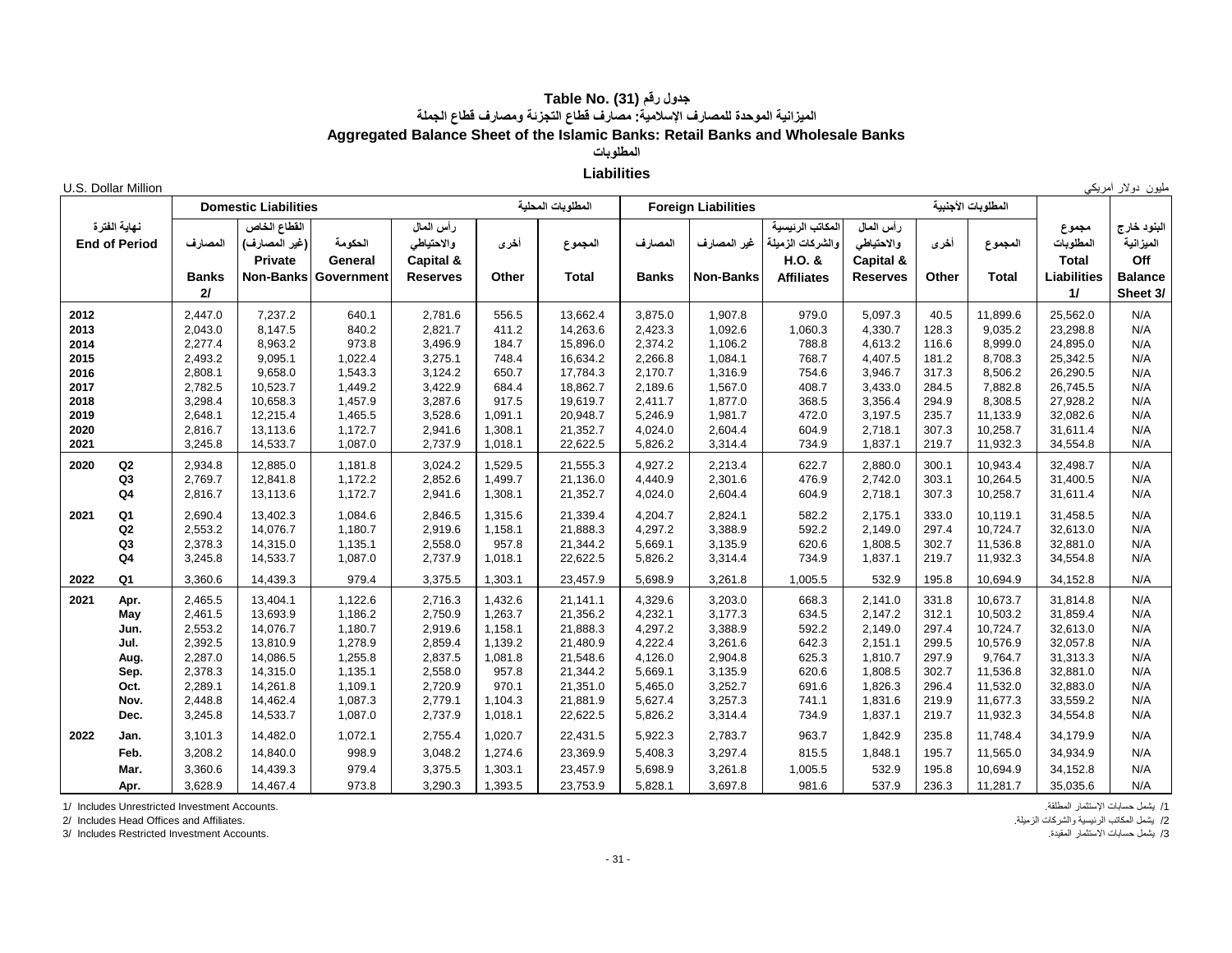# جدول رقم (31) Table No.

## الميزانية الموحدة للمصارف الإسلامية: مصارف قطاع التجزئة ومصارف قطاع الجملة

## Aggregated Balance Sheet of the Islamic Banks: Retail Banks and Wholesale Banks

### المطلوبات

### Liabilities

U.S. Dollar Million　　　　مليون دولار أمريكي

| نهاية الفترة End of Period | | Domestic Liabilities المطلوبات المحلية | | | | | | Foreign Liabilities المطلوبات الأجنبية | | | | | | مجموع المطلوبات Total Liabilities 1/ | البنود خارج الميزانية Off Balance Sheet 3/ |
|---|---|---|---|---|---|---|---|---|---|---|---|---|---|---|---|
| | | المصارف Banks 2/ | القطاع الخاص (غير المصارف) Private Non-Banks | الحكومة General Government | رأس المال والاحتياطي Capital & Reserves | أخرى Other | المجموع Total | المصارف Banks | غير المصارف Non-Banks | المكاتب الرئيسية والشركات الزميلة H.O. & Affiliates | رأس المال والاحتياطي Capital & Reserves | أخرى Other | المجموع Total | | |
| 2012 | | 2,447.0 | 7,237.2 | 640.1 | 2,781.6 | 556.5 | 13,662.4 | 3,875.0 | 1,907.8 | 979.0 | 5,097.3 | 40.5 | 11,899.6 | 25,562.0 | N/A |
| 2013 | | 2,043.0 | 8,147.5 | 840.2 | 2,821.7 | 411.2 | 14,263.6 | 2,423.3 | 1,092.6 | 1,060.3 | 4,330.7 | 128.3 | 9,035.2 | 23,298.8 | N/A |
| 2014 | | 2,277.4 | 8,963.2 | 973.8 | 3,496.9 | 184.7 | 15,896.0 | 2,374.2 | 1,106.2 | 788.8 | 4,613.2 | 116.6 | 8,999.0 | 24,895.0 | N/A |
| 2015 | | 2,493.2 | 9,095.1 | 1,022.4 | 3,275.1 | 748.4 | 16,634.2 | 2,266.8 | 1,084.1 | 768.7 | 4,407.5 | 181.2 | 8,708.3 | 25,342.5 | N/A |
| 2016 | | 2,808.1 | 9,658.0 | 1,543.3 | 3,124.2 | 650.7 | 17,784.3 | 2,170.7 | 1,316.9 | 754.6 | 3,946.7 | 317.3 | 8,506.2 | 26,290.5 | N/A |
| 2017 | | 2,782.5 | 10,523.7 | 1,449.2 | 3,422.9 | 684.4 | 18,862.7 | 2,189.6 | 1,567.0 | 408.7 | 3,433.0 | 284.5 | 7,882.8 | 26,745.5 | N/A |
| 2018 | | 3,298.4 | 10,658.3 | 1,457.9 | 3,287.6 | 917.5 | 19,619.7 | 2,411.7 | 1,877.0 | 368.5 | 3,356.4 | 294.9 | 8,308.5 | 27,928.2 | N/A |
| 2019 | | 2,648.1 | 12,215.4 | 1,465.5 | 3,528.6 | 1,091.1 | 20,948.7 | 5,246.9 | 1,981.7 | 472.0 | 3,197.5 | 235.7 | 11,133.9 | 32,082.6 | N/A |
| 2020 | | 2,816.7 | 13,113.6 | 1,172.7 | 2,941.6 | 1,308.1 | 21,352.7 | 4,024.0 | 2,604.4 | 604.9 | 2,718.1 | 307.3 | 10,258.7 | 31,611.4 | N/A |
| 2021 | | 3,245.8 | 14,533.7 | 1,087.0 | 2,737.9 | 1,018.1 | 22,622.5 | 5,826.2 | 3,314.4 | 734.9 | 1,837.1 | 219.7 | 11,932.3 | 34,554.8 | N/A |
| 2020 | Q2 | 2,934.8 | 12,885.0 | 1,181.8 | 3,024.2 | 1,529.5 | 21,555.3 | 4,927.2 | 2,213.4 | 622.7 | 2,880.0 | 300.1 | 10,943.4 | 32,498.7 | N/A |
| | Q3 | 2,769.7 | 12,841.8 | 1,172.2 | 2,852.6 | 1,499.7 | 21,136.0 | 4,440.9 | 2,301.6 | 476.9 | 2,742.0 | 303.1 | 10,264.5 | 31,400.5 | N/A |
| | Q4 | 2,816.7 | 13,113.6 | 1,172.7 | 2,941.6 | 1,308.1 | 21,352.7 | 4,024.0 | 2,604.4 | 604.9 | 2,718.1 | 307.3 | 10,258.7 | 31,611.4 | N/A |
| 2021 | Q1 | 2,690.4 | 13,402.3 | 1,084.6 | 2,846.5 | 1,315.6 | 21,339.4 | 4,204.7 | 2,824.1 | 582.2 | 2,175.1 | 333.0 | 10,119.1 | 31,458.5 | N/A |
| | Q2 | 2,553.2 | 14,076.7 | 1,180.7 | 2,919.6 | 1,158.1 | 21,888.3 | 4,297.2 | 3,388.9 | 592.2 | 2,149.0 | 297.4 | 10,724.7 | 32,613.0 | N/A |
| | Q3 | 2,378.3 | 14,315.0 | 1,135.1 | 2,558.0 | 957.8 | 21,344.2 | 5,669.1 | 3,135.9 | 620.6 | 1,808.5 | 302.7 | 11,536.8 | 32,881.0 | N/A |
| | Q4 | 3,245.8 | 14,533.7 | 1,087.0 | 2,737.9 | 1,018.1 | 22,622.5 | 5,826.2 | 3,314.4 | 734.9 | 1,837.1 | 219.7 | 11,932.3 | 34,554.8 | N/A |
| 2022 | Q1 | 3,360.6 | 14,439.3 | 979.4 | 3,375.5 | 1,303.1 | 23,457.9 | 5,698.9 | 3,261.8 | 1,005.5 | 532.9 | 195.8 | 10,694.9 | 34,152.8 | N/A |
| 2021 | Apr. | 2,465.5 | 13,404.1 | 1,122.6 | 2,716.3 | 1,432.6 | 21,141.1 | 4,329.6 | 3,203.0 | 668.3 | 2,141.0 | 331.8 | 10,673.7 | 31,814.8 | N/A |
| | May | 2,461.5 | 13,693.9 | 1,186.2 | 2,750.9 | 1,263.7 | 21,356.2 | 4,232.1 | 3,177.3 | 634.5 | 2,147.2 | 312.1 | 10,503.2 | 31,859.4 | N/A |
| | Jun. | 2,553.2 | 14,076.7 | 1,180.7 | 2,919.6 | 1,158.1 | 21,888.3 | 4,297.2 | 3,388.9 | 592.2 | 2,149.0 | 297.4 | 10,724.7 | 32,613.0 | N/A |
| | Jul. | 2,392.5 | 13,810.9 | 1,278.9 | 2,859.4 | 1,139.2 | 21,480.9 | 4,222.4 | 3,261.6 | 642.3 | 2,151.1 | 299.5 | 10,576.9 | 32,057.8 | N/A |
| | Aug. | 2,287.0 | 14,086.5 | 1,255.8 | 2,837.5 | 1,081.8 | 21,548.6 | 4,126.0 | 2,904.8 | 625.3 | 1,810.7 | 297.9 | 9,764.7 | 31,313.3 | N/A |
| | Sep. | 2,378.3 | 14,315.0 | 1,135.1 | 2,558.0 | 957.8 | 21,344.2 | 5,669.1 | 3,135.9 | 620.6 | 1,808.5 | 302.7 | 11,536.8 | 32,881.0 | N/A |
| | Oct. | 2,289.1 | 14,261.8 | 1,109.1 | 2,720.9 | 970.1 | 21,351.0 | 5,465.0 | 3,252.7 | 691.6 | 1,826.3 | 296.4 | 11,532.0 | 32,883.0 | N/A |
| | Nov. | 2,448.8 | 14,462.4 | 1,087.3 | 2,779.1 | 1,104.3 | 21,881.9 | 5,627.4 | 3,257.3 | 741.1 | 1,831.6 | 219.9 | 11,677.3 | 33,559.2 | N/A |
| | Dec. | 3,245.8 | 14,533.7 | 1,087.0 | 2,737.9 | 1,018.1 | 22,622.5 | 5,826.2 | 3,314.4 | 734.9 | 1,837.1 | 219.7 | 11,932.3 | 34,554.8 | N/A |
| 2022 | Jan. | 3,101.3 | 14,482.0 | 1,072.1 | 2,755.4 | 1,020.7 | 22,431.5 | 5,922.3 | 2,783.7 | 963.7 | 1,842.9 | 235.8 | 11,748.4 | 34,179.9 | N/A |
| | Feb. | 3,208.2 | 14,840.0 | 998.9 | 3,048.2 | 1,274.6 | 23,369.9 | 5,408.3 | 3,297.4 | 815.5 | 1,848.1 | 195.7 | 11,565.0 | 34,934.9 | N/A |
| | Mar. | 3,360.6 | 14,439.3 | 979.4 | 3,375.5 | 1,303.1 | 23,457.9 | 5,698.9 | 3,261.8 | 1,005.5 | 532.9 | 195.8 | 10,694.9 | 34,152.8 | N/A |
| | Apr. | 3,628.0 | 14,467.4 | 973.8 | 3,290.3 | 1,393.5 | 23,753.9 | 5,828.1 | 3,697.8 | 981.6 | 537.9 | 236.3 | 11,281.7 | 35,035.6 | N/A |

1/ Includes Unrestricted Investment Accounts. 　　　1/ يشمل حسابات الإستثمار المطلقة.

2/ Includes Head Offices and Affiliates. 　　　2/ يشمل المكاتب الرئيسية والشركات الزميلة.

3/ Includes Restricted Investment Accounts. 　　　3/ يشمل حسابات الاستثمار المقيدة.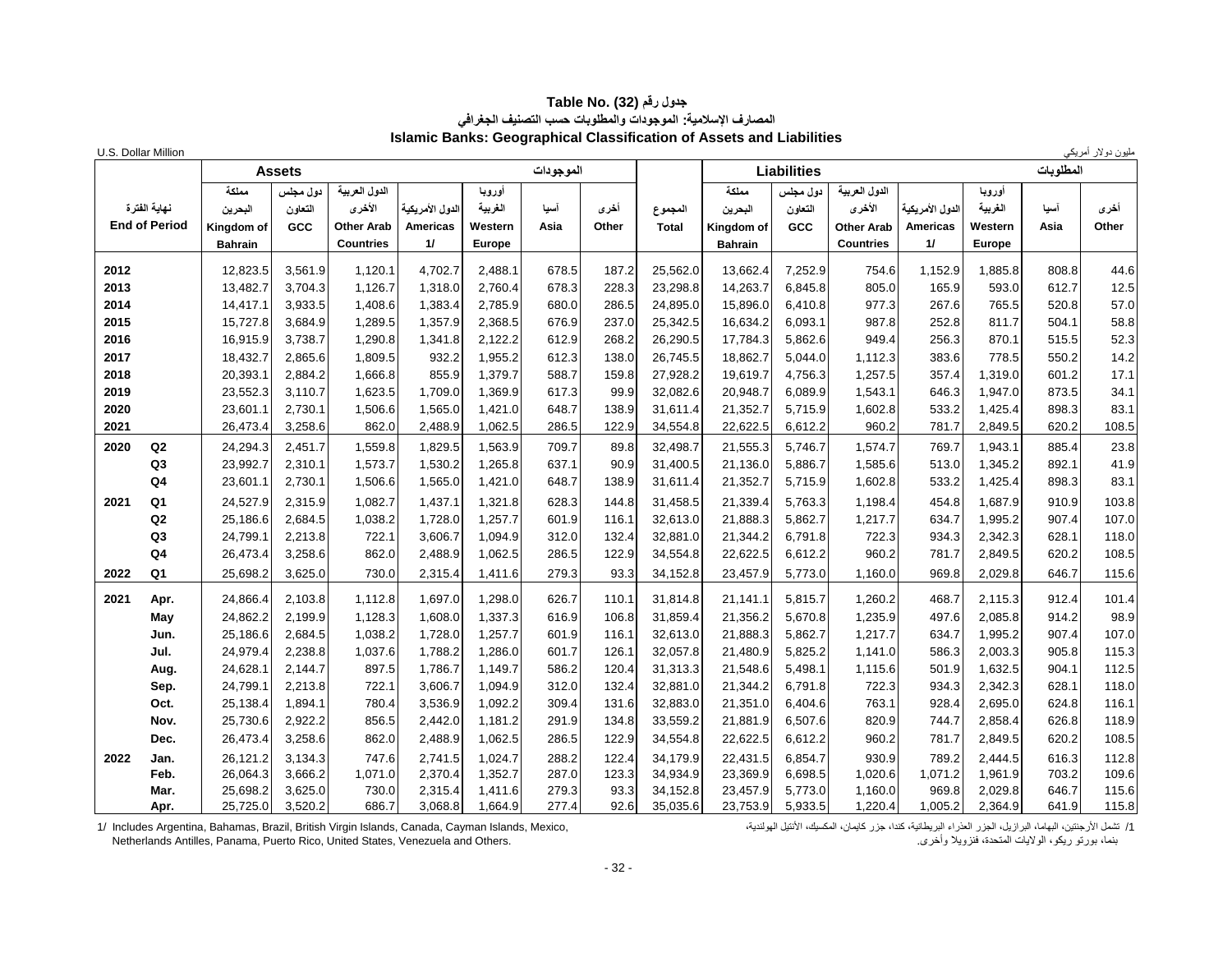# جدول رقم (32) Table No.

## المصارف الإسلامية: الموجودات والمطلوبات حسب التصنيف الجغرافي

## Islamic Banks: Geographical Classification of Assets and Liabilities

U.S. Dollar Million | مليون دولار أمريكي

| نهاية الفترة End of Period | | Assets الموجودات | | | | | | | المجموع Total | Liabilities المطلوبات | | | | | | |
|---|---|---|---|---|---|---|---|---|---|---|---|---|---|---|---|---|
| | | مملكة البحرين Kingdom of Bahrain | دول مجلس التعاون GCC | الدول العربية الأخرى Other Arab Countries | الدول الأمريكية Americas 1/ | أوروبا الغربية Western Europe | آسيا Asia | أخرى Other | | مملكة البحرين Kingdom of Bahrain | دول مجلس التعاون GCC | الدول العربية الأخرى Other Arab Countries | الدول الأمريكية Americas 1/ | أوروبا الغربية Western Europe | آسيا Asia | أخرى Other |
| 2012 | | 12,823.5 | 3,561.9 | 1,120.1 | 4,702.7 | 2,488.1 | 678.5 | 187.2 | 25,562.0 | 13,662.4 | 7,252.9 | 754.6 | 1,152.9 | 1,885.8 | 808.8 | 44.6 |
| 2013 | | 13,482.7 | 3,704.3 | 1,126.7 | 1,318.0 | 2,760.4 | 678.3 | 228.3 | 23,298.8 | 14,263.7 | 6,845.8 | 805.0 | 165.9 | 593.0 | 612.7 | 12.5 |
| 2014 | | 14,417.1 | 3,933.5 | 1,408.6 | 1,383.4 | 2,785.9 | 680.0 | 286.5 | 24,895.0 | 15,896.0 | 6,410.8 | 977.3 | 267.6 | 765.5 | 520.8 | 57.0 |
| 2015 | | 15,727.8 | 3,684.9 | 1,289.5 | 1,357.9 | 2,368.5 | 676.9 | 237.0 | 25,342.5 | 16,634.2 | 6,093.1 | 987.8 | 252.8 | 811.7 | 504.1 | 58.8 |
| 2016 | | 16,915.9 | 3,738.7 | 1,290.8 | 1,341.8 | 2,122.2 | 612.9 | 268.2 | 26,290.5 | 17,784.3 | 5,862.6 | 949.4 | 256.3 | 870.1 | 515.5 | 52.3 |
| 2017 | | 18,432.7 | 2,865.6 | 1,809.5 | 932.2 | 1,955.2 | 612.3 | 138.0 | 26,745.5 | 18,862.7 | 5,044.0 | 1,112.3 | 383.6 | 778.5 | 550.2 | 14.2 |
| 2018 | | 20,393.1 | 2,884.2 | 1,666.8 | 855.9 | 1,379.7 | 588.7 | 159.8 | 27,928.2 | 19,619.7 | 4,756.3 | 1,257.5 | 357.4 | 1,319.0 | 601.2 | 17.1 |
| 2019 | | 23,552.3 | 3,110.7 | 1,623.5 | 1,709.0 | 1,369.9 | 617.3 | 99.9 | 32,082.6 | 20,948.7 | 6,089.9 | 1,543.1 | 646.3 | 1,947.0 | 873.5 | 34.1 |
| 2020 | | 23,601.1 | 2,730.1 | 1,506.6 | 1,565.0 | 1,421.0 | 648.7 | 138.9 | 31,611.4 | 21,352.7 | 5,715.9 | 1,602.8 | 533.2 | 1,425.4 | 898.3 | 83.1 |
| 2021 | | 26,473.4 | 3,258.6 | 862.0 | 2,488.9 | 1,062.5 | 286.5 | 122.9 | 34,554.8 | 22,622.5 | 6,612.2 | 960.2 | 781.7 | 2,849.5 | 620.2 | 108.5 |
| 2020 | Q2 | 24,294.3 | 2,451.7 | 1,559.8 | 1,829.5 | 1,563.9 | 709.7 | 89.8 | 32,498.7 | 21,555.3 | 5,746.7 | 1,574.7 | 769.7 | 1,943.1 | 885.4 | 23.8 |
| | Q3 | 23,992.7 | 2,310.1 | 1,573.7 | 1,530.2 | 1,265.8 | 637.1 | 90.9 | 31,400.5 | 21,136.0 | 5,886.7 | 1,585.6 | 513.0 | 1,345.2 | 892.1 | 41.9 |
| | Q4 | 23,601.1 | 2,730.1 | 1,506.6 | 1,565.0 | 1,421.0 | 648.7 | 138.9 | 31,611.4 | 21,352.7 | 5,715.9 | 1,602.8 | 533.2 | 1,425.4 | 898.3 | 83.1 |
| 2021 | Q1 | 24,527.9 | 2,315.9 | 1,082.7 | 1,437.1 | 1,321.8 | 628.3 | 144.8 | 31,458.5 | 21,339.4 | 5,763.3 | 1,198.4 | 454.8 | 1,687.9 | 910.9 | 103.8 |
| | Q2 | 25,186.6 | 2,684.5 | 1,038.2 | 1,728.0 | 1,257.7 | 601.9 | 116.1 | 32,613.0 | 21,888.3 | 5,862.7 | 1,217.7 | 634.7 | 1,995.2 | 907.4 | 107.0 |
| | Q3 | 24,799.1 | 2,213.8 | 722.1 | 3,606.7 | 1,094.9 | 312.0 | 132.4 | 32,881.0 | 21,344.2 | 6,791.8 | 722.3 | 934.3 | 2,342.3 | 628.1 | 118.0 |
| | Q4 | 26,473.4 | 3,258.6 | 862.0 | 2,488.9 | 1,062.5 | 286.5 | 122.9 | 34,554.8 | 22,622.5 | 6,612.2 | 960.2 | 781.7 | 2,849.5 | 620.2 | 108.5 |
| 2022 | Q1 | 25,698.2 | 3,625.0 | 730.0 | 2,315.4 | 1,411.6 | 279.3 | 93.3 | 34,152.8 | 23,457.9 | 5,773.0 | 1,160.0 | 969.8 | 2,029.8 | 646.7 | 115.6 |
| 2021 | Apr. | 24,866.4 | 2,103.8 | 1,112.8 | 1,697.0 | 1,298.0 | 626.7 | 110.1 | 31,814.8 | 21,141.1 | 5,815.7 | 1,260.2 | 468.7 | 2,115.3 | 912.4 | 101.4 |
| | May | 24,862.2 | 2,199.9 | 1,128.3 | 1,608.0 | 1,337.3 | 616.9 | 106.8 | 31,859.4 | 21,356.2 | 5,670.8 | 1,235.9 | 497.6 | 2,085.8 | 914.2 | 98.9 |
| | Jun. | 25,186.6 | 2,684.5 | 1,038.2 | 1,728.0 | 1,257.7 | 601.9 | 116.1 | 32,613.0 | 21,888.3 | 5,862.7 | 1,217.7 | 634.7 | 1,995.2 | 907.4 | 107.0 |
| | Jul. | 24,979.4 | 2,238.8 | 1,037.6 | 1,788.2 | 1,286.0 | 601.7 | 126.1 | 32,057.8 | 21,480.9 | 5,825.2 | 1,141.0 | 586.3 | 2,003.3 | 905.8 | 115.3 |
| | Aug. | 24,628.1 | 2,144.7 | 897.5 | 1,786.7 | 1,149.7 | 586.2 | 120.4 | 31,313.3 | 21,548.6 | 5,498.1 | 1,115.6 | 501.9 | 1,632.5 | 904.1 | 112.5 |
| | Sep. | 24,799.1 | 2,213.8 | 722.1 | 3,606.7 | 1,094.9 | 312.0 | 132.4 | 32,881.0 | 21,344.2 | 6,791.8 | 722.3 | 934.3 | 2,342.3 | 628.1 | 118.0 |
| | Oct. | 25,138.4 | 1,894.1 | 780.4 | 3,536.9 | 1,092.2 | 309.4 | 131.6 | 32,883.0 | 21,351.0 | 6,404.6 | 763.1 | 928.4 | 2,695.0 | 624.8 | 116.1 |
| | Nov. | 25,730.6 | 2,922.2 | 856.5 | 2,442.0 | 1,181.2 | 291.9 | 134.8 | 33,559.2 | 21,881.9 | 6,507.6 | 820.9 | 744.7 | 2,858.4 | 626.8 | 118.9 |
| | Dec. | 26,473.4 | 3,258.6 | 862.0 | 2,488.9 | 1,062.5 | 286.5 | 122.9 | 34,554.8 | 22,622.5 | 6,612.2 | 960.2 | 781.7 | 2,849.5 | 620.2 | 108.5 |
| 2022 | Jan. | 26,121.2 | 3,134.3 | 747.6 | 2,741.5 | 1,024.7 | 288.2 | 122.4 | 34,179.9 | 22,431.5 | 6,854.7 | 930.9 | 789.2 | 2,444.5 | 616.3 | 112.8 |
| | Feb. | 26,064.3 | 3,666.2 | 1,071.0 | 2,370.4 | 1,352.7 | 287.0 | 123.3 | 34,934.9 | 23,369.9 | 6,698.5 | 1,020.6 | 1,071.2 | 1,961.9 | 703.2 | 109.6 |
| | Mar. | 25,698.2 | 3,625.0 | 730.0 | 2,315.4 | 1,411.6 | 279.3 | 93.3 | 34,152.8 | 23,457.9 | 5,773.0 | 1,160.0 | 969.8 | 2,029.8 | 646.7 | 115.6 |
| | Apr. | 25,725.0 | 3,520.2 | 686.7 | 3,068.8 | 1,664.9 | 277.4 | 92.6 | 35,035.6 | 23,753.9 | 5,933.5 | 1,220.4 | 1,005.2 | 2,364.9 | 641.9 | 115.8 |

1/ Includes Argentina, Bahamas, Brazil, British Virgin Islands, Canada, Cayman Islands, Mexico, Netherlands Antilles, Panama, Puerto Rico, United States, Venezuela and Others.

1/ تشمل الأرجنتين، البهاما، البرازيل، الجزر العذراء البريطانية، كندا، جزر كايمان، المكسيك، الأنتيل الهولندية، بنما، بورتو ريكو، الولايات المتحدة، فنزويلا وأخرى.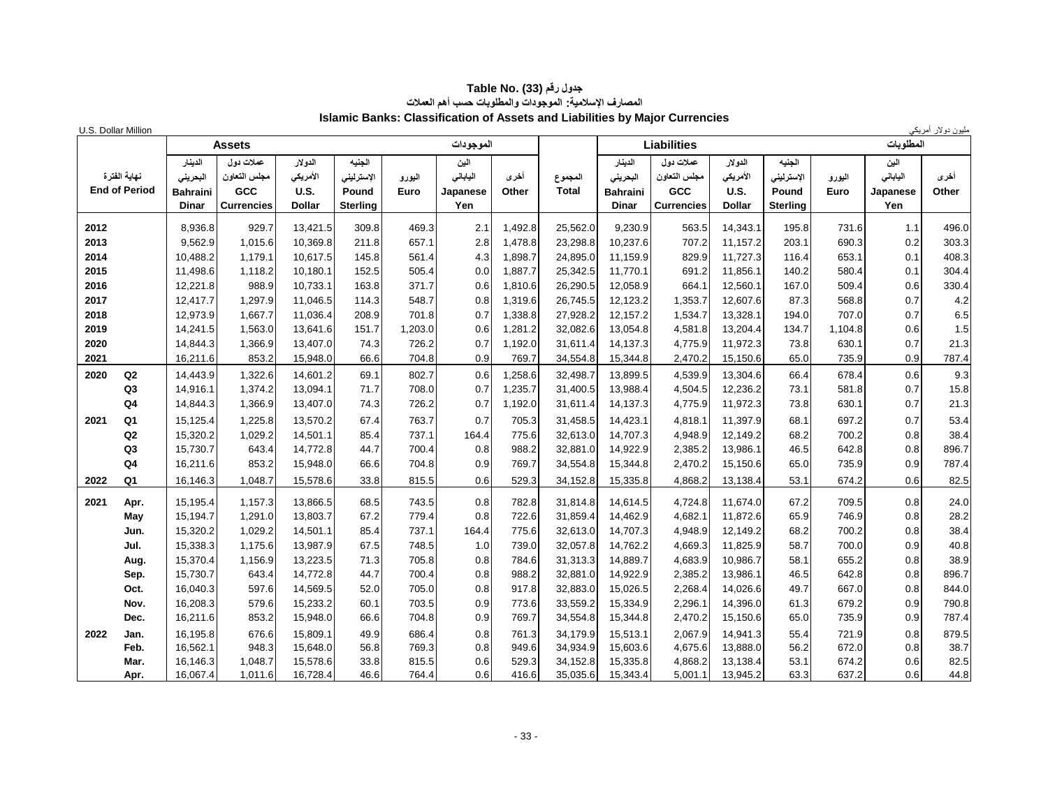**Table No. (33) جدول رقم**

**المصارف الإسلامية: الموجودات والمطلوبات حسب أهم العملات**

**Islamic Banks: Classification of Assets and Liabilities by Major Currencies**

U.S. Dollar Million | مليون دولار أمريكي

| نهاية الفترة End of Period | | Assets الموجودات: الدينار البحريني Bahraini Dinar | عملات دول مجلس التعاون GCC Currencies | الدولار الأمريكي U.S. Dollar | الجنيه الإسترليني Pound Sterling | اليورو Euro | الين الياباني Japanese Yen | أخرى Other | المجموع Total | Liabilities المطلوبات: الدينار البحريني Bahraini Dinar | عملات دول مجلس التعاون GCC Currencies | الدولار الأمريكي U.S. Dollar | الجنيه الإسترليني Pound Sterling | اليورو Euro | الين الياباني Japanese Yen | أخرى Other |
|---|---|---|---|---|---|---|---|---|---|---|---|---|---|---|---|---|
| 2012 | | 8,936.8 | 929.7 | 13,421.5 | 309.8 | 469.3 | 2.1 | 1,492.8 | 25,562.0 | 9,230.9 | 563.5 | 14,343.1 | 195.8 | 731.6 | 1.1 | 496.0 |
| 2013 | | 9,562.9 | 1,015.6 | 10,369.8 | 211.8 | 657.1 | 2.8 | 1,478.8 | 23,298.8 | 10,237.6 | 707.2 | 11,157.2 | 203.1 | 690.3 | 0.2 | 303.3 |
| 2014 | | 10,488.2 | 1,179.1 | 10,617.5 | 145.8 | 561.4 | 4.3 | 1,898.7 | 24,895.0 | 11,159.9 | 829.9 | 11,727.3 | 116.4 | 653.1 | 0.1 | 408.3 |
| 2015 | | 11,498.6 | 1,118.2 | 10,180.1 | 152.5 | 505.4 | 0.0 | 1,887.7 | 25,342.5 | 11,770.1 | 691.2 | 11,856.1 | 140.2 | 580.4 | 0.1 | 304.4 |
| 2016 | | 12,221.8 | 988.9 | 10,733.1 | 163.8 | 371.7 | 0.6 | 1,810.6 | 26,290.5 | 12,058.9 | 664.1 | 12,560.1 | 167.0 | 509.4 | 0.6 | 330.4 |
| 2017 | | 12,417.7 | 1,297.9 | 11,046.5 | 114.3 | 548.7 | 0.8 | 1,319.6 | 26,745.5 | 12,123.2 | 1,353.7 | 12,607.6 | 87.3 | 568.8 | 0.7 | 4.2 |
| 2018 | | 12,973.9 | 1,667.7 | 11,036.4 | 208.9 | 701.8 | 0.7 | 1,338.8 | 27,928.2 | 12,157.2 | 1,534.7 | 13,328.1 | 194.0 | 707.0 | 0.7 | 6.5 |
| 2019 | | 14,241.5 | 1,563.0 | 13,641.6 | 151.7 | 1,203.0 | 0.6 | 1,281.2 | 32,082.6 | 13,054.8 | 4,581.8 | 13,204.4 | 134.7 | 1,104.8 | 0.6 | 1.5 |
| 2020 | | 14,844.3 | 1,366.9 | 13,407.0 | 74.3 | 726.2 | 0.7 | 1,192.0 | 31,611.4 | 14,137.3 | 4,775.9 | 11,972.3 | 73.8 | 630.1 | 0.7 | 21.3 |
| 2021 | | 16,211.6 | 853.2 | 15,948.0 | 66.6 | 704.8 | 0.9 | 769.7 | 34,554.8 | 15,344.8 | 2,470.2 | 15,150.6 | 65.0 | 735.9 | 0.9 | 787.4 |
| 2020 | Q2 | 14,443.9 | 1,322.6 | 14,601.2 | 69.1 | 802.7 | 0.6 | 1,258.6 | 32,498.7 | 13,899.5 | 4,539.9 | 13,304.6 | 66.4 | 678.4 | 0.6 | 9.3 |
| | Q3 | 14,916.1 | 1,374.2 | 13,094.1 | 71.7 | 708.0 | 0.7 | 1,235.7 | 31,400.5 | 13,988.4 | 4,504.5 | 12,236.2 | 73.1 | 581.8 | 0.7 | 15.8 |
| | Q4 | 14,844.3 | 1,366.9 | 13,407.0 | 74.3 | 726.2 | 0.7 | 1,192.0 | 31,611.4 | 14,137.3 | 4,775.9 | 11,972.3 | 73.8 | 630.1 | 0.7 | 21.3 |
| 2021 | Q1 | 15,125.4 | 1,225.8 | 13,570.2 | 67.4 | 763.7 | 0.7 | 705.3 | 31,458.5 | 14,423.1 | 4,818.1 | 11,397.9 | 68.1 | 697.2 | 0.7 | 53.4 |
| | Q2 | 15,320.2 | 1,029.2 | 14,501.1 | 85.4 | 737.1 | 164.4 | 775.6 | 32,613.0 | 14,707.3 | 4,948.9 | 12,149.2 | 68.2 | 700.2 | 0.8 | 38.4 |
| | Q3 | 15,730.7 | 643.4 | 14,772.8 | 44.7 | 700.4 | 0.8 | 988.2 | 32,881.0 | 14,922.9 | 2,385.2 | 13,986.1 | 46.5 | 642.8 | 0.8 | 896.7 |
| | Q4 | 16,211.6 | 853.2 | 15,948.0 | 66.6 | 704.8 | 0.9 | 769.7 | 34,554.8 | 15,344.8 | 2,470.2 | 15,150.6 | 65.0 | 735.9 | 0.9 | 787.4 |
| 2022 | Q1 | 16,146.3 | 1,048.7 | 15,578.6 | 33.8 | 815.5 | 0.6 | 529.3 | 34,152.8 | 15,335.8 | 4,868.2 | 13,138.4 | 53.1 | 674.2 | 0.6 | 82.5 |
| 2021 | Apr. | 15,195.4 | 1,157.3 | 13,866.5 | 68.5 | 743.5 | 0.8 | 782.8 | 31,814.8 | 14,614.5 | 4,724.8 | 11,674.0 | 67.2 | 709.5 | 0.8 | 24.0 |
| | May | 15,194.7 | 1,291.0 | 13,803.7 | 67.2 | 779.4 | 0.8 | 722.6 | 31,859.4 | 14,462.9 | 4,682.1 | 11,872.6 | 65.9 | 746.9 | 0.8 | 28.2 |
| | Jun. | 15,320.2 | 1,029.2 | 14,501.1 | 85.4 | 737.1 | 164.4 | 775.6 | 32,613.0 | 14,707.3 | 4,948.9 | 12,149.2 | 68.2 | 700.2 | 0.8 | 38.4 |
| | Jul. | 15,338.3 | 1,175.6 | 13,987.9 | 67.5 | 748.5 | 1.0 | 739.0 | 32,057.8 | 14,762.2 | 4,669.3 | 11,825.9 | 58.7 | 700.0 | 0.9 | 40.8 |
| | Aug. | 15,370.4 | 1,156.9 | 13,223.5 | 71.3 | 705.8 | 0.8 | 784.6 | 31,313.3 | 14,889.7 | 4,683.9 | 10,986.7 | 58.1 | 655.2 | 0.8 | 38.9 |
| | Sep. | 15,730.7 | 643.4 | 14,772.8 | 44.7 | 700.4 | 0.8 | 988.2 | 32,881.0 | 14,922.9 | 2,385.2 | 13,986.1 | 46.5 | 642.8 | 0.8 | 896.7 |
| | Oct. | 16,040.3 | 597.6 | 14,569.5 | 52.0 | 705.0 | 0.8 | 917.8 | 32,883.0 | 15,026.5 | 2,268.4 | 14,026.6 | 49.7 | 667.0 | 0.8 | 844.0 |
| | Nov. | 16,208.3 | 579.6 | 15,233.2 | 60.1 | 703.5 | 0.9 | 773.6 | 33,559.2 | 15,334.9 | 2,296.1 | 14,396.0 | 61.3 | 679.2 | 0.9 | 790.8 |
| | Dec. | 16,211.6 | 853.2 | 15,948.0 | 66.6 | 704.8 | 0.9 | 769.7 | 34,554.8 | 15,344.8 | 2,470.2 | 15,150.6 | 65.0 | 735.9 | 0.9 | 787.4 |
| 2022 | Jan. | 16,195.8 | 676.6 | 15,809.1 | 49.9 | 686.4 | 0.8 | 761.3 | 34,179.9 | 15,513.1 | 2,067.9 | 14,941.3 | 55.4 | 721.9 | 0.8 | 879.5 |
| | Feb. | 16,562.1 | 948.3 | 15,648.0 | 56.8 | 769.3 | 0.8 | 949.6 | 34,934.9 | 15,603.6 | 4,675.6 | 13,888.0 | 56.2 | 672.0 | 0.8 | 38.7 |
| | Mar. | 16,146.3 | 1,048.7 | 15,578.6 | 33.8 | 815.5 | 0.6 | 529.3 | 34,152.8 | 15,335.8 | 4,868.2 | 13,138.4 | 53.1 | 674.2 | 0.6 | 82.5 |
| | Apr. | 16,067.4 | 1,011.6 | 16,728.4 | 46.6 | 764.4 | 0.6 | 416.6 | 35,035.6 | 15,343.4 | 5,001.1 | 13,945.2 | 63.3 | 637.2 | 0.6 | 44.8 |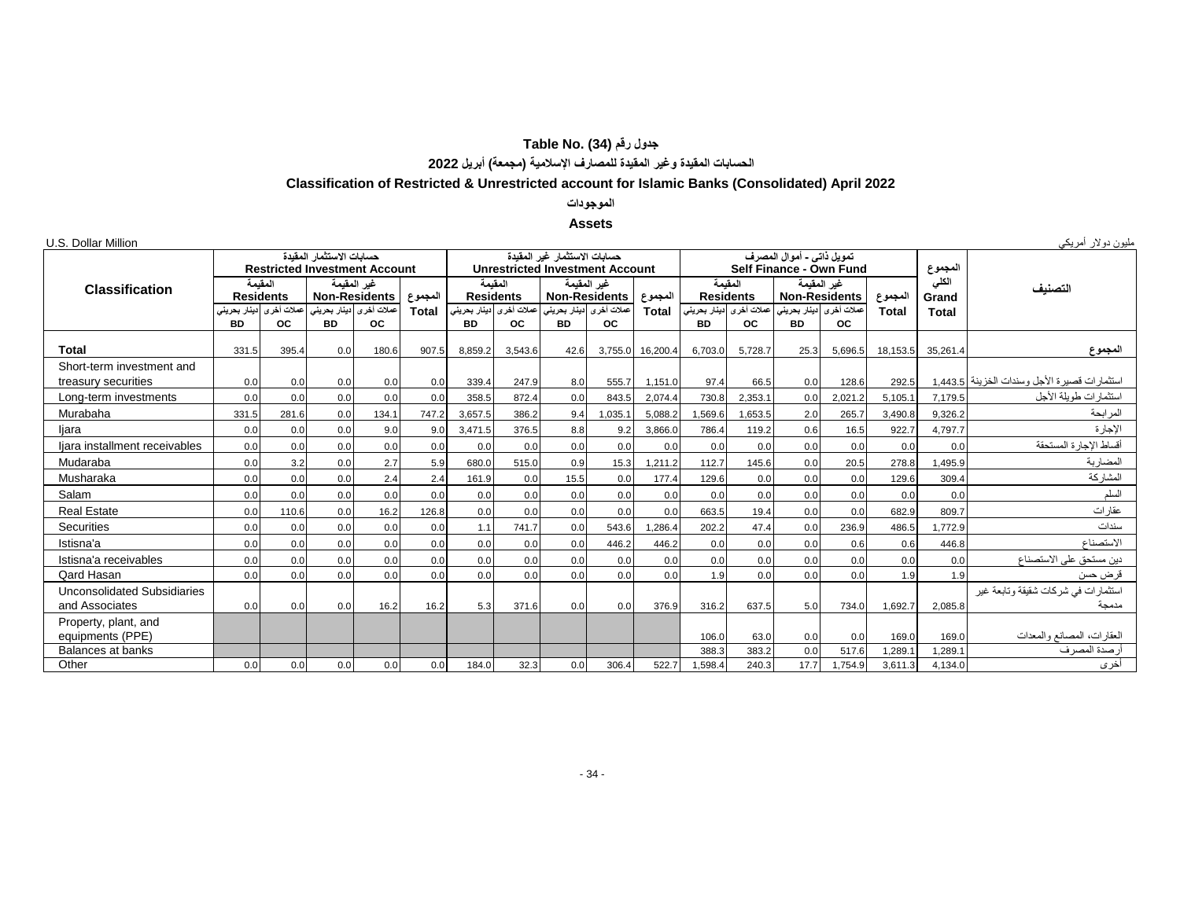# جدول رقم (34) Table No.

## الحسابات المقيدة وغير المقيدة للمصارف الإسلامية (مجمعة) أبريل 2022

## Classification of Restricted & Unrestricted account for Islamic Banks (Consolidated) April 2022

### الموجودات

### Assets

U.S. Dollar Million — مليون دولار أمريكي

| Classification | حسابات الاستثمار المقيدة Restricted Investment Account | | | | | حسابات الاستثمار غير المقيدة Unrestricted Investment Account | | | | | تمويل ذاتي - أموال المصرف Self Finance - Own Fund | | | | | المجموع الكلي Grand Total | التصنيف |
|---|---|---|---|---|---|---|---|---|---|---|---|---|---|---|---|---|---|
| | المقيمة Residents | | غير المقيمة Non-Residents | | المجموع Total | المقيمة Residents | | غير المقيمة Non-Residents | | المجموع Total | المقيمة Residents | | غير المقيمة Non-Residents | | المجموع Total | | |
| | دينار بحريني BD | عملات أخرى OC | دينار بحريني BD | عملات أخرى OC | | دينار بحريني BD | عملات أخرى OC | دينار بحريني BD | عملات أخرى OC | | دينار بحريني BD | عملات أخرى OC | دينار بحريني BD | عملات أخرى OC | | | |
| **Total** | 331.5 | 395.4 | 0.0 | 180.6 | 907.5 | 8,859.2 | 3,543.6 | 42.6 | 3,755.0 | 16,200.4 | 6,703.0 | 5,728.7 | 25.3 | 5,696.5 | 18,153.5 | 35,261.4 | **المجموع** |
| Short-term investment and treasury securities | 0.0 | 0.0 | 0.0 | 0.0 | 0.0 | 339.4 | 247.9 | 8.0 | 555.7 | 1,151.0 | 97.4 | 66.5 | 0.0 | 128.6 | 292.5 | 1,443.5 | استثمارات قصيرة الأجل وسندات الخزينة |
| Long-term investments | 0.0 | 0.0 | 0.0 | 0.0 | 0.0 | 358.5 | 872.4 | 0.0 | 843.5 | 2,074.4 | 730.8 | 2,353.1 | 0.0 | 2,021.2 | 5,105.1 | 7,179.5 | استثمارات طويلة الأجل |
| Murabaha | 331.5 | 281.6 | 0.0 | 134.1 | 747.2 | 3,657.5 | 386.2 | 9.4 | 1,035.1 | 5,088.2 | 1,569.6 | 1,653.5 | 2.0 | 265.7 | 3,490.8 | 9,326.2 | المرابحة |
| Ijara | 0.0 | 0.0 | 0.0 | 9.0 | 9.0 | 3,471.5 | 376.5 | 8.8 | 9.2 | 3,866.0 | 786.4 | 119.2 | 0.6 | 16.5 | 922.7 | 4,797.7 | الإجارة |
| Ijara installment receivables | 0.0 | 0.0 | 0.0 | 0.0 | 0.0 | 0.0 | 0.0 | 0.0 | 0.0 | 0.0 | 0.0 | 0.0 | 0.0 | 0.0 | 0.0 | 0.0 | أقساط الإجارة المستحقة |
| Mudaraba | 0.0 | 3.2 | 0.0 | 2.7 | 5.9 | 680.0 | 515.0 | 0.9 | 15.3 | 1,211.2 | 112.7 | 145.6 | 0.0 | 20.5 | 278.8 | 1,495.9 | المضاربة |
| Musharaka | 0.0 | 0.0 | 0.0 | 2.4 | 2.4 | 161.9 | 0.0 | 15.5 | 0.0 | 177.4 | 129.6 | 0.0 | 0.0 | 0.0 | 129.6 | 309.4 | المشاركة |
| Salam | 0.0 | 0.0 | 0.0 | 0.0 | 0.0 | 0.0 | 0.0 | 0.0 | 0.0 | 0.0 | 0.0 | 0.0 | 0.0 | 0.0 | 0.0 | 0.0 | السلم |
| Real Estate | 0.0 | 110.6 | 0.0 | 16.2 | 126.8 | 0.0 | 0.0 | 0.0 | 0.0 | 0.0 | 663.5 | 19.4 | 0.0 | 0.0 | 682.9 | 809.7 | عقارات |
| Securities | 0.0 | 0.0 | 0.0 | 0.0 | 0.0 | 1.1 | 741.7 | 0.0 | 543.6 | 1,286.4 | 202.2 | 47.4 | 0.0 | 236.9 | 486.5 | 1,772.9 | سندات |
| Istisna'a | 0.0 | 0.0 | 0.0 | 0.0 | 0.0 | 0.0 | 0.0 | 0.0 | 446.2 | 446.2 | 0.0 | 0.0 | 0.0 | 0.6 | 0.6 | 446.8 | الاستصناع |
| Istisna'a receivables | 0.0 | 0.0 | 0.0 | 0.0 | 0.0 | 0.0 | 0.0 | 0.0 | 0.0 | 0.0 | 0.0 | 0.0 | 0.0 | 0.0 | 0.0 | 0.0 | دين مستحق على الاستصناع |
| Qard Hasan | 0.0 | 0.0 | 0.0 | 0.0 | 0.0 | 0.0 | 0.0 | 0.0 | 0.0 | 0.0 | 1.9 | 0.0 | 0.0 | 0.0 | 1.9 | 1.9 | قرض حسن |
| Unconsolidated Subsidiaries and Associates | 0.0 | 0.0 | 0.0 | 16.2 | 16.2 | 5.3 | 371.6 | 0.0 | 0.0 | 376.9 | 316.2 | 637.5 | 5.0 | 734.0 | 1,692.7 | 2,085.8 | استثمارات في شركات شقيقة وتابعة غير مدمجة |
| Property, plant, and equipments (PPE) | | | | | | | | | | | 106.0 | 63.0 | 0.0 | 0.0 | 169.0 | 169.0 | العقارات، المصانع والمعدات |
| Balances at banks | | | | | | | | | | | 388.3 | 383.2 | 0.0 | 517.6 | 1,289.1 | 1,289.1 | أرصدة المصرف |
| Other | 0.0 | 0.0 | 0.0 | 0.0 | 0.0 | 184.0 | 32.3 | 0.0 | 306.4 | 522.7 | 1,598.4 | 240.3 | 17.7 | 1,754.9 | 3,611.3 | 4,134.0 | أخرى |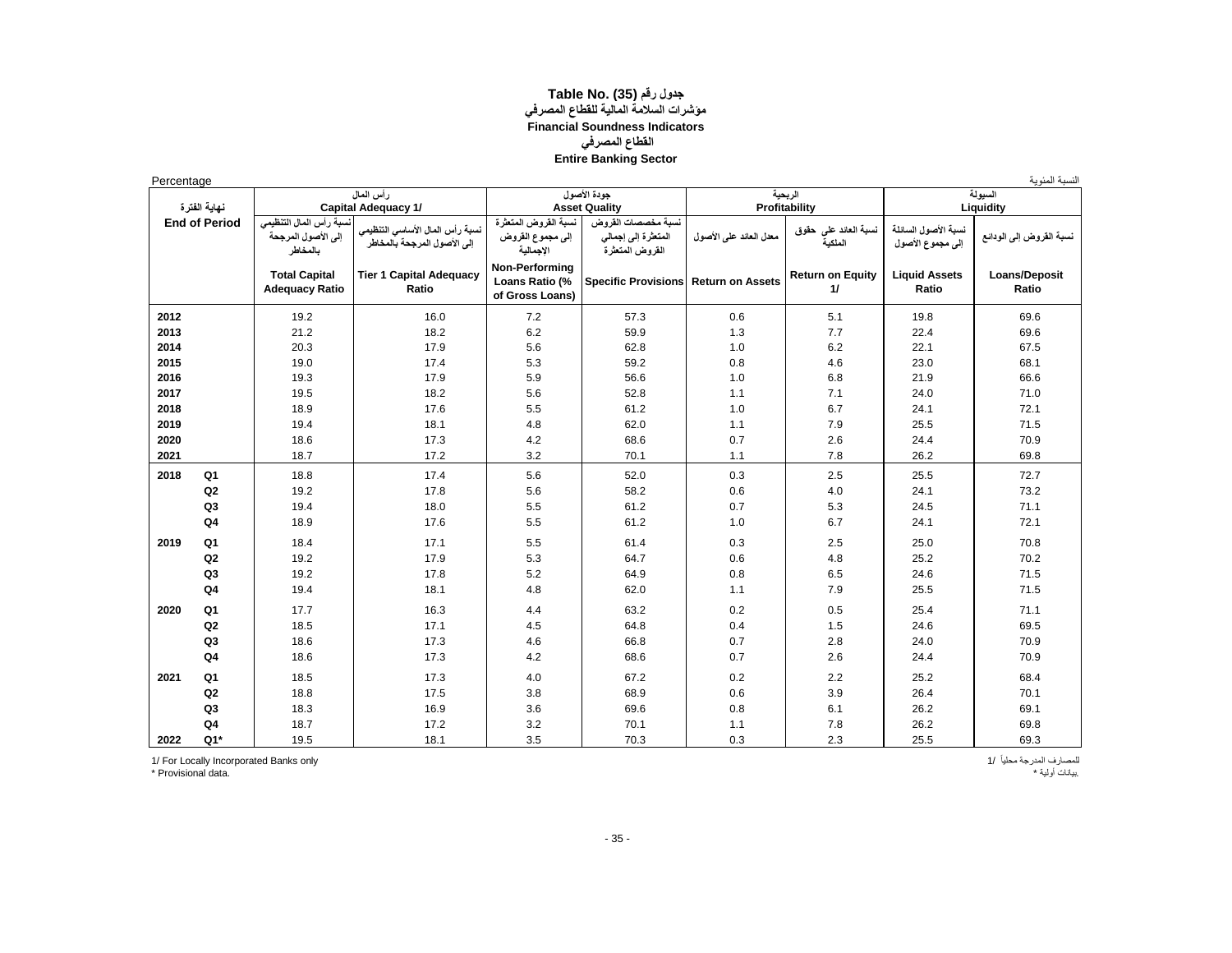# Table No. (35) جدول رقم

## مؤشرات السلامة المالية للقطاع المصرفي

## Financial Soundness Indicators

### القطاع المصرفي

### Entire Banking Sector

Percentage النسبة المئوية

| نهاية الفترة End of Period | | رأس المال Capital Adequacy 1/ | | جودة الأصول Asset Quality | | الربحية Profitability | | السيولة Liquidity | |
|---|---|---|---|---|---|---|---|---|---|
| | | نسبة رأس المال التنظيمي إلى الأصول المرجحة بالمخاطر Total Capital Adequacy Ratio | نسبة رأس المال الأساسي التنظيمي إلى الأصول المرجحة بالمخاطر Tier 1 Capital Adequacy Ratio | نسبة القروض المتعثرة إلى مجموع القروض الإجمالية Non-Performing Loans Ratio (% of Gross Loans) | نسبة مخصصات القروض المتعثرة إلى إجمالي القروض المتعثرة Specific Provisions | معدل العائد على الأصول Return on Assets | نسبة العائد على حقوق الملكية Return on Equity 1/ | نسبة الأصول السائلة إلى مجموع الأصول Liquid Assets Ratio | نسبة القروض إلى الودائع Loans/Deposit Ratio |
| 2012 | | 19.2 | 16.0 | 7.2 | 57.3 | 0.6 | 5.1 | 19.8 | 69.6 |
| 2013 | | 21.2 | 18.2 | 6.2 | 59.9 | 1.3 | 7.7 | 22.4 | 69.6 |
| 2014 | | 20.3 | 17.9 | 5.6 | 62.8 | 1.0 | 6.2 | 22.1 | 67.5 |
| 2015 | | 19.0 | 17.4 | 5.3 | 59.2 | 0.8 | 4.6 | 23.0 | 68.1 |
| 2016 | | 19.3 | 17.9 | 5.9 | 56.6 | 1.0 | 6.8 | 21.9 | 66.6 |
| 2017 | | 19.5 | 18.2 | 5.6 | 52.8 | 1.1 | 7.1 | 24.0 | 71.0 |
| 2018 | | 18.9 | 17.6 | 5.5 | 61.2 | 1.0 | 6.7 | 24.1 | 72.1 |
| 2019 | | 19.4 | 18.1 | 4.8 | 62.0 | 1.1 | 7.9 | 25.5 | 71.5 |
| 2020 | | 18.6 | 17.3 | 4.2 | 68.6 | 0.7 | 2.6 | 24.4 | 70.9 |
| 2021 | | 18.7 | 17.2 | 3.2 | 70.1 | 1.1 | 7.8 | 26.2 | 69.8 |
| 2018 | Q1 | 18.8 | 17.4 | 5.6 | 52.0 | 0.3 | 2.5 | 25.5 | 72.7 |
| | Q2 | 19.2 | 17.8 | 5.6 | 58.2 | 0.6 | 4.0 | 24.1 | 73.2 |
| | Q3 | 19.4 | 18.0 | 5.5 | 61.2 | 0.7 | 5.3 | 24.5 | 71.1 |
| | Q4 | 18.9 | 17.6 | 5.5 | 61.2 | 1.0 | 6.7 | 24.1 | 72.1 |
| 2019 | Q1 | 18.4 | 17.1 | 5.5 | 61.4 | 0.3 | 2.5 | 25.0 | 70.8 |
| | Q2 | 19.2 | 17.9 | 5.3 | 64.7 | 0.6 | 4.8 | 25.2 | 70.2 |
| | Q3 | 19.2 | 17.8 | 5.2 | 64.9 | 0.8 | 6.5 | 24.6 | 71.5 |
| | Q4 | 19.4 | 18.1 | 4.8 | 62.0 | 1.1 | 7.9 | 25.5 | 71.5 |
| 2020 | Q1 | 17.7 | 16.3 | 4.4 | 63.2 | 0.2 | 0.5 | 25.4 | 71.1 |
| | Q2 | 18.5 | 17.1 | 4.5 | 64.8 | 0.4 | 1.5 | 24.6 | 69.5 |
| | Q3 | 18.6 | 17.3 | 4.6 | 66.8 | 0.7 | 2.8 | 24.0 | 70.9 |
| | Q4 | 18.6 | 17.3 | 4.2 | 68.6 | 0.7 | 2.6 | 24.4 | 70.9 |
| 2021 | Q1 | 18.5 | 17.3 | 4.0 | 67.2 | 0.2 | 2.2 | 25.2 | 68.4 |
| | Q2 | 18.8 | 17.5 | 3.8 | 68.9 | 0.6 | 3.9 | 26.4 | 70.1 |
| | Q3 | 18.3 | 16.9 | 3.6 | 69.6 | 0.8 | 6.1 | 26.2 | 69.1 |
| | Q4 | 18.7 | 17.2 | 3.2 | 70.1 | 1.1 | 7.8 | 26.2 | 69.8 |
| 2022 | Q1* | 19.5 | 18.1 | 3.5 | 70.3 | 0.3 | 2.3 | 25.5 | 69.3 |

1/ For Locally Incorporated Banks only — للمصارف المدرجة محلياً 1/

* Provisional data. — بيانات أولية *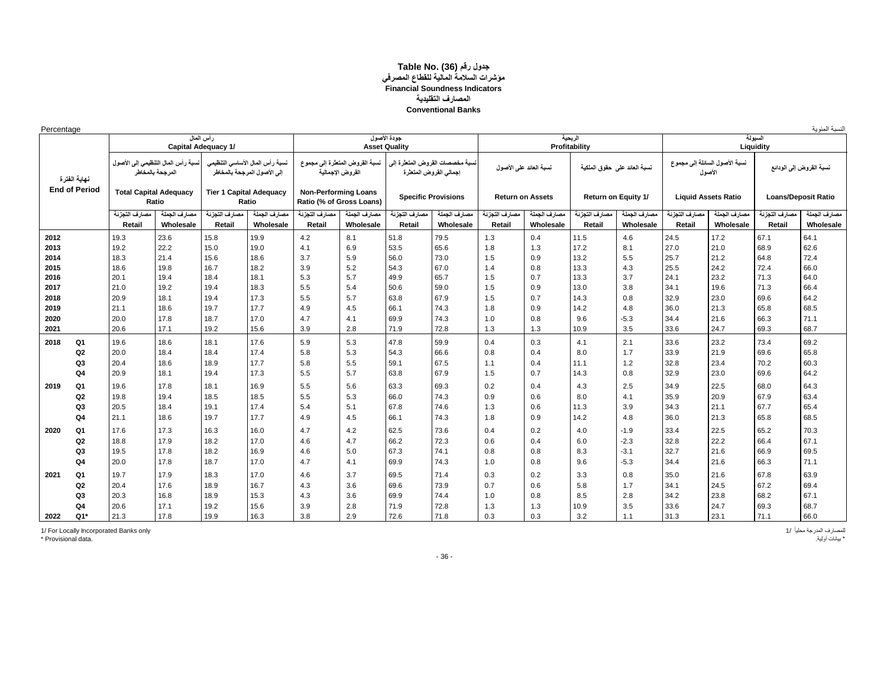# جدول رقم (36) Table No. (36)
## مؤشرات السلامة المالية للقطاع المصرفي
## Financial Soundness Indicators
## المصارف التقليدية
## Conventional Banks

Percentage | النسبة المئوية

| نهاية الفترة End of Period | | رأس المال Capital Adequacy 1/ | | | | جودة الأصول Asset Quality | | | | الربحية Profitability | | | | السيولة Liquidity | | | |
|---|---|---|---|---|---|---|---|---|---|---|---|---|---|---|---|---|---|
| | | نسبة رأس المال التنظيمي إلى الأصول المرجحة بالمخاطر Total Capital Adequacy Ratio | | نسبة رأس المال الأساسي التنظيمي إلى الأصول المرجحة بالمخاطر Tier 1 Capital Adequacy Ratio | | نسبة القروض المتعثرة إلى مجموع القروض الإجمالية Non-Performing Loans Ratio (% of Gross Loans) | | نسبة مخصصات القروض المتعثرة إلى إجمالي القروض المتعثرة Specific Provisions | | نسبة العائد على الأصول Return on Assets | | نسبة العائد على حقوق الملكية Return on Equity 1/ | | نسبة الأصول السائلة إلى مجموع الأصول Liquid Assets Ratio | | نسبة القروض إلى الودائع Loans/Deposit Ratio | |
| | | مصارف التجزئة Retail | مصارف الجملة Wholesale | مصارف التجزئة Retail | مصارف الجملة Wholesale | مصارف التجزئة Retail | مصارف الجملة Wholesale | مصارف التجزئة Retail | مصارف الجملة Wholesale | مصارف التجزئة Retail | مصارف الجملة Wholesale | مصارف التجزئة Retail | مصارف الجملة Wholesale | مصارف التجزئة Retail | مصارف الجملة Wholesale | مصارف التجزئة Retail | مصارف الجملة Wholesale |
| **2012** | | 19.3 | 23.6 | 15.8 | 19.9 | 4.2 | 8.1 | 51.8 | 79.5 | 1.3 | 0.4 | 11.5 | 4.6 | 24.5 | 17.2 | 67.1 | 64.1 |
| **2013** | | 19.2 | 22.2 | 15.0 | 19.0 | 4.1 | 6.9 | 53.5 | 65.6 | 1.8 | 1.3 | 17.2 | 8.1 | 27.0 | 21.0 | 68.9 | 62.6 |
| **2014** | | 18.3 | 21.4 | 15.6 | 18.6 | 3.7 | 5.9 | 56.0 | 73.0 | 1.5 | 0.9 | 13.2 | 5.5 | 25.7 | 21.2 | 64.8 | 72.4 |
| **2015** | | 18.6 | 19.8 | 16.7 | 18.2 | 3.9 | 5.2 | 54.3 | 67.0 | 1.4 | 0.8 | 13.3 | 4.3 | 25.5 | 24.2 | 72.4 | 66.0 |
| **2016** | | 20.1 | 19.4 | 18.4 | 18.1 | 5.3 | 5.7 | 49.9 | 65.7 | 1.5 | 0.7 | 13.3 | 3.7 | 24.1 | 23.2 | 71.3 | 64.0 |
| **2017** | | 21.0 | 19.2 | 19.4 | 18.3 | 5.5 | 5.4 | 50.6 | 59.0 | 1.5 | 0.9 | 13.0 | 3.8 | 34.1 | 19.6 | 71.3 | 66.4 |
| **2018** | | 20.9 | 18.1 | 19.4 | 17.3 | 5.5 | 5.7 | 63.8 | 67.9 | 1.5 | 0.7 | 14.3 | 0.8 | 32.9 | 23.0 | 69.6 | 64.2 |
| **2019** | | 21.1 | 18.6 | 19.7 | 17.7 | 4.9 | 4.5 | 66.1 | 74.3 | 1.8 | 0.9 | 14.2 | 4.8 | 36.0 | 21.3 | 65.8 | 68.5 |
| **2020** | | 20.0 | 17.8 | 18.7 | 17.0 | 4.7 | 4.1 | 69.9 | 74.3 | 1.0 | 0.8 | 9.6 | -5.3 | 34.4 | 21.6 | 66.3 | 71.1 |
| **2021** | | 20.6 | 17.1 | 19.2 | 15.6 | 3.9 | 2.8 | 71.9 | 72.8 | 1.3 | 1.3 | 10.9 | 3.5 | 33.6 | 24.7 | 69.3 | 68.7 |
| **2018** | **Q1** | 19.6 | 18.6 | 18.1 | 17.6 | 5.9 | 5.3 | 47.8 | 59.9 | 0.4 | 0.3 | 4.1 | 2.1 | 33.6 | 23.2 | 73.4 | 69.2 |
| | **Q2** | 20.0 | 18.4 | 18.4 | 17.4 | 5.8 | 5.3 | 54.3 | 66.6 | 0.8 | 0.4 | 8.0 | 1.7 | 33.9 | 21.9 | 69.6 | 65.8 |
| | **Q3** | 20.4 | 18.6 | 18.9 | 17.7 | 5.8 | 5.5 | 59.1 | 67.5 | 1.1 | 0.4 | 11.1 | 1.2 | 32.8 | 23.4 | 70.2 | 60.3 |
| | **Q4** | 20.9 | 18.1 | 19.4 | 17.3 | 5.5 | 5.7 | 63.8 | 67.9 | 1.5 | 0.7 | 14.3 | 0.8 | 32.9 | 23.0 | 69.6 | 64.2 |
| **2019** | **Q1** | 19.6 | 17.8 | 18.1 | 16.9 | 5.5 | 5.6 | 63.3 | 69.3 | 0.2 | 0.4 | 4.3 | 2.5 | 34.9 | 22.5 | 68.0 | 64.3 |
| | **Q2** | 19.8 | 19.4 | 18.5 | 18.5 | 5.5 | 5.3 | 66.0 | 74.3 | 0.9 | 0.6 | 8.0 | 4.1 | 35.9 | 20.9 | 67.9 | 63.4 |
| | **Q3** | 20.5 | 18.4 | 19.1 | 17.4 | 5.4 | 5.1 | 67.8 | 74.6 | 1.3 | 0.6 | 11.3 | 3.9 | 34.3 | 21.1 | 67.7 | 65.4 |
| | **Q4** | 21.1 | 18.6 | 19.7 | 17.7 | 4.9 | 4.5 | 66.1 | 74.3 | 1.8 | 0.9 | 14.2 | 4.8 | 36.0 | 21.3 | 65.8 | 68.5 |
| **2020** | **Q1** | 17.6 | 17.3 | 16.3 | 16.0 | 4.7 | 4.2 | 62.5 | 73.6 | 0.4 | 0.2 | 4.0 | -1.9 | 33.4 | 22.5 | 65.2 | 70.3 |
| | **Q2** | 18.8 | 17.9 | 18.2 | 17.0 | 4.6 | 4.7 | 66.2 | 72.3 | 0.6 | 0.4 | 6.0 | -2.3 | 32.8 | 22.2 | 66.4 | 67.1 |
| | **Q3** | 19.5 | 17.8 | 18.2 | 16.9 | 4.6 | 5.0 | 67.3 | 74.1 | 0.8 | 0.8 | 8.3 | -3.1 | 32.7 | 21.6 | 66.9 | 69.5 |
| | **Q4** | 20.0 | 17.8 | 18.7 | 17.0 | 4.7 | 4.1 | 69.9 | 74.3 | 1.0 | 0.8 | 9.6 | -5.3 | 34.4 | 21.6 | 66.3 | 71.1 |
| **2021** | **Q1** | 19.7 | 17.9 | 18.3 | 17.0 | 4.6 | 3.7 | 69.5 | 71.4 | 0.3 | 0.2 | 3.3 | 0.8 | 35.0 | 21.6 | 67.8 | 63.9 |
| | **Q2** | 20.4 | 17.6 | 18.9 | 16.7 | 4.3 | 3.6 | 69.6 | 73.9 | 0.7 | 0.6 | 5.8 | 1.7 | 34.1 | 24.5 | 67.2 | 69.4 |
| | **Q3** | 20.3 | 16.8 | 18.9 | 15.3 | 4.3 | 3.6 | 69.9 | 74.4 | 1.0 | 0.8 | 8.5 | 2.8 | 34.2 | 23.8 | 68.2 | 67.1 |
| | **Q4** | 20.6 | 17.1 | 19.2 | 15.6 | 3.9 | 2.8 | 71.9 | 72.8 | 1.3 | 1.3 | 10.9 | 3.5 | 33.6 | 24.7 | 69.3 | 68.7 |
| **2022** | **Q1*** | 21.3 | 17.8 | 19.9 | 16.3 | 3.8 | 2.9 | 72.6 | 71.8 | 0.3 | 0.3 | 3.2 | 1.1 | 31.3 | 23.1 | 71.1 | 66.0 |

1/ For Locally Incorporated Banks only | 1/ للمصارف المدرجة محلياً

\* Provisional data. | * بيانات أولية.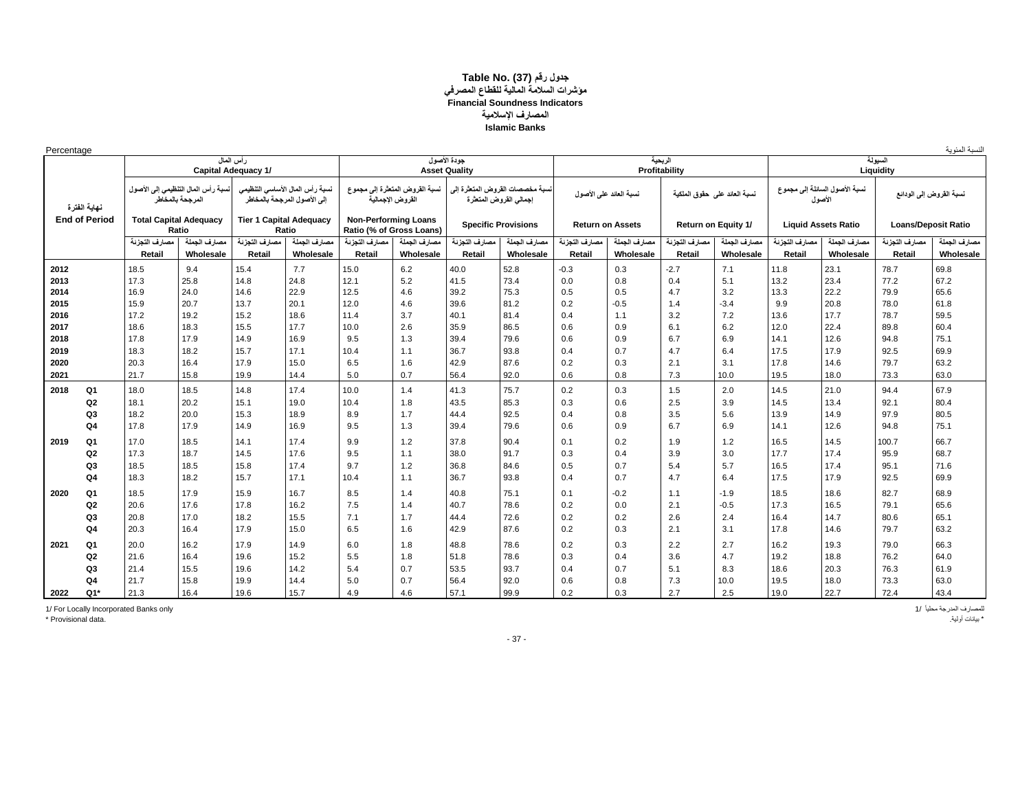**جدول رقم (37) Table No. (37)**

**مؤشرات السلامة المالية للقطاع المصرفي**

**Financial Soundness Indicators**

**المصارف الإسلامية**

**Islamic Banks**

Percentage النسبة المئوية

| نهاية الفترة End of Period | | رأس المال Capital Adequacy 1/ | | | | جودة الأصول Asset Quality | | | | الربحية Profitability | | | | السيولة Liquidity | | | |
|---|---|---|---|---|---|---|---|---|---|---|---|---|---|---|---|---|---|
| | | نسبة رأس المال التنظيمي إلى الأصول المرجحة بالمخاطر Total Capital Adequacy Ratio | | نسبة رأس المال الأساسي التنظيمي إلى الأصول المرجحة بالمخاطر Tier 1 Capital Adequacy Ratio | | نسبة القروض المتعثرة إلى مجموع القروض الإجمالية Non-Performing Loans Ratio (% of Gross Loans) | | نسبة مخصصات القروض المتعثرة إلى إجمالي القروض المتعثرة Specific Provisions | | نسبة العائد على الأصول Return on Assets | | نسبة العائد على حقوق الملكية Return on Equity 1/ | | نسبة الأصول السائلة إلى مجموع الأصول Liquid Assets Ratio | | نسبة القروض إلى الودائع Loans/Deposit Ratio | |
| | | مصارف التجزئة Retail | مصارف الجملة Wholesale | مصارف التجزئة Retail | مصارف الجملة Wholesale | مصارف التجزئة Retail | مصارف الجملة Wholesale | مصارف التجزئة Retail | مصارف الجملة Wholesale | مصارف التجزئة Retail | مصارف الجملة Wholesale | مصارف التجزئة Retail | مصارف الجملة Wholesale | مصارف التجزئة Retail | مصارف الجملة Wholesale | مصارف التجزئة Retail | مصارف الجملة Wholesale |
| 2012 | | 18.5 | 9.4 | 15.4 | 7.7 | 15.0 | 6.2 | 40.0 | 52.8 | -0.3 | 0.3 | -2.7 | 7.1 | 11.8 | 23.1 | 78.7 | 69.8 |
| 2013 | | 17.3 | 25.8 | 14.8 | 24.8 | 12.1 | 5.2 | 41.5 | 73.4 | 0.0 | 0.8 | 0.4 | 5.1 | 13.2 | 23.4 | 77.2 | 67.2 |
| 2014 | | 16.9 | 24.0 | 14.6 | 22.9 | 12.5 | 4.6 | 39.2 | 75.3 | 0.5 | 0.5 | 4.7 | 3.2 | 13.3 | 22.2 | 79.9 | 65.6 |
| 2015 | | 15.9 | 20.7 | 13.7 | 20.1 | 12.0 | 4.6 | 39.6 | 81.2 | 0.2 | -0.5 | 1.4 | -3.4 | 9.9 | 20.8 | 78.0 | 61.8 |
| 2016 | | 17.2 | 19.2 | 15.2 | 18.6 | 11.4 | 3.7 | 40.1 | 81.4 | 0.4 | 1.1 | 3.2 | 7.2 | 13.6 | 17.7 | 78.7 | 59.5 |
| 2017 | | 18.6 | 18.3 | 15.5 | 17.7 | 10.0 | 2.6 | 35.9 | 86.5 | 0.6 | 0.9 | 6.1 | 6.2 | 12.0 | 22.4 | 89.8 | 60.4 |
| 2018 | | 17.8 | 17.9 | 14.9 | 16.9 | 9.5 | 1.3 | 39.4 | 79.6 | 0.6 | 0.9 | 6.7 | 6.9 | 14.1 | 12.6 | 94.8 | 75.1 |
| 2019 | | 18.3 | 18.2 | 15.7 | 17.1 | 10.4 | 1.1 | 36.7 | 93.8 | 0.4 | 0.7 | 4.7 | 6.4 | 17.5 | 17.9 | 92.5 | 69.9 |
| 2020 | | 20.3 | 16.4 | 17.9 | 15.0 | 6.5 | 1.6 | 42.9 | 87.6 | 0.2 | 0.3 | 2.1 | 3.1 | 17.8 | 14.6 | 79.7 | 63.2 |
| 2021 | | 21.7 | 15.8 | 19.9 | 14.4 | 5.0 | 0.7 | 56.4 | 92.0 | 0.6 | 0.8 | 7.3 | 10.0 | 19.5 | 18.0 | 73.3 | 63.0 |
| 2018 | Q1 | 18.0 | 18.5 | 14.8 | 17.4 | 10.0 | 1.4 | 41.3 | 75.7 | 0.2 | 0.3 | 1.5 | 2.0 | 14.5 | 21.0 | 94.4 | 67.9 |
| | Q2 | 18.1 | 20.2 | 15.1 | 19.0 | 10.4 | 1.8 | 43.5 | 85.3 | 0.3 | 0.6 | 2.5 | 3.9 | 14.5 | 13.4 | 92.1 | 80.4 |
| | Q3 | 18.2 | 20.0 | 15.3 | 18.9 | 8.9 | 1.7 | 44.4 | 92.5 | 0.4 | 0.8 | 3.5 | 5.6 | 13.9 | 14.9 | 97.9 | 80.5 |
| | Q4 | 17.8 | 17.9 | 14.9 | 16.9 | 9.5 | 1.3 | 39.4 | 79.6 | 0.6 | 0.9 | 6.7 | 6.9 | 14.1 | 12.6 | 94.8 | 75.1 |
| 2019 | Q1 | 17.0 | 18.5 | 14.1 | 17.4 | 9.9 | 1.2 | 37.8 | 90.4 | 0.1 | 0.2 | 1.9 | 1.2 | 16.5 | 14.5 | 100.7 | 66.7 |
| | Q2 | 17.3 | 18.7 | 14.5 | 17.6 | 9.5 | 1.1 | 38.0 | 91.7 | 0.3 | 0.4 | 3.9 | 3.0 | 17.7 | 17.4 | 95.9 | 68.7 |
| | Q3 | 18.5 | 18.5 | 15.8 | 17.4 | 9.7 | 1.2 | 36.8 | 84.6 | 0.5 | 0.7 | 5.4 | 5.7 | 16.5 | 17.4 | 95.1 | 71.6 |
| | Q4 | 18.3 | 18.2 | 15.7 | 17.1 | 10.4 | 1.1 | 36.7 | 93.8 | 0.4 | 0.7 | 4.7 | 6.4 | 17.5 | 17.9 | 92.5 | 69.9 |
| 2020 | Q1 | 18.5 | 17.9 | 15.9 | 16.7 | 8.5 | 1.4 | 40.8 | 75.1 | 0.1 | -0.2 | 1.1 | -1.9 | 18.5 | 18.6 | 82.7 | 68.9 |
| | Q2 | 20.6 | 17.6 | 17.8 | 16.2 | 7.5 | 1.4 | 40.7 | 78.6 | 0.2 | 0.0 | 2.1 | -0.5 | 17.3 | 16.5 | 79.1 | 65.6 |
| | Q3 | 20.8 | 17.0 | 18.2 | 15.5 | 7.1 | 1.7 | 44.4 | 72.6 | 0.2 | 0.2 | 2.6 | 2.4 | 16.4 | 14.7 | 80.6 | 65.1 |
| | Q4 | 20.3 | 16.4 | 17.9 | 15.0 | 6.5 | 1.6 | 42.9 | 87.6 | 0.2 | 0.3 | 2.1 | 3.1 | 17.8 | 14.6 | 79.7 | 63.2 |
| 2021 | Q1 | 20.0 | 16.2 | 17.9 | 14.9 | 6.0 | 1.8 | 48.8 | 78.6 | 0.2 | 0.3 | 2.2 | 2.7 | 16.2 | 19.3 | 79.0 | 66.3 |
| | Q2 | 21.6 | 16.4 | 19.6 | 15.2 | 5.5 | 1.8 | 51.8 | 78.6 | 0.3 | 0.4 | 3.6 | 4.7 | 19.2 | 18.8 | 76.2 | 64.0 |
| | Q3 | 21.4 | 15.5 | 19.6 | 14.2 | 5.4 | 0.7 | 53.5 | 93.7 | 0.4 | 0.7 | 5.1 | 8.3 | 18.6 | 20.3 | 76.3 | 61.9 |
| | Q4 | 21.7 | 15.8 | 19.9 | 14.4 | 5.0 | 0.7 | 56.4 | 92.0 | 0.6 | 0.8 | 7.3 | 10.0 | 19.5 | 18.0 | 73.3 | 63.0 |
| 2022 | Q1* | 21.3 | 16.4 | 19.6 | 15.7 | 4.9 | 4.6 | 57.1 | 99.9 | 0.2 | 0.3 | 2.7 | 2.5 | 19.0 | 22.7 | 72.4 | 43.4 |

1/ For Locally Incorporated Banks only — للمصارف المدرجة محلياً /1

* Provisional data. — * بيانات أولية.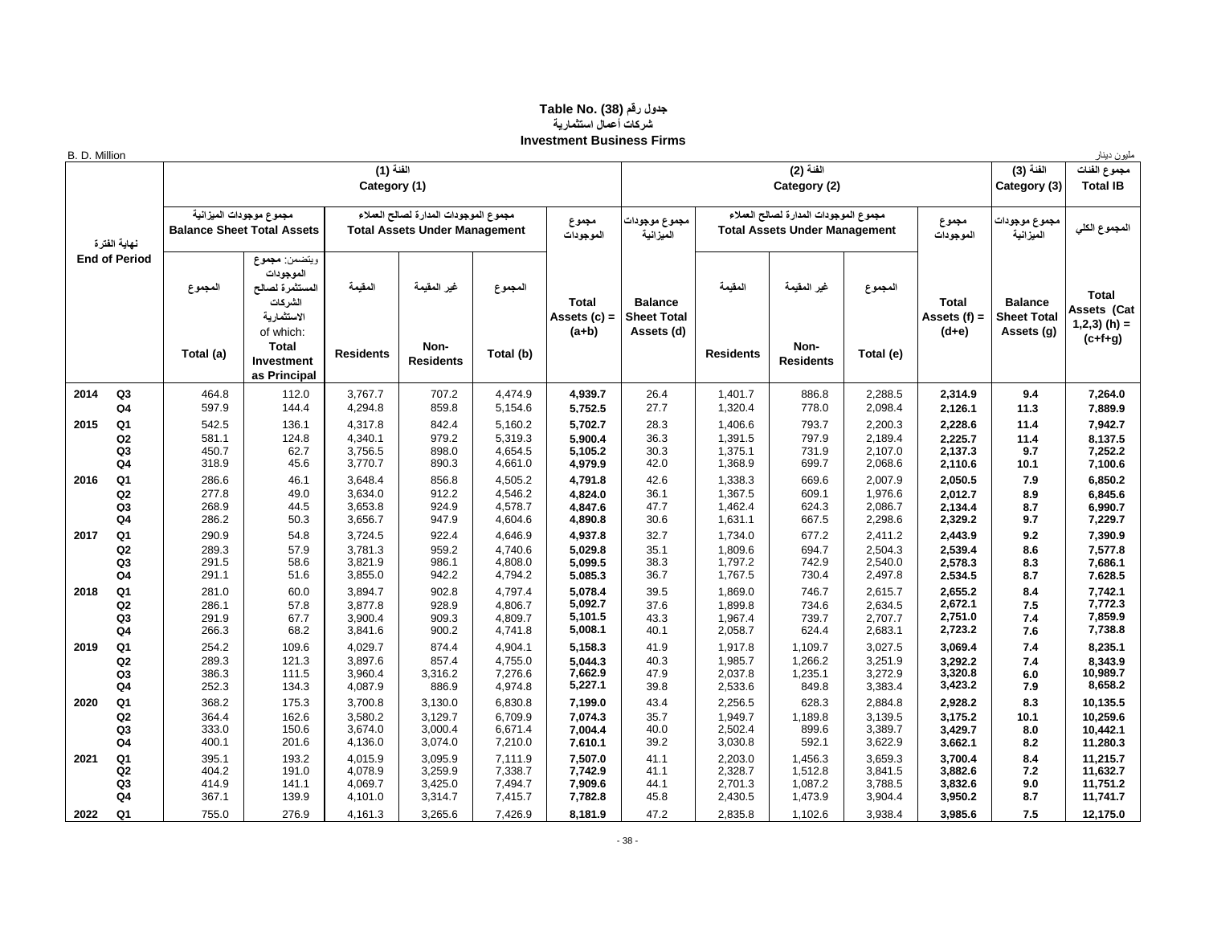# جدول رقم (38) Table No. (38)
## شركات أعمال استثمارية
## Investment Business Firms

B. D. Million مليون دينار

| نهاية الفترة End of Period | | الفئة (1) Category (1) | | | | | | الفئة (2) Category (2) | | | | | الفئة (3) Category (3) | مجموع الفئات Total IB |
|---|---|---|---|---|---|---|---|---|---|---|---|---|---|---|
| | | مجموع موجودات الميزانية Balance Sheet Total Assets | | مجموع الموجودات المدارة لصالح العملاء Total Assets Under Management | | | مجموع الموجودات | مجموع موجودات الميزانية | مجموع الموجودات المدارة لصالح العملاء Total Assets Under Management | | | مجموع الموجودات | مجموع موجودات الميزانية | المجموع الكلي |
| | | المجموع Total (a) | ويتضمن: مجموع الموجودات المستثمرة لصالح الشركات الاستثمارية of which: Total Investment as Principal | المقيمة Residents | غير المقيمة Non-Residents | المجموع Total (b) | Total Assets (c) = (a+b) | Balance Sheet Total Assets (d) | المقيمة Residents | غير المقيمة Non-Residents | المجموع Total (e) | Total Assets (f) = (d+e) | Balance Sheet Total Assets (g) | Total Assets (Cat 1,2,3) (h) = (c+f+g) |
| 2014 | Q3 | 464.8 | 112.0 | 3,767.7 | 707.2 | 4,474.9 | **4,939.7** | 26.4 | 1,401.7 | 886.8 | 2,288.5 | **2,314.9** | **9.4** | **7,264.0** |
| | Q4 | 597.9 | 144.4 | 4,294.8 | 859.8 | 5,154.6 | **5,752.5** | 27.7 | 1,320.4 | 778.0 | 2,098.4 | **2,126.1** | **11.3** | **7,889.9** |
| 2015 | Q1 | 542.5 | 136.1 | 4,317.8 | 842.4 | 5,160.2 | **5,702.7** | 28.3 | 1,406.6 | 793.7 | 2,200.3 | **2,228.6** | **11.4** | **7,942.7** |
| | Q2 | 581.1 | 124.8 | 4,340.1 | 979.2 | 5,319.3 | **5,900.4** | 36.3 | 1,391.5 | 797.9 | 2,189.4 | **2,225.7** | **11.4** | **8,137.5** |
| | Q3 | 450.7 | 62.7 | 3,756.5 | 898.0 | 4,654.5 | **5,105.2** | 30.3 | 1,375.1 | 731.9 | 2,107.0 | **2,137.3** | **9.7** | **7,252.2** |
| | Q4 | 318.9 | 45.6 | 3,770.7 | 890.3 | 4,661.0 | **4,979.9** | 42.0 | 1,368.9 | 699.7 | 2,068.6 | **2,110.6** | **10.1** | **7,100.6** |
| 2016 | Q1 | 286.6 | 46.1 | 3,648.4 | 856.8 | 4,505.2 | **4,791.8** | 42.6 | 1,338.3 | 669.6 | 2,007.9 | **2,050.5** | **7.9** | **6,850.2** |
| | Q2 | 277.8 | 49.0 | 3,634.0 | 912.2 | 4,546.2 | **4,824.0** | 36.1 | 1,367.5 | 609.1 | 1,976.6 | **2,012.7** | **8.9** | **6,845.6** |
| | Q3 | 268.9 | 44.5 | 3,653.8 | 924.9 | 4,578.7 | **4,847.6** | 47.7 | 1,462.4 | 624.3 | 2,086.7 | **2,134.4** | **8.7** | **6,990.7** |
| | Q4 | 286.2 | 50.3 | 3,656.7 | 947.9 | 4,604.6 | **4,890.8** | 30.6 | 1,631.1 | 667.5 | 2,298.6 | **2,329.2** | **9.7** | **7,229.7** |
| 2017 | Q1 | 290.9 | 54.8 | 3,724.5 | 922.4 | 4,646.9 | **4,937.8** | 32.7 | 1,734.0 | 677.2 | 2,411.2 | **2,443.9** | **9.2** | **7,390.9** |
| | Q2 | 289.3 | 57.9 | 3,781.3 | 959.2 | 4,740.6 | **5,029.8** | 35.1 | 1,809.6 | 694.7 | 2,504.3 | **2,539.4** | **8.6** | **7,577.8** |
| | Q3 | 291.5 | 58.6 | 3,821.9 | 986.1 | 4,808.0 | **5,099.5** | 38.3 | 1,797.2 | 742.9 | 2,540.0 | **2,578.3** | **8.3** | **7,686.1** |
| | Q4 | 291.1 | 51.6 | 3,855.0 | 942.2 | 4,794.2 | **5,085.3** | 36.7 | 1,767.5 | 730.4 | 2,497.8 | **2,534.5** | **8.7** | **7,628.5** |
| 2018 | Q1 | 281.0 | 60.0 | 3,894.7 | 902.8 | 4,797.4 | **5,078.4** | 39.5 | 1,869.0 | 746.7 | 2,615.7 | **2,655.2** | **8.4** | **7,742.1** |
| | Q2 | 286.1 | 57.8 | 3,877.8 | 928.9 | 4,806.7 | **5,092.7** | 37.6 | 1,899.8 | 734.6 | 2,634.5 | **2,672.1** | **7.5** | **7,772.3** |
| | Q3 | 291.9 | 67.7 | 3,900.4 | 909.3 | 4,809.7 | **5,101.5** | 43.3 | 1,967.4 | 739.7 | 2,707.7 | **2,751.0** | **7.4** | **7,859.9** |
| | Q4 | 266.3 | 68.2 | 3,841.6 | 900.2 | 4,741.8 | **5,008.1** | 40.1 | 2,058.7 | 624.4 | 2,683.1 | **2,723.2** | **7.6** | **7,738.8** |
| 2019 | Q1 | 254.2 | 109.6 | 4,029.7 | 874.4 | 4,904.1 | **5,158.3** | 41.9 | 1,917.8 | 1,109.7 | 3,027.5 | **3,069.4** | **7.4** | **8,235.1** |
| | Q2 | 289.3 | 121.3 | 3,897.6 | 857.4 | 4,755.0 | **5,044.3** | 40.3 | 1,985.7 | 1,266.2 | 3,251.9 | **3,292.2** | **7.4** | **8,343.9** |
| | Q3 | 386.3 | 111.5 | 3,960.4 | 3,316.2 | 7,276.6 | **7,662.9** | 47.9 | 2,037.8 | 1,235.1 | 3,272.9 | **3,320.8** | **6.0** | **10,989.7** |
| | Q4 | 252.3 | 134.3 | 4,087.9 | 886.9 | 4,974.8 | **5,227.1** | 39.8 | 2,533.6 | 849.8 | 3,383.4 | **3,423.2** | **7.9** | **8,658.2** |
| 2020 | Q1 | 368.2 | 175.3 | 3,700.8 | 3,130.0 | 6,830.8 | **7,199.0** | 43.4 | 2,256.5 | 628.3 | 2,884.8 | **2,928.2** | **8.3** | **10,135.5** |
| | Q2 | 364.4 | 162.6 | 3,580.2 | 3,129.7 | 6,709.9 | **7,074.3** | 35.7 | 1,949.7 | 1,189.8 | 3,139.5 | **3,175.2** | **10.1** | **10,259.6** |
| | Q3 | 333.0 | 150.6 | 3,674.0 | 3,000.4 | 6,671.4 | **7,004.4** | 40.0 | 2,502.4 | 899.6 | 3,389.7 | **3,429.7** | **8.0** | **10,442.1** |
| | Q4 | 400.1 | 201.6 | 4,136.0 | 3,074.0 | 7,210.0 | **7,610.1** | 39.2 | 3,030.8 | 592.1 | 3,622.9 | **3,662.1** | **8.2** | **11,280.3** |
| 2021 | Q1 | 395.1 | 193.2 | 4,015.9 | 3,095.9 | 7,111.9 | **7,507.0** | 41.1 | 2,203.0 | 1,456.3 | 3,659.3 | **3,700.4** | **8.4** | **11,215.7** |
| | Q2 | 404.2 | 191.0 | 4,078.9 | 3,259.9 | 7,338.7 | **7,742.9** | 41.1 | 2,328.7 | 1,512.8 | 3,841.5 | **3,882.6** | **7.2** | **11,632.7** |
| | Q3 | 414.9 | 141.1 | 4,069.7 | 3,425.0 | 7,494.7 | **7,909.6** | 44.1 | 2,701.3 | 1,087.2 | 3,788.5 | **3,832.6** | **9.0** | **11,751.2** |
| | Q4 | 367.1 | 139.9 | 4,101.0 | 3,314.7 | 7,415.7 | **7,782.8** | 45.8 | 2,430.5 | 1,473.9 | 3,904.4 | **3,950.2** | **8.7** | **11,741.7** |
| 2022 | Q1 | 755.0 | 276.9 | 4,161.3 | 3,265.6 | 7,426.9 | **8,181.9** | 47.2 | 2,835.8 | 1,102.6 | 3,938.4 | **3,985.6** | **7.5** | **12,175.0** |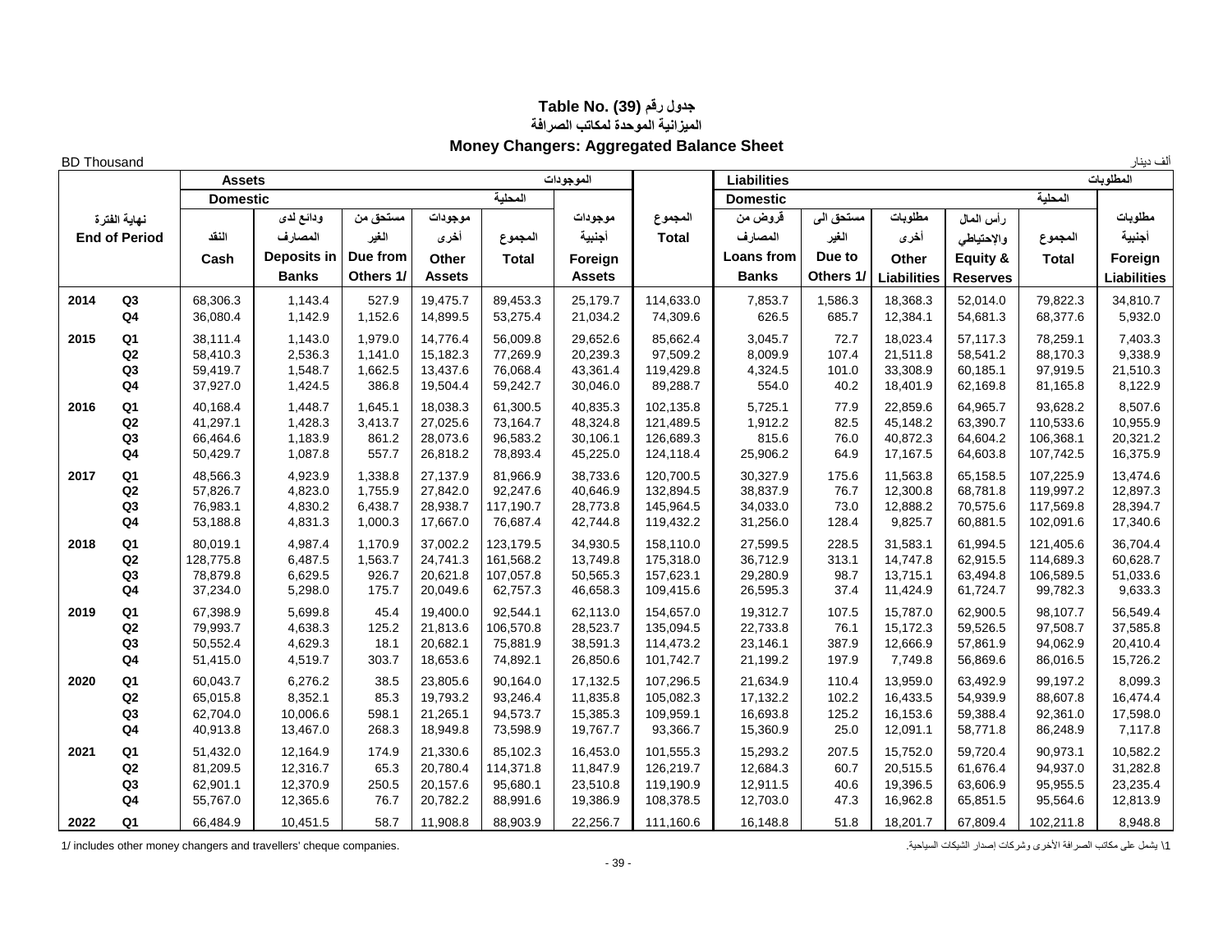# Table No. (39) جدول رقم

## الميزانية الموحدة لمكاتب الصرافة

## Money Changers: Aggregated Balance Sheet

BD Thousand ألف دينار

| نهاية الفترة End of Period | | Assets الموجودات | | | | | | | Liabilities المطلوبات | | | | | | |
|---|---|---|---|---|---|---|---|---|---|---|---|---|---|---|---|
| | | Domestic المحلية | | | | | | | Domestic المحلية | | | | | | |
| | | النقد Cash | ودائع لدى المصارف Deposits in Banks | مستحق من الغير Due from Others 1/ | موجودات أخرى Other Assets | المجموع Total | موجودات أجنبية Foreign Assets | المجموع Total | قروض من المصارف Loans from Banks | مستحق الى الغير Due to Others 1/ | مطلوبات أخرى Other Liabilities | رأس المال والإحتياطي Equity & Reserves | المجموع Total | مطلوبات أجنبية Foreign Liabilities |
| 2014 | Q3 | 68,306.3 | 1,143.4 | 527.9 | 19,475.7 | 89,453.3 | 25,179.7 | 114,633.0 | 7,853.7 | 1,586.3 | 18,368.3 | 52,014.0 | 79,822.3 | 34,810.7 |
| | Q4 | 36,080.4 | 1,142.9 | 1,152.6 | 14,899.5 | 53,275.4 | 21,034.2 | 74,309.6 | 626.5 | 685.7 | 12,384.1 | 54,681.3 | 68,377.6 | 5,932.0 |
| 2015 | Q1 | 38,111.4 | 1,143.0 | 1,979.0 | 14,776.4 | 56,009.8 | 29,652.6 | 85,662.4 | 3,045.7 | 72.7 | 18,023.4 | 57,117.3 | 78,259.1 | 7,403.3 |
| | Q2 | 58,410.3 | 2,536.3 | 1,141.0 | 15,182.3 | 77,269.9 | 20,239.3 | 97,509.2 | 8,009.9 | 107.4 | 21,511.8 | 58,541.2 | 88,170.3 | 9,338.9 |
| | Q3 | 59,419.7 | 1,548.7 | 1,662.5 | 13,437.6 | 76,068.4 | 43,361.4 | 119,429.8 | 4,324.5 | 101.0 | 33,308.9 | 60,185.1 | 97,919.5 | 21,510.3 |
| | Q4 | 37,927.0 | 1,424.5 | 386.8 | 19,504.4 | 59,242.7 | 30,046.0 | 89,288.7 | 554.0 | 40.2 | 18,401.9 | 62,169.8 | 81,165.8 | 8,122.9 |
| 2016 | Q1 | 40,168.4 | 1,448.7 | 1,645.1 | 18,038.3 | 61,300.5 | 40,835.3 | 102,135.8 | 5,725.1 | 77.9 | 22,859.6 | 64,965.7 | 93,628.2 | 8,507.6 |
| | Q2 | 41,297.1 | 1,428.3 | 3,413.7 | 27,025.6 | 73,164.7 | 48,324.8 | 121,489.5 | 1,912.2 | 82.5 | 45,148.2 | 63,390.7 | 110,533.6 | 10,955.9 |
| | Q3 | 66,464.6 | 1,183.9 | 861.2 | 28,073.6 | 96,583.2 | 30,106.1 | 126,689.3 | 815.6 | 76.0 | 40,872.3 | 64,604.2 | 106,368.1 | 20,321.2 |
| | Q4 | 50,429.7 | 1,087.8 | 557.7 | 26,818.2 | 78,893.4 | 45,225.0 | 124,118.4 | 25,906.2 | 64.9 | 17,167.5 | 64,603.8 | 107,742.5 | 16,375.9 |
| 2017 | Q1 | 48,566.3 | 4,923.9 | 1,338.8 | 27,137.9 | 81,966.9 | 38,733.6 | 120,700.5 | 30,327.9 | 175.6 | 11,563.8 | 65,158.5 | 107,225.9 | 13,474.6 |
| | Q2 | 57,826.7 | 4,823.0 | 1,755.9 | 27,842.0 | 92,247.6 | 40,646.9 | 132,894.5 | 38,837.9 | 76.7 | 12,300.8 | 68,781.8 | 119,997.2 | 12,897.3 |
| | Q3 | 76,983.1 | 4,830.2 | 6,438.7 | 28,938.7 | 117,190.7 | 28,773.8 | 145,964.5 | 34,033.0 | 73.0 | 12,888.2 | 70,575.6 | 117,569.8 | 28,394.7 |
| | Q4 | 53,188.8 | 4,831.3 | 1,000.3 | 17,667.0 | 76,687.4 | 42,744.8 | 119,432.2 | 31,256.0 | 128.4 | 9,825.7 | 60,881.5 | 102,091.6 | 17,340.6 |
| 2018 | Q1 | 80,019.1 | 4,987.4 | 1,170.9 | 37,002.2 | 123,179.5 | 34,930.5 | 158,110.0 | 27,599.5 | 228.5 | 31,583.1 | 61,994.5 | 121,405.6 | 36,704.4 |
| | Q2 | 128,775.8 | 6,487.5 | 1,563.7 | 24,741.3 | 161,568.2 | 13,749.8 | 175,318.0 | 36,712.9 | 313.1 | 14,747.8 | 62,915.5 | 114,689.3 | 60,628.7 |
| | Q3 | 78,879.8 | 6,629.5 | 926.7 | 20,621.8 | 107,057.8 | 50,565.3 | 157,623.1 | 29,280.9 | 98.7 | 13,715.1 | 63,494.8 | 106,589.5 | 51,033.6 |
| | Q4 | 37,234.0 | 5,298.0 | 175.7 | 20,049.6 | 62,757.3 | 46,658.3 | 109,415.6 | 26,595.3 | 37.4 | 11,424.9 | 61,724.7 | 99,782.3 | 9,633.3 |
| 2019 | Q1 | 67,398.9 | 5,699.8 | 45.4 | 19,400.0 | 92,544.1 | 62,113.0 | 154,657.0 | 19,312.7 | 107.5 | 15,787.0 | 62,900.5 | 98,107.7 | 56,549.4 |
| | Q2 | 79,993.7 | 4,638.3 | 125.2 | 21,813.6 | 106,570.8 | 28,523.7 | 135,094.5 | 22,733.8 | 76.1 | 15,172.3 | 59,526.5 | 97,508.7 | 37,585.8 |
| | Q3 | 50,552.4 | 4,629.3 | 18.1 | 20,682.1 | 75,881.9 | 38,591.3 | 114,473.2 | 23,146.1 | 387.9 | 12,666.9 | 57,861.9 | 94,062.9 | 20,410.4 |
| | Q4 | 51,415.0 | 4,519.7 | 303.7 | 18,653.6 | 74,892.1 | 26,850.6 | 101,742.7 | 21,199.2 | 197.9 | 7,749.8 | 56,869.6 | 86,016.5 | 15,726.2 |
| 2020 | Q1 | 60,043.7 | 6,276.2 | 38.5 | 23,805.6 | 90,164.0 | 17,132.5 | 107,296.5 | 21,634.9 | 110.4 | 13,959.0 | 63,492.9 | 99,197.2 | 8,099.3 |
| | Q2 | 65,015.8 | 8,352.1 | 85.3 | 19,793.2 | 93,246.4 | 11,835.8 | 105,082.3 | 17,132.2 | 102.2 | 16,433.5 | 54,939.9 | 88,607.8 | 16,474.4 |
| | Q3 | 62,704.0 | 10,006.6 | 598.1 | 21,265.1 | 94,573.7 | 15,385.3 | 109,959.1 | 16,693.8 | 125.2 | 16,153.6 | 59,388.4 | 92,361.0 | 17,598.0 |
| | Q4 | 40,913.8 | 13,467.0 | 268.3 | 18,949.8 | 73,598.9 | 19,767.7 | 93,366.7 | 15,360.9 | 25.0 | 12,091.1 | 58,771.8 | 86,248.9 | 7,117.8 |
| 2021 | Q1 | 51,432.0 | 12,164.9 | 174.9 | 21,330.6 | 85,102.3 | 16,453.0 | 101,555.3 | 15,293.2 | 207.5 | 15,752.0 | 59,720.4 | 90,973.1 | 10,582.2 |
| | Q2 | 81,209.5 | 12,316.7 | 65.3 | 20,780.4 | 114,371.8 | 11,847.9 | 126,219.7 | 12,684.3 | 60.7 | 20,515.5 | 61,676.4 | 94,937.0 | 31,282.8 |
| | Q3 | 62,901.1 | 12,370.9 | 250.5 | 20,157.6 | 95,680.1 | 23,510.8 | 119,190.9 | 12,911.5 | 40.6 | 19,396.5 | 63,606.9 | 95,955.5 | 23,235.4 |
| | Q4 | 55,767.0 | 12,365.6 | 76.7 | 20,782.2 | 88,991.6 | 19,386.9 | 108,378.5 | 12,703.0 | 47.3 | 16,962.8 | 65,851.5 | 95,564.6 | 12,813.9 |
| 2022 | Q1 | 66,484.9 | 10,451.5 | 58.7 | 11,908.8 | 88,903.9 | 22,256.7 | 111,160.6 | 16,148.8 | 51.8 | 18,201.7 | 67,809.4 | 102,211.8 | 8,948.8 |

1/ includes other money changers and travellers' cheque companies.

1\ يشمل على مكاتب الصرافة الأخرى وشركات إصدار الشيكات السياحية.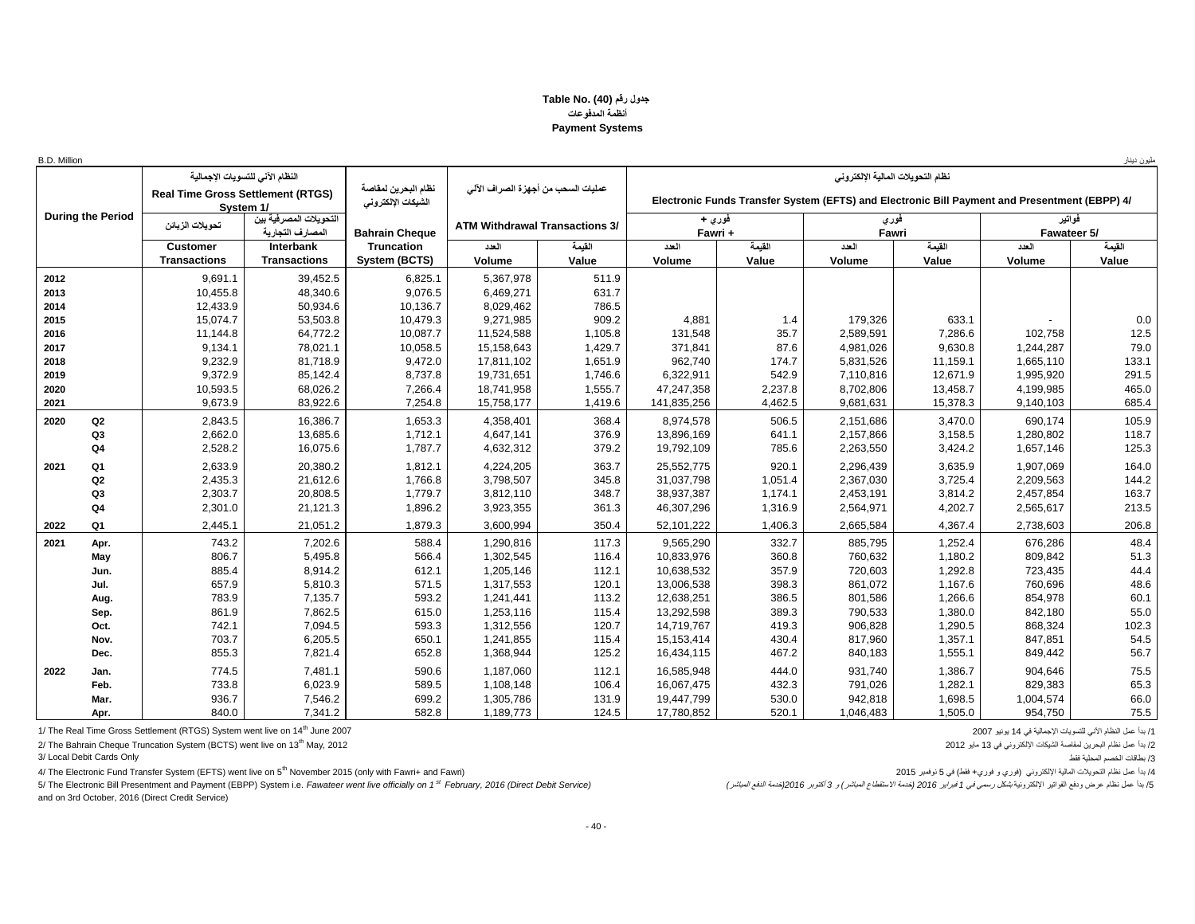**Table No. (40) جدول رقم**

**أنظمة المدفوعات**

**Payment Systems**

B.D. Million | مليون دينار

| During the Period | | النظام الآني للتسويات الإجمالية Real Time Gross Settlement (RTGS) System 1/ | | نظام البحرين لمقاصة الشيكات الإلكتروني | عمليات السحب من أجهزة الصراف الآلي ATM Withdrawal Transactions 3/ | | نظام التحويلات المالية الإلكتروني Electronic Funds Transfer System (EFTS) and Electronic Bill Payment and Presentment (EBPP) 4/ | | | | | |
|---|---|---|---|---|---|---|---|---|---|---|---|---|
| | | تحويلات الزبائن | التحويلات المصرفية بين المصارف التجارية | | | | فوري + Fawri + | | فوري Fawri | | فواتير Fawateer 5/ | |
| | | Customer Transactions | Interbank Transactions | Bahrain Cheque Truncation System (BCTS) | العدد Volume | القيمة Value | العدد Volume | القيمة Value | العدد Volume | القيمة Value | العدد Volume | القيمة Value |
| 2012 | | 9,691.1 | 39,452.5 | 6,825.1 | 5,367,978 | 511.9 | | | | | | |
| 2013 | | 10,455.8 | 48,340.6 | 9,076.5 | 6,469,271 | 631.7 | | | | | | |
| 2014 | | 12,433.9 | 50,934.6 | 10,136.7 | 8,029,462 | 786.5 | | | | | | |
| 2015 | | 15,074.7 | 53,503.8 | 10,479.3 | 9,271,985 | 909.2 | 4,881 | 1.4 | 179,326 | 633.1 | - | 0.0 |
| 2016 | | 11,144.8 | 64,772.2 | 10,087.7 | 11,524,588 | 1,105.8 | 131,548 | 35.7 | 2,589,591 | 7,286.6 | 102,758 | 12.5 |
| 2017 | | 9,134.1 | 78,021.1 | 10,058.5 | 15,158,643 | 1,429.7 | 371,841 | 87.6 | 4,981,026 | 9,630.8 | 1,244,287 | 79.0 |
| 2018 | | 9,232.9 | 81,718.9 | 9,472.0 | 17,811,102 | 1,651.9 | 962,740 | 174.7 | 5,831,526 | 11,159.1 | 1,665,110 | 133.1 |
| 2019 | | 9,372.9 | 85,142.4 | 8,737.8 | 19,731,651 | 1,746.6 | 6,322,911 | 542.9 | 7,110,816 | 12,671.9 | 1,995,920 | 291.5 |
| 2020 | | 10,593.5 | 68,026.2 | 7,266.4 | 18,741,958 | 1,555.7 | 47,247,358 | 2,237.8 | 8,702,806 | 13,458.7 | 4,199,985 | 465.0 |
| 2021 | | 9,673.9 | 83,922.6 | 7,254.8 | 15,758,177 | 1,419.6 | 141,835,256 | 4,462.5 | 9,681,631 | 15,378.3 | 9,140,103 | 685.4 |
| 2020 | Q2 | 2,843.5 | 16,386.7 | 1,653.3 | 4,358,401 | 368.4 | 8,974,578 | 506.5 | 2,151,686 | 3,470.0 | 690,174 | 105.9 |
| | Q3 | 2,662.0 | 13,685.6 | 1,712.1 | 4,647,141 | 376.9 | 13,896,169 | 641.1 | 2,157,866 | 3,158.5 | 1,280,802 | 118.7 |
| | Q4 | 2,528.2 | 16,075.6 | 1,787.7 | 4,632,312 | 379.2 | 19,792,109 | 785.6 | 2,263,550 | 3,424.2 | 1,657,146 | 125.3 |
| 2021 | Q1 | 2,633.9 | 20,380.2 | 1,812.1 | 4,224,205 | 363.7 | 25,552,775 | 920.1 | 2,296,439 | 3,635.9 | 1,907,069 | 164.0 |
| | Q2 | 2,435.3 | 21,612.6 | 1,766.8 | 3,798,507 | 345.8 | 31,037,798 | 1,051.4 | 2,367,030 | 3,725.4 | 2,209,563 | 144.2 |
| | Q3 | 2,303.7 | 20,808.5 | 1,779.7 | 3,812,110 | 348.7 | 38,937,387 | 1,174.1 | 2,453,191 | 3,814.2 | 2,457,854 | 163.7 |
| | Q4 | 2,301.0 | 21,121.3 | 1,896.2 | 3,923,355 | 361.3 | 46,307,296 | 1,316.9 | 2,564,971 | 4,202.7 | 2,565,617 | 213.5 |
| 2022 | Q1 | 2,445.1 | 21,051.2 | 1,879.3 | 3,600,994 | 350.4 | 52,101,222 | 1,406.3 | 2,665,584 | 4,367.4 | 2,738,603 | 206.8 |
| 2021 | Apr. | 743.2 | 7,202.6 | 588.4 | 1,290,816 | 117.3 | 9,565,290 | 332.7 | 885,795 | 1,252.4 | 676,286 | 48.4 |
| | May | 806.7 | 5,495.8 | 566.4 | 1,302,545 | 116.4 | 10,833,976 | 360.8 | 760,632 | 1,180.2 | 809,842 | 51.3 |
| | Jun. | 885.4 | 8,914.2 | 612.1 | 1,205,146 | 112.1 | 10,638,532 | 357.9 | 720,603 | 1,292.8 | 723,435 | 44.4 |
| | Jul. | 657.9 | 5,810.3 | 571.5 | 1,317,553 | 120.1 | 13,006,538 | 398.3 | 861,072 | 1,167.6 | 760,696 | 48.6 |
| | Aug. | 783.9 | 7,135.7 | 593.2 | 1,241,441 | 113.2 | 12,638,251 | 386.5 | 801,586 | 1,266.6 | 854,978 | 60.1 |
| | Sep. | 861.9 | 7,862.5 | 615.0 | 1,253,116 | 115.4 | 13,292,598 | 389.3 | 790,533 | 1,380.0 | 842,180 | 55.0 |
| | Oct. | 742.1 | 7,094.5 | 593.3 | 1,312,556 | 120.7 | 14,719,767 | 419.3 | 906,828 | 1,290.5 | 868,324 | 102.3 |
| | Nov. | 703.7 | 6,205.5 | 650.1 | 1,241,855 | 115.4 | 15,153,414 | 430.4 | 817,960 | 1,357.1 | 847,851 | 54.5 |
| | Dec. | 855.3 | 7,821.4 | 652.8 | 1,368,944 | 125.2 | 16,434,115 | 467.2 | 840,183 | 1,555.1 | 849,442 | 56.7 |
| 2022 | Jan. | 774.5 | 7,481.1 | 590.6 | 1,187,060 | 112.1 | 16,585,948 | 444.0 | 931,740 | 1,386.7 | 904,646 | 75.5 |
| | Feb. | 733.8 | 6,023.9 | 589.5 | 1,108,148 | 106.4 | 16,067,475 | 432.3 | 791,026 | 1,282.1 | 829,383 | 65.3 |
| | Mar. | 936.7 | 7,546.2 | 699.2 | 1,305,786 | 131.9 | 19,447,799 | 530.0 | 942,818 | 1,698.5 | 1,004,574 | 66.0 |
| | Apr. | 840.0 | 7,341.2 | 582.8 | 1,189,773 | 124.5 | 17,780,852 | 520.1 | 1,046,483 | 1,505.0 | 954,750 | 75.5 |

1/ The Real Time Gross Settlement (RTGS) System went live on 14th June 2007 | /1 بدأ عمل النظام الآني للتسويات الإجمالية في 14 يونيو 2007

2/ The Bahrain Cheque Truncation System (BCTS) went live on 13th May, 2012 | /2 بدأ عمل نظام البحرين لمقاصة الشيكات الإلكتروني في 13 مايو 2012

3/ Local Debit Cards Only | /3 بطاقات الخصم المحلية فقط

4/ The Electronic Fund Transfer System (EFTS) went live on 5th November 2015 (only with Fawri+ and Fawri) | /4 بدأ عمل نظام التحويلات المالية الإلكتروني (فوري و فوري+ فقط) في 5 نوفمبر 2015

5/ The Electronic Bill Presentment and Payment (EBPP) System i.e. *Fawateer went live officially on 1st February, 2016 (Direct Debit Service)* and on 3rd October, 2016 (Direct Credit Service) | /5 بدأ عمل نظام عرض ودفع الفواتير الإلكترونية *بشكل رسمي في 1 فبراير 2016 (خدمة الاستقطاع المباشر) و 3 أكتوبر 2016 (خدمة الدفع المباشر)*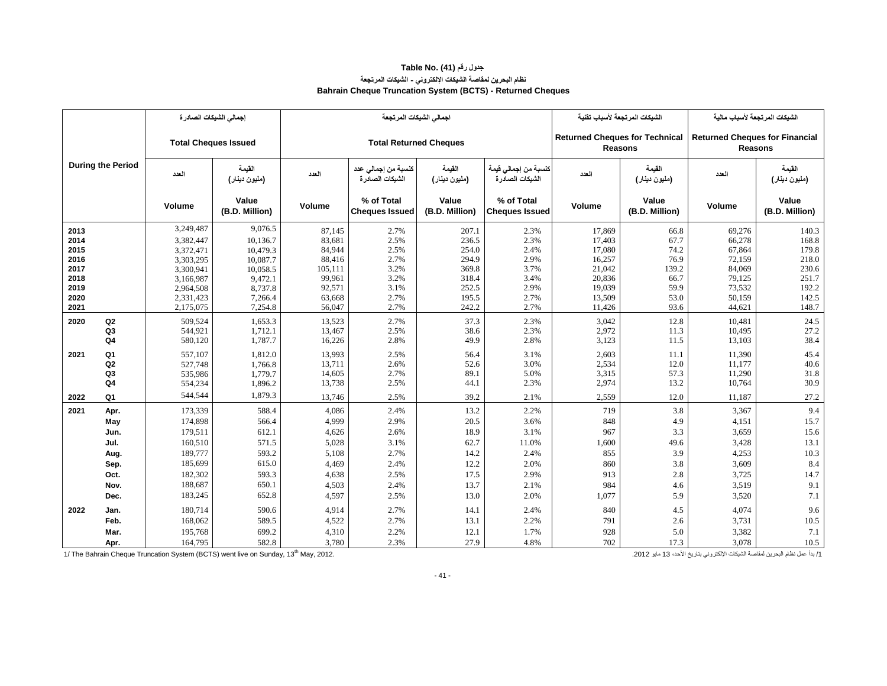**جدول رقم (41) Table No.**

**نظام البحرين لمقاصة الشيكات الإلكتروني - الشيكات المرتجعة**

**Bahrain Cheque Truncation System (BCTS) - Returned Cheques**

| During the Period | | إجمالي الشيكات الصادرة Total Cheques Issued | | اجمالي الشيكات المرتجعة Total Returned Cheques | | | | الشيكات المرتجعة لأسباب تقنية Returned Cheques for Technical Reasons | | الشيكات المرتجعة لأسباب مالية Returned Cheques for Financial Reasons | |
|---|---|---|---|---|---|---|---|---|---|---|---|
| | | العدد Volume | القيمة (مليون دينار) Value (B.D. Million) | العدد Volume | كنسبة من إجمالي عدد الشيكات الصادرة % of Total Cheques Issued | القيمة (مليون دينار) Value (B.D. Million) | كنسبة من إجمالي قيمة الشيكات الصادرة % of Total Cheques Issued | العدد Volume | القيمة (مليون دينار) Value (B.D. Million) | العدد Volume | القيمة (مليون دينار) Value (B.D. Million) |
| 2013 | | 3,249,487 | 9,076.5 | 87,145 | 2.7% | 207.1 | 2.3% | 17,869 | 66.8 | 69,276 | 140.3 |
| 2014 | | 3,382,447 | 10,136.7 | 83,681 | 2.5% | 236.5 | 2.3% | 17,403 | 67.7 | 66,278 | 168.8 |
| 2015 | | 3,372,471 | 10,479.3 | 84,944 | 2.5% | 254.0 | 2.4% | 17,080 | 74.2 | 67,864 | 179.8 |
| 2016 | | 3,303,295 | 10,087.7 | 88,416 | 2.7% | 294.9 | 2.9% | 16,257 | 76.9 | 72,159 | 218.0 |
| 2017 | | 3,300,941 | 10,058.5 | 105,111 | 3.2% | 369.8 | 3.7% | 21,042 | 139.2 | 84,069 | 230.6 |
| 2018 | | 3,166,987 | 9,472.1 | 99,961 | 3.2% | 318.4 | 3.4% | 20,836 | 66.7 | 79,125 | 251.7 |
| 2019 | | 2,964,508 | 8,737.8 | 92,571 | 3.1% | 252.5 | 2.9% | 19,039 | 59.9 | 73,532 | 192.2 |
| 2020 | | 2,331,423 | 7,266.4 | 63,668 | 2.7% | 195.5 | 2.7% | 13,509 | 53.0 | 50,159 | 142.5 |
| 2021 | | 2,175,075 | 7,254.8 | 56,047 | 2.7% | 242.2 | 2.7% | 11,426 | 93.6 | 44,621 | 148.7 |
| 2020 | Q2 | 509,524 | 1,653.3 | 13,523 | 2.7% | 37.3 | 2.3% | 3,042 | 12.8 | 10,481 | 24.5 |
| | Q3 | 544,921 | 1,712.1 | 13,467 | 2.5% | 38.6 | 2.3% | 2,972 | 11.3 | 10,495 | 27.2 |
| | Q4 | 580,120 | 1,787.7 | 16,226 | 2.8% | 49.9 | 2.8% | 3,123 | 11.5 | 13,103 | 38.4 |
| 2021 | Q1 | 557,107 | 1,812.0 | 13,993 | 2.5% | 56.4 | 3.1% | 2,603 | 11.1 | 11,390 | 45.4 |
| | Q2 | 527,748 | 1,766.8 | 13,711 | 2.6% | 52.6 | 3.0% | 2,534 | 12.0 | 11,177 | 40.6 |
| | Q3 | 535,986 | 1,779.7 | 14,605 | 2.7% | 89.1 | 5.0% | 3,315 | 57.3 | 11,290 | 31.8 |
| | Q4 | 554,234 | 1,896.2 | 13,738 | 2.5% | 44.1 | 2.3% | 2,974 | 13.2 | 10,764 | 30.9 |
| 2022 | Q1 | 544,544 | 1,879.3 | 13,746 | 2.5% | 39.2 | 2.1% | 2,559 | 12.0 | 11,187 | 27.2 |
| 2021 | Apr. | 173,339 | 588.4 | 4,086 | 2.4% | 13.2 | 2.2% | 719 | 3.8 | 3,367 | 9.4 |
| | May | 174,898 | 566.4 | 4,999 | 2.9% | 20.5 | 3.6% | 848 | 4.9 | 4,151 | 15.7 |
| | Jun. | 179,511 | 612.1 | 4,626 | 2.6% | 18.9 | 3.1% | 967 | 3.3 | 3,659 | 15.6 |
| | Jul. | 160,510 | 571.5 | 5,028 | 3.1% | 62.7 | 11.0% | 1,600 | 49.6 | 3,428 | 13.1 |
| | Aug. | 189,777 | 593.2 | 5,108 | 2.7% | 14.2 | 2.4% | 855 | 3.9 | 4,253 | 10.3 |
| | Sep. | 185,699 | 615.0 | 4,469 | 2.4% | 12.2 | 2.0% | 860 | 3.8 | 3,609 | 8.4 |
| | Oct. | 182,302 | 593.3 | 4,638 | 2.5% | 17.5 | 2.9% | 913 | 2.8 | 3,725 | 14.7 |
| | Nov. | 188,687 | 650.1 | 4,503 | 2.4% | 13.7 | 2.1% | 984 | 4.6 | 3,519 | 9.1 |
| | Dec. | 183,245 | 652.8 | 4,597 | 2.5% | 13.0 | 2.0% | 1,077 | 5.9 | 3,520 | 7.1 |
| 2022 | Jan. | 180,714 | 590.6 | 4,914 | 2.7% | 14.1 | 2.4% | 840 | 4.5 | 4,074 | 9.6 |
| | Feb. | 168,062 | 589.5 | 4,522 | 2.7% | 13.1 | 2.2% | 791 | 2.6 | 3,731 | 10.5 |
| | Mar. | 195,768 | 699.2 | 4,310 | 2.2% | 12.1 | 1.7% | 928 | 5.0 | 3,382 | 7.1 |
| | Apr. | 164,795 | 582.8 | 3,780 | 2.3% | 27.9 | 4.8% | 702 | 17.3 | 3,078 | 10.5 |

1/ The Bahrain Cheque Truncation System (BCTS) went live on Sunday, 13th May, 2012.

1/ بدأ عمل نظام البحرين لمقاصة الشيكات الإلكتروني بتاريخ الأحد، 13 مايو 2012.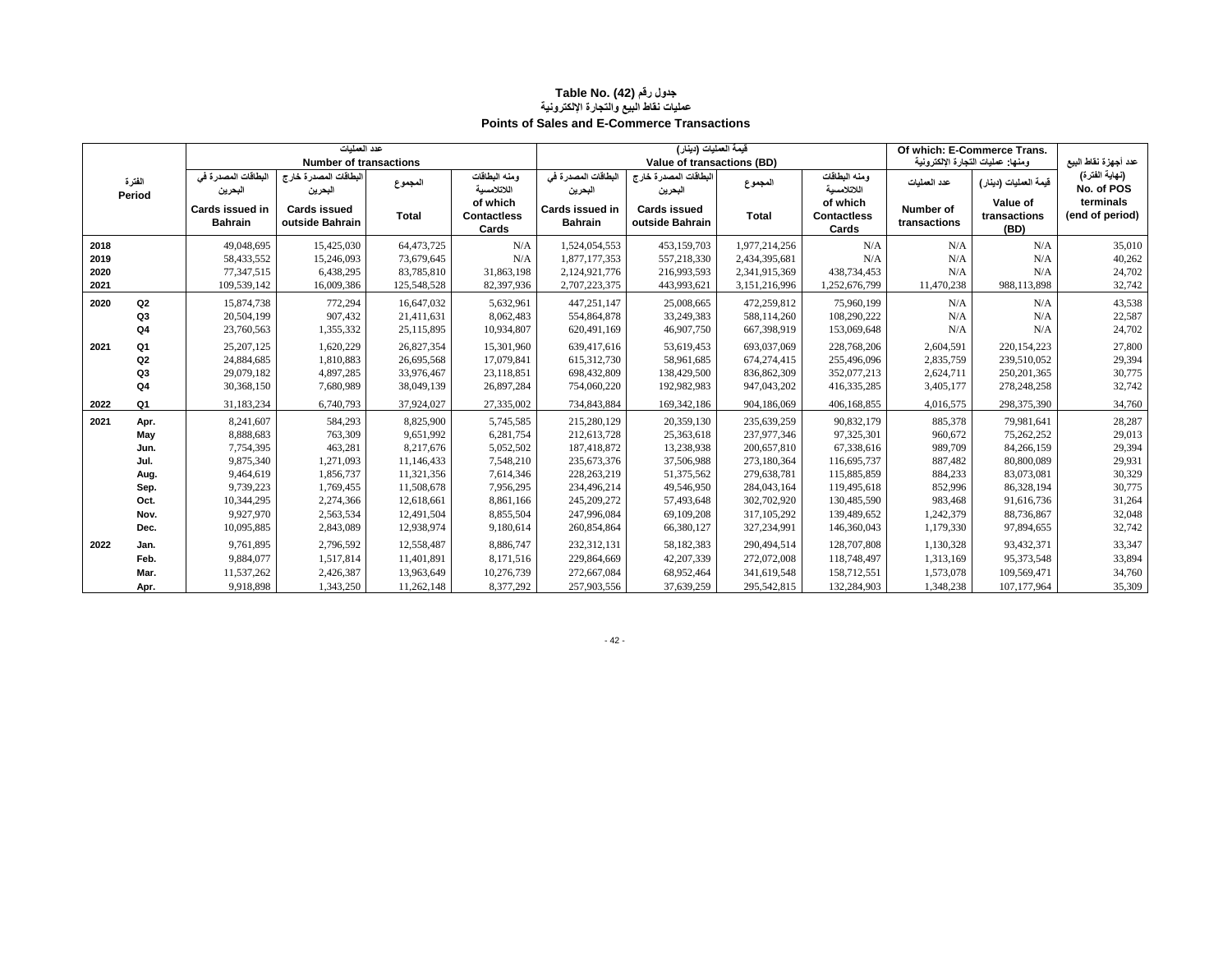# جدول رقم (42) Table No.
## عمليات نقاط البيع والتجارة الإلكترونية
## Points of Sales and E-Commerce Transactions

| الفترة Period | | عدد العمليات Number of transactions | | | | قيمة العمليات (دينار) Value of transactions (BD) | | | | ومنها: عمليات التجارة الإلكترونية Of which: E-Commerce Trans. | | عدد أجهزة نقاط البيع |
|---|---|---|---|---|---|---|---|---|---|---|---|---|
| | | البطاقات المصدرة في البحرين Cards issued in Bahrain | البطاقات المصدرة خارج البحرين Cards issued outside Bahrain | المجموع Total | ومنه البطاقات اللاتلامسية of which Contactless Cards | البطاقات المصدرة في البحرين Cards issued in Bahrain | البطاقات المصدرة خارج البحرين Cards issued outside Bahrain | المجموع Total | ومنه البطاقات اللاتلامسية of which Contactless Cards | عدد العمليات Number of transactions | قيمة العمليات (دينار) Value of transactions (BD) | (نهاية الفترة) No. of POS terminals (end of period) |
| 2018 | | 49,048,695 | 15,425,030 | 64,473,725 | N/A | 1,524,054,553 | 453,159,703 | 1,977,214,256 | N/A | N/A | N/A | 35,010 |
| 2019 | | 58,433,552 | 15,246,093 | 73,679,645 | N/A | 1,877,177,353 | 557,218,330 | 2,434,395,681 | N/A | N/A | N/A | 40,262 |
| 2020 | | 77,347,515 | 6,438,295 | 83,785,810 | 31,863,198 | 2,124,921,776 | 216,993,593 | 2,341,915,369 | 438,734,453 | N/A | N/A | 24,702 |
| 2021 | | 109,539,142 | 16,009,386 | 125,548,528 | 82,397,936 | 2,707,223,375 | 443,993,621 | 3,151,216,996 | 1,252,676,799 | 11,470,238 | 988,113,898 | 32,742 |
| 2020 | Q2 | 15,874,738 | 772,294 | 16,647,032 | 5,632,961 | 447,251,147 | 25,008,665 | 472,259,812 | 75,960,199 | N/A | N/A | 43,538 |
| | Q3 | 20,504,199 | 907,432 | 21,411,631 | 8,062,483 | 554,864,878 | 33,249,383 | 588,114,260 | 108,290,222 | N/A | N/A | 22,587 |
| | Q4 | 23,760,563 | 1,355,332 | 25,115,895 | 10,934,807 | 620,491,169 | 46,907,750 | 667,398,919 | 153,069,648 | N/A | N/A | 24,702 |
| 2021 | Q1 | 25,207,125 | 1,620,229 | 26,827,354 | 15,301,960 | 639,417,616 | 53,619,453 | 693,037,069 | 228,768,206 | 2,604,591 | 220,154,223 | 27,800 |
| | Q2 | 24,884,685 | 1,810,883 | 26,695,568 | 17,079,841 | 615,312,730 | 58,961,685 | 674,274,415 | 255,496,096 | 2,835,759 | 239,510,052 | 29,394 |
| | Q3 | 29,079,182 | 4,897,285 | 33,976,467 | 23,118,851 | 698,432,809 | 138,429,500 | 836,862,309 | 352,077,213 | 2,624,711 | 250,201,365 | 30,775 |
| | Q4 | 30,368,150 | 7,680,989 | 38,049,139 | 26,897,284 | 754,060,220 | 192,982,983 | 947,043,202 | 416,335,285 | 3,405,177 | 278,248,258 | 32,742 |
| 2022 | Q1 | 31,183,234 | 6,740,793 | 37,924,027 | 27,335,002 | 734,843,884 | 169,342,186 | 904,186,069 | 406,168,855 | 4,016,575 | 298,375,390 | 34,760 |
| 2021 | Apr. | 8,241,607 | 584,293 | 8,825,900 | 5,745,585 | 215,280,129 | 20,359,130 | 235,639,259 | 90,832,179 | 885,378 | 79,981,641 | 28,287 |
| | May | 8,888,683 | 763,309 | 9,651,992 | 6,281,754 | 212,613,728 | 25,363,618 | 237,977,346 | 97,325,301 | 960,672 | 75,262,252 | 29,013 |
| | Jun. | 7,754,395 | 463,281 | 8,217,676 | 5,052,502 | 187,418,872 | 13,238,938 | 200,657,810 | 67,338,616 | 989,709 | 84,266,159 | 29,394 |
| | Jul. | 9,875,340 | 1,271,093 | 11,146,433 | 7,548,210 | 235,673,376 | 37,506,988 | 273,180,364 | 116,695,737 | 887,482 | 80,800,089 | 29,931 |
| | Aug. | 9,464,619 | 1,856,737 | 11,321,356 | 7,614,346 | 228,263,219 | 51,375,562 | 279,638,781 | 115,885,859 | 884,233 | 83,073,081 | 30,329 |
| | Sep. | 9,739,223 | 1,769,455 | 11,508,678 | 7,956,295 | 234,496,214 | 49,546,950 | 284,043,164 | 119,495,618 | 852,996 | 86,328,194 | 30,775 |
| | Oct. | 10,344,295 | 2,274,366 | 12,618,661 | 8,861,166 | 245,209,272 | 57,493,648 | 302,702,920 | 130,485,590 | 983,468 | 91,616,736 | 31,264 |
| | Nov. | 9,927,970 | 2,563,534 | 12,491,504 | 8,855,504 | 247,996,084 | 69,109,208 | 317,105,292 | 139,489,652 | 1,242,379 | 88,736,867 | 32,048 |
| | Dec. | 10,095,885 | 2,843,089 | 12,938,974 | 9,180,614 | 260,854,864 | 66,380,127 | 327,234,991 | 146,360,043 | 1,179,330 | 97,894,655 | 32,742 |
| 2022 | Jan. | 9,761,895 | 2,796,592 | 12,558,487 | 8,886,747 | 232,312,131 | 58,182,383 | 290,494,514 | 128,707,808 | 1,130,328 | 93,432,371 | 33,347 |
| | Feb. | 9,884,077 | 1,517,814 | 11,401,891 | 8,171,516 | 229,864,669 | 42,207,339 | 272,072,008 | 118,748,497 | 1,313,169 | 95,373,548 | 33,894 |
| | Mar. | 11,537,262 | 2,426,387 | 13,963,649 | 10,276,739 | 272,667,084 | 68,952,464 | 341,619,548 | 158,712,551 | 1,573,078 | 109,569,471 | 34,760 |
| | Apr. | 9,918,898 | 1,343,250 | 11,262,148 | 8,377,292 | 257,903,556 | 37,639,259 | 295,542,815 | 132,284,903 | 1,348,238 | 107,177,964 | 35,309 |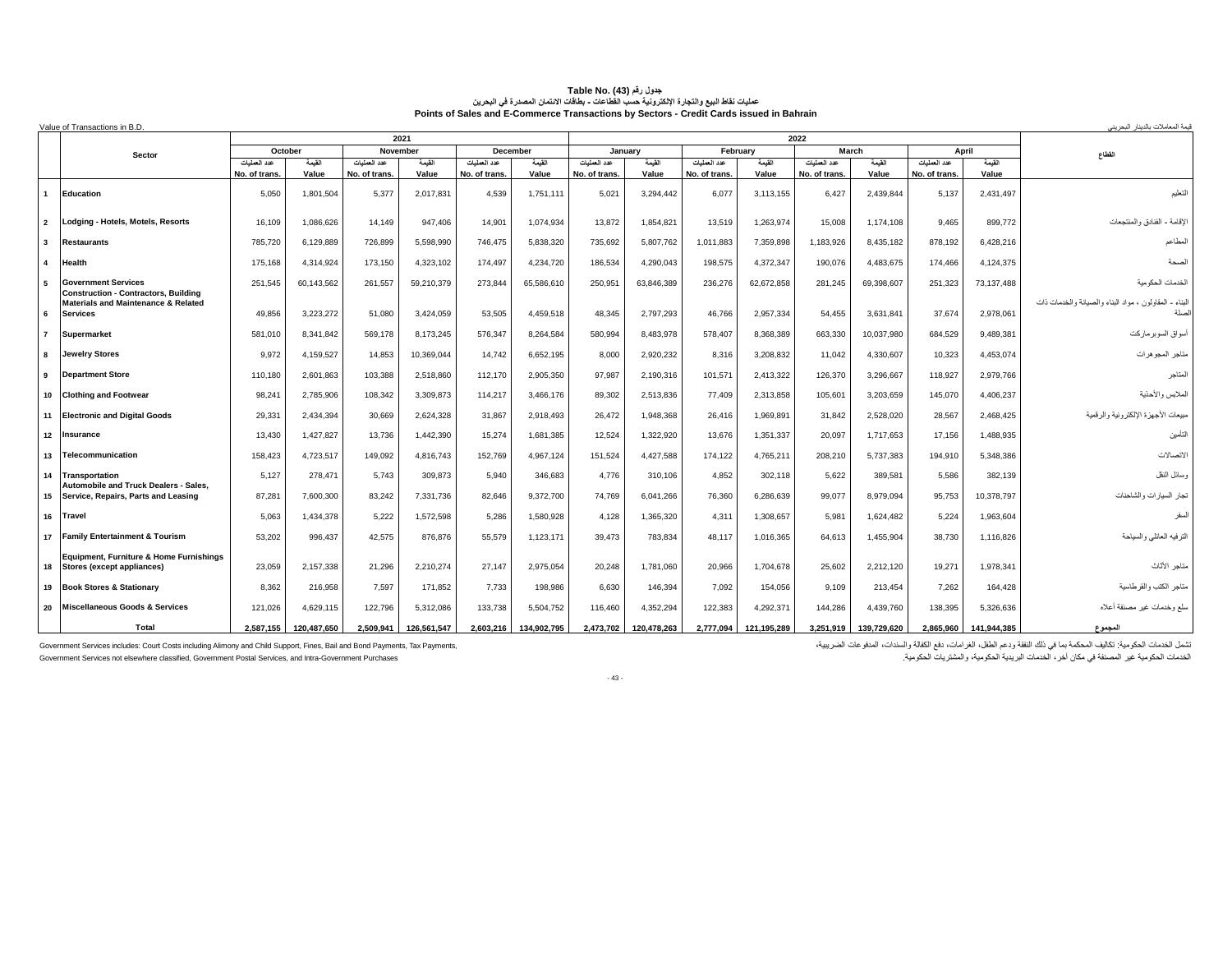### جدول رقم (43) Table No.

### عمليات نقاط البيع والتجارة الإلكترونية حسب القطاعات - بطاقات الائتمان المصدرة في البحرين

### Points of Sales and E-Commerce Transactions by Sectors - Credit Cards issued in Bahrain

Value of Transactions in B.D. — قيمة المعاملات بالدينار البحريني

| | Sector | 2021 | | | | | | 2022 | | | | | | | | القطاع |
|---|---|---|---|---|---|---|---|---|---|---|---|---|---|---|---|---|
| | | October | | November | | December | | January | | February | | March | | April | | |
| | | عدد العمليات No. of trans. | القيمة Value | عدد العمليات No. of trans. | القيمة Value | عدد العمليات No. of trans. | القيمة Value | عدد العمليات No. of trans. | القيمة Value | عدد العمليات No. of trans. | القيمة Value | عدد العمليات No. of trans. | القيمة Value | عدد العمليات No. of trans. | القيمة Value | |
| 1 | Education | 5,050 | 1,801,504 | 5,377 | 2,017,831 | 4,539 | 1,751,111 | 5,021 | 3,294,442 | 6,077 | 3,113,155 | 6,427 | 2,439,844 | 5,137 | 2,431,497 | التعليم |
| 2 | Lodging - Hotels, Motels, Resorts | 16,109 | 1,086,626 | 14,149 | 947,406 | 14,901 | 1,074,934 | 13,872 | 1,854,821 | 13,519 | 1,263,974 | 15,008 | 1,174,108 | 9,465 | 899,772 | الإقامة - الفنادق والمنتجعات |
| 3 | Restaurants | 785,720 | 6,129,889 | 726,899 | 5,598,990 | 746,475 | 5,838,320 | 735,692 | 5,807,762 | 1,011,883 | 7,359,898 | 1,183,926 | 8,435,182 | 878,192 | 6,428,216 | المطاعم |
| 4 | Health | 175,168 | 4,314,924 | 173,150 | 4,323,102 | 174,497 | 4,234,720 | 186,534 | 4,290,043 | 198,575 | 4,372,347 | 190,076 | 4,483,675 | 174,466 | 4,124,375 | الصحة |
| 5 | Government Services | 251,545 | 60,143,562 | 261,557 | 59,210,379 | 273,844 | 65,586,610 | 250,951 | 63,846,389 | 236,276 | 62,672,858 | 281,245 | 69,398,607 | 251,323 | 73,137,488 | الخدمات الحكومية |
| 6 | Construction - Contractors, Building Materials and Maintenance & Related Services | 49,856 | 3,223,272 | 51,080 | 3,424,059 | 53,505 | 4,459,518 | 48,345 | 2,797,293 | 46,766 | 2,957,334 | 54,455 | 3,631,841 | 37,674 | 2,978,061 | البناء - المقاولون ، مواد البناء والصيانة والخدمات ذات الصلة |
| 7 | Supermarket | 581,010 | 8,341,842 | 569,178 | 8,173,245 | 576,347 | 8,264,584 | 580,994 | 8,483,978 | 578,407 | 8,368,389 | 663,330 | 10,037,980 | 684,529 | 9,489,381 | أسواق السوبرماركت |
| 8 | Jewelry Stores | 9,972 | 4,159,527 | 14,853 | 10,369,044 | 14,742 | 6,652,195 | 8,000 | 2,920,232 | 8,316 | 3,208,832 | 11,042 | 4,330,607 | 10,323 | 4,453,074 | متاجر المجوهرات |
| 9 | Department Store | 110,180 | 2,601,863 | 103,388 | 2,518,860 | 112,170 | 2,905,350 | 97,987 | 2,190,316 | 101,571 | 2,413,322 | 126,370 | 3,296,667 | 118,927 | 2,979,766 | المتاجر |
| 10 | Clothing and Footwear | 98,241 | 2,785,906 | 108,342 | 3,309,873 | 114,217 | 3,466,176 | 89,302 | 2,513,836 | 77,409 | 2,313,858 | 105,601 | 3,203,659 | 145,070 | 4,406,237 | الملابس والأحذية |
| 11 | Electronic and Digital Goods | 29,331 | 2,434,394 | 30,669 | 2,624,328 | 31,867 | 2,918,493 | 26,472 | 1,948,368 | 26,416 | 1,969,891 | 31,842 | 2,528,020 | 28,567 | 2,468,425 | مبيعات الأجهزة الإلكترونية والرقمية |
| 12 | Insurance | 13,430 | 1,427,827 | 13,736 | 1,442,390 | 15,274 | 1,681,385 | 12,524 | 1,322,920 | 13,676 | 1,351,337 | 20,097 | 1,717,653 | 17,156 | 1,488,935 | التأمين |
| 13 | Telecommunication | 158,423 | 4,723,517 | 149,092 | 4,816,743 | 152,769 | 4,967,124 | 151,524 | 4,427,588 | 174,122 | 4,765,211 | 208,210 | 5,737,383 | 194,910 | 5,348,386 | الاتصالات |
| 14 | Transportation | 5,127 | 278,471 | 5,743 | 309,873 | 5,940 | 346,683 | 4,776 | 310,106 | 4,852 | 302,118 | 5,622 | 389,581 | 5,586 | 382,139 | وسائل النقل |
| 15 | Automobile and Truck Dealers - Sales, Service, Repairs, Parts and Leasing | 87,281 | 7,600,300 | 83,242 | 7,331,736 | 82,646 | 9,372,700 | 74,769 | 6,041,266 | 76,360 | 6,286,639 | 99,077 | 8,979,094 | 95,753 | 10,378,797 | تجار السيارات والشاحنات |
| 16 | Travel | 5,063 | 1,434,378 | 5,222 | 1,572,598 | 5,286 | 1,580,928 | 4,128 | 1,365,320 | 4,311 | 1,308,657 | 5,981 | 1,624,482 | 5,224 | 1,963,604 | السفر |
| 17 | Family Entertainment & Tourism | 53,202 | 996,437 | 42,575 | 876,876 | 55,579 | 1,123,171 | 39,473 | 783,834 | 48,117 | 1,016,365 | 64,613 | 1,455,904 | 38,730 | 1,116,826 | الترفيه العائلي والسياحة |
| 18 | Equipment, Furniture & Home Furnishings Stores (except appliances) | 23,059 | 2,157,338 | 21,296 | 2,210,274 | 27,147 | 2,975,054 | 20,248 | 1,781,060 | 20,966 | 1,704,678 | 25,602 | 2,212,120 | 19,271 | 1,978,341 | متاجر الأثاث |
| 19 | Book Stores & Stationary | 8,362 | 216,958 | 7,597 | 171,852 | 7,733 | 198,986 | 6,630 | 146,394 | 7,092 | 154,056 | 9,109 | 213,454 | 7,262 | 164,428 | متاجر الكتب والقرطاسية |
| 20 | Miscellaneous Goods & Services | 121,026 | 4,629,115 | 122,796 | 5,312,086 | 133,738 | 5,504,752 | 116,460 | 4,352,294 | 122,383 | 4,292,371 | 144,286 | 4,439,760 | 138,395 | 5,326,636 | سلع وخدمات غير مصنفة أعلاه |
| | **Total** | **2,587,155** | **120,487,650** | **2,509,941** | **126,561,547** | **2,603,216** | **134,902,795** | **2,473,702** | **120,478,263** | **2,777,094** | **121,195,289** | **3,251,919** | **139,729,620** | **2,865,960** | **141,944,385** | **المجموع** |

Government Services includes: Court Costs including Alimony and Child Support, Fines, Bail and Bond Payments, Tax Payments, Government Services not elsewhere classified, Government Postal Services, and Intra-Government Purchases

تشمل الخدمات الحكومية: تكاليف المحكمة بما في ذلك النفقة ودعم الطفل، الغرامات، دفع الكفالة والسندات، المدفوعات الضريبية، الخدمات الحكومية غير المصنفة في مكان آخر، الخدمات البريدية الحكومية، والمشتريات الحكومية.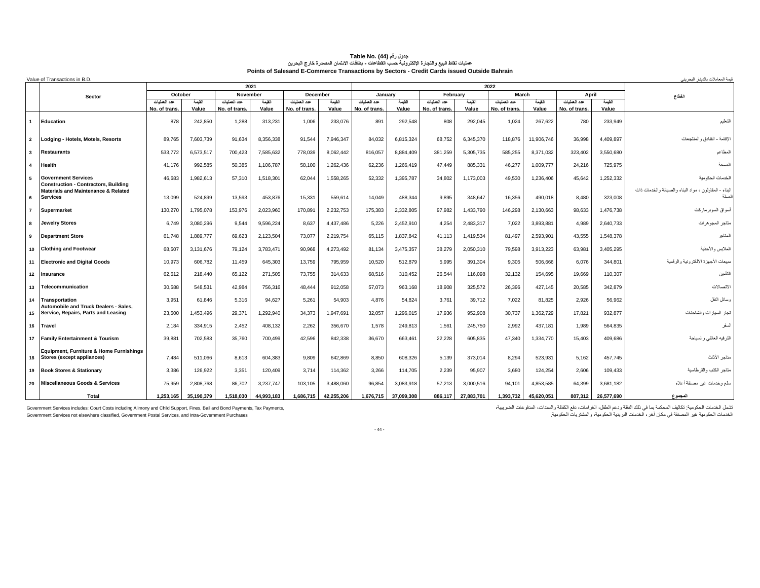### جدول رقم (44) Table No. (44)

### عمليات نقاط البيع والتجارة الإلكترونية حسب القطاعات - بطاقات الائتمان المصدرة خارج البحرين

### Points of Salesand E-Commerce Transactions by Sectors - Credit Cards issued Outside Bahrain

Value of Transactions in B.D. — قيمة المعاملات بالدينار البحريني

| | Sector | 2021 | | | | | | 2022 | | | | | | | | القطاع |
|---|---|---|---|---|---|---|---|---|---|---|---|---|---|---|---|---|
| | | October | | November | | December | | January | | February | | March | | April | | |
| | | عدد العمليات No. of trans. | القيمة Value | عدد العمليات No. of trans. | القيمة Value | عدد العمليات No. of trans. | القيمة Value | عدد العمليات No. of trans. | القيمة Value | عدد العمليات No. of trans. | القيمة Value | عدد العمليات No. of trans. | القيمة Value | عدد العمليات No. of trans. | القيمة Value | |
| 1 | **Education** | 878 | 242,850 | 1,288 | 313,231 | 1,006 | 233,076 | 891 | 292,548 | 808 | 292,045 | 1,024 | 267,622 | 780 | 233,949 | التعليم |
| 2 | **Lodging - Hotels, Motels, Resorts** | 89,765 | 7,603,739 | 91,634 | 8,356,338 | 91,544 | 7,946,347 | 84,032 | 6,815,324 | 68,752 | 6,345,370 | 118,876 | 11,906,746 | 36,998 | 4,409,897 | الإقامة - الفنادق والمنتجعات |
| 3 | **Restaurants** | 533,772 | 6,573,517 | 700,423 | 7,585,632 | 778,039 | 8,062,442 | 816,057 | 8,884,409 | 381,259 | 5,305,735 | 585,255 | 8,371,032 | 323,402 | 3,550,680 | المطاعم |
| 4 | **Health** | 41,176 | 992,585 | 50,385 | 1,106,787 | 58,100 | 1,262,436 | 62,236 | 1,266,419 | 47,449 | 885,331 | 46,277 | 1,009,777 | 24,216 | 725,975 | الصحة |
| 5 | **Government Services** | 46,683 | 1,982,613 | 57,310 | 1,518,301 | 62,044 | 1,558,265 | 52,332 | 1,395,787 | 34,802 | 1,173,003 | 49,530 | 1,236,406 | 45,642 | 1,252,332 | الخدمات الحكومية |
| 6 | **Construction - Contractors, Building Materials and Maintenance & Related Services** | 13,099 | 524,899 | 13,593 | 453,876 | 15,331 | 559,614 | 14,049 | 488,344 | 9,895 | 348,647 | 16,356 | 490,018 | 8,480 | 323,008 | البناء - المقاولون ، مواد البناء والصيانة والخدمات ذات الصلة |
| 7 | **Supermarket** | 130,270 | 1,795,078 | 153,976 | 2,023,960 | 170,891 | 2,232,753 | 175,383 | 2,332,805 | 97,982 | 1,433,790 | 146,298 | 2,130,663 | 98,633 | 1,476,738 | أسواق السوبرماركت |
| 8 | **Jewelry Stores** | 6,749 | 3,080,296 | 9,544 | 9,596,224 | 8,637 | 4,437,486 | 5,226 | 2,452,910 | 4,254 | 2,483,317 | 7,022 | 3,893,881 | 4,989 | 2,640,733 | متاجر المجوهرات |
| 9 | **Department Store** | 61,748 | 1,889,777 | 69,623 | 2,123,504 | 73,077 | 2,219,754 | 65,115 | 1,837,842 | 41,113 | 1,419,534 | 81,497 | 2,593,901 | 43,555 | 1,548,378 | المتاجر |
| 10 | **Clothing and Footwear** | 68,507 | 3,131,676 | 79,124 | 3,783,471 | 90,968 | 4,273,492 | 81,134 | 3,475,357 | 38,279 | 2,050,310 | 79,598 | 3,913,223 | 63,981 | 3,405,295 | الملابس والأحذية |
| 11 | **Electronic and Digital Goods** | 10,973 | 606,782 | 11,459 | 645,303 | 13,759 | 795,959 | 10,520 | 512,879 | 5,995 | 391,304 | 9,305 | 506,666 | 6,076 | 344,801 | مبيعات الأجهزة الإلكترونية والرقمية |
| 12 | **Insurance** | 62,612 | 218,440 | 65,122 | 271,505 | 73,755 | 314,633 | 68,516 | 310,452 | 26,544 | 116,098 | 32,132 | 154,695 | 19,669 | 110,307 | التأمين |
| 13 | **Telecommunication** | 30,588 | 548,531 | 42,984 | 756,316 | 48,444 | 912,058 | 57,073 | 963,168 | 18,908 | 325,572 | 26,396 | 427,145 | 20,585 | 342,879 | الاتصالات |
| 14 | **Transportation** | 3,951 | 61,846 | 5,316 | 94,627 | 5,261 | 54,903 | 4,876 | 54,824 | 3,761 | 39,712 | 7,022 | 81,825 | 2,926 | 56,962 | وسائل النقل |
| 15 | **Automobile and Truck Dealers - Sales, Service, Repairs, Parts and Leasing** | 23,500 | 1,453,496 | 29,371 | 1,292,940 | 34,373 | 1,947,691 | 32,057 | 1,296,015 | 17,936 | 952,908 | 30,737 | 1,362,729 | 17,821 | 932,877 | تجار السيارات والشاحنات |
| 16 | **Travel** | 2,184 | 334,915 | 2,452 | 408,132 | 2,262 | 356,670 | 1,578 | 249,813 | 1,561 | 245,750 | 2,992 | 437,181 | 1,989 | 564,835 | السفر |
| 17 | **Family Entertainment & Tourism** | 39,881 | 702,583 | 35,760 | 700,499 | 42,596 | 842,338 | 36,670 | 663,461 | 22,228 | 605,835 | 47,340 | 1,334,770 | 15,403 | 409,686 | الترفيه العائلي والسياحة |
| 18 | **Equipment, Furniture & Home Furnishings Stores (except appliances)** | 7,484 | 511,066 | 8,613 | 604,383 | 9,809 | 642,869 | 8,850 | 608,326 | 5,139 | 373,014 | 8,294 | 523,931 | 5,162 | 457,745 | متاجر الأثاث |
| 19 | **Book Stores & Stationary** | 3,386 | 126,922 | 3,351 | 120,409 | 3,714 | 114,362 | 3,266 | 114,705 | 2,239 | 95,907 | 3,680 | 124,254 | 2,606 | 109,433 | متاجر الكتب والقرطاسية |
| 20 | **Miscellaneous Goods & Services** | 75,959 | 2,808,768 | 86,702 | 3,237,747 | 103,105 | 3,488,060 | 96,854 | 3,083,918 | 57,213 | 3,000,516 | 94,101 | 4,853,585 | 64,399 | 3,681,182 | سلع وخدمات غير مصنفة أعلاه |
| | **Total** | **1,253,165** | **35,190,379** | **1,518,030** | **44,993,183** | **1,686,715** | **42,255,206** | **1,676,715** | **37,099,308** | **886,117** | **27,883,701** | **1,393,732** | **45,620,051** | **807,312** | **26,577,690** | **المجموع** |

Government Services includes: Court Costs including Alimony and Child Support, Fines, Bail and Bond Payments, Tax Payments, Government Services not elsewhere classified, Government Postal Services, and Intra-Government Purchases

تشمل الخدمات الحكومية: تكاليف المحكمة بما في ذلك النفقة ودعم الطفل، الغرامات، دفع الكفالة والسندات، المدفوعات الضريبية، الخدمات الحكومية غير المصنفة في مكان آخر، الخدمات البريدية الحكومية، والمشتريات الحكومية.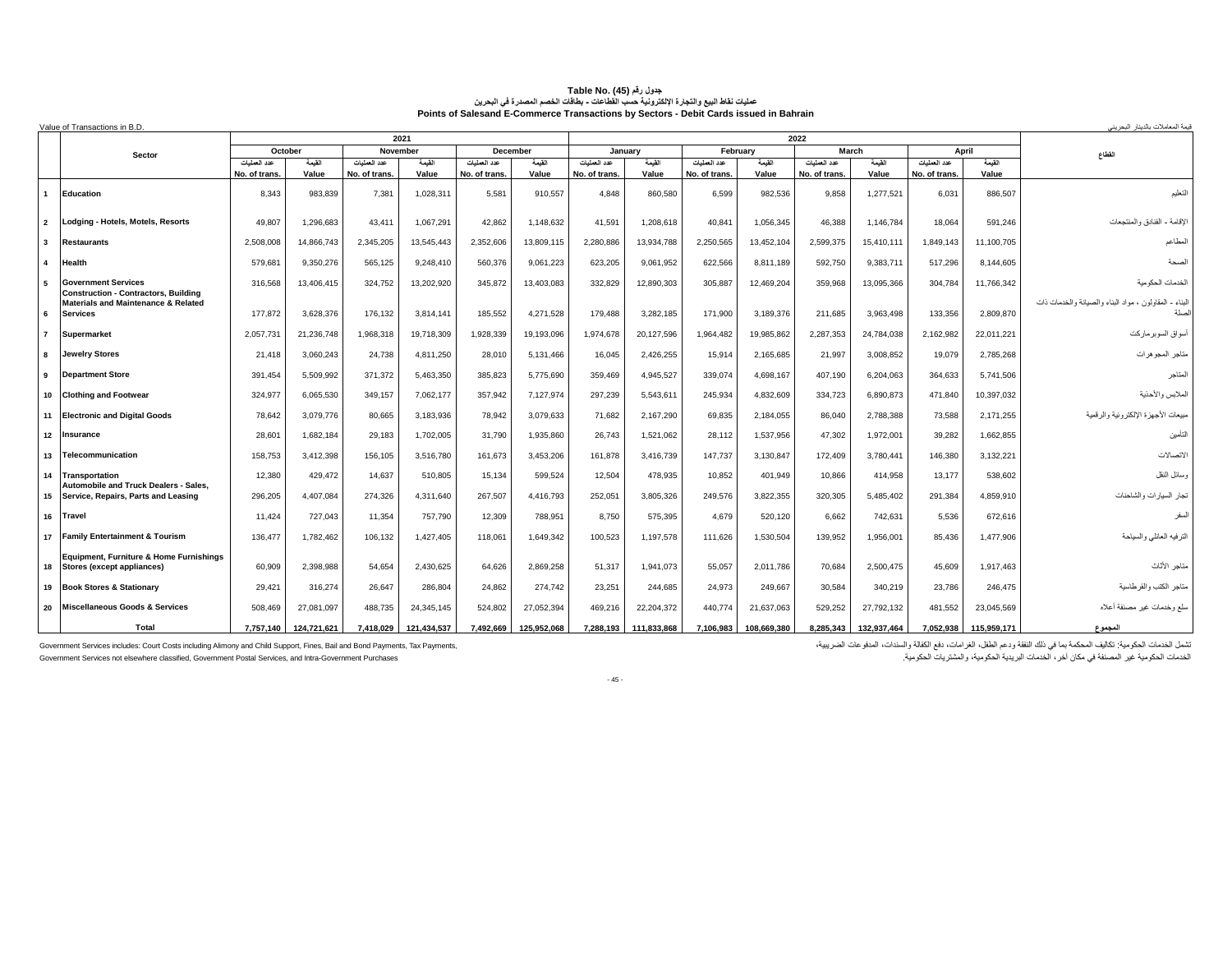# جدول رقم (45) Table No.

## عمليات نقاط البيع والتجارة الإلكترونية حسب القطاعات - بطاقات الخصم المصدرة في البحرين

## Points of Salesand E-Commerce Transactions by Sectors - Debit Cards issued in Bahrain

Value of Transactions in B.D. قيمة المعاملات بالدينار البحريني

| | Sector | 2021 | | | | | | 2022 | | | | | | | | القطاع |
|---|---|---|---|---|---|---|---|---|---|---|---|---|---|---|---|---|
| | | October | | November | | December | | January | | February | | March | | April | | |
| | | عدد العمليات No. of trans. | القيمة Value | عدد العمليات No. of trans. | القيمة Value | عدد العمليات No. of trans. | القيمة Value | عدد العمليات No. of trans. | القيمة Value | عدد العمليات No. of trans. | القيمة Value | عدد العمليات No. of trans. | القيمة Value | عدد العمليات No. of trans. | القيمة Value | |
| 1 | **Education** | 8,343 | 983,839 | 7,381 | 1,028,311 | 5,581 | 910,557 | 4,848 | 860,580 | 6,599 | 982,536 | 9,858 | 1,277,521 | 6,031 | 886,507 | التعليم |
| 2 | **Lodging - Hotels, Motels, Resorts** | 49,807 | 1,296,683 | 43,411 | 1,067,291 | 42,862 | 1,148,632 | 41,591 | 1,208,618 | 40,841 | 1,056,345 | 46,388 | 1,146,784 | 18,064 | 591,246 | الإقامة - الفنادق والمنتجعات |
| 3 | **Restaurants** | 2,508,008 | 14,866,743 | 2,345,205 | 13,545,443 | 2,352,606 | 13,809,115 | 2,280,886 | 13,934,788 | 2,250,565 | 13,452,104 | 2,599,375 | 15,410,111 | 1,849,143 | 11,100,705 | المطاعم |
| 4 | **Health** | 579,681 | 9,350,276 | 565,125 | 9,248,410 | 560,376 | 9,061,223 | 623,205 | 9,061,952 | 622,566 | 8,811,189 | 592,750 | 9,383,711 | 517,296 | 8,144,605 | الصحة |
| 5 | **Government Services** | 316,568 | 13,406,415 | 324,752 | 13,202,920 | 345,872 | 13,403,083 | 332,829 | 12,890,303 | 305,887 | 12,469,204 | 359,968 | 13,095,366 | 304,784 | 11,766,342 | الخدمات الحكومية |
| 6 | **Construction - Contractors, Building Materials and Maintenance & Related Services** | 177,872 | 3,628,376 | 176,132 | 3,814,141 | 185,552 | 4,271,528 | 179,488 | 3,282,185 | 171,900 | 3,189,376 | 211,685 | 3,963,498 | 133,356 | 2,809,870 | البناء - المقاولون ، مواد البناء والصيانة والخدمات ذات الصلة |
| 7 | **Supermarket** | 2,057,731 | 21,236,748 | 1,968,318 | 19,718,309 | 1,928,339 | 19,193,096 | 1,974,678 | 20,127,596 | 1,964,482 | 19,985,862 | 2,287,353 | 24,784,038 | 2,162,982 | 22,011,221 | أسواق السوبرماركت |
| 8 | **Jewelry Stores** | 21,418 | 3,060,243 | 24,738 | 4,811,250 | 28,010 | 5,131,466 | 16,045 | 2,426,255 | 15,914 | 2,165,685 | 21,997 | 3,008,852 | 19,079 | 2,785,268 | متاجر المجوهرات |
| 9 | **Department Store** | 391,454 | 5,509,992 | 371,372 | 5,463,350 | 385,823 | 5,775,690 | 359,469 | 4,945,527 | 339,074 | 4,698,167 | 407,190 | 6,204,063 | 364,633 | 5,741,506 | المتاجر |
| 10 | **Clothing and Footwear** | 324,977 | 6,065,530 | 349,157 | 7,062,177 | 357,942 | 7,127,974 | 297,239 | 5,543,611 | 245,934 | 4,832,609 | 334,723 | 6,890,873 | 471,840 | 10,397,032 | الملابس والأحذية |
| 11 | **Electronic and Digital Goods** | 78,642 | 3,079,776 | 80,665 | 3,183,936 | 78,942 | 3,079,633 | 71,682 | 2,167,290 | 69,835 | 2,184,055 | 86,040 | 2,788,388 | 73,588 | 2,171,255 | مبيعات الأجهزة الإلكترونية والرقمية |
| 12 | **Insurance** | 28,601 | 1,682,184 | 29,183 | 1,702,005 | 31,790 | 1,935,860 | 26,743 | 1,521,062 | 28,112 | 1,537,956 | 47,302 | 1,972,001 | 39,282 | 1,662,855 | التأمين |
| 13 | **Telecommunication** | 158,753 | 3,412,398 | 156,105 | 3,516,780 | 161,673 | 3,453,206 | 161,878 | 3,416,739 | 147,737 | 3,130,847 | 172,409 | 3,780,441 | 146,380 | 3,132,221 | الاتصالات |
| 14 | **Transportation** | 12,380 | 429,472 | 14,637 | 510,805 | 15,134 | 599,524 | 12,504 | 478,935 | 10,852 | 401,949 | 10,866 | 414,958 | 13,177 | 538,602 | وسائل النقل |
| 15 | **Automobile and Truck Dealers - Sales, Service, Repairs, Parts and Leasing** | 296,205 | 4,407,084 | 274,326 | 4,311,640 | 267,507 | 4,416,793 | 252,051 | 3,805,326 | 249,576 | 3,822,355 | 320,305 | 5,485,402 | 291,384 | 4,859,910 | تجار السيارات والشاحنات |
| 16 | **Travel** | 11,424 | 727,043 | 11,354 | 757,790 | 12,309 | 788,951 | 8,750 | 575,395 | 4,679 | 520,120 | 6,662 | 742,631 | 5,536 | 672,616 | السفر |
| 17 | **Family Entertainment & Tourism** | 136,477 | 1,782,462 | 106,132 | 1,427,405 | 118,061 | 1,649,342 | 100,523 | 1,197,578 | 111,626 | 1,530,504 | 139,952 | 1,956,001 | 85,436 | 1,477,906 | الترفيه العائلي والسياحة |
| 18 | **Equipment, Furniture & Home Furnishings Stores (except appliances)** | 60,909 | 2,398,988 | 54,654 | 2,430,625 | 64,626 | 2,869,258 | 51,317 | 1,941,073 | 55,057 | 2,011,786 | 70,684 | 2,500,475 | 45,609 | 1,917,463 | متاجر الأثاث |
| 19 | **Book Stores & Stationary** | 29,421 | 316,274 | 26,647 | 286,804 | 24,862 | 274,742 | 23,251 | 244,685 | 24,973 | 249,667 | 30,584 | 340,219 | 23,786 | 246,475 | متاجر الكتب والقرطاسية |
| 20 | **Miscellaneous Goods & Services** | 508,469 | 27,081,097 | 488,735 | 24,345,145 | 524,802 | 27,052,394 | 469,216 | 22,204,372 | 440,774 | 21,637,063 | 529,252 | 27,792,132 | 481,552 | 23,045,569 | سلع وخدمات غير مصنفة أعلاه |
| | **Total** | **7,757,140** | **124,721,621** | **7,418,029** | **121,434,537** | **7,492,669** | **125,952,068** | **7,288,193** | **111,833,868** | **7,106,983** | **108,669,380** | **8,285,343** | **132,937,464** | **7,052,938** | **115,959,171** | **المجموع** |

Government Services includes: Court Costs including Alimony and Child Support, Fines, Bail and Bond Payments, Tax Payments, Government Services not elsewhere classified, Government Postal Services, and Intra-Government Purchases

تشمل الخدمات الحكومية: تكاليف المحكمة بما في ذلك النفقة ودعم الطفل، الغرامات، دفع الكفالة والسندات، المدفوعات الضريبية، الخدمات الحكومية غير المصنفة في مكان آخر، الخدمات البريدية الحكومية، والمشتريات الحكومية.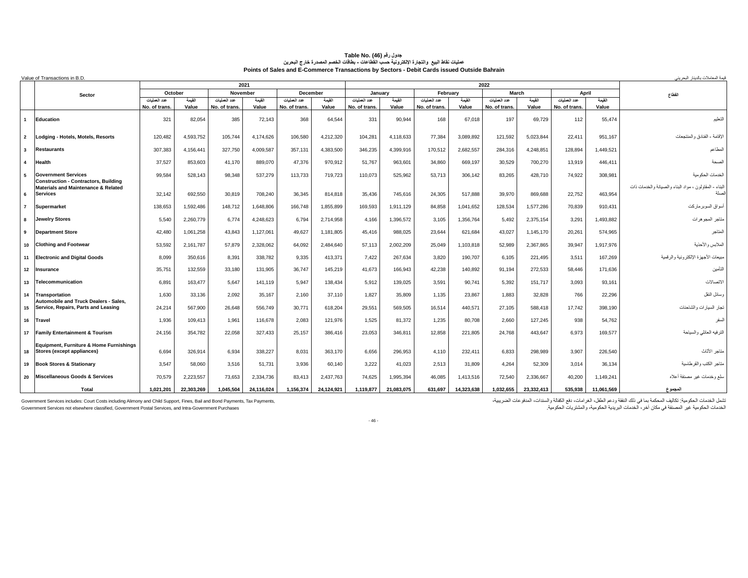# جدول رقم (46) Table No. (46)

## عمليات نقاط البيع والتجارة الإلكترونية حسب القطاعات - بطاقات الخصم المصدرة خارج البحرين

## Points of Sales and E-Commerce Transactions by Sectors - Debit Cards issued Outside Bahrain

Value of Transactions in B.D. قيمة المعاملات بالدينار البحريني

| | Sector | 2021 | | | | | | 2022 | | | | | | | | القطاع |
|---|---|---|---|---|---|---|---|---|---|---|---|---|---|---|---|---|
| | | October | | November | | December | | January | | February | | March | | April | | |
| | | عدد العمليات No. of trans. | القيمة Value | عدد العمليات No. of trans. | القيمة Value | عدد العمليات No. of trans. | القيمة Value | عدد العمليات No. of trans. | القيمة Value | عدد العمليات No. of trans. | القيمة Value | عدد العمليات No. of trans. | القيمة Value | عدد العمليات No. of trans. | القيمة Value | |
| 1 | Education | 321 | 82,054 | 385 | 72,143 | 368 | 64,544 | 331 | 90,944 | 168 | 67,018 | 197 | 69,729 | 112 | 55,474 | التعليم |
| 2 | Lodging - Hotels, Motels, Resorts | 120,482 | 4,593,752 | 105,744 | 4,174,626 | 106,580 | 4,212,320 | 104,281 | 4,118,633 | 77,384 | 3,089,892 | 121,592 | 5,023,844 | 22,411 | 951,167 | الاقامة - الفنادق والمنتجعات |
| 3 | Restaurants | 307,383 | 4,156,441 | 327,750 | 4,009,587 | 357,131 | 4,383,500 | 346,235 | 4,399,916 | 170,512 | 2,682,557 | 284,316 | 4,248,851 | 128,894 | 1,449,521 | المطاعم |
| 4 | Health | 37,527 | 853,603 | 41,170 | 889,070 | 47,376 | 970,912 | 51,767 | 963,601 | 34,860 | 669,197 | 30,529 | 700,270 | 13,919 | 446,411 | الصحة |
| 5 | Government Services | 99,584 | 528,143 | 98,348 | 537,279 | 113,733 | 719,723 | 110,073 | 525,962 | 53,713 | 306,142 | 83,265 | 428,710 | 74,922 | 308,981 | الخدمات الحكومية |
| 6 | Construction - Contractors, Building Materials and Maintenance & Related Services | 32,142 | 692,550 | 30,819 | 708,240 | 36,345 | 814,818 | 35,436 | 745,616 | 24,305 | 517,888 | 39,970 | 869,688 | 22,752 | 463,954 | البناء - المقاولون ، مواد البناء والصيانة والخدمات ذات الصلة |
| 7 | Supermarket | 138,653 | 1,592,486 | 148,712 | 1,648,806 | 166,748 | 1,855,899 | 169,593 | 1,911,129 | 84,858 | 1,041,652 | 128,534 | 1,577,286 | 70,839 | 910,431 | أسواق السوبرماركت |
| 8 | Jewelry Stores | 5,540 | 2,260,779 | 6,774 | 4,248,623 | 6,794 | 2,714,958 | 4,166 | 1,396,572 | 3,105 | 1,356,764 | 5,492 | 2,375,154 | 3,291 | 1,493,882 | متاجر المجوهرات |
| 9 | Department Store | 42,480 | 1,061,258 | 43,843 | 1,127,061 | 49,627 | 1,181,805 | 45,416 | 988,025 | 23,644 | 621,684 | 43,027 | 1,145,170 | 20,261 | 574,965 | المتاجر |
| 10 | Clothing and Footwear | 53,592 | 2,161,787 | 57,879 | 2,328,062 | 64,092 | 2,484,640 | 57,113 | 2,002,209 | 25,049 | 1,103,818 | 52,989 | 2,367,865 | 39,947 | 1,917,976 | الملابس والأحذية |
| 11 | Electronic and Digital Goods | 8,099 | 350,616 | 8,391 | 338,782 | 9,335 | 413,371 | 7,422 | 267,634 | 3,820 | 190,707 | 6,105 | 221,495 | 3,511 | 167,269 | مبيعات الأجهزة الإلكترونية والرقمية |
| 12 | Insurance | 35,751 | 132,559 | 33,180 | 131,905 | 36,747 | 145,219 | 41,673 | 166,943 | 42,238 | 140,892 | 91,194 | 272,533 | 58,446 | 171,636 | التأمين |
| 13 | Telecommunication | 6,891 | 163,477 | 5,647 | 141,119 | 5,947 | 138,434 | 5,912 | 139,025 | 3,591 | 90,741 | 5,392 | 151,717 | 3,093 | 93,161 | الاتصالات |
| 14 | Transportation | 1,630 | 33,136 | 2,092 | 35,167 | 2,160 | 37,110 | 1,827 | 35,809 | 1,135 | 23,867 | 1,883 | 32,828 | 766 | 22,296 | وسائل النقل |
| 15 | Automobile and Truck Dealers - Sales, Service, Repairs, Parts and Leasing | 24,214 | 567,900 | 26,648 | 556,749 | 30,771 | 618,204 | 29,551 | 569,505 | 16,514 | 440,571 | 27,105 | 588,418 | 17,742 | 398,190 | تجار السيارات والشاحنات |
| 16 | Travel | 1,936 | 109,413 | 1,961 | 116,678 | 2,083 | 121,976 | 1,525 | 81,372 | 1,235 | 80,708 | 2,660 | 127,245 | 938 | 54,762 | السفر |
| 17 | Family Entertainment & Tourism | 24,156 | 354,782 | 22,058 | 327,433 | 25,157 | 386,416 | 23,053 | 346,811 | 12,858 | 221,805 | 24,768 | 443,647 | 6,973 | 169,577 | الترفيه العائلي والسياحة |
| 18 | Equipment, Furniture & Home Furnishings Stores (except appliances) | 6,694 | 326,914 | 6,934 | 338,227 | 8,031 | 363,170 | 6,656 | 296,953 | 4,110 | 232,411 | 6,833 | 298,989 | 3,907 | 226,540 | متاجر الأثاث |
| 19 | Book Stores & Stationary | 3,547 | 58,060 | 3,516 | 51,731 | 3,936 | 60,140 | 3,222 | 41,023 | 2,513 | 31,809 | 4,264 | 52,309 | 3,014 | 36,134 | متاجر الكتب والقرطاسية |
| 20 | Miscellaneous Goods & Services | 70,579 | 2,223,557 | 73,653 | 2,334,736 | 83,413 | 2,437,763 | 74,625 | 1,995,394 | 46,085 | 1,413,516 | 72,540 | 2,336,667 | 40,200 | 1,149,241 | سلع وخدمات غير مصنفة أعلاه |
| | **Total** | **1,021,201** | **22,303,269** | **1,045,504** | **24,116,024** | **1,156,374** | **24,124,921** | **1,119,877** | **21,083,075** | **631,697** | **14,323,638** | **1,032,655** | **23,332,413** | **535,938** | **11,061,569** | **المجموع** |

Government Services includes: Court Costs including Alimony and Child Support, Fines, Bail and Bond Payments, Tax Payments, Government Services not elsewhere classified, Government Postal Services, and Intra-Government Purchases

تشمل الخدمات الحكومية: تكاليف المحكمة بما في ذلك النفقة ودعم الطفل، الغرامات، دفع الكفالة والسندات، المدفوعات الضريبية، الخدمات الحكومية غير المصنفة في مكان آخر، الخدمات البريدية الحكومية، والمشتريات الحكومية.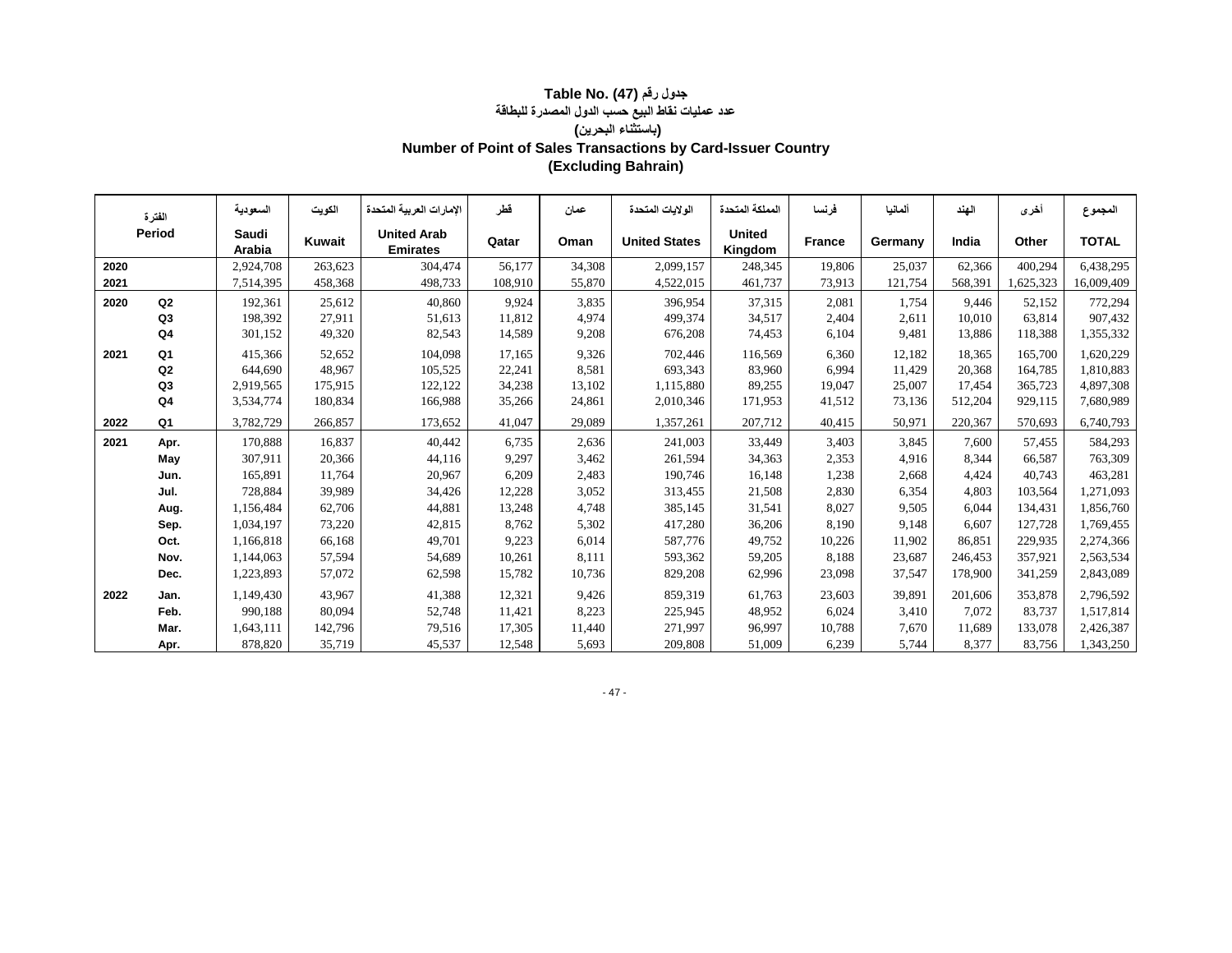# Table No. (47) جدول رقم

## عدد عمليات نقاط البيع حسب الدول المصدرة للبطاقة

## (باستثناء البحرين)

## Number of Point of Sales Transactions by Card-Issuer Country

## (Excluding Bahrain)

| الفترة Period | | السعودية Saudi Arabia | الكويت Kuwait | الإمارات العربية المتحدة United Arab Emirates | قطر Qatar | عمان Oman | الولايات المتحدة United States | المملكة المتحدة United Kingdom | فرنسا France | ألمانيا Germany | الهند India | أخرى Other | المجموع TOTAL |
|---|---|---|---|---|---|---|---|---|---|---|---|---|---|
| 2020 | | 2,924,708 | 263,623 | 304,474 | 56,177 | 34,308 | 2,099,157 | 248,345 | 19,806 | 25,037 | 62,366 | 400,294 | 6,438,295 |
| 2021 | | 7,514,395 | 458,368 | 498,733 | 108,910 | 55,870 | 4,522,015 | 461,737 | 73,913 | 121,754 | 568,391 | 1,625,323 | 16,009,409 |
| 2020 | Q2 | 192,361 | 25,612 | 40,860 | 9,924 | 3,835 | 396,954 | 37,315 | 2,081 | 1,754 | 9,446 | 52,152 | 772,294 |
| | Q3 | 198,392 | 27,911 | 51,613 | 11,812 | 4,974 | 499,374 | 34,517 | 2,404 | 2,611 | 10,010 | 63,814 | 907,432 |
| | Q4 | 301,152 | 49,320 | 82,543 | 14,589 | 9,208 | 676,208 | 74,453 | 6,104 | 9,481 | 13,886 | 118,388 | 1,355,332 |
| 2021 | Q1 | 415,366 | 52,652 | 104,098 | 17,165 | 9,326 | 702,446 | 116,569 | 6,360 | 12,182 | 18,365 | 165,700 | 1,620,229 |
| | Q2 | 644,690 | 48,967 | 105,525 | 22,241 | 8,581 | 693,343 | 83,960 | 6,994 | 11,429 | 20,368 | 164,785 | 1,810,883 |
| | Q3 | 2,919,565 | 175,915 | 122,122 | 34,238 | 13,102 | 1,115,880 | 89,255 | 19,047 | 25,007 | 17,454 | 365,723 | 4,897,308 |
| | Q4 | 3,534,774 | 180,834 | 166,988 | 35,266 | 24,861 | 2,010,346 | 171,953 | 41,512 | 73,136 | 512,204 | 929,115 | 7,680,989 |
| 2022 | Q1 | 3,782,729 | 266,857 | 173,652 | 41,047 | 29,089 | 1,357,261 | 207,712 | 40,415 | 50,971 | 220,367 | 570,693 | 6,740,793 |
| 2021 | Apr. | 170,888 | 16,837 | 40,442 | 6,735 | 2,636 | 241,003 | 33,449 | 3,403 | 3,845 | 7,600 | 57,455 | 584,293 |
| | May | 307,911 | 20,366 | 44,116 | 9,297 | 3,462 | 261,594 | 34,363 | 2,353 | 4,916 | 8,344 | 66,587 | 763,309 |
| | Jun. | 165,891 | 11,764 | 20,967 | 6,209 | 2,483 | 190,746 | 16,148 | 1,238 | 2,668 | 4,424 | 40,743 | 463,281 |
| | Jul. | 728,884 | 39,989 | 34,426 | 12,228 | 3,052 | 313,455 | 21,508 | 2,830 | 6,354 | 4,803 | 103,564 | 1,271,093 |
| | Aug. | 1,156,484 | 62,706 | 44,881 | 13,248 | 4,748 | 385,145 | 31,541 | 8,027 | 9,505 | 6,044 | 134,431 | 1,856,760 |
| | Sep. | 1,034,197 | 73,220 | 42,815 | 8,762 | 5,302 | 417,280 | 36,206 | 8,190 | 9,148 | 6,607 | 127,728 | 1,769,455 |
| | Oct. | 1,166,818 | 66,168 | 49,701 | 9,223 | 6,014 | 587,776 | 49,752 | 10,226 | 11,902 | 86,851 | 229,935 | 2,274,366 |
| | Nov. | 1,144,063 | 57,594 | 54,689 | 10,261 | 8,111 | 593,362 | 59,205 | 8,188 | 23,687 | 246,453 | 357,921 | 2,563,534 |
| | Dec. | 1,223,893 | 57,072 | 62,598 | 15,782 | 10,736 | 829,208 | 62,996 | 23,098 | 37,547 | 178,900 | 341,259 | 2,843,089 |
| 2022 | Jan. | 1,149,430 | 43,967 | 41,388 | 12,321 | 9,426 | 859,319 | 61,763 | 23,603 | 39,891 | 201,606 | 353,878 | 2,796,592 |
| | Feb. | 990,188 | 80,094 | 52,748 | 11,421 | 8,223 | 225,945 | 48,952 | 6,024 | 3,410 | 7,072 | 83,737 | 1,517,814 |
| | Mar. | 1,643,111 | 142,796 | 79,516 | 17,305 | 11,440 | 271,997 | 96,997 | 10,788 | 7,670 | 11,689 | 133,078 | 2,426,387 |
| | Apr. | 878,820 | 35,719 | 45,537 | 12,548 | 5,693 | 209,808 | 51,009 | 6,239 | 5,744 | 8,377 | 83,756 | 1,343,250 |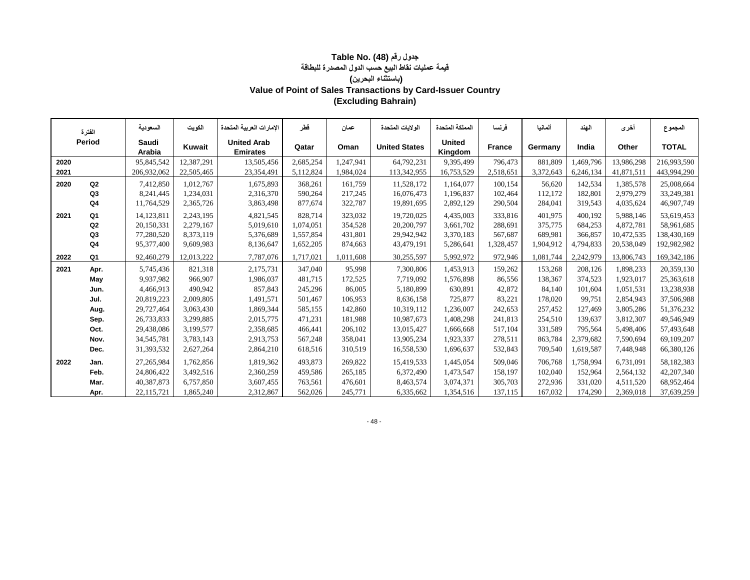## جدول رقم (48) Table No.
## قيمة عمليات نقاط البيع حسب الدول المصدرة للبطاقة
## (باستثناء البحرين)
## Value of Point of Sales Transactions by Card-Issuer Country
## (Excluding Bahrain)

| الفترة Period | | السعودية Saudi Arabia | الكويت Kuwait | الإمارات العربية المتحدة United Arab Emirates | قطر Qatar | عمان Oman | الولايات المتحدة United States | المملكة المتحدة United Kingdom | فرنسا France | ألمانيا Germany | الهند India | أخرى Other | المجموع TOTAL |
|---|---|---|---|---|---|---|---|---|---|---|---|---|---|
| 2020 | | 95,845,542 | 12,387,291 | 13,505,456 | 2,685,254 | 1,247,941 | 64,792,231 | 9,395,499 | 796,473 | 881,809 | 1,469,796 | 13,986,298 | 216,993,590 |
| 2021 | | 206,932,062 | 22,505,465 | 23,354,491 | 5,112,824 | 1,984,024 | 113,342,955 | 16,753,529 | 2,518,651 | 3,372,643 | 6,246,134 | 41,871,511 | 443,994,290 |
| 2020 | Q2 | 7,412,850 | 1,012,767 | 1,675,893 | 368,261 | 161,759 | 11,528,172 | 1,164,077 | 100,154 | 56,620 | 142,534 | 1,385,578 | 25,008,664 |
| | Q3 | 8,241,445 | 1,234,031 | 2,316,370 | 590,264 | 217,245 | 16,076,473 | 1,196,837 | 102,464 | 112,172 | 182,801 | 2,979,279 | 33,249,381 |
| | Q4 | 11,764,529 | 2,365,726 | 3,863,498 | 877,674 | 322,787 | 19,891,695 | 2,892,129 | 290,504 | 284,041 | 319,543 | 4,035,624 | 46,907,749 |
| 2021 | Q1 | 14,123,811 | 2,243,195 | 4,821,545 | 828,714 | 323,032 | 19,720,025 | 4,435,003 | 333,816 | 401,975 | 400,192 | 5,988,146 | 53,619,453 |
| | Q2 | 20,150,331 | 2,279,167 | 5,019,610 | 1,074,051 | 354,528 | 20,200,797 | 3,661,702 | 288,691 | 375,775 | 684,253 | 4,872,781 | 58,961,685 |
| | Q3 | 77,280,520 | 8,373,119 | 5,376,689 | 1,557,854 | 431,801 | 29,942,942 | 3,370,183 | 567,687 | 689,981 | 366,857 | 10,472,535 | 138,430,169 |
| | Q4 | 95,377,400 | 9,609,983 | 8,136,647 | 1,652,205 | 874,663 | 43,479,191 | 5,286,641 | 1,328,457 | 1,904,912 | 4,794,833 | 20,538,049 | 192,982,982 |
| 2022 | Q1 | 92,460,279 | 12,013,222 | 7,787,076 | 1,717,021 | 1,011,608 | 30,255,597 | 5,992,972 | 972,946 | 1,081,744 | 2,242,979 | 13,806,743 | 169,342,186 |
| 2021 | Apr. | 5,745,436 | 821,318 | 2,175,731 | 347,040 | 95,998 | 7,300,806 | 1,453,913 | 159,262 | 153,268 | 208,126 | 1,898,233 | 20,359,130 |
| | May | 9,937,982 | 966,907 | 1,986,037 | 481,715 | 172,525 | 7,719,092 | 1,576,898 | 86,556 | 138,367 | 374,523 | 1,923,017 | 25,363,618 |
| | Jun. | 4,466,913 | 490,942 | 857,843 | 245,296 | 86,005 | 5,180,899 | 630,891 | 42,872 | 84,140 | 101,604 | 1,051,531 | 13,238,938 |
| | Jul. | 20,819,223 | 2,009,805 | 1,491,571 | 501,467 | 106,953 | 8,636,158 | 725,877 | 83,221 | 178,020 | 99,751 | 2,854,943 | 37,506,988 |
| | Aug. | 29,727,464 | 3,063,430 | 1,869,344 | 585,155 | 142,860 | 10,319,112 | 1,236,007 | 242,653 | 257,452 | 127,469 | 3,805,286 | 51,376,232 |
| | Sep. | 26,733,833 | 3,299,885 | 2,015,775 | 471,231 | 181,988 | 10,987,673 | 1,408,298 | 241,813 | 254,510 | 139,637 | 3,812,307 | 49,546,949 |
| | Oct. | 29,438,086 | 3,199,577 | 2,358,685 | 466,441 | 206,102 | 13,015,427 | 1,666,668 | 517,104 | 331,589 | 795,564 | 5,498,406 | 57,493,648 |
| | Nov. | 34,545,781 | 3,783,143 | 2,913,753 | 567,248 | 358,041 | 13,905,234 | 1,923,337 | 278,511 | 863,784 | 2,379,682 | 7,590,694 | 69,109,207 |
| | Dec. | 31,393,532 | 2,627,264 | 2,864,210 | 618,516 | 310,519 | 16,558,530 | 1,696,637 | 532,843 | 709,540 | 1,619,587 | 7,448,948 | 66,380,126 |
| 2022 | Jan. | 27,265,984 | 1,762,856 | 1,819,362 | 493,873 | 269,822 | 15,419,533 | 1,445,054 | 509,046 | 706,768 | 1,758,994 | 6,731,091 | 58,182,383 |
| | Feb. | 24,806,422 | 3,492,516 | 2,360,259 | 459,586 | 265,185 | 6,372,490 | 1,473,547 | 158,197 | 102,040 | 152,964 | 2,564,132 | 42,207,340 |
| | Mar. | 40,387,873 | 6,757,850 | 3,607,455 | 763,561 | 476,601 | 8,463,574 | 3,074,371 | 305,703 | 272,936 | 331,020 | 4,511,520 | 68,952,464 |
| | Apr. | 22,115,721 | 1,865,240 | 2,312,867 | 562,026 | 245,771 | 6,335,662 | 1,354,516 | 137,115 | 167,032 | 174,290 | 2,369,018 | 37,639,259 |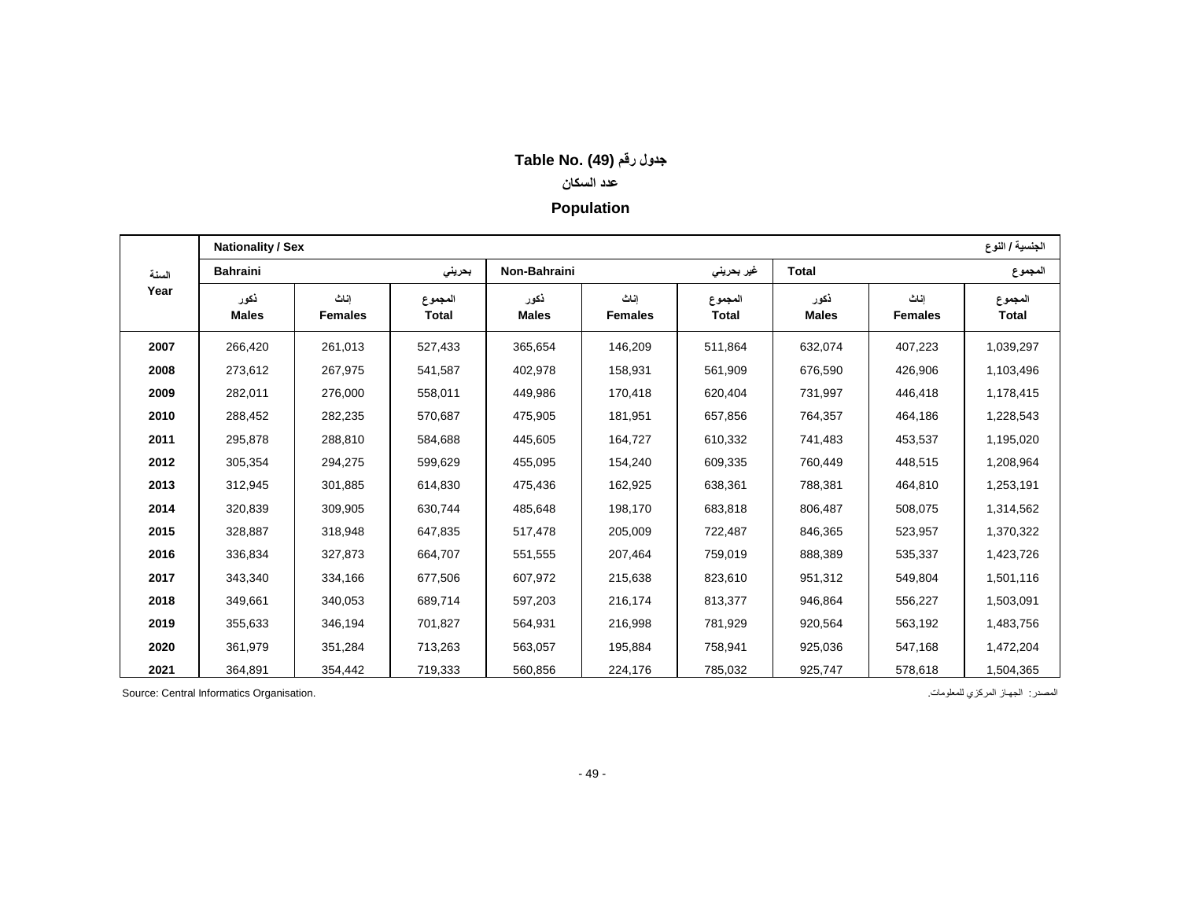# Table No. (49) جدول رقم

## عدد السكان

## Population

| السنة Year | Bahraini بحريني | | | Non-Bahraini غير بحريني | | | Total المجموع | | |
|---|---|---|---|---|---|---|---|---|---|
| | ذكور Males | إناث Females | المجموع Total | ذكور Males | إناث Females | المجموع Total | ذكور Males | إناث Females | المجموع Total |
| **2007** | 266,420 | 261,013 | 527,433 | 365,654 | 146,209 | 511,864 | 632,074 | 407,223 | 1,039,297 |
| **2008** | 273,612 | 267,975 | 541,587 | 402,978 | 158,931 | 561,909 | 676,590 | 426,906 | 1,103,496 |
| **2009** | 282,011 | 276,000 | 558,011 | 449,986 | 170,418 | 620,404 | 731,997 | 446,418 | 1,178,415 |
| **2010** | 288,452 | 282,235 | 570,687 | 475,905 | 181,951 | 657,856 | 764,357 | 464,186 | 1,228,543 |
| **2011** | 295,878 | 288,810 | 584,688 | 445,605 | 164,727 | 610,332 | 741,483 | 453,537 | 1,195,020 |
| **2012** | 305,354 | 294,275 | 599,629 | 455,095 | 154,240 | 609,335 | 760,449 | 448,515 | 1,208,964 |
| **2013** | 312,945 | 301,885 | 614,830 | 475,436 | 162,925 | 638,361 | 788,381 | 464,810 | 1,253,191 |
| **2014** | 320,839 | 309,905 | 630,744 | 485,648 | 198,170 | 683,818 | 806,487 | 508,075 | 1,314,562 |
| **2015** | 328,887 | 318,948 | 647,835 | 517,478 | 205,009 | 722,487 | 846,365 | 523,957 | 1,370,322 |
| **2016** | 336,834 | 327,873 | 664,707 | 551,555 | 207,464 | 759,019 | 888,389 | 535,337 | 1,423,726 |
| **2017** | 343,340 | 334,166 | 677,506 | 607,972 | 215,638 | 823,610 | 951,312 | 549,804 | 1,501,116 |
| **2018** | 349,661 | 340,053 | 689,714 | 597,203 | 216,174 | 813,377 | 946,864 | 556,227 | 1,503,091 |
| **2019** | 355,633 | 346,194 | 701,827 | 564,931 | 216,998 | 781,929 | 920,564 | 563,192 | 1,483,756 |
| **2020** | 361,979 | 351,284 | 713,263 | 563,057 | 195,884 | 758,941 | 925,036 | 547,168 | 1,472,204 |
| **2021** | 364,891 | 354,442 | 719,333 | 560,856 | 224,176 | 785,032 | 925,747 | 578,618 | 1,504,365 |

Nationality / Sex الجنسية / النوع

Source: Central Informatics Organisation.

المصدر: الجهاز المركزي للمعلومات.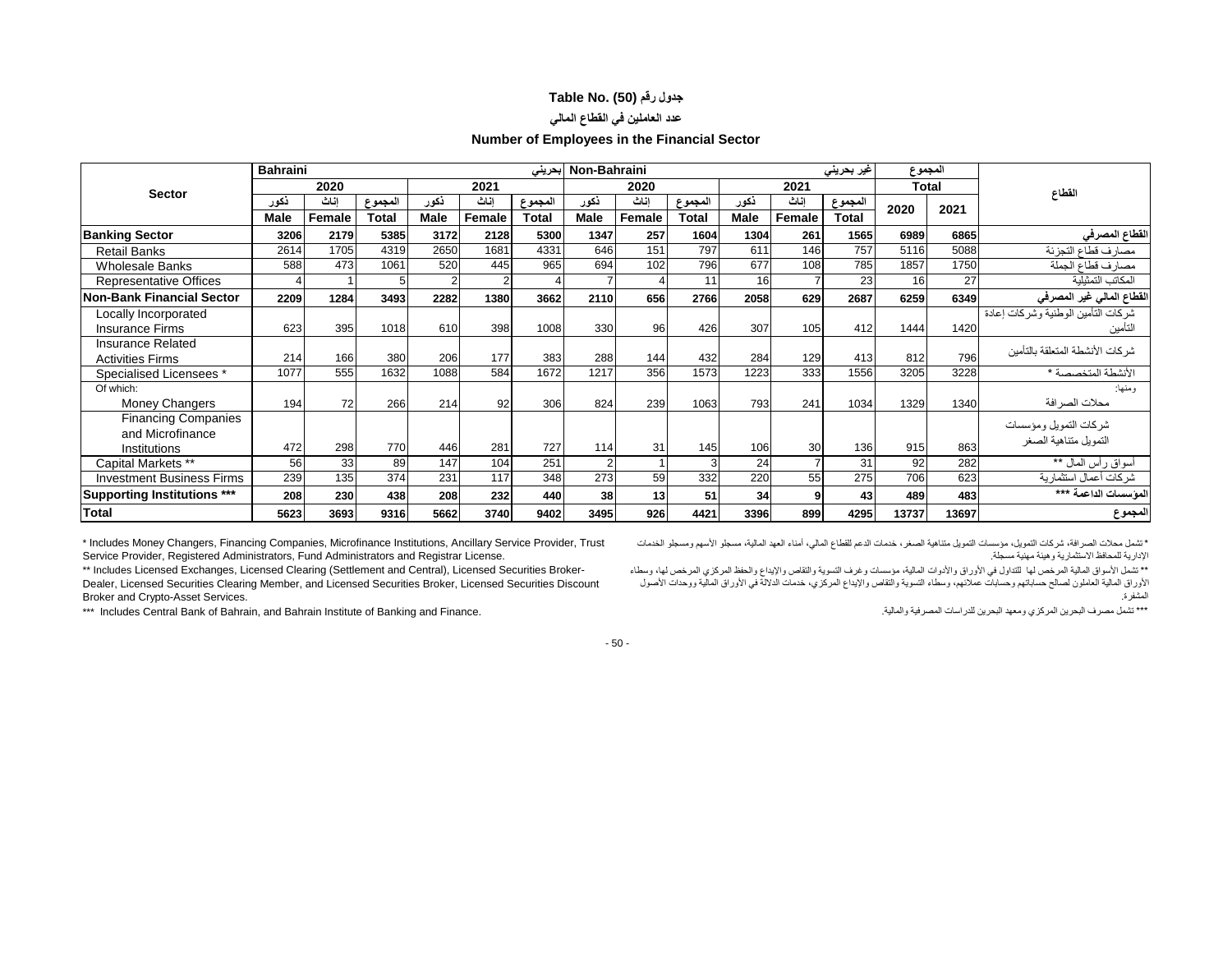## Table No. (50) جدول رقم

### عدد العاملين في القطاع المالي

### Number of Employees in the Financial Sector

| Sector | Bahraini بحريني | | | | | | Non-Bahraini غير بحريني | | | | | | المجموع Total | | القطاع |
|---|---|---|---|---|---|---|---|---|---|---|---|---|---|---|---|
| | 2020 | | | 2021 | | | 2020 | | | 2021 | | | 2020 | 2021 | |
| | ذكور Male | إناث Female | المجموع Total | ذكور Male | إناث Female | المجموع Total | ذكور Male | إناث Female | المجموع Total | ذكور Male | إناث Female | المجموع Total | | | |
| **Banking Sector** | **3206** | **2179** | **5385** | **3172** | **2128** | **5300** | **1347** | **257** | **1604** | **1304** | **261** | **1565** | **6989** | **6865** | **القطاع المصرفي** |
| Retail Banks | 2614 | 1705 | 4319 | 2650 | 1681 | 4331 | 646 | 151 | 797 | 611 | 146 | 757 | 5116 | 5088 | مصارف قطاع التجزئة |
| Wholesale Banks | 588 | 473 | 1061 | 520 | 445 | 965 | 694 | 102 | 796 | 677 | 108 | 785 | 1857 | 1750 | مصارف قطاع الجملة |
| Representative Offices | 4 | 1 | 5 | 2 | 2 | 4 | 7 | 4 | 11 | 16 | 7 | 23 | 16 | 27 | المكاتب التمثيلية |
| **Non-Bank Financial Sector** | **2209** | **1284** | **3493** | **2282** | **1380** | **3662** | **2110** | **656** | **2766** | **2058** | **629** | **2687** | **6259** | **6349** | **القطاع المالي غير المصرفي** |
| Locally Incorporated Insurance Firms | 623 | 395 | 1018 | 610 | 398 | 1008 | 330 | 96 | 426 | 307 | 105 | 412 | 1444 | 1420 | شركات التأمين الوطنية وشركات إعادة التأمين |
| Insurance Related Activities Firms | 214 | 166 | 380 | 206 | 177 | 383 | 288 | 144 | 432 | 284 | 129 | 413 | 812 | 796 | شركات الأنشطة المتعلقة بالتأمين |
| Specialised Licensees * | 1077 | 555 | 1632 | 1088 | 584 | 1672 | 1217 | 356 | 1573 | 1223 | 333 | 1556 | 3205 | 3228 | الأنشطة المتخصصة * |
| Of which: | | | | | | | | | | | | | | | ومنها: |
| Money Changers | 194 | 72 | 266 | 214 | 92 | 306 | 824 | 239 | 1063 | 793 | 241 | 1034 | 1329 | 1340 | محلات الصرافة |
| Financing Companies and Microfinance Institutions | 472 | 298 | 770 | 446 | 281 | 727 | 114 | 31 | 145 | 106 | 30 | 136 | 915 | 863 | شركات التمويل ومؤسسات التمويل متناهية الصغر |
| Capital Markets ** | 56 | 33 | 89 | 147 | 104 | 251 | 2 | 1 | 3 | 24 | 7 | 31 | 92 | 282 | أسواق رأس المال ** |
| Investment Business Firms | 239 | 135 | 374 | 231 | 117 | 348 | 273 | 59 | 332 | 220 | 55 | 275 | 706 | 623 | شركات أعمال استثمارية |
| **Supporting Institutions *** ** | **208** | **230** | **438** | **208** | **232** | **440** | **38** | **13** | **51** | **34** | **9** | **43** | **489** | **483** | **المؤسسات الداعمة *** ** |
| **Total** | **5623** | **3693** | **9316** | **5662** | **3740** | **9402** | **3495** | **926** | **4421** | **3396** | **899** | **4295** | **13737** | **13697** | **المجموع** |

* Includes Money Changers, Financing Companies, Microfinance Institutions, Ancillary Service Provider, Trust Service Provider, Registered Administrators, Fund Administrators and Registrar License.

** Includes Licensed Exchanges, Licensed Clearing (Settlement and Central), Licensed Securities Broker-Dealer, Licensed Securities Clearing Member, and Licensed Securities Broker, Licensed Securities Discount Broker and Crypto-Asset Services.

*** Includes Central Bank of Bahrain, and Bahrain Institute of Banking and Finance.

* تشمل محلات الصرافة، شركات التمويل، مؤسسات التمويل متناهية الصغر، خدمات الدعم للقطاع المالي، أمناء العهد المالية، مسجلو الأسهم ومسجلو الخدمات الإدارية للمحافظ الاستثمارية وهيئة مهنية مسجلة.

** تشمل الأسواق المالية المرخص لها للتداول في الأوراق والأدوات المالية، مؤسسات وغرف التسوية والتقاص والإيداع والحفظ المركزي المرخص لها، وسطاء الأوراق المالية العاملون لصالح حساباتهم وحسابات عملائهم، وسطاء التسوية والتقاص والإيداع المركزي، خدمات الدلالة في الأوراق المالية وحدات الأصول المشفرة.

*** تشمل مصرف البحرين المركزي ومعهد البحرين للدراسات المصرفية والمالية.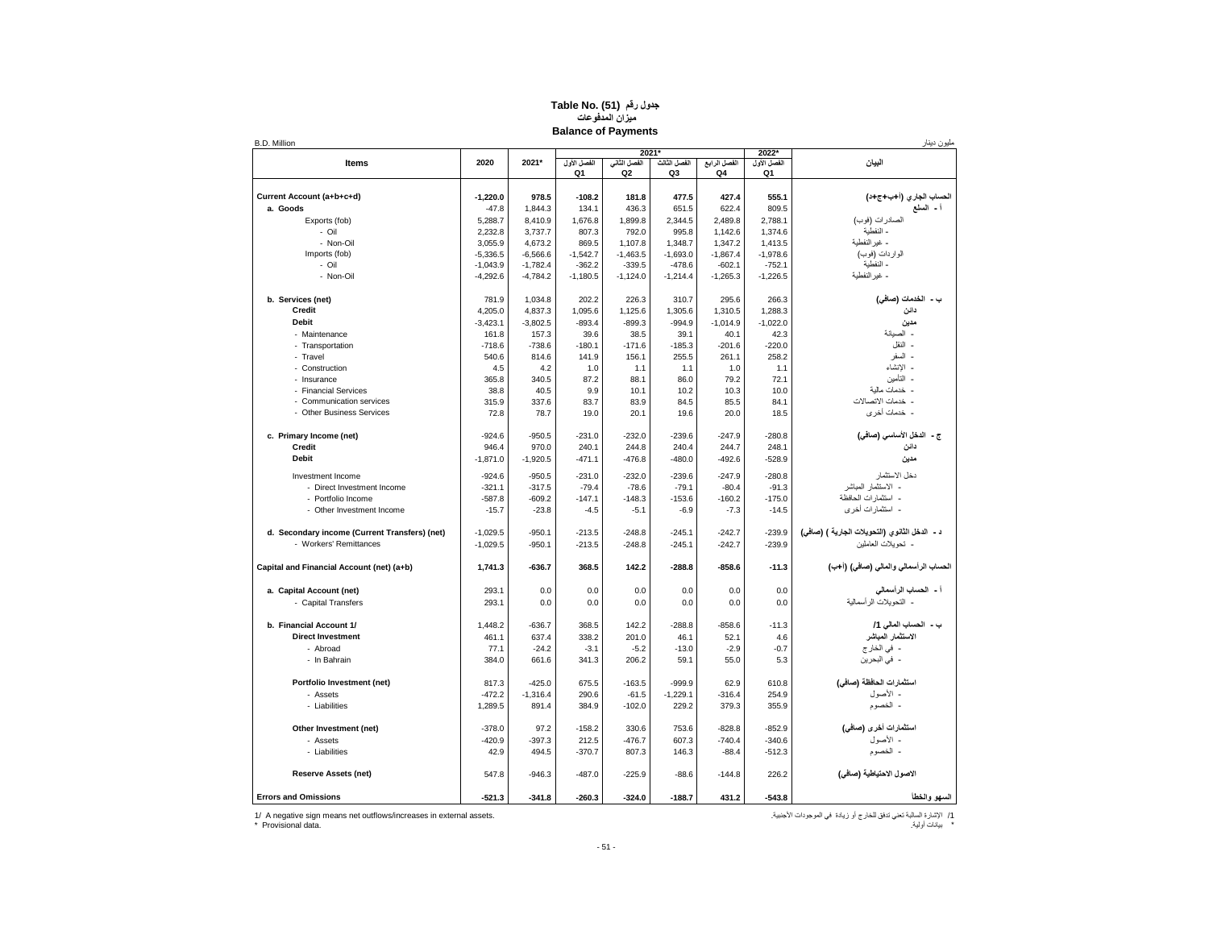# Table No. (51) جدول رقم

## ميزان المدفوعات

## Balance of Payments

B.D. Million — مليون دينار

| Items | 2020 | 2021* | 2021* Q1 الفصل الأول | 2021* Q2 الفصل الثاني | 2021* Q3 الفصل الثالث | 2021* Q4 الفصل الرابع | 2022* Q1 الفصل الأول | البيان |
|---|---|---|---|---|---|---|---|---|
| **Current Account (a+b+c+d)** | **-1,220.0** | **978.5** | **-108.2** | **181.8** | **477.5** | **427.4** | **555.1** | **الحساب الجاري (أ+ب+ج+د)** |
| **a. Goods** | -47.8 | 1,844.3 | 134.1 | 436.3 | 651.5 | 622.4 | 809.5 | **أ - السلع** |
| Exports (fob) | 5,288.7 | 8,410.9 | 1,676.8 | 1,899.8 | 2,344.5 | 2,489.8 | 2,788.1 | الصادرات (فوب) |
| - Oil | 2,232.8 | 3,737.7 | 807.3 | 792.0 | 995.8 | 1,142.6 | 1,374.6 | - النفطية |
| - Non-Oil | 3,055.9 | 4,673.2 | 869.5 | 1,107.8 | 1,348.7 | 1,347.2 | 1,413.5 | - غيرالنفطية |
| Imports (fob) | -5,336.5 | -6,566.6 | -1,542.7 | -1,463.5 | -1,693.0 | -1,867.4 | -1,978.6 | الواردات (فوب) |
| - Oil | -1,043.9 | -1,782.4 | -362.2 | -339.5 | -478.6 | -602.1 | -752.1 | - النفطية |
| - Non-Oil | -4,292.6 | -4,784.2 | -1,180.5 | -1,124.0 | -1,214.4 | -1,265.3 | -1,226.5 | - غيرالنفطية |
| **b. Services (net)** | 781.9 | 1,034.8 | 202.2 | 226.3 | 310.7 | 295.6 | 266.3 | **ب - الخدمات (صافي)** |
| **Credit** | 4,205.0 | 4,837.3 | 1,095.6 | 1,125.6 | 1,305.6 | 1,310.5 | 1,288.3 | **دائن** |
| **Debit** | -3,423.1 | -3,802.5 | -893.4 | -899.3 | -994.9 | -1,014.9 | -1,022.0 | **مدين** |
| - Maintenance | 161.8 | 157.3 | 39.6 | 38.5 | 39.1 | 40.1 | 42.3 | - الصيانة |
| - Transportation | -718.6 | -738.6 | -180.1 | -171.6 | -185.3 | -201.6 | -220.0 | - النقل |
| - Travel | 540.6 | 814.6 | 141.9 | 156.1 | 255.5 | 261.1 | 258.2 | - السفر |
| - Construction | 4.5 | 4.2 | 1.0 | 1.1 | 1.1 | 1.0 | 1.1 | - الانشاء |
| - Insurance | 365.8 | 340.5 | 87.2 | 88.1 | 86.0 | 79.2 | 72.1 | - التأمين |
| - Financial Services | 38.8 | 40.5 | 9.9 | 10.1 | 10.2 | 10.3 | 10.0 | - خدمات مالية |
| - Communication services | 315.9 | 337.6 | 83.7 | 83.9 | 84.5 | 85.5 | 84.1 | - خدمات الاتصالات |
| - Other Business Services | 72.8 | 78.7 | 19.0 | 20.1 | 19.6 | 20.0 | 18.5 | - خدمات أخرى |
| **c. Primary Income (net)** | -924.6 | -950.5 | -231.0 | -232.0 | -239.6 | -247.9 | -280.8 | **ج - الدخل الأساسي (صافي)** |
| **Credit** | 946.4 | 970.0 | 240.1 | 244.8 | 240.4 | 244.7 | 248.1 | **دائن** |
| **Debit** | -1,871.0 | -1,920.5 | -471.1 | -476.8 | -480.0 | -492.6 | -528.9 | **مدين** |
| Investment Income | -924.6 | -950.5 | -231.0 | -232.0 | -239.6 | -247.9 | -280.8 | دخل الاستثمار |
| - Direct Investment Income | -321.1 | -317.5 | -79.4 | -78.6 | -79.1 | -80.4 | -91.3 | - الاستثمار المباشر |
| - Portfolio Income | -587.8 | -609.2 | -147.1 | -148.3 | -153.6 | -160.2 | -175.0 | - استثمارات الحافظة |
| - Other Investment Income | -15.7 | -23.8 | -4.5 | -5.1 | -6.9 | -7.3 | -14.5 | - استثمارات أخرى |
| **d. Secondary income (Current Transfers) (net)** | -1,029.5 | -950.1 | -213.5 | -248.8 | -245.1 | -242.7 | -239.9 | **د - الدخل الثانوي (التحويلات الجارية ) (صافي)** |
| - Workers' Remittances | -1,029.5 | -950.1 | -213.5 | -248.8 | -245.1 | -242.7 | -239.9 | - تحويلات العاملين |
| **Capital and Financial Account (net) (a+b)** | **1,741.3** | **-636.7** | **368.5** | **142.2** | **-288.8** | **-858.6** | **-11.3** | **الحساب الرأسمالي والمالي (صافي) (أ+ب)** |
| **a. Capital Account (net)** | 293.1 | 0.0 | 0.0 | 0.0 | 0.0 | 0.0 | 0.0 | **أ - الحساب الرأسمالي** |
| - Capital Transfers | 293.1 | 0.0 | 0.0 | 0.0 | 0.0 | 0.0 | 0.0 | - التحويلات الرأسمالية |
| **b. Financial Account 1/** | 1,448.2 | -636.7 | 368.5 | 142.2 | -288.8 | -858.6 | -11.3 | **ب - الحساب المالي 1/** |
| **Direct Investment** | 461.1 | 637.4 | 338.2 | 201.0 | 46.1 | 52.1 | 4.6 | **الاستثمار المباشر** |
| - Abroad | 77.1 | -24.2 | -3.1 | -5.2 | -13.0 | -2.9 | -0.7 | - في الخارج |
| - In Bahrain | 384.0 | 661.6 | 341.3 | 206.2 | 59.1 | 55.0 | 5.3 | - في البحرين |
| **Portfolio Investment (net)** | 817.3 | -425.0 | 675.5 | -163.5 | -999.9 | 62.9 | 610.8 | **استثمارات الحافظة (صافي)** |
| - Assets | -472.2 | -1,316.4 | 290.6 | -61.5 | -1,229.1 | -316.4 | 254.9 | - الأصول |
| - Liabilities | 1,289.5 | 891.4 | 384.9 | -102.0 | 229.2 | 379.3 | 355.9 | - الخصوم |
| **Other Investment (net)** | -378.0 | 97.2 | -158.2 | 330.6 | 753.6 | -828.8 | -852.9 | **استثمارات أخرى (صافي)** |
| - Assets | -420.9 | -397.3 | 212.5 | -476.7 | 607.3 | -740.4 | -340.6 | - الأصول |
| - Liabilities | 42.9 | 494.5 | -370.7 | 807.3 | 146.3 | -88.4 | -512.3 | - الخصوم |
| **Reserve Assets (net)** | 547.8 | -946.3 | -487.0 | -225.9 | -88.6 | -144.8 | 226.2 | **الاصول الاحتياطية (صافي)** |
| **Errors and Omissions** | **-521.3** | **-341.8** | **-260.3** | **-324.0** | **-188.7** | **431.2** | **-543.8** | **السهو والخطأ** |

1/ A negative sign means net outflows/increases in external assets.

\* Provisional data.

1/ الإشارة السالبة تعني تدفق للخارج أو زيادة في الموجودات الأجنبية.

\* بيانات أولية.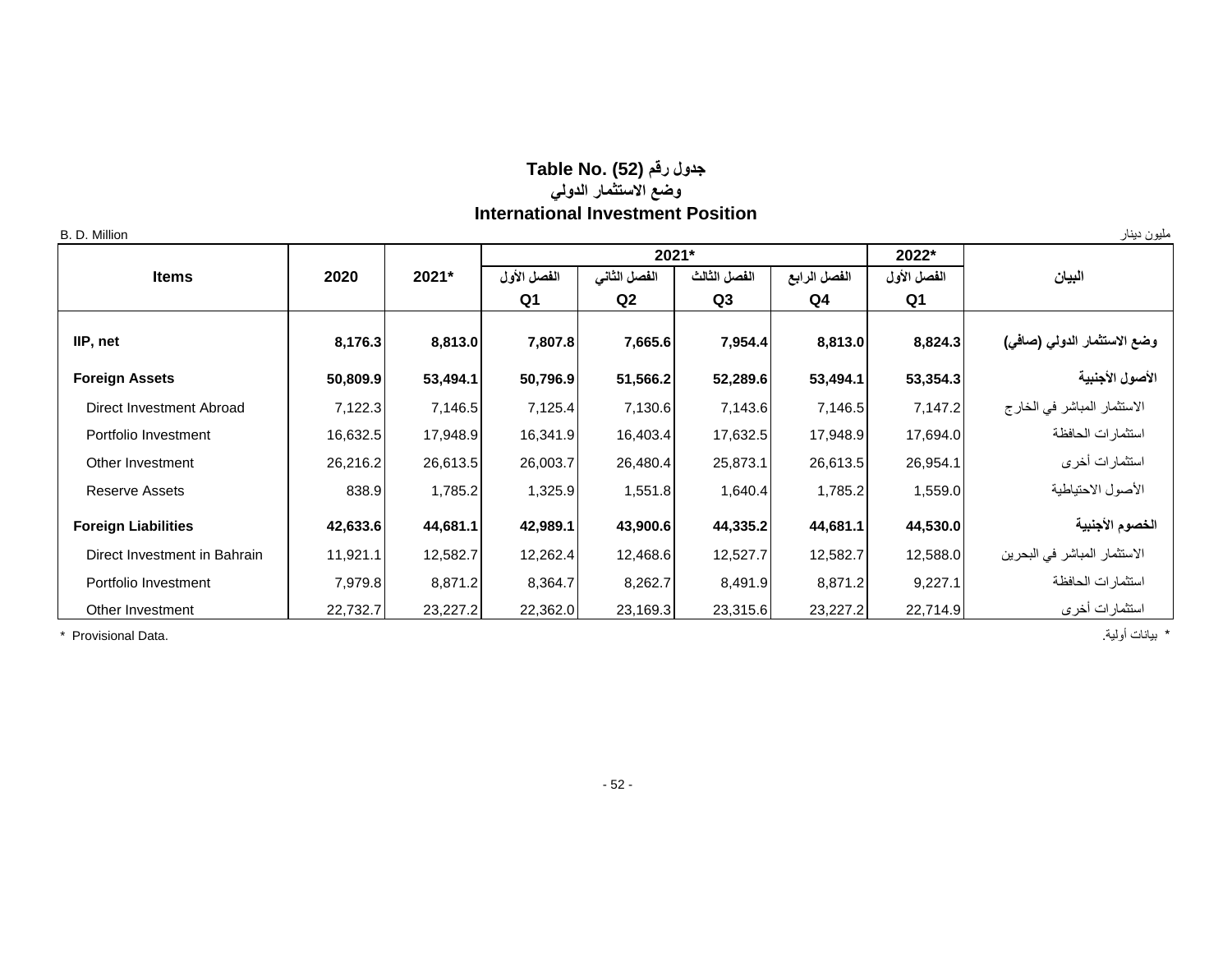# Table No. (52) جدول رقم
## وضع الاستثمار الدولي
## International Investment Position

B. D. Million — مليون دينار

| Items | 2020 | 2021* | 2021* | | | | 2022* | البيان |
|---|---|---|---|---|---|---|---|---|
| | | | الفصل الأول Q1 | الفصل الثاني Q2 | الفصل الثالث Q3 | الفصل الرابع Q4 | الفصل الأول Q1 | |
| **IIP, net** | **8,176.3** | **8,813.0** | **7,807.8** | **7,665.6** | **7,954.4** | **8,813.0** | **8,824.3** | **وضع الاستثمار الدولي (صافي)** |
| **Foreign Assets** | **50,809.9** | **53,494.1** | **50,796.9** | **51,566.2** | **52,289.6** | **53,494.1** | **53,354.3** | **الأصول الأجنبية** |
| Direct Investment Abroad | 7,122.3 | 7,146.5 | 7,125.4 | 7,130.6 | 7,143.6 | 7,146.5 | 7,147.2 | الاستثمار المباشر في الخارج |
| Portfolio Investment | 16,632.5 | 17,948.9 | 16,341.9 | 16,403.4 | 17,632.5 | 17,948.9 | 17,694.0 | استثمارات الحافظة |
| Other Investment | 26,216.2 | 26,613.5 | 26,003.7 | 26,480.4 | 25,873.1 | 26,613.5 | 26,954.1 | استثمارات أخرى |
| Reserve Assets | 838.9 | 1,785.2 | 1,325.9 | 1,551.8 | 1,640.4 | 1,785.2 | 1,559.0 | الأصول الاحتياطية |
| **Foreign Liabilities** | **42,633.6** | **44,681.1** | **42,989.1** | **43,900.6** | **44,335.2** | **44,681.1** | **44,530.0** | **الخصوم الأجنبية** |
| Direct Investment in Bahrain | 11,921.1 | 12,582.7 | 12,262.4 | 12,468.6 | 12,527.7 | 12,582.7 | 12,588.0 | الاستثمار المباشر في البحرين |
| Portfolio Investment | 7,979.8 | 8,871.2 | 8,364.7 | 8,262.7 | 8,491.9 | 8,871.2 | 9,227.1 | استثمارات الحافظة |
| Other Investment | 22,732.7 | 23,227.2 | 22,362.0 | 23,169.3 | 23,315.6 | 23,227.2 | 22,714.9 | استثمارات أخرى |

* Provisional Data.

* بيانات أولية.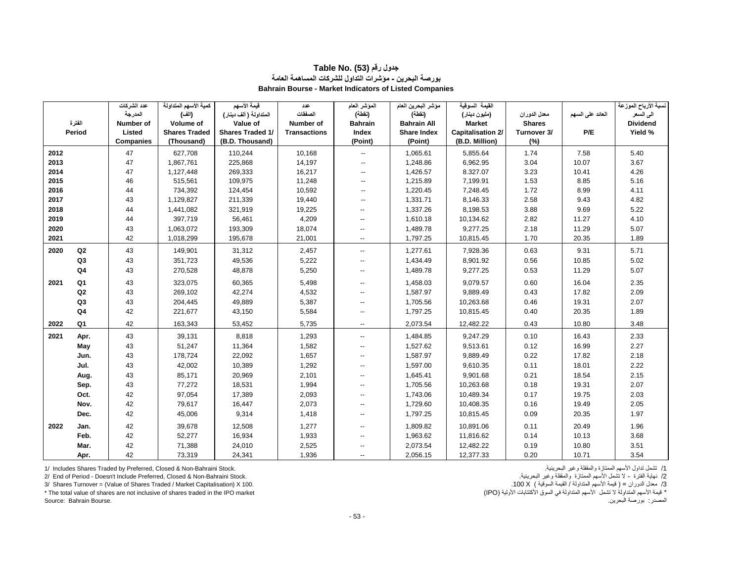# جدول رقم (53) Table No.

## بورصة البحرين - مؤشرات التداول للشركات المساهمة العامة

## Bahrain Bourse - Market Indicators of Listed Companies

| الفترة Period | | عدد الشركات المدرجة Number of Listed Companies | كمية الأسهم المتداولة (ألف) Volume of Shares Traded (Thousand) | قيمة الأسهم المتداولة (ألف دينار) Value of Shares Traded 1/ (B.D. Thousand) | عدد الصفقات Number of Transactions | المؤشر العام (نقطة) Bahrain Index (Point) | مؤشر البحرين العام (نقطة) Bahrain All Share Index (Point) | القيمة السوقية (مليون دينار) Market Capitalisation 2/ (B.D. Million) | معدل الدوران Shares Turnover 3/ (%) | العائد على السهم P/E | نسبة الأرباح الموزعة الى السعر Dividend Yield % |
|---|---|---|---|---|---|---|---|---|---|---|---|
| 2012 | | 47 | 627,708 | 110,244 | 10,168 | -- | 1,065.61 | 5,855.64 | 1.74 | 7.58 | 5.40 |
| 2013 | | 47 | 1,867,761 | 225,868 | 14,197 | -- | 1,248.86 | 6,962.95 | 3.04 | 10.07 | 3.67 |
| 2014 | | 47 | 1,127,448 | 269,333 | 16,217 | -- | 1,426.57 | 8.327.07 | 3.23 | 10.41 | 4.26 |
| 2015 | | 46 | 515,561 | 109,975 | 11,248 | -- | 1,215.89 | 7,199.91 | 1.53 | 8.85 | 5.16 |
| 2016 | | 44 | 734,392 | 124,454 | 10,592 | -- | 1,220.45 | 7,248.45 | 1.72 | 8.99 | 4.11 |
| 2017 | | 43 | 1,129,827 | 211,339 | 19,440 | -- | 1,331.71 | 8,146.33 | 2.58 | 9.43 | 4.82 |
| 2018 | | 44 | 1,441,082 | 321,919 | 19,225 | -- | 1,337.26 | 8,198.53 | 3.88 | 9.69 | 5.22 |
| 2019 | | 44 | 397,719 | 56,461 | 4,209 | -- | 1,610.18 | 10,134.62 | 2.82 | 11.27 | 4.10 |
| 2020 | | 43 | 1,063,072 | 193,309 | 18,074 | -- | 1,489.78 | 9,277.25 | 2.18 | 11.29 | 5.07 |
| 2021 | | 42 | 1,018,299 | 195,678 | 21,001 | -- | 1,797.25 | 10,815.45 | 1.70 | 20.35 | 1.89 |
| 2020 | Q2 | 43 | 149,901 | 31,312 | 2,457 | -- | 1,277.61 | 7,928.36 | 0.63 | 9.31 | 5.71 |
| | Q3 | 43 | 351,723 | 49,536 | 5,222 | -- | 1,434.49 | 8,901.92 | 0.56 | 10.85 | 5.02 |
| | Q4 | 43 | 270,528 | 48,878 | 5,250 | -- | 1,489.78 | 9,277.25 | 0.53 | 11.29 | 5.07 |
| 2021 | Q1 | 43 | 323,075 | 60,365 | 5,498 | -- | 1,458.03 | 9,079.57 | 0.60 | 16.04 | 2.35 |
| | Q2 | 43 | 269,102 | 42,274 | 4,532 | -- | 1,587.97 | 9,889.49 | 0.43 | 17.82 | 2.09 |
| | Q3 | 43 | 204,445 | 49,889 | 5,387 | -- | 1,705.56 | 10,263.68 | 0.46 | 19.31 | 2.07 |
| | Q4 | 42 | 221,677 | 43,150 | 5,584 | -- | 1,797.25 | 10,815.45 | 0.40 | 20.35 | 1.89 |
| 2022 | Q1 | 42 | 163,343 | 53,452 | 5,735 | -- | 2,073.54 | 12,482.22 | 0.43 | 10.80 | 3.48 |
| 2021 | Apr. | 43 | 39,131 | 8,818 | 1,293 | -- | 1,484.85 | 9,247.29 | 0.10 | 16.43 | 2.33 |
| | May | 43 | 51,247 | 11,364 | 1,582 | -- | 1,527.62 | 9,513.61 | 0.12 | 16.99 | 2.27 |
| | Jun. | 43 | 178,724 | 22,092 | 1,657 | -- | 1,587.97 | 9,889.49 | 0.22 | 17.82 | 2.18 |
| | Jul. | 43 | 42,002 | 10,389 | 1,292 | -- | 1,597.00 | 9,610.35 | 0.11 | 18.01 | 2.22 |
| | Aug. | 43 | 85,171 | 20,969 | 2,101 | -- | 1,645.41 | 9,901.68 | 0.21 | 18.54 | 2.15 |
| | Sep. | 43 | 77,272 | 18,531 | 1,994 | -- | 1,705.56 | 10,263.68 | 0.18 | 19.31 | 2.07 |
| | Oct. | 42 | 97,054 | 17,389 | 2,093 | -- | 1,743.06 | 10,489.34 | 0.17 | 19.75 | 2.03 |
| | Nov. | 42 | 79,617 | 16,447 | 2,073 | -- | 1,729.60 | 10,408.35 | 0.16 | 19.49 | 2.05 |
| | Dec. | 42 | 45,006 | 9,314 | 1,418 | -- | 1,797.25 | 10,815.45 | 0.09 | 20.35 | 1.97 |
| 2022 | Jan. | 42 | 39,678 | 12,508 | 1,277 | -- | 1,809.82 | 10,891.06 | 0.11 | 20.49 | 1.96 |
| | Feb. | 42 | 52,277 | 16,934 | 1,933 | -- | 1,963.62 | 11,816.62 | 0.14 | 10.13 | 3.68 |
| | Mar. | 42 | 71,388 | 24,010 | 2,525 | -- | 2,073.54 | 12,482.22 | 0.19 | 10.80 | 3.51 |
| | Apr. | 42 | 73,319 | 24,341 | 1,936 | -- | 2,056.15 | 12,377.33 | 0.20 | 10.71 | 3.54 |

1/ Includes Shares Traded by Preferred, Closed & Non-Bahraini Stock.

2/ End of Period - Doesn't Include Preferred, Closed & Non-Bahraini Stock.

3/ Shares Turnover = (Value of Shares Traded / Market Capitalisation) X 100.

\* The total value of shares are not inclusive of shares traded in the IPO market

Source: Bahrain Bourse.

1/ تشمل تداول الأسهم الممتازة والمقفلة وغير البحرينية.

2/ نهاية الفترة - لا تشمل الأسهم الممتازة والمقفلة وغير البحرينية.

3/ معدل الدوران = ( قيمة الأسهم المتداولة / القيمة السوقية ) X 100.

\* قيمة الأسهم المتداولة لا تشمل الأسهم المتداولة في السوق الأكتتابات الأولية (IPO)

المصدر: بورصة البحرين.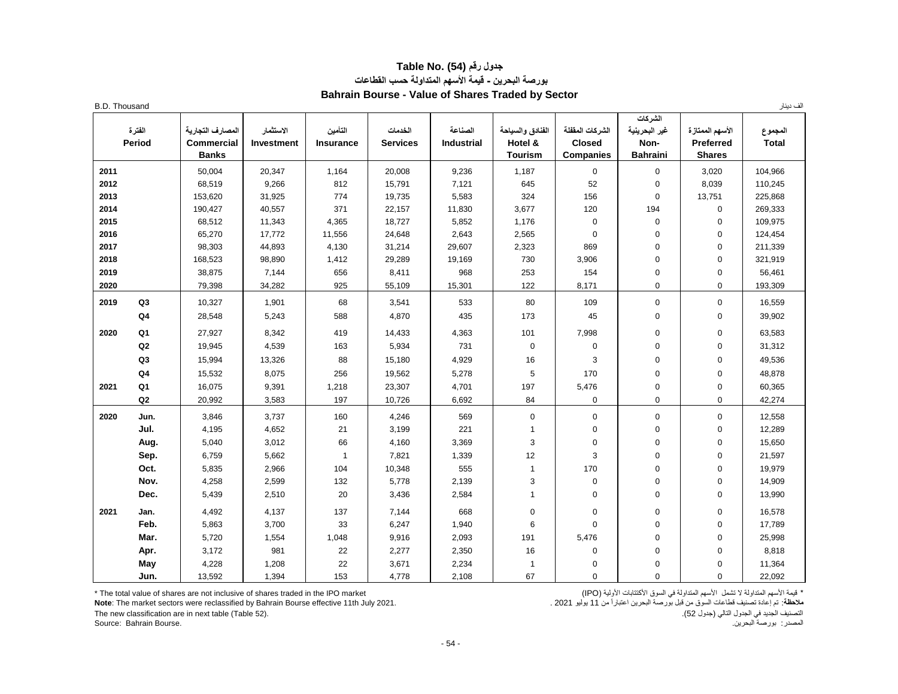# جدول رقم (54) Table No. (54)

## بورصة البحرين - قيمة الأسهم المتداولة حسب القطاعات

## Bahrain Bourse - Value of Shares Traded by Sector

B.D. Thousand الف دينار

| الفترة Period | | المصارف التجارية Commercial Banks | الاستثمار Investment | التأمين Insurance | الخدمات Services | الصناعة Industrial | الفنادق والسياحة Hotel & Tourism | الشركات المقفلة Closed Companies | الشركات غير البحرينية Non-Bahraini | الأسهم الممتازة Preferred Shares | المجموع Total |
|---|---|---|---|---|---|---|---|---|---|---|---|
| 2011 | | 50,004 | 20,347 | 1,164 | 20,008 | 9,236 | 1,187 | 0 | 0 | 3,020 | 104,966 |
| 2012 | | 68,519 | 9,266 | 812 | 15,791 | 7,121 | 645 | 52 | 0 | 8,039 | 110,245 |
| 2013 | | 153,620 | 31,925 | 774 | 19,735 | 5,583 | 324 | 156 | 0 | 13,751 | 225,868 |
| 2014 | | 190,427 | 40,557 | 371 | 22,157 | 11,830 | 3,677 | 120 | 194 | 0 | 269,333 |
| 2015 | | 68,512 | 11,343 | 4,365 | 18,727 | 5,852 | 1,176 | 0 | 0 | 0 | 109,975 |
| 2016 | | 65,270 | 17,772 | 11,556 | 24,648 | 2,643 | 2,565 | 0 | 0 | 0 | 124,454 |
| 2017 | | 98,303 | 44,893 | 4,130 | 31,214 | 29,607 | 2,323 | 869 | 0 | 0 | 211,339 |
| 2018 | | 168,523 | 98,890 | 1,412 | 29,289 | 19,169 | 730 | 3,906 | 0 | 0 | 321,919 |
| 2019 | | 38,875 | 7,144 | 656 | 8,411 | 968 | 253 | 154 | 0 | 0 | 56,461 |
| 2020 | | 79,398 | 34,282 | 925 | 55,109 | 15,301 | 122 | 8,171 | 0 | 0 | 193,309 |
| 2019 | Q3 | 10,327 | 1,901 | 68 | 3,541 | 533 | 80 | 109 | 0 | 0 | 16,559 |
| | Q4 | 28,548 | 5,243 | 588 | 4,870 | 435 | 173 | 45 | 0 | 0 | 39,902 |
| 2020 | Q1 | 27,927 | 8,342 | 419 | 14,433 | 4,363 | 101 | 7,998 | 0 | 0 | 63,583 |
| | Q2 | 19,945 | 4,539 | 163 | 5,934 | 731 | 0 | 0 | 0 | 0 | 31,312 |
| | Q3 | 15,994 | 13,326 | 88 | 15,180 | 4,929 | 16 | 3 | 0 | 0 | 49,536 |
| | Q4 | 15,532 | 8,075 | 256 | 19,562 | 5,278 | 5 | 170 | 0 | 0 | 48,878 |
| 2021 | Q1 | 16,075 | 9,391 | 1,218 | 23,307 | 4,701 | 197 | 5,476 | 0 | 0 | 60,365 |
| | Q2 | 20,992 | 3,583 | 197 | 10,726 | 6,692 | 84 | 0 | 0 | 0 | 42,274 |
| 2020 | Jun. | 3,846 | 3,737 | 160 | 4,246 | 569 | 0 | 0 | 0 | 0 | 12,558 |
| | Jul. | 4,195 | 4,652 | 21 | 3,199 | 221 | 1 | 0 | 0 | 0 | 12,289 |
| | Aug. | 5,040 | 3,012 | 66 | 4,160 | 3,369 | 3 | 0 | 0 | 0 | 15,650 |
| | Sep. | 6,759 | 5,662 | 1 | 7,821 | 1,339 | 12 | 3 | 0 | 0 | 21,597 |
| | Oct. | 5,835 | 2,966 | 104 | 10,348 | 555 | 1 | 170 | 0 | 0 | 19,979 |
| | Nov. | 4,258 | 2,599 | 132 | 5,778 | 2,139 | 3 | 0 | 0 | 0 | 14,909 |
| | Dec. | 5,439 | 2,510 | 20 | 3,436 | 2,584 | 1 | 0 | 0 | 0 | 13,990 |
| 2021 | Jan. | 4,492 | 4,137 | 137 | 7,144 | 668 | 0 | 0 | 0 | 0 | 16,578 |
| | Feb. | 5,863 | 3,700 | 33 | 6,247 | 1,940 | 6 | 0 | 0 | 0 | 17,789 |
| | Mar. | 5,720 | 1,554 | 1,048 | 9,916 | 2,093 | 191 | 5,476 | 0 | 0 | 25,998 |
| | Apr. | 3,172 | 981 | 22 | 2,277 | 2,350 | 16 | 0 | 0 | 0 | 8,818 |
| | May | 4,228 | 1,208 | 22 | 3,671 | 2,234 | 1 | 0 | 0 | 0 | 11,364 |
| | Jun. | 13,592 | 1,394 | 153 | 4,778 | 2,108 | 67 | 0 | 0 | 0 | 22,092 |

* The total value of shares are not inclusive of shares traded in the IPO market

**Note**: The market sectors were reclassified by Bahrain Bourse effective 11th July 2021.

The new classification are in next table (Table 52).

Source: Bahrain Bourse.

* قيمة الأسهم المتداولة لا تشمل الأسهم المتداولة في السوق الأكتتابات الأولية (IPO)

**ملاحظة**: تم إعادة تصنيف قطاعات السوق من قبل بورصة البحرين اعتباراً من 11 يوليو 2021 .

التصنيف الجديد في الجدول التالي (جدول 52).

المصدر: بورصة البحرين.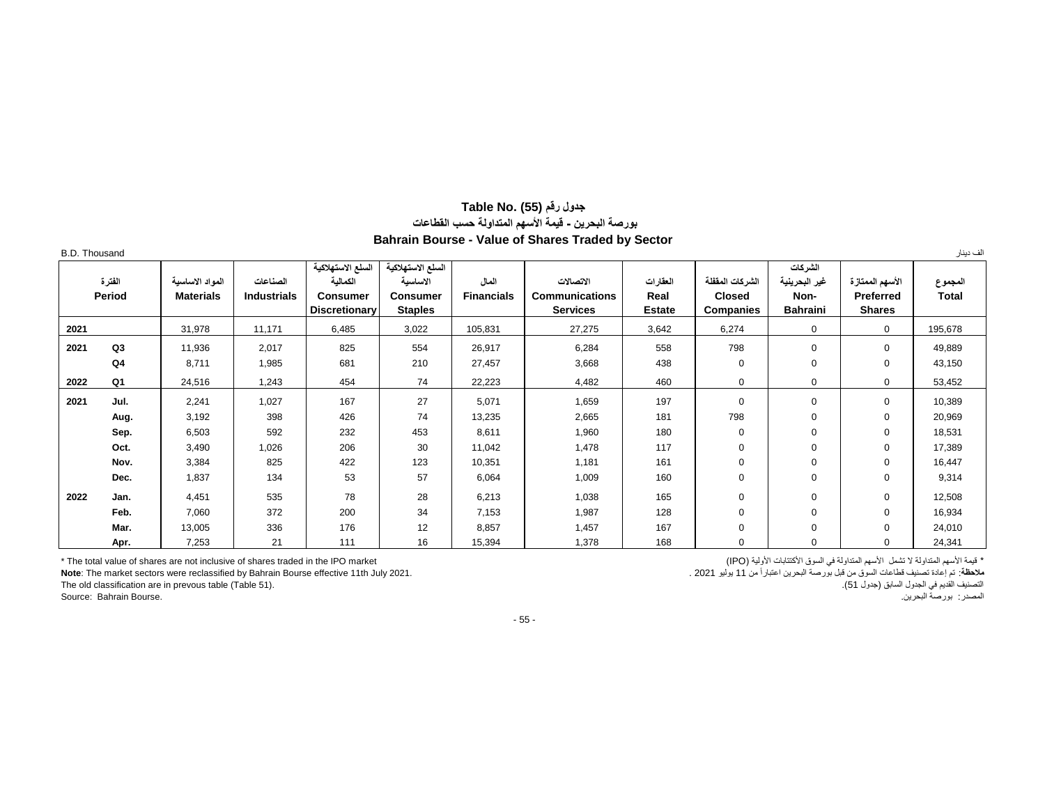# Table No. (55) جدول رقم

## بورصة البحرين - قيمة الأسهم المتداولة حسب القطاعات

## Bahrain Bourse - Value of Shares Traded by Sector

B.D. Thousand — الف دينار

| الفترة Period | | المواد الاساسية Materials | الصناعات Industrials | السلع الاستهلاكية الكمالية Consumer Discretionary | السلع الاستهلاكية الاساسية Consumer Staples | المال Financials | الاتصالات Communications Services | العقارات Real Estate | الشركات المقفلة Closed Companies | الشركات غير البحرينية Non-Bahraini | الأسهم الممتازة Preferred Shares | المجموع Total |
|---|---|---|---|---|---|---|---|---|---|---|---|---|
| 2021 | | 31,978 | 11,171 | 6,485 | 3,022 | 105,831 | 27,275 | 3,642 | 6,274 | 0 | 0 | 195,678 |
| 2021 | Q3 | 11,936 | 2,017 | 825 | 554 | 26,917 | 6,284 | 558 | 798 | 0 | 0 | 49,889 |
| | Q4 | 8,711 | 1,985 | 681 | 210 | 27,457 | 3,668 | 438 | 0 | 0 | 0 | 43,150 |
| 2022 | Q1 | 24,516 | 1,243 | 454 | 74 | 22,223 | 4,482 | 460 | 0 | 0 | 0 | 53,452 |
| 2021 | Jul. | 2,241 | 1,027 | 167 | 27 | 5,071 | 1,659 | 197 | 0 | 0 | 0 | 10,389 |
| | Aug. | 3,192 | 398 | 426 | 74 | 13,235 | 2,665 | 181 | 798 | 0 | 0 | 20,969 |
| | Sep. | 6,503 | 592 | 232 | 453 | 8,611 | 1,960 | 180 | 0 | 0 | 0 | 18,531 |
| | Oct. | 3,490 | 1,026 | 206 | 30 | 11,042 | 1,478 | 117 | 0 | 0 | 0 | 17,389 |
| | Nov. | 3,384 | 825 | 422 | 123 | 10,351 | 1,181 | 161 | 0 | 0 | 0 | 16,447 |
| | Dec. | 1,837 | 134 | 53 | 57 | 6,064 | 1,009 | 160 | 0 | 0 | 0 | 9,314 |
| 2022 | Jan. | 4,451 | 535 | 78 | 28 | 6,213 | 1,038 | 165 | 0 | 0 | 0 | 12,508 |
| | Feb. | 7,060 | 372 | 200 | 34 | 7,153 | 1,987 | 128 | 0 | 0 | 0 | 16,934 |
| | Mar. | 13,005 | 336 | 176 | 12 | 8,857 | 1,457 | 167 | 0 | 0 | 0 | 24,010 |
| | Apr. | 7,253 | 21 | 111 | 16 | 15,394 | 1,378 | 168 | 0 | 0 | 0 | 24,341 |

* The total value of shares are not inclusive of shares traded in the IPO market

**Note**: The market sectors were reclassified by Bahrain Bourse effective 11th July 2021.

The old classification are in prevous table (Table 51).

Source: Bahrain Bourse.

* قيمة الأسهم المتداولة لا تشمل الأسهم المتداولة في السوق الأكتتابات الأولية (IPO)

**ملاحظة**: تم إعادة تصنيف قطاعات السوق من قبل بورصة البحرين اعتباراً من 11 يوليو 2021 .

التصنيف القديم في الجدول السابق (جدول 51).

المصدر: بورصة البحرين.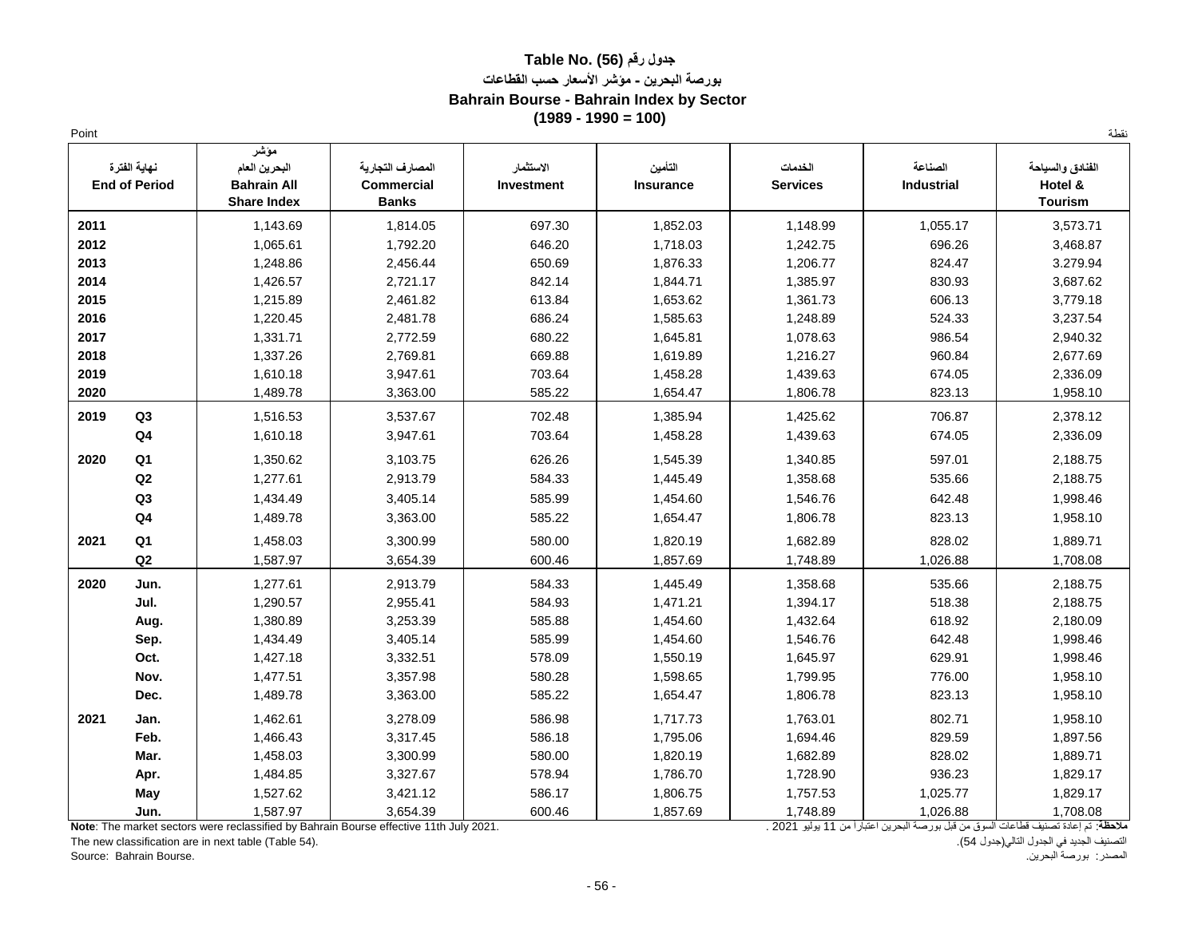**Table No. (56) جدول رقم**

**بورصة البحرين - مؤشر الأسعار حسب القطاعات**

**Bahrain Bourse - Bahrain Index by Sector**

**(1989 - 1990 = 100)**

Point | نقطة

| نهاية الفترة<br>**End of Period** | | مؤشر البحرين العام<br>**Bahrain All Share Index** | المصارف التجارية<br>**Commercial Banks** | الاستثمار<br>**Investment** | التأمين<br>**Insurance** | الخدمات<br>**Services** | الصناعة<br>**Industrial** | الفنادق والسياحة<br>**Hotel & Tourism** |
|---|---|---|---|---|---|---|---|---|
| **2011** | | 1,143.69 | 1,814.05 | 697.30 | 1,852.03 | 1,148.99 | 1,055.17 | 3,573.71 |
| **2012** | | 1,065.61 | 1,792.20 | 646.20 | 1,718.03 | 1,242.75 | 696.26 | 3,468.87 |
| **2013** | | 1,248.86 | 2,456.44 | 650.69 | 1,876.33 | 1,206.77 | 824.47 | 3.279.94 |
| **2014** | | 1,426.57 | 2,721.17 | 842.14 | 1,844.71 | 1,385.97 | 830.93 | 3,687.62 |
| **2015** | | 1,215.89 | 2,461.82 | 613.84 | 1,653.62 | 1,361.73 | 606.13 | 3,779.18 |
| **2016** | | 1,220.45 | 2,481.78 | 686.24 | 1,585.63 | 1,248.89 | 524.33 | 3,237.54 |
| **2017** | | 1,331.71 | 2,772.59 | 680.22 | 1,645.81 | 1,078.63 | 986.54 | 2,940.32 |
| **2018** | | 1,337.26 | 2,769.81 | 669.88 | 1,619.89 | 1,216.27 | 960.84 | 2,677.69 |
| **2019** | | 1,610.18 | 3,947.61 | 703.64 | 1,458.28 | 1,439.63 | 674.05 | 2,336.09 |
| **2020** | | 1,489.78 | 3,363.00 | 585.22 | 1,654.47 | 1,806.78 | 823.13 | 1,958.10 |
| **2019** | **Q3** | 1,516.53 | 3,537.67 | 702.48 | 1,385.94 | 1,425.62 | 706.87 | 2,378.12 |
| | **Q4** | 1,610.18 | 3,947.61 | 703.64 | 1,458.28 | 1,439.63 | 674.05 | 2,336.09 |
| **2020** | **Q1** | 1,350.62 | 3,103.75 | 626.26 | 1,545.39 | 1,340.85 | 597.01 | 2,188.75 |
| | **Q2** | 1,277.61 | 2,913.79 | 584.33 | 1,445.49 | 1,358.68 | 535.66 | 2,188.75 |
| | **Q3** | 1,434.49 | 3,405.14 | 585.99 | 1,454.60 | 1,546.76 | 642.48 | 1,998.46 |
| | **Q4** | 1,489.78 | 3,363.00 | 585.22 | 1,654.47 | 1,806.78 | 823.13 | 1,958.10 |
| **2021** | **Q1** | 1,458.03 | 3,300.99 | 580.00 | 1,820.19 | 1,682.89 | 828.02 | 1,889.71 |
| | **Q2** | 1,587.97 | 3,654.39 | 600.46 | 1,857.69 | 1,748.89 | 1,026.88 | 1,708.08 |
| **2020** | **Jun.** | 1,277.61 | 2,913.79 | 584.33 | 1,445.49 | 1,358.68 | 535.66 | 2,188.75 |
| | **Jul.** | 1,290.57 | 2,955.41 | 584.93 | 1,471.21 | 1,394.17 | 518.38 | 2,188.75 |
| | **Aug.** | 1,380.89 | 3,253.39 | 585.88 | 1,454.60 | 1,432.64 | 618.92 | 2,180.09 |
| | **Sep.** | 1,434.49 | 3,405.14 | 585.99 | 1,454.60 | 1,546.76 | 642.48 | 1,998.46 |
| | **Oct.** | 1,427.18 | 3,332.51 | 578.09 | 1,550.19 | 1,645.97 | 629.91 | 1,998.46 |
| | **Nov.** | 1,477.51 | 3,357.98 | 580.28 | 1,598.65 | 1,799.95 | 776.00 | 1,958.10 |
| | **Dec.** | 1,489.78 | 3,363.00 | 585.22 | 1,654.47 | 1,806.78 | 823.13 | 1,958.10 |
| **2021** | **Jan.** | 1,462.61 | 3,278.09 | 586.98 | 1,717.73 | 1,763.01 | 802.71 | 1,958.10 |
| | **Feb.** | 1,466.43 | 3,317.45 | 586.18 | 1,795.06 | 1,694.46 | 829.59 | 1,897.56 |
| | **Mar.** | 1,458.03 | 3,300.99 | 580.00 | 1,820.19 | 1,682.89 | 828.02 | 1,889.71 |
| | **Apr.** | 1,484.85 | 3,327.67 | 578.94 | 1,786.70 | 1,728.90 | 936.23 | 1,829.17 |
| | **May** | 1,527.62 | 3,421.12 | 586.17 | 1,806.75 | 1,757.53 | 1,025.77 | 1,829.17 |
| | **Jun.** | 1,587.97 | 3,654.39 | 600.46 | 1,857.69 | 1,748.89 | 1,026.88 | 1,708.08 |

**Note**: The market sectors were reclassified by Bahrain Bourse effective 11th July 2021.
The new classification are in next table (Table 54).
Source: Bahrain Bourse.

**ملاحظة**: تم إعادة تصنيف قطاعات السوق من قبل بورصة البحرين اعتباراً من 11 يوليو 2021 .
التصنيف الجديد في الجدول التالي(جدول 54).
المصدر: بورصة البحرين.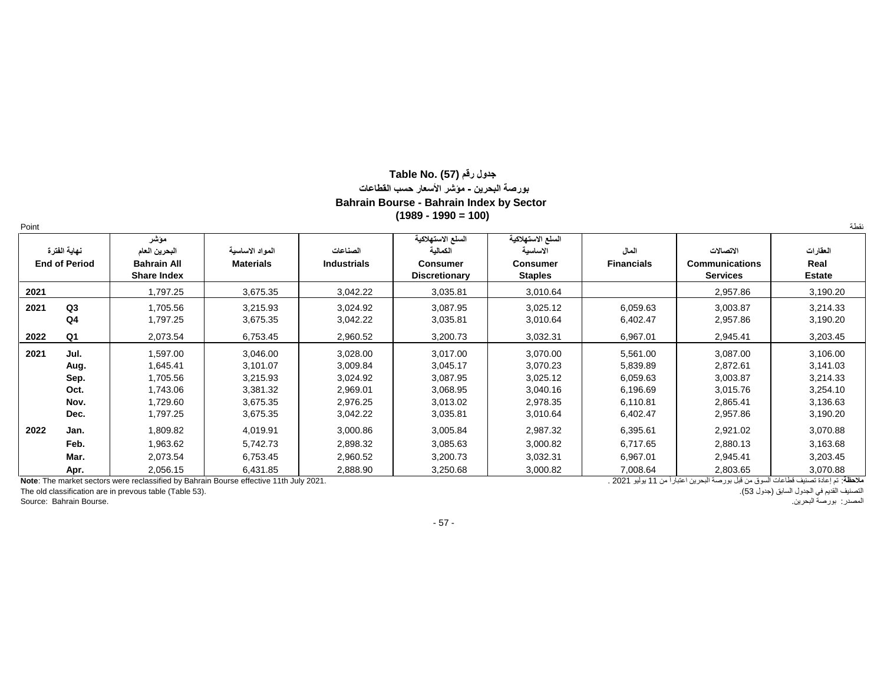# Table No. (57) جدول رقم

## بورصة البحرين - مؤشر الأسعار حسب القطاعات

## Bahrain Bourse - Bahrain Index by Sector

## (1989 - 1990 = 100)

Point — نقطة

| نهاية الفترة End of Period | | مؤشر البحرين العام Bahrain All Share Index | المواد الاساسية Materials | الصناعات Industrials | السلع الاستهلاكية الكمالية Consumer Discretionary | السلع الاستهلاكية الاساسية Consumer Staples | المال Financials | الاتصالات Communications Services | العقارات Real Estate |
|---|---|---|---|---|---|---|---|---|---|
| 2021 | | 1,797.25 | 3,675.35 | 3,042.22 | 3,035.81 | 3,010.64 | | 2,957.86 | 3,190.20 |
| 2021 | Q3 | 1,705.56 | 3,215.93 | 3,024.92 | 3,087.95 | 3,025.12 | 6,059.63 | 3,003.87 | 3,214.33 |
| | Q4 | 1,797.25 | 3,675.35 | 3,042.22 | 3,035.81 | 3,010.64 | 6,402.47 | 2,957.86 | 3,190.20 |
| 2022 | Q1 | 2,073.54 | 6,753.45 | 2,960.52 | 3,200.73 | 3,032.31 | 6,967.01 | 2,945.41 | 3,203.45 |
| 2021 | Jul. | 1,597.00 | 3,046.00 | 3,028.00 | 3,017.00 | 3,070.00 | 5,561.00 | 3,087.00 | 3,106.00 |
| | Aug. | 1,645.41 | 3,101.07 | 3,009.84 | 3,045.17 | 3,070.23 | 5,839.89 | 2,872.61 | 3,141.03 |
| | Sep. | 1,705.56 | 3,215.93 | 3,024.92 | 3,087.95 | 3,025.12 | 6,059.63 | 3,003.87 | 3,214.33 |
| | Oct. | 1,743.06 | 3,381.32 | 2,969.01 | 3,068.95 | 3,040.16 | 6,196.69 | 3,015.76 | 3,254.10 |
| | Nov. | 1,729.60 | 3,675.35 | 2,976.25 | 3,013.02 | 2,978.35 | 6,110.81 | 2,865.41 | 3,136.63 |
| | Dec. | 1,797.25 | 3,675.35 | 3,042.22 | 3,035.81 | 3,010.64 | 6,402.47 | 2,957.86 | 3,190.20 |
| 2022 | Jan. | 1,809.82 | 4,019.91 | 3,000.86 | 3,005.84 | 2,987.32 | 6,395.61 | 2,921.02 | 3,070.88 |
| | Feb. | 1,963.62 | 5,742.73 | 2,898.32 | 3,085.63 | 3,000.82 | 6,717.65 | 2,880.13 | 3,163.68 |
| | Mar. | 2,073.54 | 6,753.45 | 2,960.52 | 3,200.73 | 3,032.31 | 6,967.01 | 2,945.41 | 3,203.45 |
| | Apr. | 2,056.15 | 6,431.85 | 2,888.90 | 3,250.68 | 3,000.82 | 7,008.64 | 2,803.65 | 3,070.88 |

**Note**: The market sectors were reclassified by Bahrain Bourse effective 11th July 2021.

The old classification are in prevous table (Table 53).

Source: Bahrain Bourse.

**ملاحظة**: تم إعادة تصنيف قطاعات السوق من قبل بورصة البحرين اعتباراً من 11 يوليو 2021 .

التصنيف القديم في الجدول السابق (جدول 53).

المصدر: بورصة البحرين.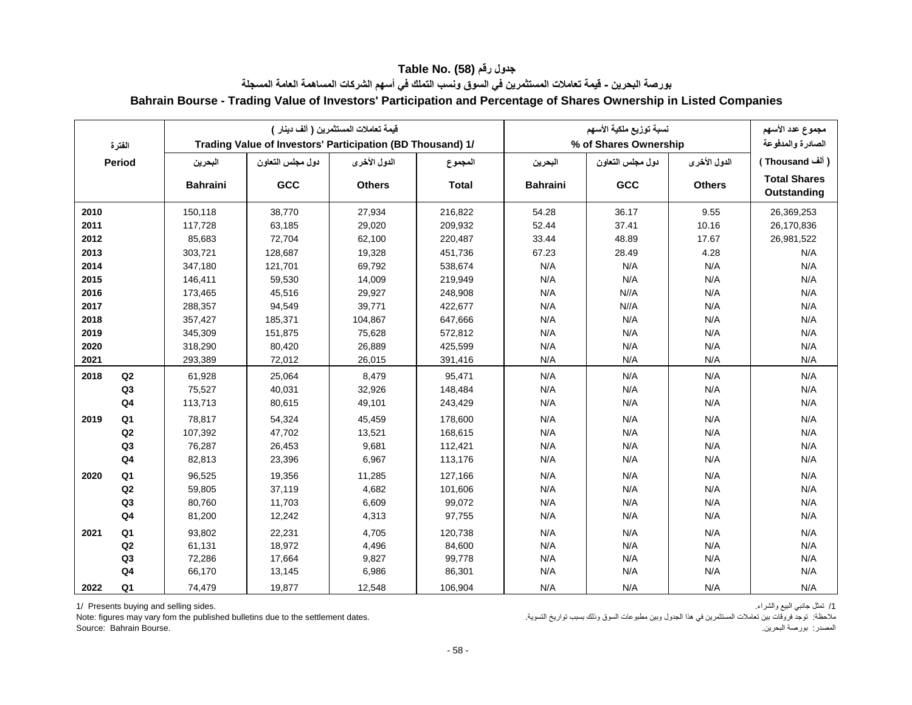# جدول رقم (58) Table No.

## بورصة البحرين - قيمة تعاملات المستثمرين في السوق ونسب التملك في أسهم الشركات المساهمة العامة المسجلة

## Bahrain Bourse - Trading Value of Investors' Participation and Percentage of Shares Ownership in Listed Companies

| الفترة Period | | قيمة تعاملات المستثمرين ( ألف دينار ) Trading Value of Investors' Participation (BD Thousand) 1/ | | | | نسبة توزيع ملكية الأسهم % of Shares Ownership | | | مجموع عدد الأسهم الصادرة والمدفوعة ( ألف Thousand ) |
|---|---|---|---|---|---|---|---|---|---|
| | | البحرين Bahraini | دول مجلس التعاون GCC | الدول الأخرى Others | المجموع Total | البحرين Bahraini | دول مجلس التعاون GCC | الدول الأخرى Others | Total Shares Outstanding |
| 2010 | | 150,118 | 38,770 | 27,934 | 216,822 | 54.28 | 36.17 | 9.55 | 26,369,253 |
| 2011 | | 117,728 | 63,185 | 29,020 | 209,932 | 52.44 | 37.41 | 10.16 | 26,170,836 |
| 2012 | | 85,683 | 72,704 | 62,100 | 220,487 | 33.44 | 48.89 | 17.67 | 26,981,522 |
| 2013 | | 303,721 | 128,687 | 19,328 | 451,736 | 67.23 | 28.49 | 4.28 | N/A |
| 2014 | | 347,180 | 121,701 | 69,792 | 538,674 | N/A | N/A | N/A | N/A |
| 2015 | | 146,411 | 59,530 | 14,009 | 219,949 | N/A | N/A | N/A | N/A |
| 2016 | | 173,465 | 45,516 | 29,927 | 248,908 | N/A | N//A | N/A | N/A |
| 2017 | | 288,357 | 94,549 | 39,771 | 422,677 | N/A | N//A | N/A | N/A |
| 2018 | | 357,427 | 185,371 | 104,867 | 647,666 | N/A | N/A | N/A | N/A |
| 2019 | | 345,309 | 151,875 | 75,628 | 572,812 | N/A | N/A | N/A | N/A |
| 2020 | | 318,290 | 80,420 | 26,889 | 425,599 | N/A | N/A | N/A | N/A |
| 2021 | | 293,389 | 72,012 | 26,015 | 391,416 | N/A | N/A | N/A | N/A |
| 2018 | Q2 | 61,928 | 25,064 | 8,479 | 95,471 | N/A | N/A | N/A | N/A |
| | Q3 | 75,527 | 40,031 | 32,926 | 148,484 | N/A | N/A | N/A | N/A |
| | Q4 | 113,713 | 80,615 | 49,101 | 243,429 | N/A | N/A | N/A | N/A |
| 2019 | Q1 | 78,817 | 54,324 | 45,459 | 178,600 | N/A | N/A | N/A | N/A |
| | Q2 | 107,392 | 47,702 | 13,521 | 168,615 | N/A | N/A | N/A | N/A |
| | Q3 | 76,287 | 26,453 | 9,681 | 112,421 | N/A | N/A | N/A | N/A |
| | Q4 | 82,813 | 23,396 | 6,967 | 113,176 | N/A | N/A | N/A | N/A |
| 2020 | Q1 | 96,525 | 19,356 | 11,285 | 127,166 | N/A | N/A | N/A | N/A |
| | Q2 | 59,805 | 37,119 | 4,682 | 101,606 | N/A | N/A | N/A | N/A |
| | Q3 | 80,760 | 11,703 | 6,609 | 99,072 | N/A | N/A | N/A | N/A |
| | Q4 | 81,200 | 12,242 | 4,313 | 97,755 | N/A | N/A | N/A | N/A |
| 2021 | Q1 | 93,802 | 22,231 | 4,705 | 120,738 | N/A | N/A | N/A | N/A |
| | Q2 | 61,131 | 18,972 | 4,496 | 84,600 | N/A | N/A | N/A | N/A |
| | Q3 | 72,286 | 17,664 | 9,827 | 99,778 | N/A | N/A | N/A | N/A |
| | Q4 | 66,170 | 13,145 | 6,986 | 86,301 | N/A | N/A | N/A | N/A |
| 2022 | Q1 | 74,479 | 19,877 | 12,548 | 106,904 | N/A | N/A | N/A | N/A |

1/ Presents buying and selling sides.

Note: figures may vary fom the published bulletins due to the settlement dates.

Source: Bahrain Bourse.

1/ تمثل جانبي البيع والشراء.

ملاحظة: توجد فروقات بين تعاملات المستثمرين في هذا الجدول وبين مطبوعات السوق وذلك بسبب تواريخ التسوية.

المصدر: بورصة البحرين.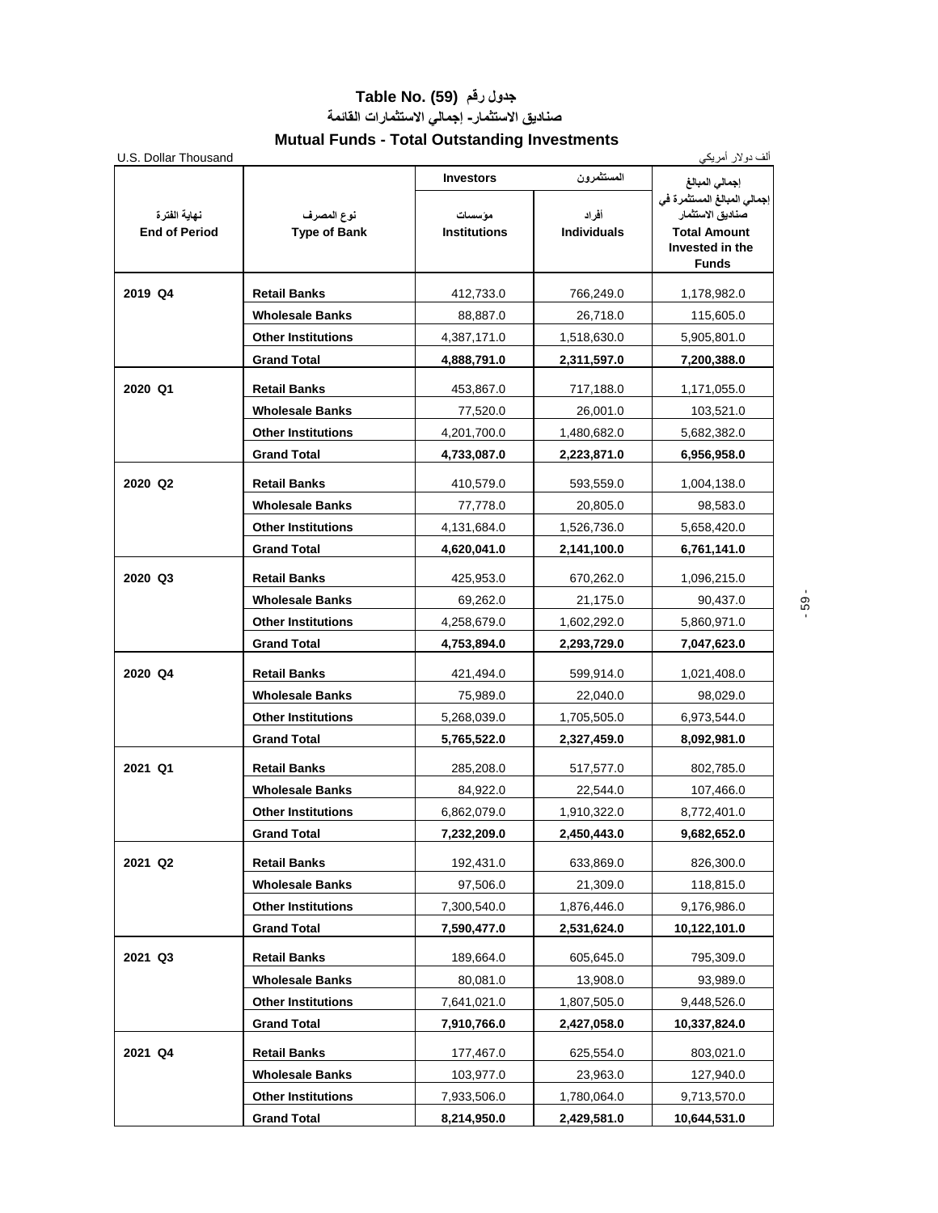# Table No. (59) جدول رقم

## صناديق الاستثمار- إجمالي الاستثمارات القائمة

## Mutual Funds - Total Outstanding Investments

U.S. Dollar Thousand ألف دولار أمريكي

| نهاية الفترة<br>End of Period | نوع المصرف<br>Type of Bank | Investors المستثمرون<br>مؤسسات<br>Institutions | <br>أفراد<br>Individuals | إجمالي المبالغ<br>إجمالي المبالغ المستثمرة في صناديق الاستثمار<br>Total Amount Invested in the Funds |
|---|---|---|---|---|
| **2019 Q4** | **Retail Banks** | 412,733.0 | 766,249.0 | 1,178,982.0 |
| | **Wholesale Banks** | 88,887.0 | 26,718.0 | 115,605.0 |
| | **Other Institutions** | 4,387,171.0 | 1,518,630.0 | 5,905,801.0 |
| | **Grand Total** | **4,888,791.0** | **2,311,597.0** | **7,200,388.0** |
| **2020 Q1** | **Retail Banks** | 453,867.0 | 717,188.0 | 1,171,055.0 |
| | **Wholesale Banks** | 77,520.0 | 26,001.0 | 103,521.0 |
| | **Other Institutions** | 4,201,700.0 | 1,480,682.0 | 5,682,382.0 |
| | **Grand Total** | **4,733,087.0** | **2,223,871.0** | **6,956,958.0** |
| **2020 Q2** | **Retail Banks** | 410,579.0 | 593,559.0 | 1,004,138.0 |
| | **Wholesale Banks** | 77,778.0 | 20,805.0 | 98,583.0 |
| | **Other Institutions** | 4,131,684.0 | 1,526,736.0 | 5,658,420.0 |
| | **Grand Total** | **4,620,041.0** | **2,141,100.0** | **6,761,141.0** |
| **2020 Q3** | **Retail Banks** | 425,953.0 | 670,262.0 | 1,096,215.0 |
| | **Wholesale Banks** | 69,262.0 | 21,175.0 | 90,437.0 |
| | **Other Institutions** | 4,258,679.0 | 1,602,292.0 | 5,860,971.0 |
| | **Grand Total** | **4,753,894.0** | **2,293,729.0** | **7,047,623.0** |
| **2020 Q4** | **Retail Banks** | 421,494.0 | 599,914.0 | 1,021,408.0 |
| | **Wholesale Banks** | 75,989.0 | 22,040.0 | 98,029.0 |
| | **Other Institutions** | 5,268,039.0 | 1,705,505.0 | 6,973,544.0 |
| | **Grand Total** | **5,765,522.0** | **2,327,459.0** | **8,092,981.0** |
| **2021 Q1** | **Retail Banks** | 285,208.0 | 517,577.0 | 802,785.0 |
| | **Wholesale Banks** | 84,922.0 | 22,544.0 | 107,466.0 |
| | **Other Institutions** | 6,862,079.0 | 1,910,322.0 | 8,772,401.0 |
| | **Grand Total** | **7,232,209.0** | **2,450,443.0** | **9,682,652.0** |
| **2021 Q2** | **Retail Banks** | 192,431.0 | 633,869.0 | 826,300.0 |
| | **Wholesale Banks** | 97,506.0 | 21,309.0 | 118,815.0 |
| | **Other Institutions** | 7,300,540.0 | 1,876,446.0 | 9,176,986.0 |
| | **Grand Total** | **7,590,477.0** | **2,531,624.0** | **10,122,101.0** |
| **2021 Q3** | **Retail Banks** | 189,664.0 | 605,645.0 | 795,309.0 |
| | **Wholesale Banks** | 80,081.0 | 13,908.0 | 93,989.0 |
| | **Other Institutions** | 7,641,021.0 | 1,807,505.0 | 9,448,526.0 |
| | **Grand Total** | **7,910,766.0** | **2,427,058.0** | **10,337,824.0** |
| **2021 Q4** | **Retail Banks** | 177,467.0 | 625,554.0 | 803,021.0 |
| | **Wholesale Banks** | 103,977.0 | 23,963.0 | 127,940.0 |
| | **Other Institutions** | 7,933,506.0 | 1,780,064.0 | 9,713,570.0 |
| | **Grand Total** | **8,214,950.0** | **2,429,581.0** | **10,644,531.0** |